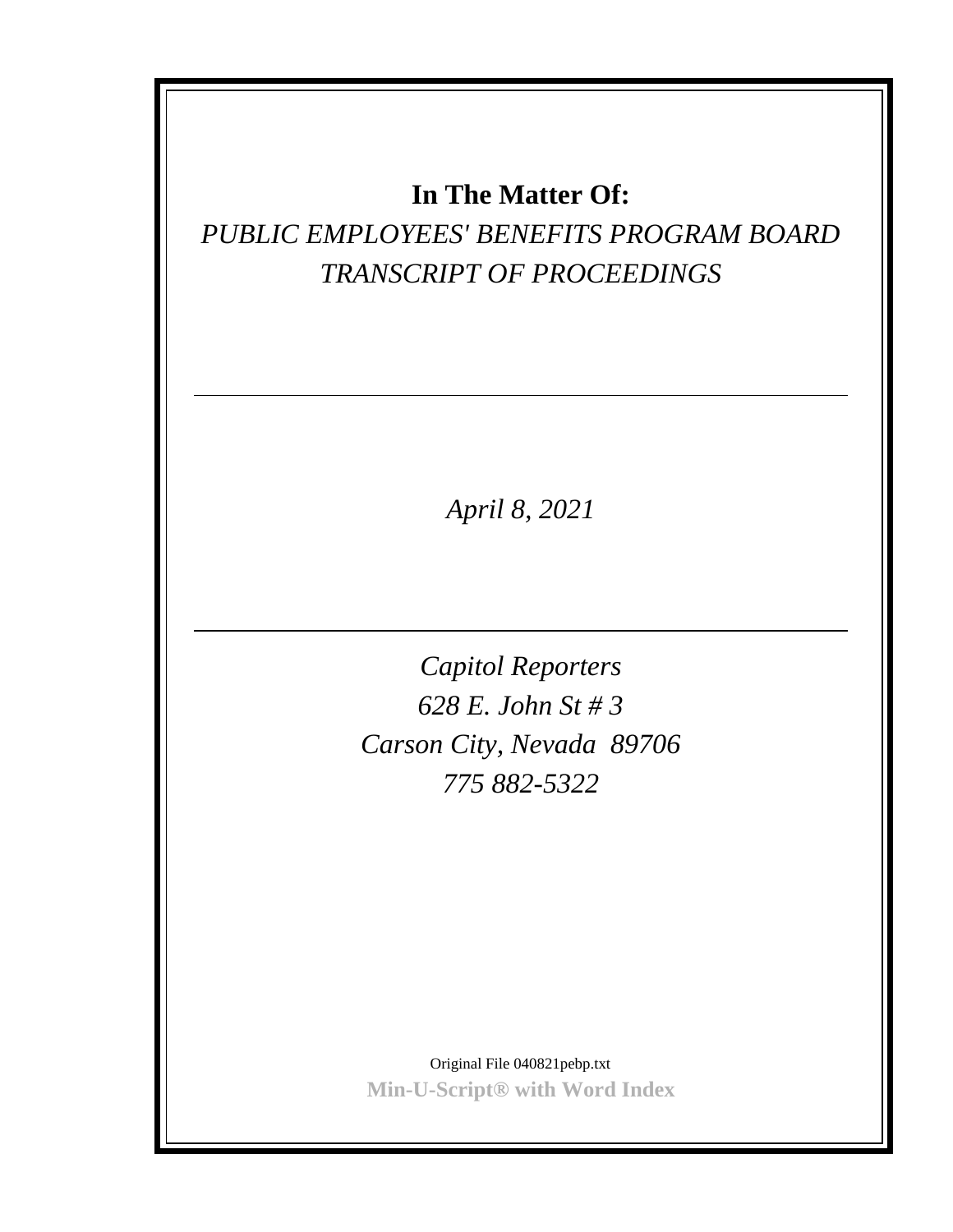**In The Matter Of:**

*PUBLIC EMPLOYEES' BENEFITS PROGRAM BOARD*

*TRANSCRIPT OF PROCEEDINGS*

---

*April 8, 2021*

---

*Capitol Reporters*

*628 E. John St # 3*

*Carson City, Nevada 89706*

*775 882-5322*

Original File 040821pebp.txt

**Min-U-Script® with Word Index**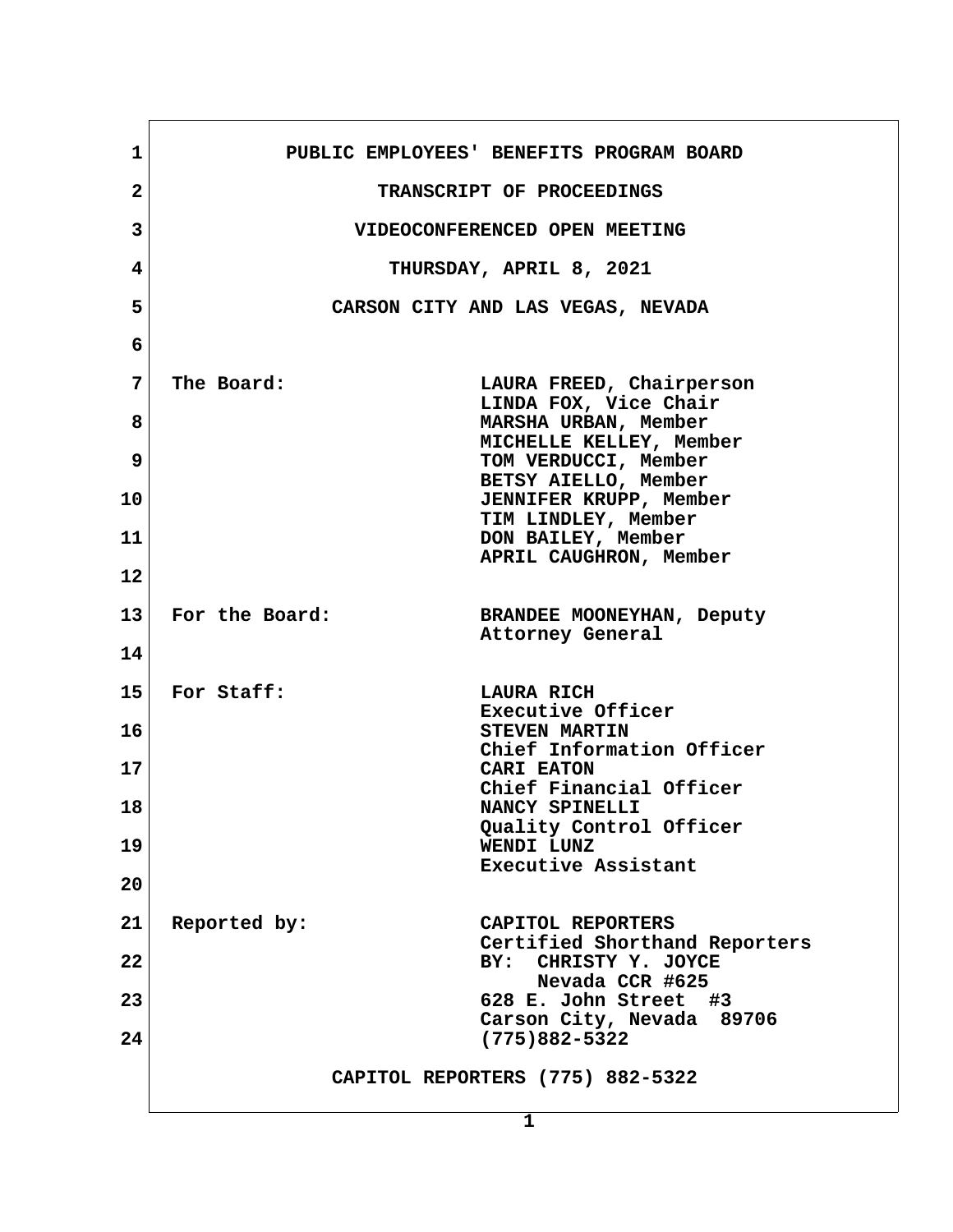PUBLIC EMPLOYEES' BENEFITS PROGRAM BOARD

TRANSCRIPT OF PROCEEDINGS

VIDEOCONFERENCED OPEN MEETING

THURSDAY, APRIL 8, 2021

CARSON CITY AND LAS VEGAS, NEVADA

The Board:
LAURA FREED, Chairperson
LINDA FOX, Vice Chair
MARSHA URBAN, Member
MICHELLE KELLEY, Member
TOM VERDUCCI, Member
BETSY AIELLO, Member
JENNIFER KRUPP, Member
TIM LINDLEY, Member
DON BAILEY, Member
APRIL CAUGHRON, Member

For the Board:
BRANDEE MOONEYHAN, Deputy Attorney General

For Staff:
LAURA RICH
Executive Officer
STEVEN MARTIN
Chief Information Officer
CARI EATON
Chief Financial Officer
NANCY SPINELLI
Quality Control Officer
WENDI LUNZ
Executive Assistant

Reported by:
CAPITOL REPORTERS
Certified Shorthand Reporters
BY: CHRISTY Y. JOYCE
Nevada CCR #625
628 E. John Street #3
Carson City, Nevada 89706
(775)882-5322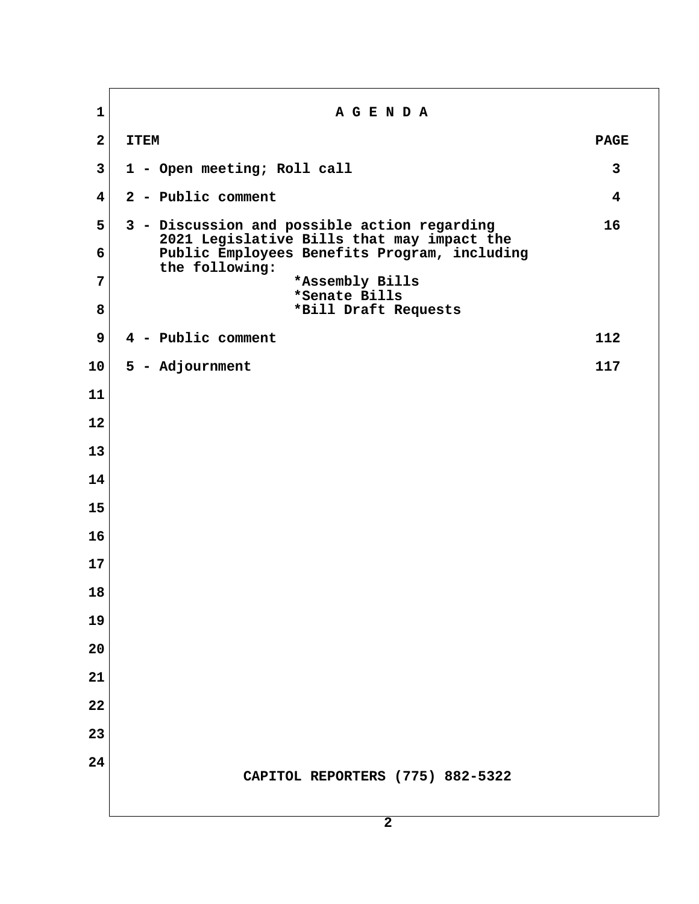# A G E N D A

| ITEM | PAGE |
| --- | --- |
| 1 - Open meeting; Roll call | 3 |
| 2 - Public comment | 4 |
| 3 - Discussion and possible action regarding 2021 Legislative Bills that may impact the Public Employees Benefits Program, including the following: *Assembly Bills *Senate Bills *Bill Draft Requests | 16 |
| 4 - Public comment | 112 |
| 5 - Adjournment | 117 |

CAPITOL REPORTERS (775) 882-5322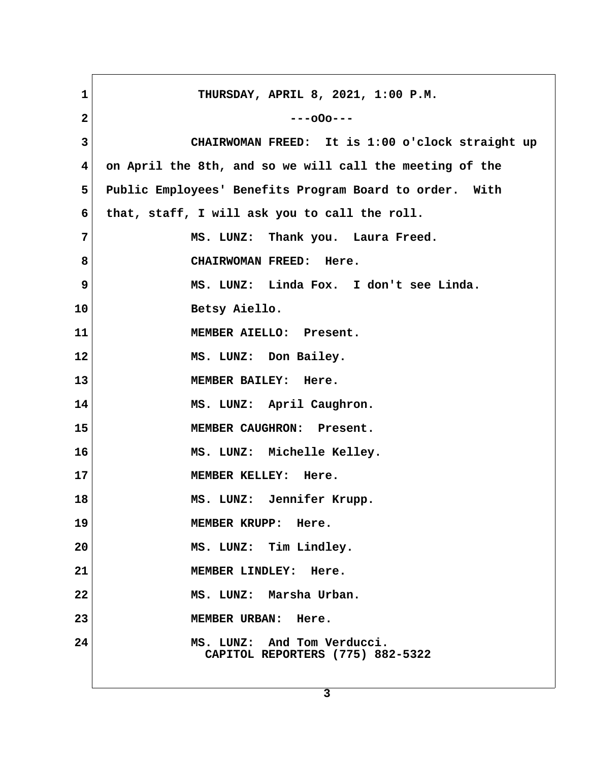THURSDAY, APRIL 8, 2021, 1:00 P.M.

---oOo---

CHAIRWOMAN FREED: It is 1:00 o'clock straight up on April the 8th, and so we will call the meeting of the Public Employees' Benefits Program Board to order. With that, staff, I will ask you to call the roll.

MS. LUNZ: Thank you. Laura Freed.

CHAIRWOMAN FREED: Here.

MS. LUNZ: Linda Fox. I don't see Linda. Betsy Aiello.

MEMBER AIELLO: Present.

MS. LUNZ: Don Bailey.

MEMBER BAILEY: Here.

MS. LUNZ: April Caughron.

MEMBER CAUGHRON: Present.

MS. LUNZ: Michelle Kelley.

MEMBER KELLEY: Here.

MS. LUNZ: Jennifer Krupp.

MEMBER KRUPP: Here.

MS. LUNZ: Tim Lindley.

MEMBER LINDLEY: Here.

MS. LUNZ: Marsha Urban.

MEMBER URBAN: Here.

MS. LUNZ: And Tom Verducci.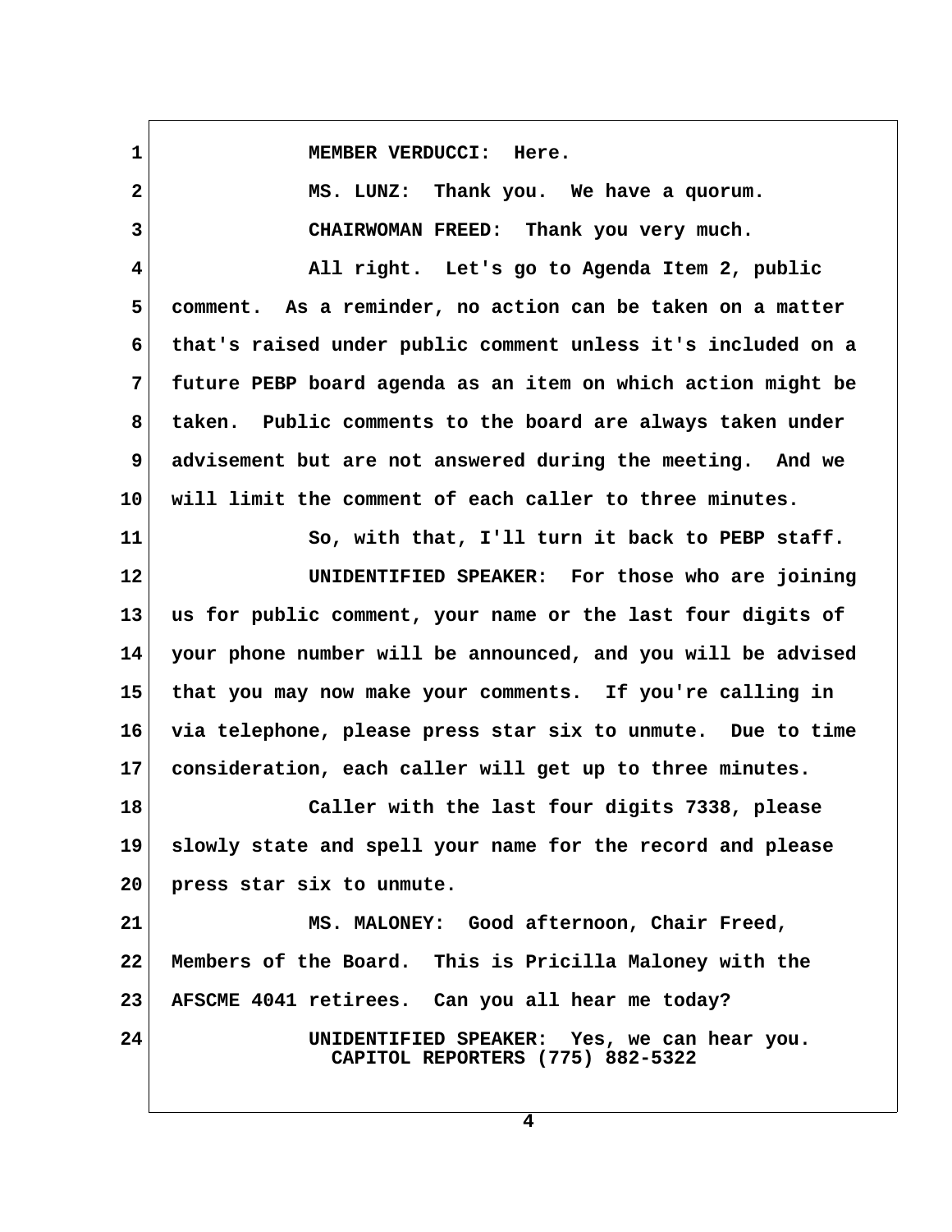MEMBER VERDUCCI: Here.

MS. LUNZ: Thank you. We have a quorum.

CHAIRWOMAN FREED: Thank you very much.

All right. Let's go to Agenda Item 2, public comment. As a reminder, no action can be taken on a matter that's raised under public comment unless it's included on a future PEBP board agenda as an item on which action might be taken. Public comments to the board are always taken under advisement but are not answered during the meeting. And we will limit the comment of each caller to three minutes.

So, with that, I'll turn it back to PEBP staff.

UNIDENTIFIED SPEAKER: For those who are joining us for public comment, your name or the last four digits of your phone number will be announced, and you will be advised that you may now make your comments. If you're calling in via telephone, please press star six to unmute. Due to time consideration, each caller will get up to three minutes.

Caller with the last four digits 7338, please slowly state and spell your name for the record and please press star six to unmute.

MS. MALONEY: Good afternoon, Chair Freed, Members of the Board. This is Pricilla Maloney with the AFSCME 4041 retirees. Can you all hear me today?

UNIDENTIFIED SPEAKER: Yes, we can hear you.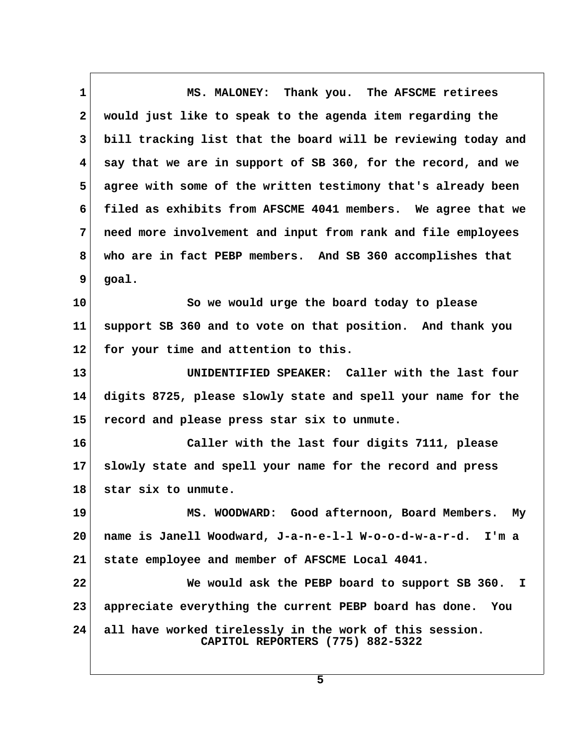MS. MALONEY: Thank you. The AFSCME retirees would just like to speak to the agenda item regarding the bill tracking list that the board will be reviewing today and say that we are in support of SB 360, for the record, and we agree with some of the written testimony that's already been filed as exhibits from AFSCME 4041 members. We agree that we need more involvement and input from rank and file employees who are in fact PEBP members. And SB 360 accomplishes that goal.

So we would urge the board today to please support SB 360 and to vote on that position. And thank you for your time and attention to this.

UNIDENTIFIED SPEAKER: Caller with the last four digits 8725, please slowly state and spell your name for the record and please press star six to unmute.

Caller with the last four digits 7111, please slowly state and spell your name for the record and press star six to unmute.

MS. WOODWARD: Good afternoon, Board Members. My name is Janell Woodward, J-a-n-e-l-l W-o-o-d-w-a-r-d. I'm a state employee and member of AFSCME Local 4041.

We would ask the PEBP board to support SB 360. I appreciate everything the current PEBP board has done. You all have worked tirelessly in the work of this session.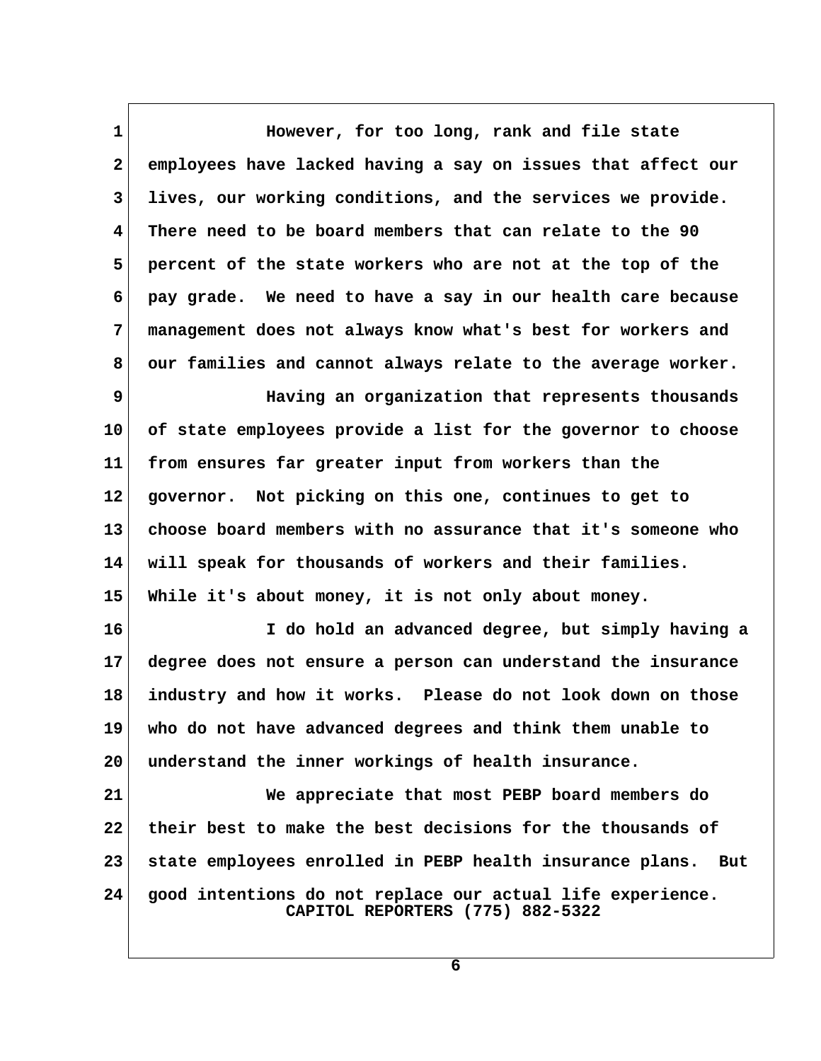However, for too long, rank and file state employees have lacked having a say on issues that affect our lives, our working conditions, and the services we provide. There need to be board members that can relate to the 90 percent of the state workers who are not at the top of the pay grade. We need to have a say in our health care because management does not always know what's best for workers and our families and cannot always relate to the average worker.

Having an organization that represents thousands of state employees provide a list for the governor to choose from ensures far greater input from workers than the governor. Not picking on this one, continues to get to choose board members with no assurance that it's someone who will speak for thousands of workers and their families. While it's about money, it is not only about money.

I do hold an advanced degree, but simply having a degree does not ensure a person can understand the insurance industry and how it works. Please do not look down on those who do not have advanced degrees and think them unable to understand the inner workings of health insurance.

We appreciate that most PEBP board members do their best to make the best decisions for the thousands of state employees enrolled in PEBP health insurance plans. But good intentions do not replace our actual life experience.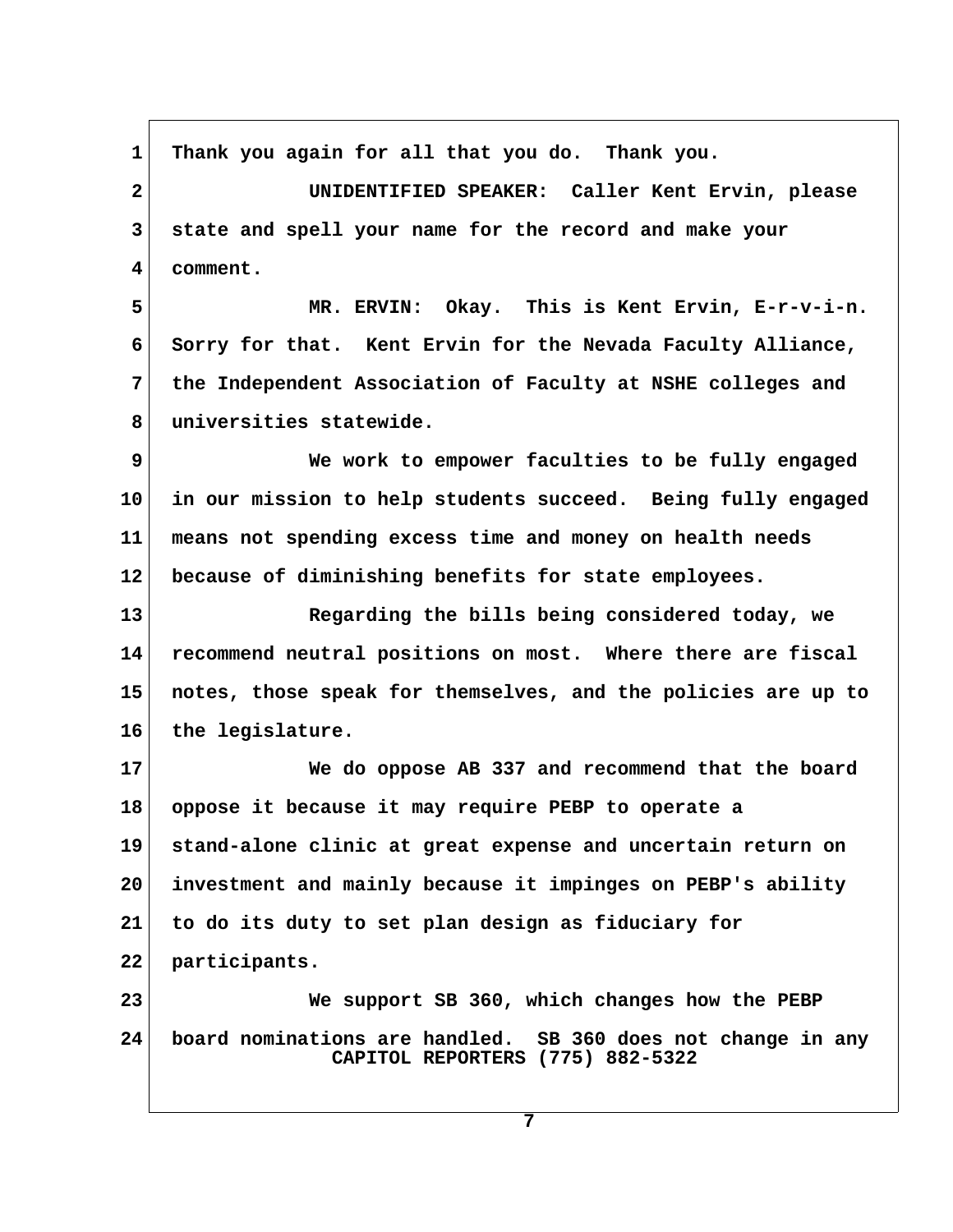Thank you again for all that you do. Thank you.

UNIDENTIFIED SPEAKER: Caller Kent Ervin, please state and spell your name for the record and make your comment.

MR. ERVIN: Okay. This is Kent Ervin, E-r-v-i-n. Sorry for that. Kent Ervin for the Nevada Faculty Alliance, the Independent Association of Faculty at NSHE colleges and universities statewide.

We work to empower faculties to be fully engaged in our mission to help students succeed. Being fully engaged means not spending excess time and money on health needs because of diminishing benefits for state employees.

Regarding the bills being considered today, we recommend neutral positions on most. Where there are fiscal notes, those speak for themselves, and the policies are up to the legislature.

We do oppose AB 337 and recommend that the board oppose it because it may require PEBP to operate a stand-alone clinic at great expense and uncertain return on investment and mainly because it impinges on PEBP's ability to do its duty to set plan design as fiduciary for participants.

We support SB 360, which changes how the PEBP board nominations are handled. SB 360 does not change in any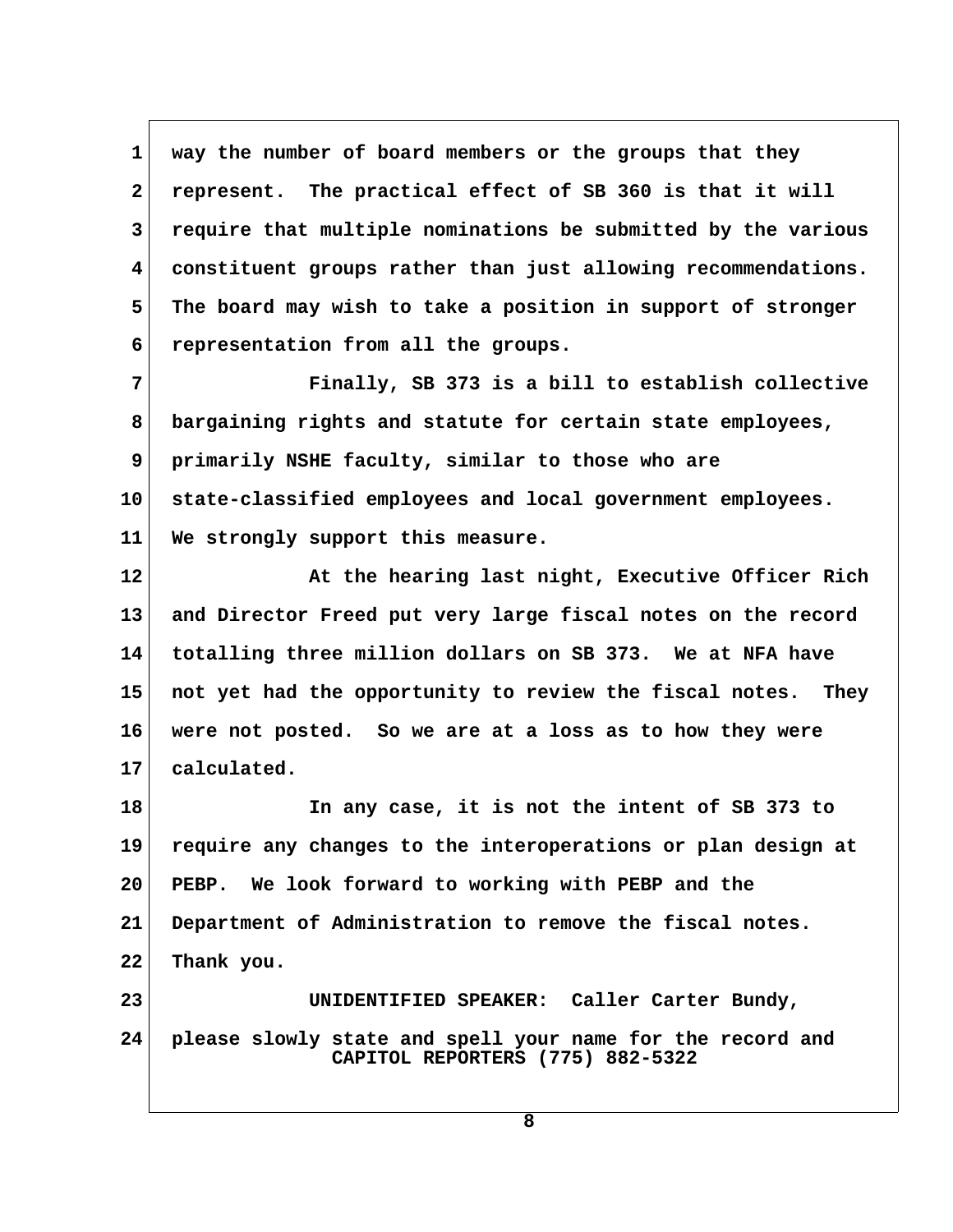way the number of board members or the groups that they represent. The practical effect of SB 360 is that it will require that multiple nominations be submitted by the various constituent groups rather than just allowing recommendations. The board may wish to take a position in support of stronger representation from all the groups.

Finally, SB 373 is a bill to establish collective bargaining rights and statute for certain state employees, primarily NSHE faculty, similar to those who are state-classified employees and local government employees. We strongly support this measure.

At the hearing last night, Executive Officer Rich and Director Freed put very large fiscal notes on the record totalling three million dollars on SB 373. We at NFA have not yet had the opportunity to review the fiscal notes. They were not posted. So we are at a loss as to how they were calculated.

In any case, it is not the intent of SB 373 to require any changes to the interoperations or plan design at PEBP. We look forward to working with PEBP and the Department of Administration to remove the fiscal notes. Thank you.

UNIDENTIFIED SPEAKER: Caller Carter Bundy, please slowly state and spell your name for the record and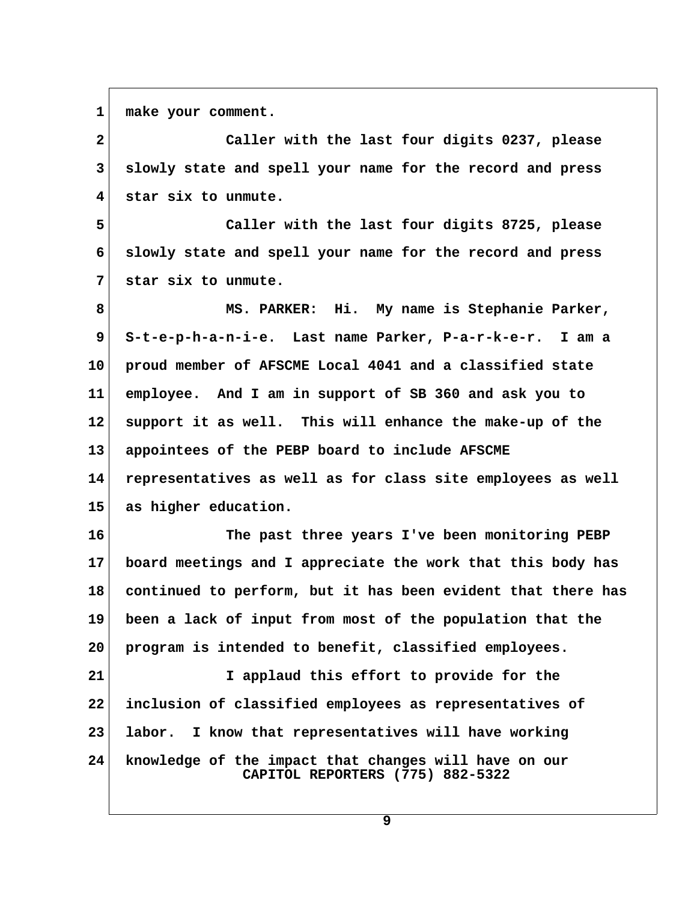make your comment.

Caller with the last four digits 0237, please slowly state and spell your name for the record and press star six to unmute.

Caller with the last four digits 8725, please slowly state and spell your name for the record and press star six to unmute.

MS. PARKER: Hi. My name is Stephanie Parker, S-t-e-p-h-a-n-i-e. Last name Parker, P-a-r-k-e-r. I am a proud member of AFSCME Local 4041 and a classified state employee. And I am in support of SB 360 and ask you to support it as well. This will enhance the make-up of the appointees of the PEBP board to include AFSCME representatives as well as for class site employees as well as higher education.

The past three years I've been monitoring PEBP board meetings and I appreciate the work that this body has continued to perform, but it has been evident that there has been a lack of input from most of the population that the program is intended to benefit, classified employees.

I applaud this effort to provide for the inclusion of classified employees as representatives of labor. I know that representatives will have working knowledge of the impact that changes will have on our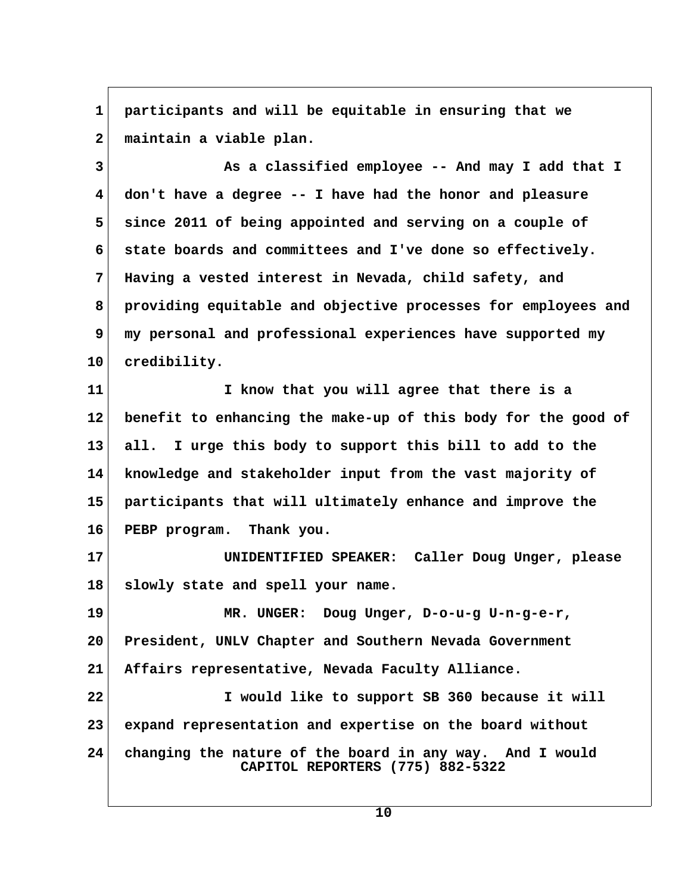participants and will be equitable in ensuring that we maintain a viable plan.

As a classified employee -- And may I add that I don't have a degree -- I have had the honor and pleasure since 2011 of being appointed and serving on a couple of state boards and committees and I've done so effectively. Having a vested interest in Nevada, child safety, and providing equitable and objective processes for employees and my personal and professional experiences have supported my credibility.

I know that you will agree that there is a benefit to enhancing the make-up of this body for the good of all. I urge this body to support this bill to add to the knowledge and stakeholder input from the vast majority of participants that will ultimately enhance and improve the PEBP program. Thank you.

UNIDENTIFIED SPEAKER: Caller Doug Unger, please slowly state and spell your name.

MR. UNGER: Doug Unger, D-o-u-g U-n-g-e-r, President, UNLV Chapter and Southern Nevada Government Affairs representative, Nevada Faculty Alliance.

I would like to support SB 360 because it will expand representation and expertise on the board without changing the nature of the board in any way. And I would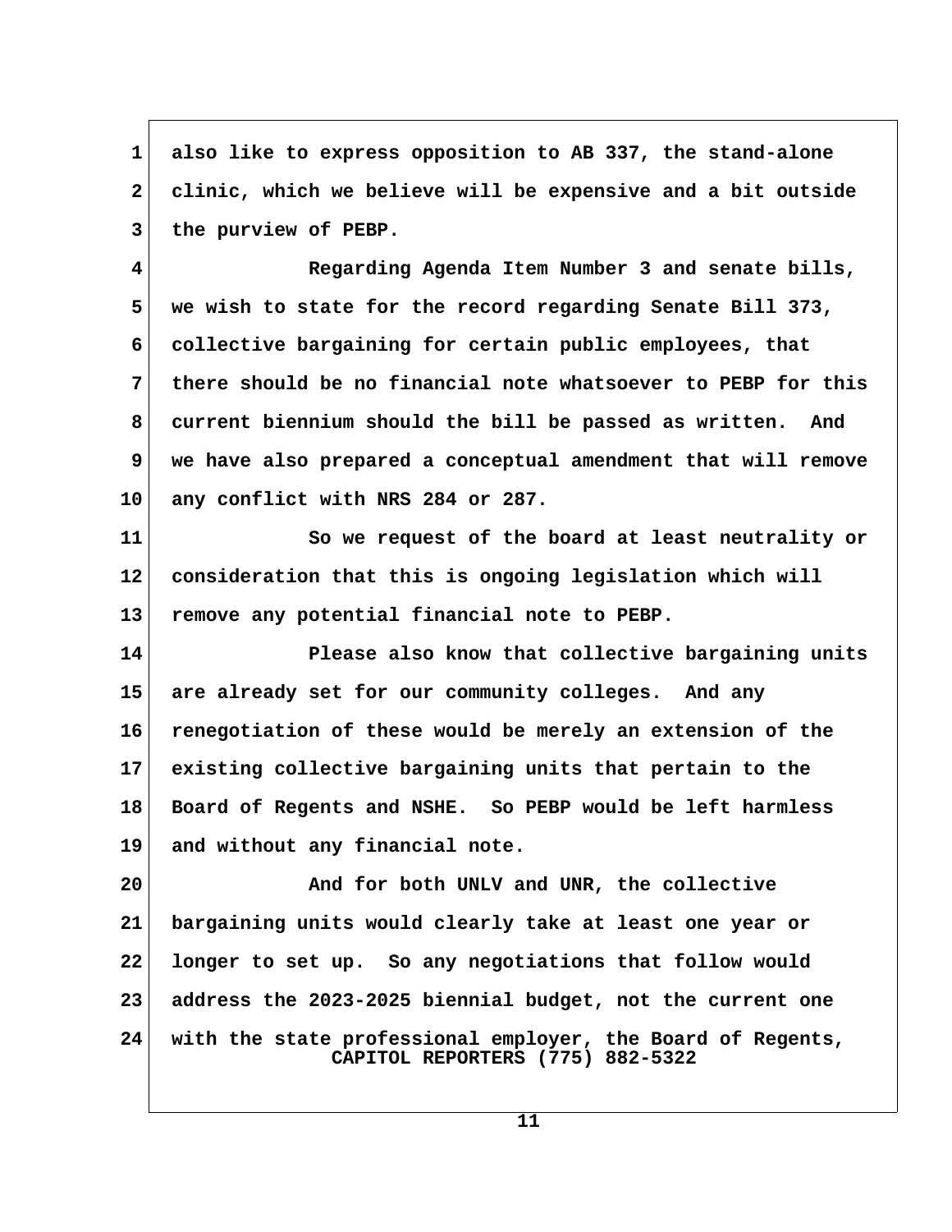also like to express opposition to AB 337, the stand-alone clinic, which we believe will be expensive and a bit outside the purview of PEBP.

Regarding Agenda Item Number 3 and senate bills, we wish to state for the record regarding Senate Bill 373, collective bargaining for certain public employees, that there should be no financial note whatsoever to PEBP for this current biennium should the bill be passed as written. And we have also prepared a conceptual amendment that will remove any conflict with NRS 284 or 287.

So we request of the board at least neutrality or consideration that this is ongoing legislation which will remove any potential financial note to PEBP.

Please also know that collective bargaining units are already set for our community colleges. And any renegotiation of these would be merely an extension of the existing collective bargaining units that pertain to the Board of Regents and NSHE. So PEBP would be left harmless and without any financial note.

And for both UNLV and UNR, the collective bargaining units would clearly take at least one year or longer to set up. So any negotiations that follow would address the 2023-2025 biennial budget, not the current one with the state professional employer, the Board of Regents,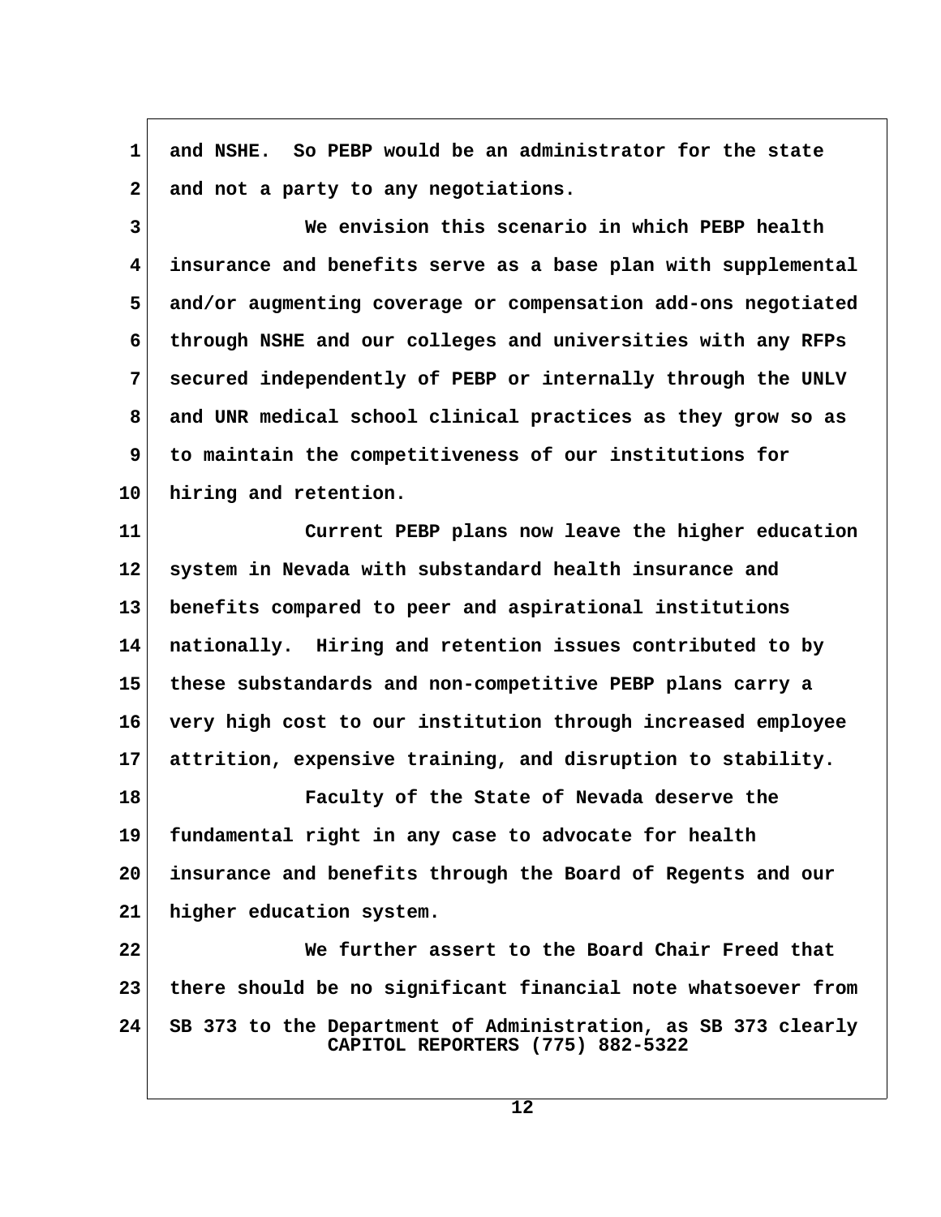and NSHE. So PEBP would be an administrator for the state and not a party to any negotiations.

We envision this scenario in which PEBP health insurance and benefits serve as a base plan with supplemental and/or augmenting coverage or compensation add-ons negotiated through NSHE and our colleges and universities with any RFPs secured independently of PEBP or internally through the UNLV and UNR medical school clinical practices as they grow so as to maintain the competitiveness of our institutions for hiring and retention.

Current PEBP plans now leave the higher education system in Nevada with substandard health insurance and benefits compared to peer and aspirational institutions nationally. Hiring and retention issues contributed to by these substandards and non-competitive PEBP plans carry a very high cost to our institution through increased employee attrition, expensive training, and disruption to stability.

Faculty of the State of Nevada deserve the fundamental right in any case to advocate for health insurance and benefits through the Board of Regents and our higher education system.

We further assert to the Board Chair Freed that there should be no significant financial note whatsoever from SB 373 to the Department of Administration, as SB 373 clearly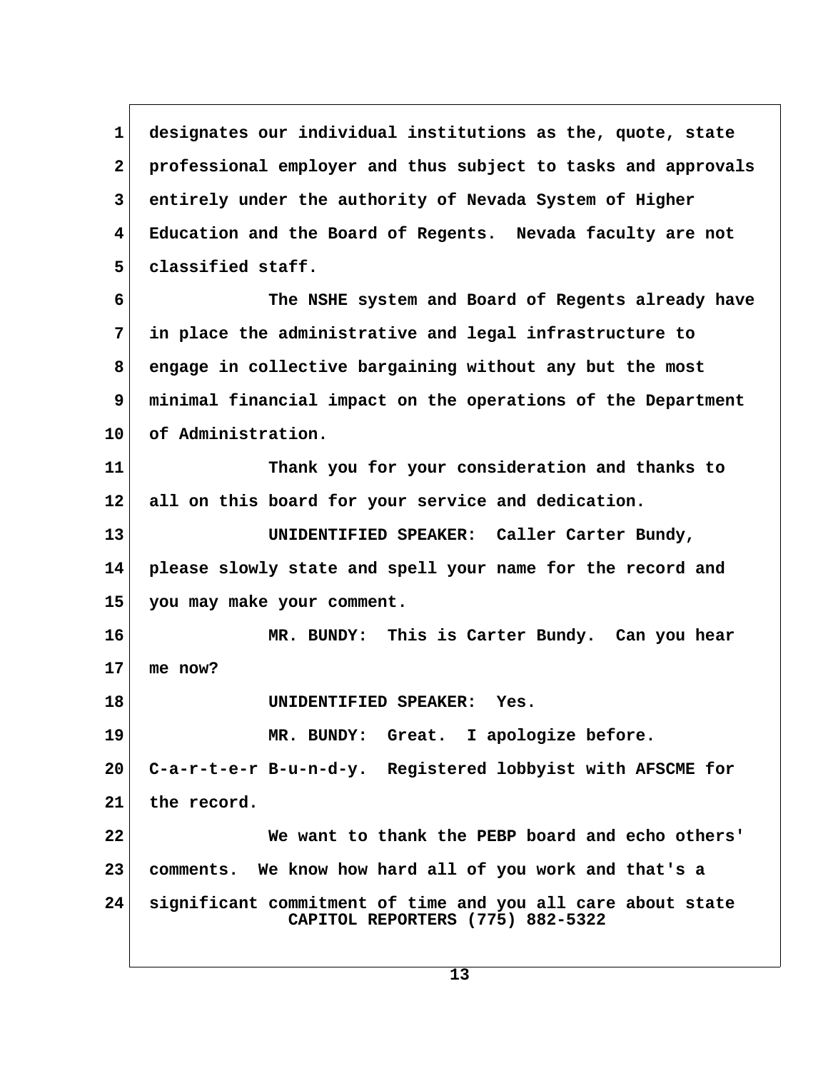designates our individual institutions as the, quote, state professional employer and thus subject to tasks and approvals entirely under the authority of Nevada System of Higher Education and the Board of Regents. Nevada faculty are not classified staff.

The NSHE system and Board of Regents already have in place the administrative and legal infrastructure to engage in collective bargaining without any but the most minimal financial impact on the operations of the Department of Administration.

Thank you for your consideration and thanks to all on this board for your service and dedication.

UNIDENTIFIED SPEAKER: Caller Carter Bundy, please slowly state and spell your name for the record and you may make your comment.

MR. BUNDY: This is Carter Bundy. Can you hear me now?

UNIDENTIFIED SPEAKER: Yes.

MR. BUNDY: Great. I apologize before. C-a-r-t-e-r B-u-n-d-y. Registered lobbyist with AFSCME for the record.

We want to thank the PEBP board and echo others' comments. We know how hard all of you work and that's a significant commitment of time and you all care about state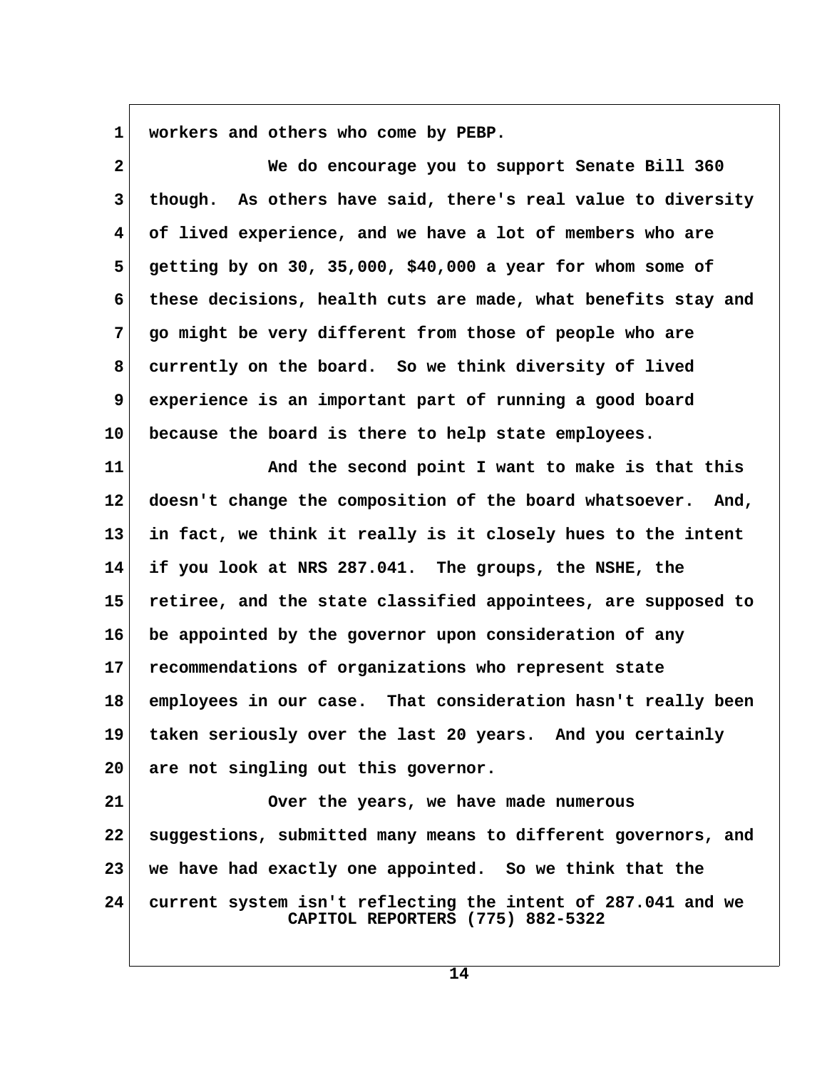workers and others who come by PEBP.

We do encourage you to support Senate Bill 360 though. As others have said, there's real value to diversity of lived experience, and we have a lot of members who are getting by on 30, 35,000, $40,000 a year for whom some of these decisions, health cuts are made, what benefits stay and go might be very different from those of people who are currently on the board. So we think diversity of lived experience is an important part of running a good board because the board is there to help state employees.

And the second point I want to make is that this doesn't change the composition of the board whatsoever. And, in fact, we think it really is it closely hues to the intent if you look at NRS 287.041. The groups, the NSHE, the retiree, and the state classified appointees, are supposed to be appointed by the governor upon consideration of any recommendations of organizations who represent state employees in our case. That consideration hasn't really been taken seriously over the last 20 years. And you certainly are not singling out this governor.

Over the years, we have made numerous suggestions, submitted many means to different governors, and we have had exactly one appointed. So we think that the current system isn't reflecting the intent of 287.041 and we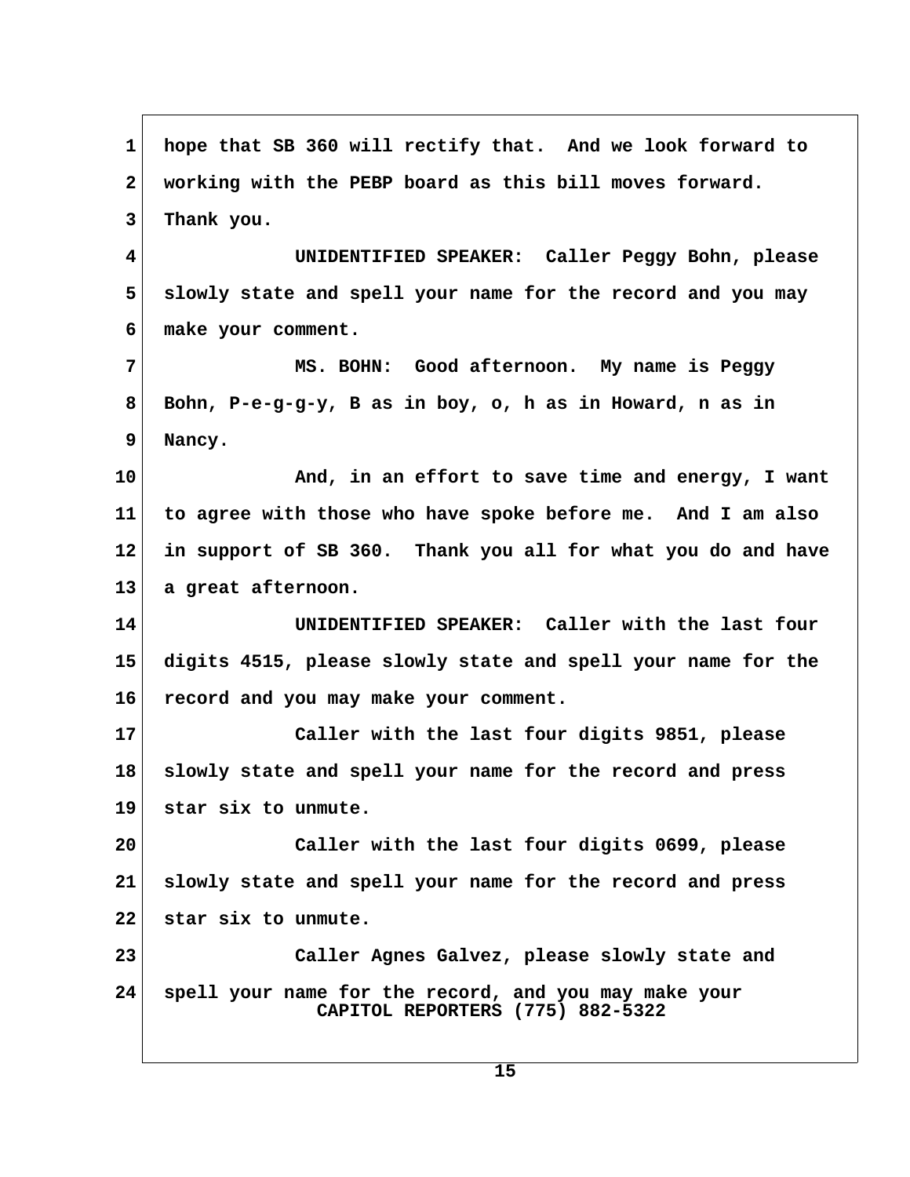hope that SB 360 will rectify that. And we look forward to working with the PEBP board as this bill moves forward. Thank you.

UNIDENTIFIED SPEAKER: Caller Peggy Bohn, please slowly state and spell your name for the record and you may make your comment.

MS. BOHN: Good afternoon. My name is Peggy Bohn, P-e-g-g-y, B as in boy, o, h as in Howard, n as in Nancy.

And, in an effort to save time and energy, I want to agree with those who have spoke before me. And I am also in support of SB 360. Thank you all for what you do and have a great afternoon.

UNIDENTIFIED SPEAKER: Caller with the last four digits 4515, please slowly state and spell your name for the record and you may make your comment.

Caller with the last four digits 9851, please slowly state and spell your name for the record and press star six to unmute.

Caller with the last four digits 0699, please slowly state and spell your name for the record and press star six to unmute.

Caller Agnes Galvez, please slowly state and spell your name for the record, and you may make your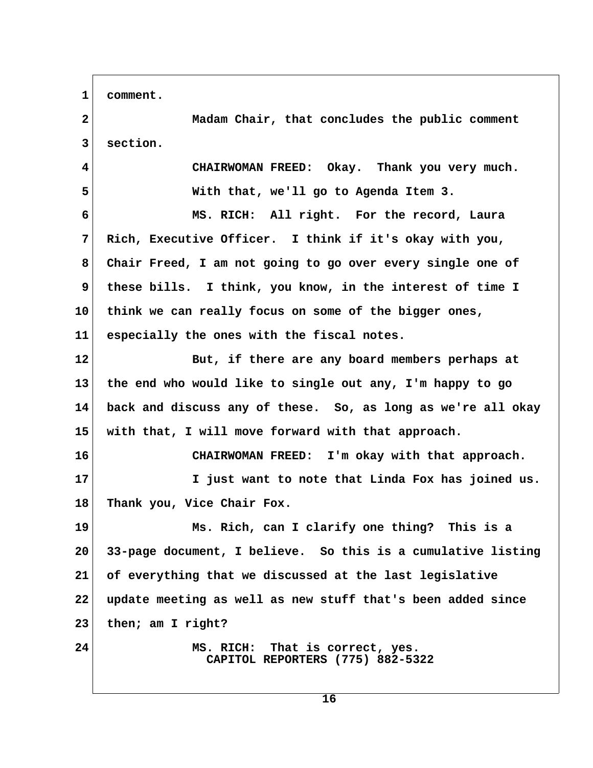comment.

Madam Chair, that concludes the public comment section.

CHAIRWOMAN FREED: Okay. Thank you very much. With that, we'll go to Agenda Item 3.

MS. RICH: All right. For the record, Laura Rich, Executive Officer. I think if it's okay with you, Chair Freed, I am not going to go over every single one of these bills. I think, you know, in the interest of time I think we can really focus on some of the bigger ones, especially the ones with the fiscal notes.

But, if there are any board members perhaps at the end who would like to single out any, I'm happy to go back and discuss any of these. So, as long as we're all okay with that, I will move forward with that approach.

CHAIRWOMAN FREED: I'm okay with that approach. I just want to note that Linda Fox has joined us. Thank you, Vice Chair Fox.

Ms. Rich, can I clarify one thing? This is a 33-page document, I believe. So this is a cumulative listing of everything that we discussed at the last legislative update meeting as well as new stuff that's been added since then; am I right?

MS. RICH: That is correct, yes.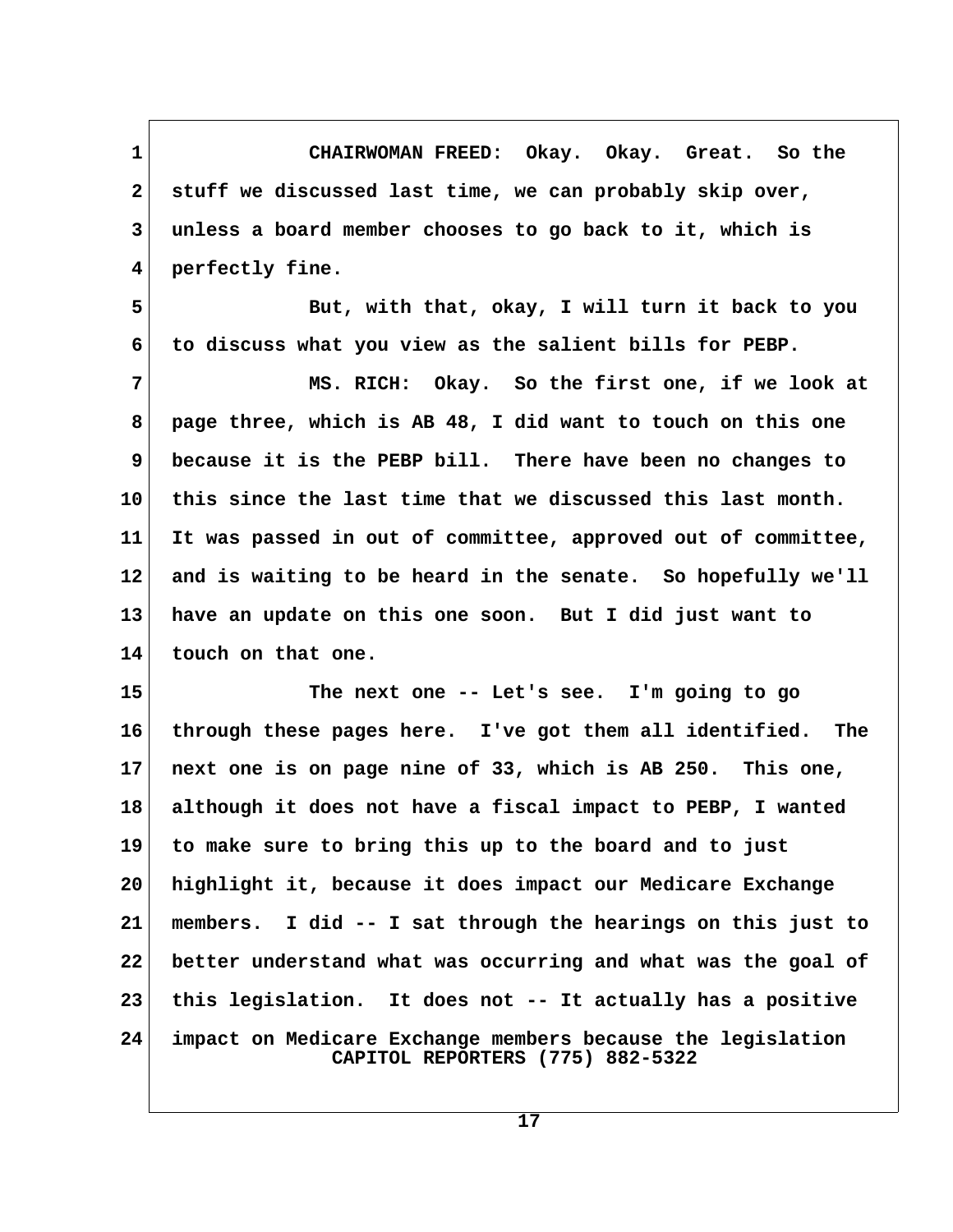CHAIRWOMAN FREED: Okay. Okay. Great. So the stuff we discussed last time, we can probably skip over, unless a board member chooses to go back to it, which is perfectly fine.

But, with that, okay, I will turn it back to you to discuss what you view as the salient bills for PEBP.

MS. RICH: Okay. So the first one, if we look at page three, which is AB 48, I did want to touch on this one because it is the PEBP bill. There have been no changes to this since the last time that we discussed this last month. It was passed in out of committee, approved out of committee, and is waiting to be heard in the senate. So hopefully we'll have an update on this one soon. But I did just want to touch on that one.

The next one -- Let's see. I'm going to go through these pages here. I've got them all identified. The next one is on page nine of 33, which is AB 250. This one, although it does not have a fiscal impact to PEBP, I wanted to make sure to bring this up to the board and to just highlight it, because it does impact our Medicare Exchange members. I did -- I sat through the hearings on this just to better understand what was occurring and what was the goal of this legislation. It does not -- It actually has a positive impact on Medicare Exchange members because the legislation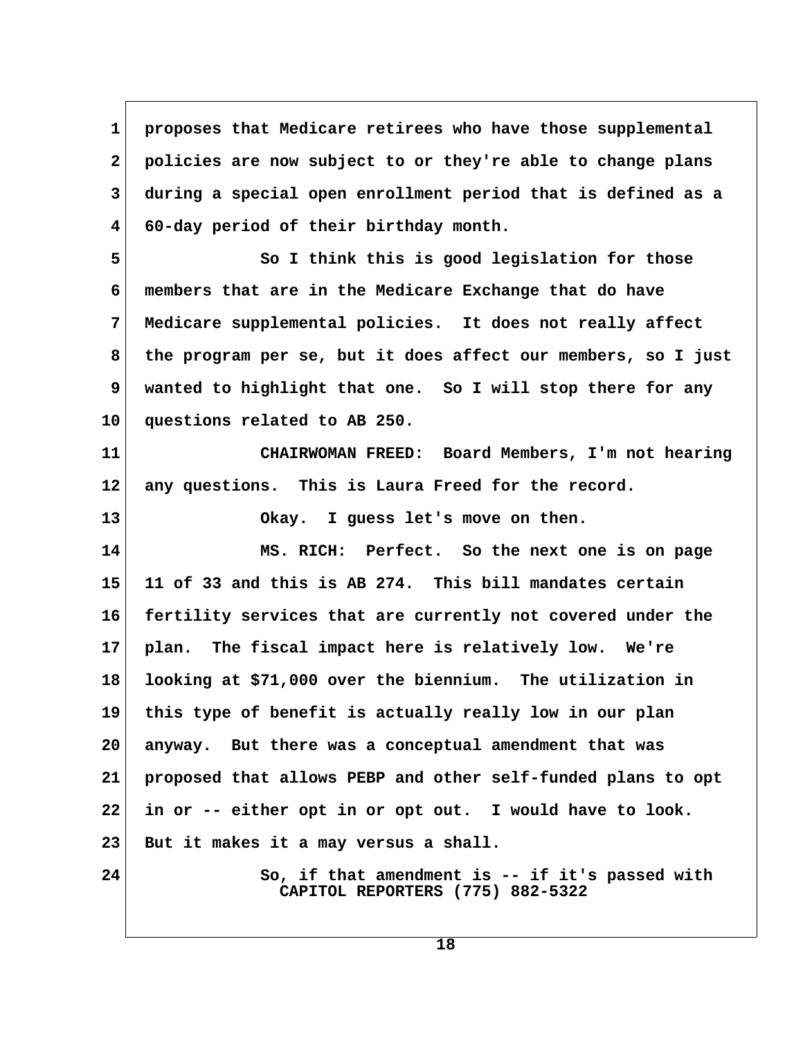proposes that Medicare retirees who have those supplemental policies are now subject to or they're able to change plans during a special open enrollment period that is defined as a 60-day period of their birthday month.

So I think this is good legislation for those members that are in the Medicare Exchange that do have Medicare supplemental policies. It does not really affect the program per se, but it does affect our members, so I just wanted to highlight that one. So I will stop there for any questions related to AB 250.

CHAIRWOMAN FREED: Board Members, I'm not hearing any questions. This is Laura Freed for the record.

Okay. I guess let's move on then.

MS. RICH: Perfect. So the next one is on page 11 of 33 and this is AB 274. This bill mandates certain fertility services that are currently not covered under the plan. The fiscal impact here is relatively low. We're looking at $71,000 over the biennium. The utilization in this type of benefit is actually really low in our plan anyway. But there was a conceptual amendment that was proposed that allows PEBP and other self-funded plans to opt in or -- either opt in or opt out. I would have to look. But it makes it a may versus a shall.

So, if that amendment is -- if it's passed with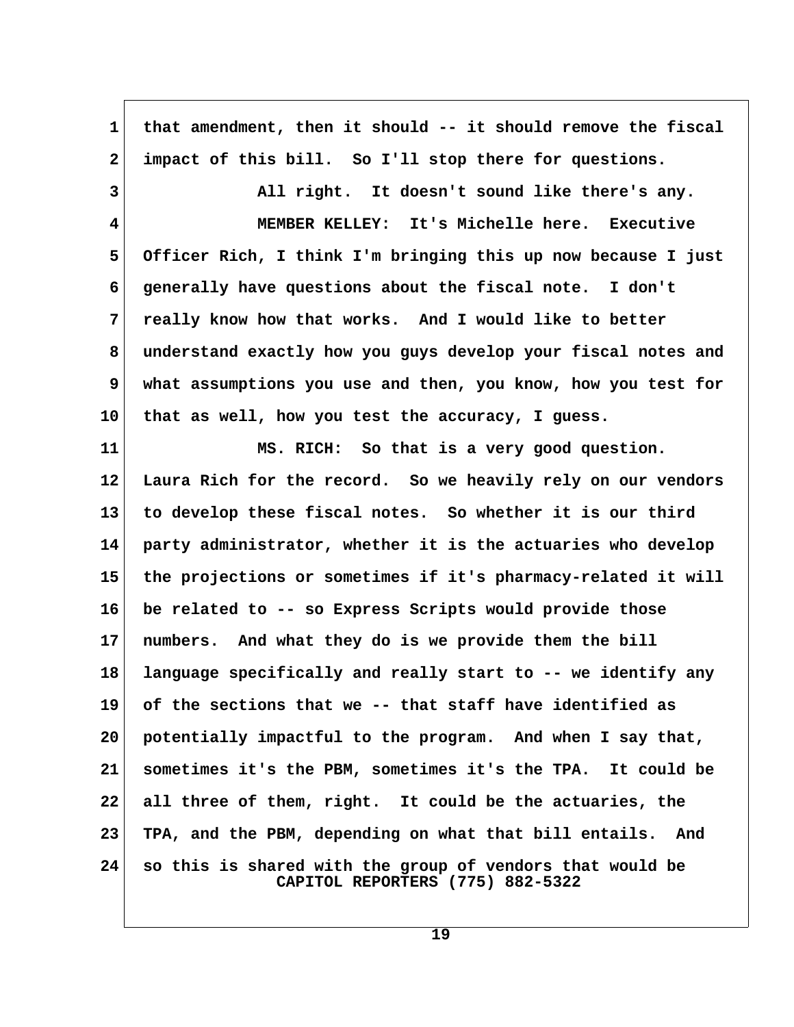that amendment, then it should -- it should remove the fiscal impact of this bill. So I'll stop there for questions.

All right. It doesn't sound like there's any.

MEMBER KELLEY: It's Michelle here. Executive Officer Rich, I think I'm bringing this up now because I just generally have questions about the fiscal note. I don't really know how that works. And I would like to better understand exactly how you guys develop your fiscal notes and what assumptions you use and then, you know, how you test for that as well, how you test the accuracy, I guess.

MS. RICH: So that is a very good question. Laura Rich for the record. So we heavily rely on our vendors to develop these fiscal notes. So whether it is our third party administrator, whether it is the actuaries who develop the projections or sometimes if it's pharmacy-related it will be related to -- so Express Scripts would provide those numbers. And what they do is we provide them the bill language specifically and really start to -- we identify any of the sections that we -- that staff have identified as potentially impactful to the program. And when I say that, sometimes it's the PBM, sometimes it's the TPA. It could be all three of them, right. It could be the actuaries, the TPA, and the PBM, depending on what that bill entails. And so this is shared with the group of vendors that would be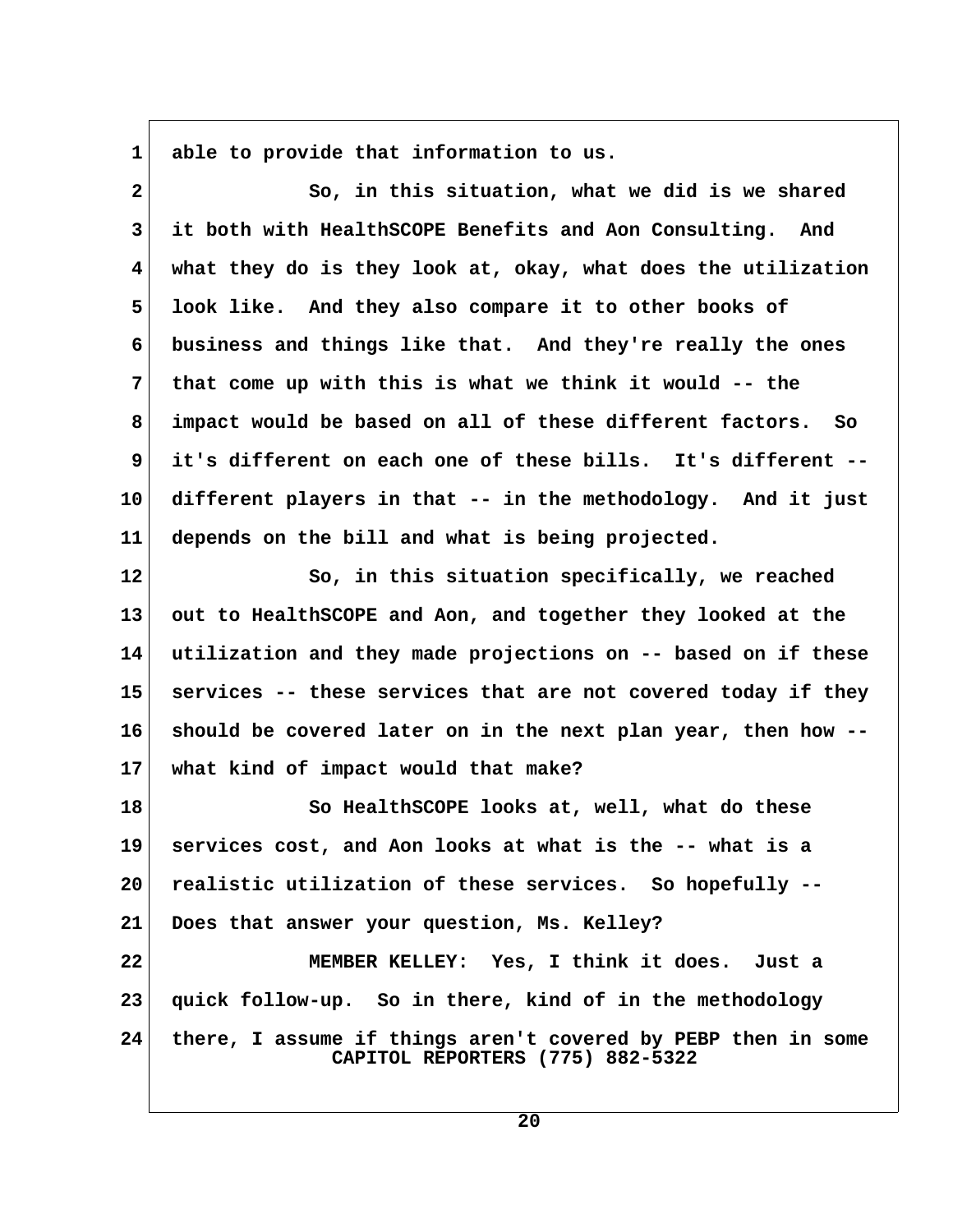able to provide that information to us.

So, in this situation, what we did is we shared it both with HealthSCOPE Benefits and Aon Consulting. And what they do is they look at, okay, what does the utilization look like. And they also compare it to other books of business and things like that. And they're really the ones that come up with this is what we think it would -- the impact would be based on all of these different factors. So it's different on each one of these bills. It's different -- different players in that -- in the methodology. And it just depends on the bill and what is being projected.

So, in this situation specifically, we reached out to HealthSCOPE and Aon, and together they looked at the utilization and they made projections on -- based on if these services -- these services that are not covered today if they should be covered later on in the next plan year, then how -- what kind of impact would that make?

So HealthSCOPE looks at, well, what do these services cost, and Aon looks at what is the -- what is a realistic utilization of these services. So hopefully -- Does that answer your question, Ms. Kelley?

MEMBER KELLEY: Yes, I think it does. Just a quick follow-up. So in there, kind of in the methodology there, I assume if things aren't covered by PEBP then in some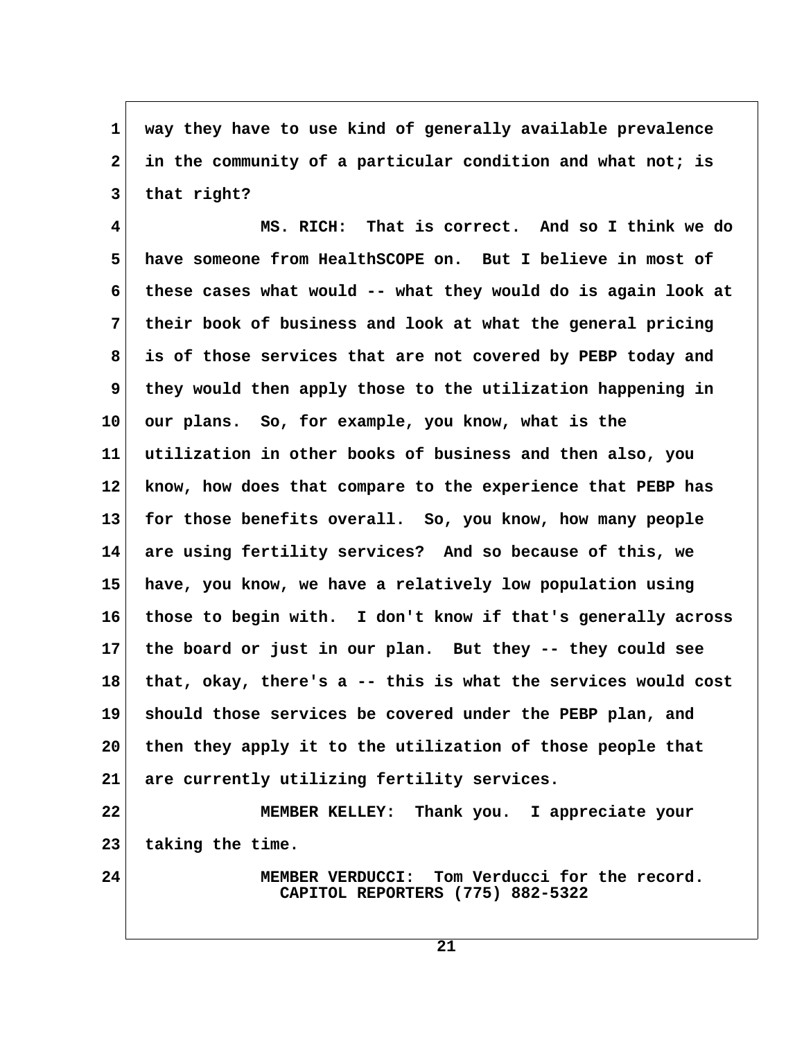way they have to use kind of generally available prevalence in the community of a particular condition and what not; is that right?

MS. RICH: That is correct. And so I think we do have someone from HealthSCOPE on. But I believe in most of these cases what would -- what they would do is again look at their book of business and look at what the general pricing is of those services that are not covered by PEBP today and they would then apply those to the utilization happening in our plans. So, for example, you know, what is the utilization in other books of business and then also, you know, how does that compare to the experience that PEBP has for those benefits overall. So, you know, how many people are using fertility services? And so because of this, we have, you know, we have a relatively low population using those to begin with. I don't know if that's generally across the board or just in our plan. But they -- they could see that, okay, there's a -- this is what the services would cost should those services be covered under the PEBP plan, and then they apply it to the utilization of those people that are currently utilizing fertility services.

MEMBER KELLEY: Thank you. I appreciate your taking the time.

MEMBER VERDUCCI: Tom Verducci for the record.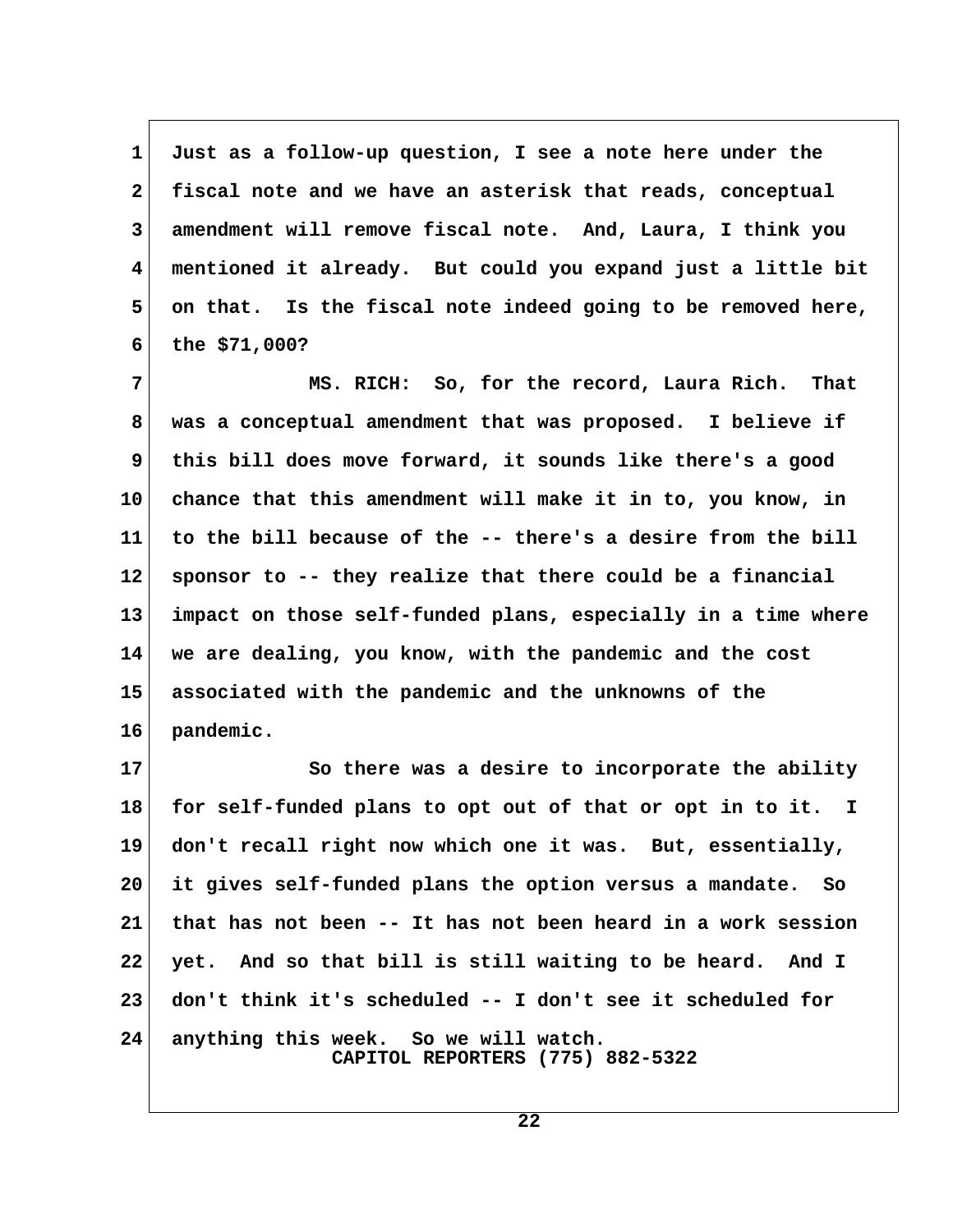Just as a follow-up question, I see a note here under the fiscal note and we have an asterisk that reads, conceptual amendment will remove fiscal note. And, Laura, I think you mentioned it already. But could you expand just a little bit on that. Is the fiscal note indeed going to be removed here, the $71,000?

MS. RICH: So, for the record, Laura Rich. That was a conceptual amendment that was proposed. I believe if this bill does move forward, it sounds like there's a good chance that this amendment will make it in to, you know, in to the bill because of the -- there's a desire from the bill sponsor to -- they realize that there could be a financial impact on those self-funded plans, especially in a time where we are dealing, you know, with the pandemic and the cost associated with the pandemic and the unknowns of the pandemic.

So there was a desire to incorporate the ability for self-funded plans to opt out of that or opt in to it. I don't recall right now which one it was. But, essentially, it gives self-funded plans the option versus a mandate. So that has not been -- It has not been heard in a work session yet. And so that bill is still waiting to be heard. And I don't think it's scheduled -- I don't see it scheduled for anything this week. So we will watch.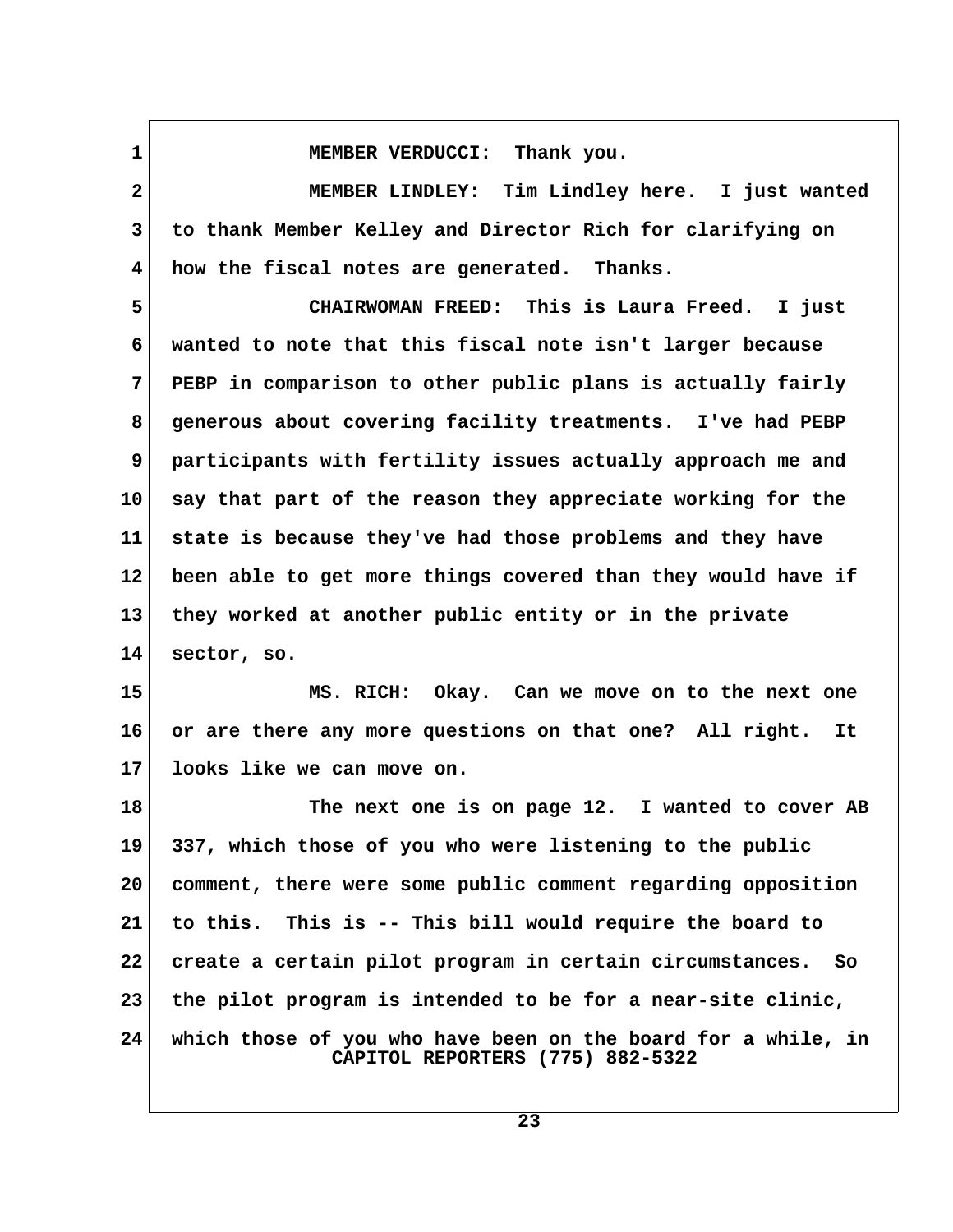MEMBER VERDUCCI: Thank you.

MEMBER LINDLEY: Tim Lindley here. I just wanted to thank Member Kelley and Director Rich for clarifying on how the fiscal notes are generated. Thanks.

CHAIRWOMAN FREED: This is Laura Freed. I just wanted to note that this fiscal note isn't larger because PEBP in comparison to other public plans is actually fairly generous about covering facility treatments. I've had PEBP participants with fertility issues actually approach me and say that part of the reason they appreciate working for the state is because they've had those problems and they have been able to get more things covered than they would have if they worked at another public entity or in the private sector, so.

MS. RICH: Okay. Can we move on to the next one or are there any more questions on that one? All right. It looks like we can move on.

The next one is on page 12. I wanted to cover AB 337, which those of you who were listening to the public comment, there were some public comment regarding opposition to this. This is -- This bill would require the board to create a certain pilot program in certain circumstances. So the pilot program is intended to be for a near-site clinic, which those of you who have been on the board for a while, in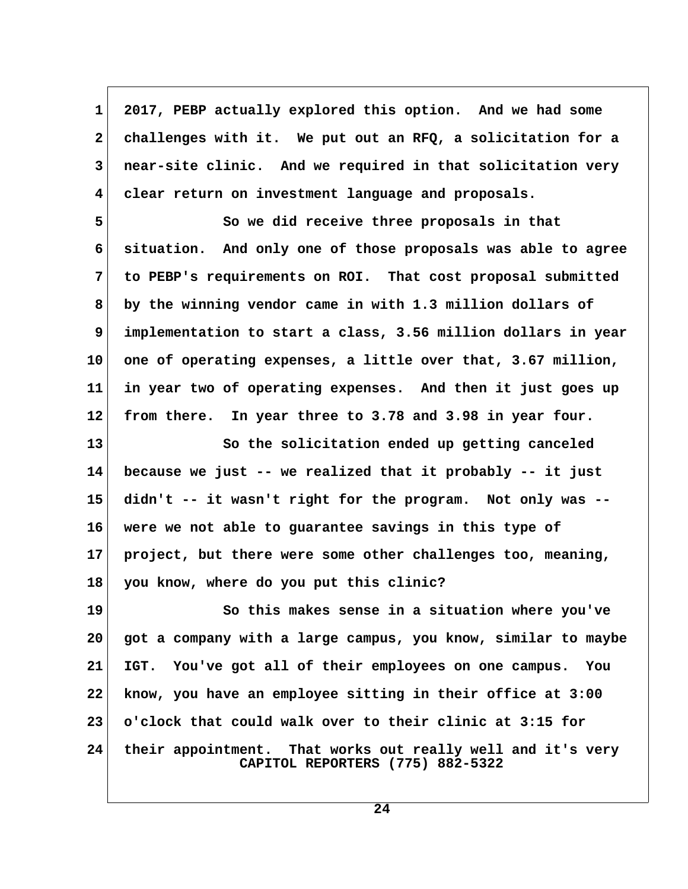2017, PEBP actually explored this option. And we had some challenges with it. We put out an RFQ, a solicitation for a near-site clinic. And we required in that solicitation very clear return on investment language and proposals.

So we did receive three proposals in that situation. And only one of those proposals was able to agree to PEBP's requirements on ROI. That cost proposal submitted by the winning vendor came in with 1.3 million dollars of implementation to start a class, 3.56 million dollars in year one of operating expenses, a little over that, 3.67 million, in year two of operating expenses. And then it just goes up from there. In year three to 3.78 and 3.98 in year four.

So the solicitation ended up getting canceled because we just -- we realized that it probably -- it just didn't -- it wasn't right for the program. Not only was -- were we not able to guarantee savings in this type of project, but there were some other challenges too, meaning, you know, where do you put this clinic?

So this makes sense in a situation where you've got a company with a large campus, you know, similar to maybe IGT. You've got all of their employees on one campus. You know, you have an employee sitting in their office at 3:00 o'clock that could walk over to their clinic at 3:15 for their appointment. That works out really well and it's very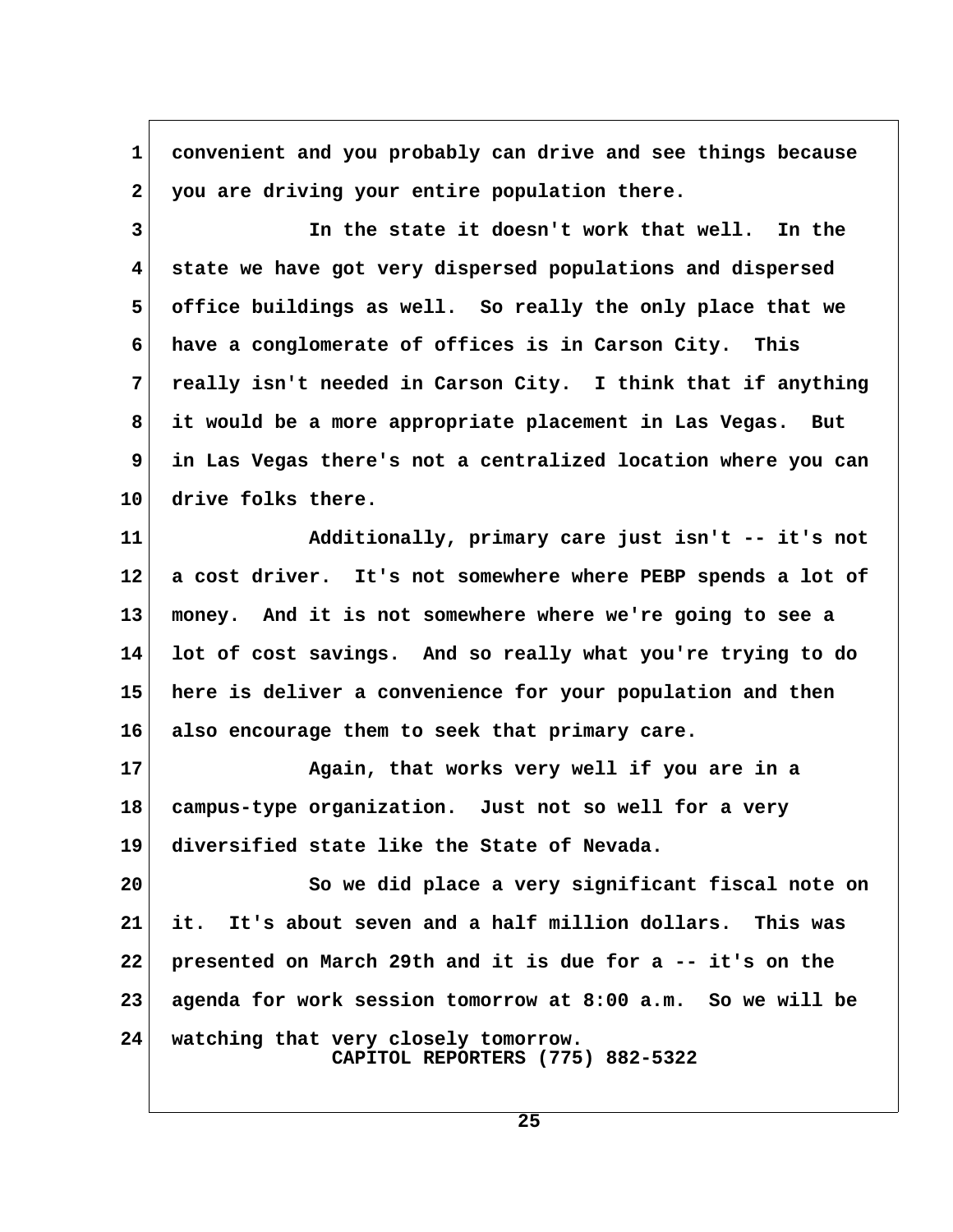convenient and you probably can drive and see things because you are driving your entire population there.

In the state it doesn't work that well. In the state we have got very dispersed populations and dispersed office buildings as well. So really the only place that we have a conglomerate of offices is in Carson City. This really isn't needed in Carson City. I think that if anything it would be a more appropriate placement in Las Vegas. But in Las Vegas there's not a centralized location where you can drive folks there.

Additionally, primary care just isn't -- it's not a cost driver. It's not somewhere where PEBP spends a lot of money. And it is not somewhere where we're going to see a lot of cost savings. And so really what you're trying to do here is deliver a convenience for your population and then also encourage them to seek that primary care.

Again, that works very well if you are in a campus-type organization. Just not so well for a very diversified state like the State of Nevada.

So we did place a very significant fiscal note on it. It's about seven and a half million dollars. This was presented on March 29th and it is due for a -- it's on the agenda for work session tomorrow at 8:00 a.m. So we will be watching that very closely tomorrow.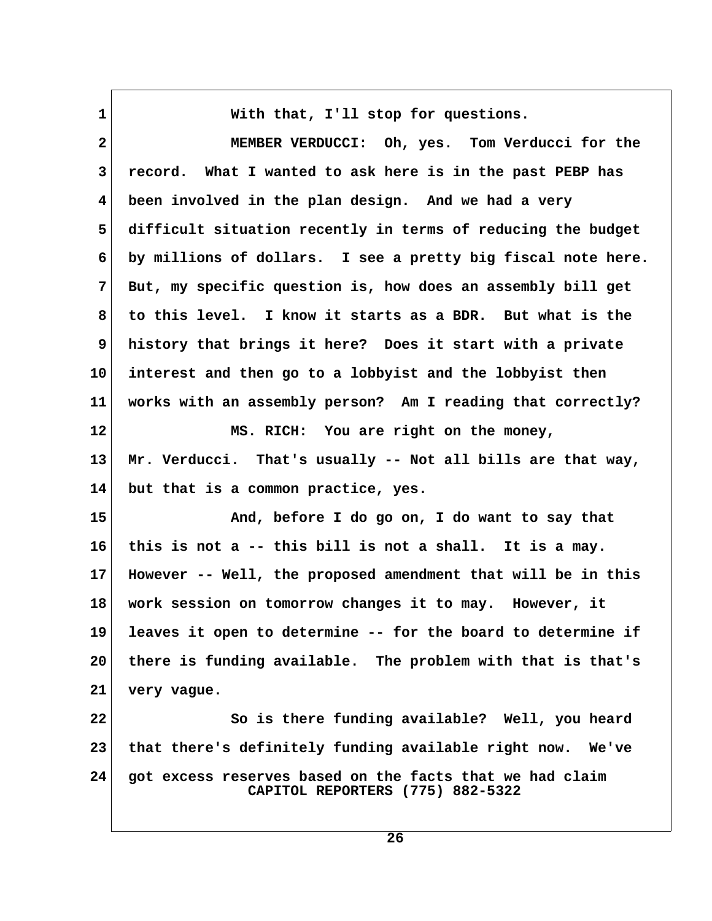With that, I'll stop for questions.

MEMBER VERDUCCI: Oh, yes. Tom Verducci for the record. What I wanted to ask here is in the past PEBP has been involved in the plan design. And we had a very difficult situation recently in terms of reducing the budget by millions of dollars. I see a pretty big fiscal note here. But, my specific question is, how does an assembly bill get to this level. I know it starts as a BDR. But what is the history that brings it here? Does it start with a private interest and then go to a lobbyist and the lobbyist then works with an assembly person? Am I reading that correctly?

MS. RICH: You are right on the money, Mr. Verducci. That's usually -- Not all bills are that way, but that is a common practice, yes.

And, before I do go on, I do want to say that this is not a -- this bill is not a shall. It is a may. However -- Well, the proposed amendment that will be in this work session on tomorrow changes it to may. However, it leaves it open to determine -- for the board to determine if there is funding available. The problem with that is that's very vague.

So is there funding available? Well, you heard that there's definitely funding available right now. We've got excess reserves based on the facts that we had claim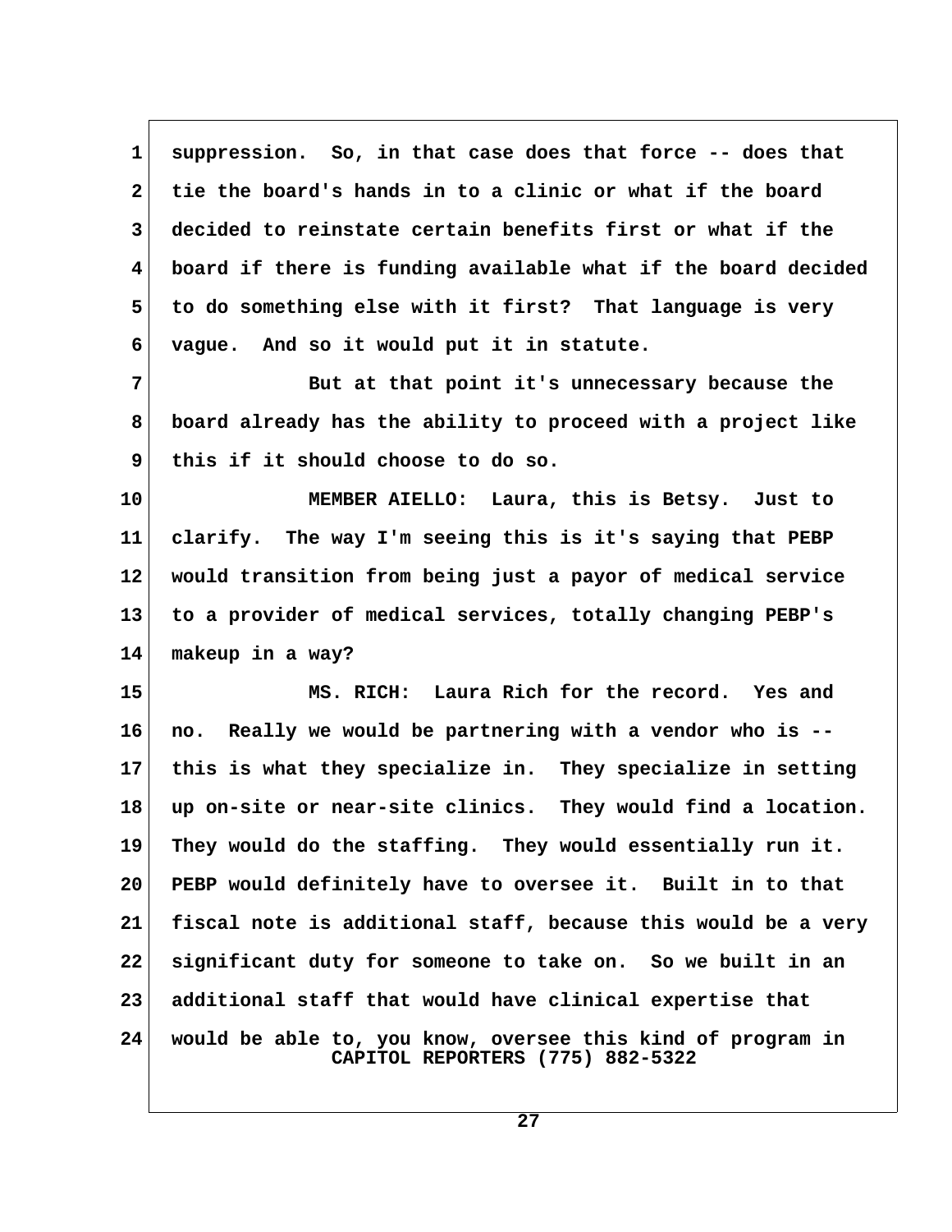suppression. So, in that case does that force -- does that tie the board's hands in to a clinic or what if the board decided to reinstate certain benefits first or what if the board if there is funding available what if the board decided to do something else with it first? That language is very vague. And so it would put it in statute.

But at that point it's unnecessary because the board already has the ability to proceed with a project like this if it should choose to do so.

MEMBER AIELLO: Laura, this is Betsy. Just to clarify. The way I'm seeing this is it's saying that PEBP would transition from being just a payor of medical service to a provider of medical services, totally changing PEBP's makeup in a way?

MS. RICH: Laura Rich for the record. Yes and no. Really we would be partnering with a vendor who is -- this is what they specialize in. They specialize in setting up on-site or near-site clinics. They would find a location. They would do the staffing. They would essentially run it. PEBP would definitely have to oversee it. Built in to that fiscal note is additional staff, because this would be a very significant duty for someone to take on. So we built in an additional staff that would have clinical expertise that would be able to, you know, oversee this kind of program in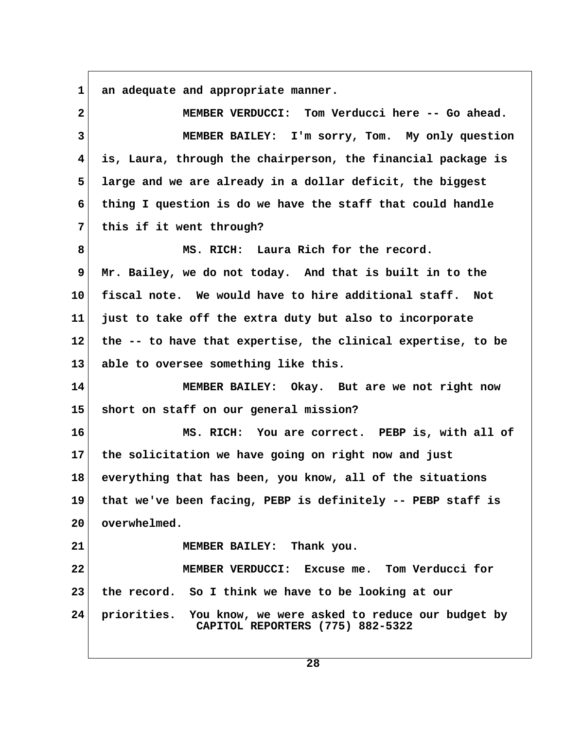an adequate and appropriate manner.

MEMBER VERDUCCI: Tom Verducci here -- Go ahead.

MEMBER BAILEY: I'm sorry, Tom. My only question is, Laura, through the chairperson, the financial package is large and we are already in a dollar deficit, the biggest thing I question is do we have the staff that could handle this if it went through?

MS. RICH: Laura Rich for the record. Mr. Bailey, we do not today. And that is built in to the fiscal note. We would have to hire additional staff. Not just to take off the extra duty but also to incorporate the -- to have that expertise, the clinical expertise, to be able to oversee something like this.

MEMBER BAILEY: Okay. But are we not right now short on staff on our general mission?

MS. RICH: You are correct. PEBP is, with all of the solicitation we have going on right now and just everything that has been, you know, all of the situations that we've been facing, PEBP is definitely -- PEBP staff is overwhelmed.

MEMBER BAILEY: Thank you.

MEMBER VERDUCCI: Excuse me. Tom Verducci for the record. So I think we have to be looking at our priorities. You know, we were asked to reduce our budget by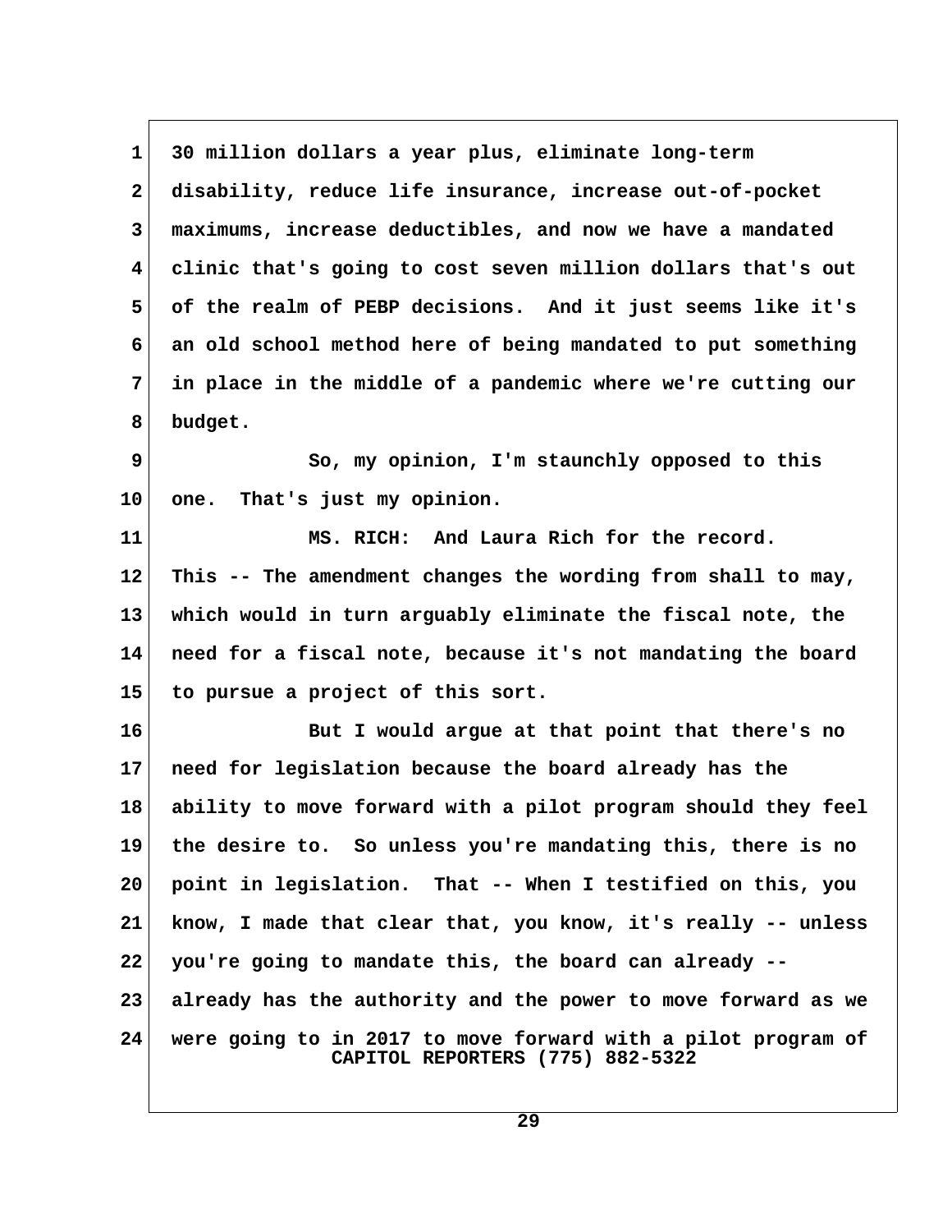30 million dollars a year plus, eliminate long-term disability, reduce life insurance, increase out-of-pocket maximums, increase deductibles, and now we have a mandated clinic that's going to cost seven million dollars that's out of the realm of PEBP decisions. And it just seems like it's an old school method here of being mandated to put something in place in the middle of a pandemic where we're cutting our budget.

So, my opinion, I'm staunchly opposed to this one. That's just my opinion.

MS. RICH: And Laura Rich for the record. This -- The amendment changes the wording from shall to may, which would in turn arguably eliminate the fiscal note, the need for a fiscal note, because it's not mandating the board to pursue a project of this sort.

But I would argue at that point that there's no need for legislation because the board already has the ability to move forward with a pilot program should they feel the desire to. So unless you're mandating this, there is no point in legislation. That -- When I testified on this, you know, I made that clear that, you know, it's really -- unless you're going to mandate this, the board can already -- already has the authority and the power to move forward as we were going to in 2017 to move forward with a pilot program of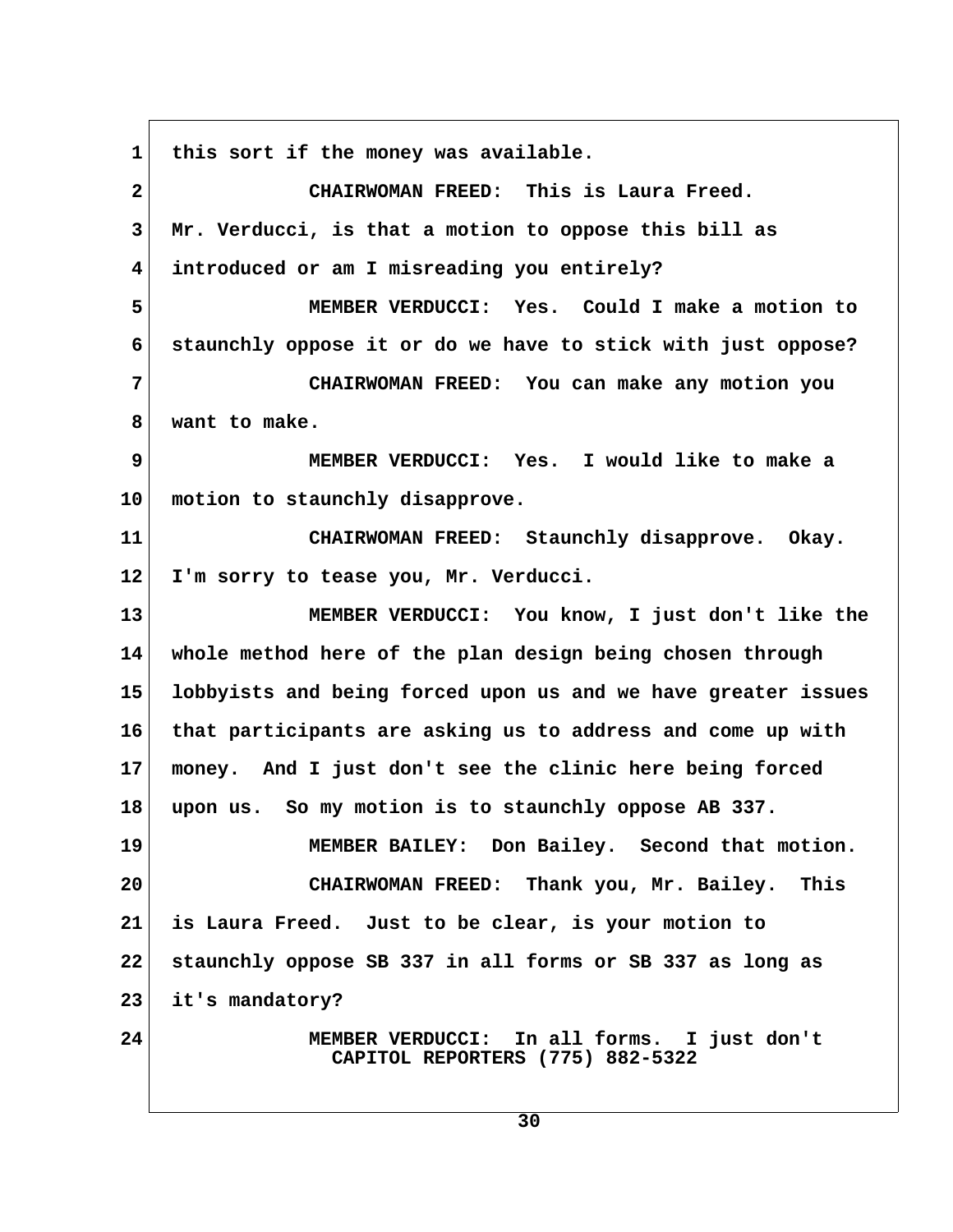1 this sort if the money was available.

2 CHAIRWOMAN FREED: This is Laura Freed.

3 Mr. Verducci, is that a motion to oppose this bill as

4 introduced or am I misreading you entirely?

5 MEMBER VERDUCCI: Yes. Could I make a motion to

6 staunchly oppose it or do we have to stick with just oppose?

7 CHAIRWOMAN FREED: You can make any motion you

8 want to make.

9 MEMBER VERDUCCI: Yes. I would like to make a

10 motion to staunchly disapprove.

11 CHAIRWOMAN FREED: Staunchly disapprove. Okay.

12 I'm sorry to tease you, Mr. Verducci.

13 MEMBER VERDUCCI: You know, I just don't like the

14 whole method here of the plan design being chosen through

15 lobbyists and being forced upon us and we have greater issues

16 that participants are asking us to address and come up with

17 money. And I just don't see the clinic here being forced

18 upon us. So my motion is to staunchly oppose AB 337.

19 MEMBER BAILEY: Don Bailey. Second that motion.

20 CHAIRWOMAN FREED: Thank you, Mr. Bailey. This

21 is Laura Freed. Just to be clear, is your motion to

22 staunchly oppose SB 337 in all forms or SB 337 as long as

23 it's mandatory?

24 MEMBER VERDUCCI: In all forms. I just don't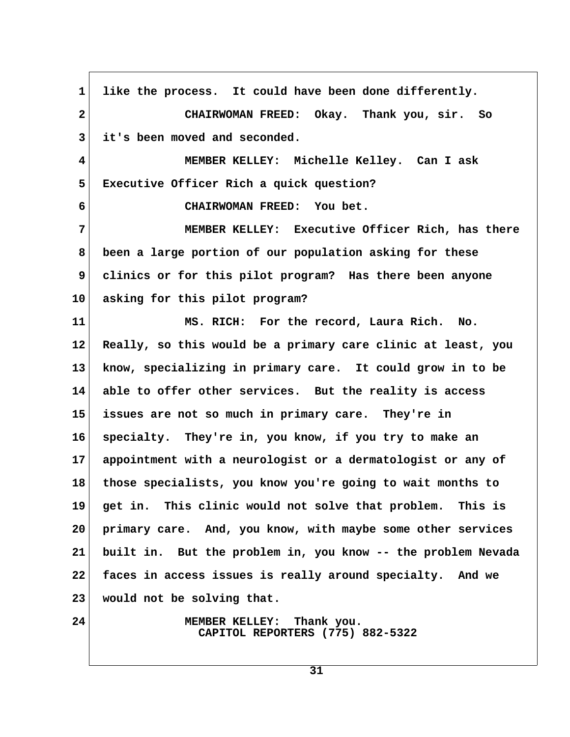like the process. It could have been done differently.

CHAIRWOMAN FREED: Okay. Thank you, sir. So it's been moved and seconded.

MEMBER KELLEY: Michelle Kelley. Can I ask Executive Officer Rich a quick question?

CHAIRWOMAN FREED: You bet.

MEMBER KELLEY: Executive Officer Rich, has there been a large portion of our population asking for these clinics or for this pilot program? Has there been anyone asking for this pilot program?

MS. RICH: For the record, Laura Rich. No. Really, so this would be a primary care clinic at least, you know, specializing in primary care. It could grow in to be able to offer other services. But the reality is access issues are not so much in primary care. They're in specialty. They're in, you know, if you try to make an appointment with a neurologist or a dermatologist or any of those specialists, you know you're going to wait months to get in. This clinic would not solve that problem. This is primary care. And, you know, with maybe some other services built in. But the problem in, you know -- the problem Nevada faces in access issues is really around specialty. And we would not be solving that.

MEMBER KELLEY: Thank you.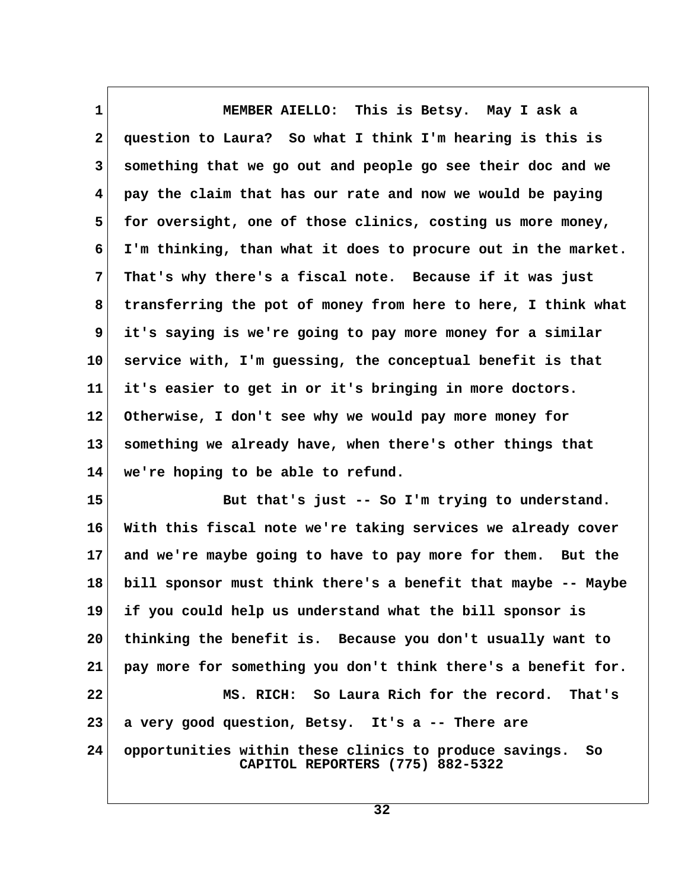MEMBER AIELLO: This is Betsy. May I ask a question to Laura? So what I think I'm hearing is this is something that we go out and people go see their doc and we pay the claim that has our rate and now we would be paying for oversight, one of those clinics, costing us more money, I'm thinking, than what it does to procure out in the market. That's why there's a fiscal note. Because if it was just transferring the pot of money from here to here, I think what it's saying is we're going to pay more money for a similar service with, I'm guessing, the conceptual benefit is that it's easier to get in or it's bringing in more doctors. Otherwise, I don't see why we would pay more money for something we already have, when there's other things that we're hoping to be able to refund.

But that's just -- So I'm trying to understand. With this fiscal note we're taking services we already cover and we're maybe going to have to pay more for them. But the bill sponsor must think there's a benefit that maybe -- Maybe if you could help us understand what the bill sponsor is thinking the benefit is. Because you don't usually want to pay more for something you don't think there's a benefit for.

MS. RICH: So Laura Rich for the record. That's a very good question, Betsy. It's a -- There are opportunities within these clinics to produce savings. So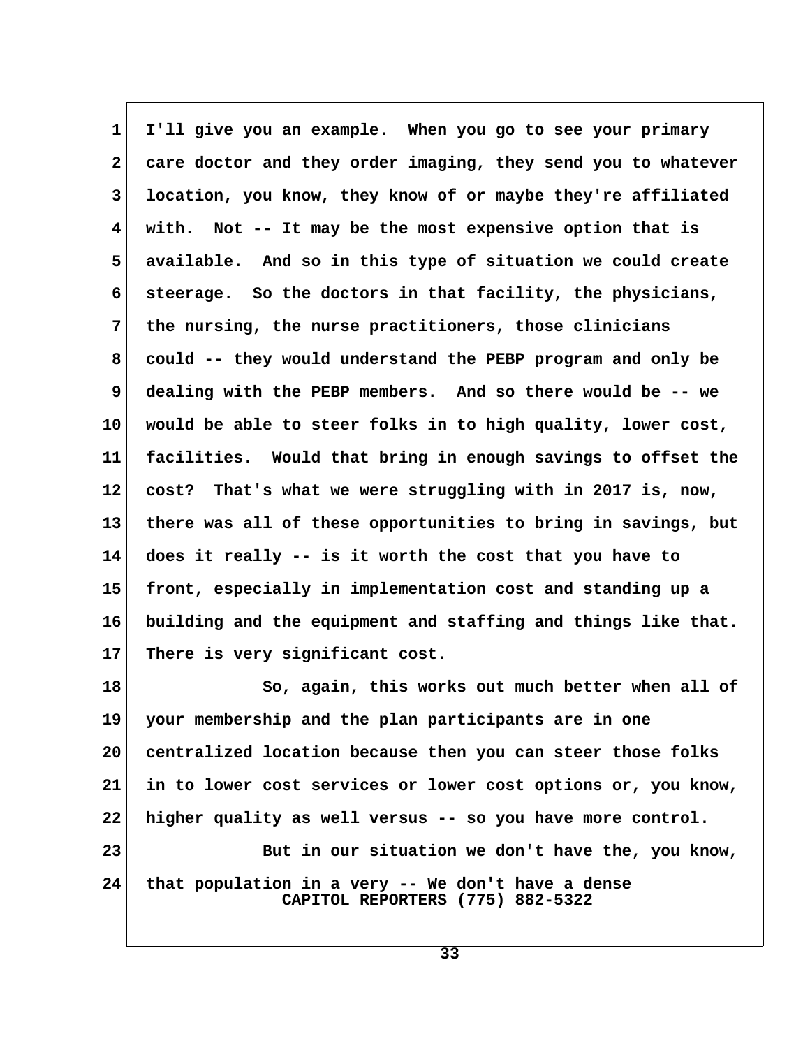I'll give you an example. When you go to see your primary care doctor and they order imaging, they send you to whatever location, you know, they know of or maybe they're affiliated with. Not -- It may be the most expensive option that is available. And so in this type of situation we could create steerage. So the doctors in that facility, the physicians, the nursing, the nurse practitioners, those clinicians could -- they would understand the PEBP program and only be dealing with the PEBP members. And so there would be -- we would be able to steer folks in to high quality, lower cost, facilities. Would that bring in enough savings to offset the cost? That's what we were struggling with in 2017 is, now, there was all of these opportunities to bring in savings, but does it really -- is it worth the cost that you have to front, especially in implementation cost and standing up a building and the equipment and staffing and things like that. There is very significant cost.

So, again, this works out much better when all of your membership and the plan participants are in one centralized location because then you can steer those folks in to lower cost services or lower cost options or, you know, higher quality as well versus -- so you have more control.

But in our situation we don't have the, you know, that population in a very -- We don't have a dense

CAPITOL REPORTERS (775) 882-5322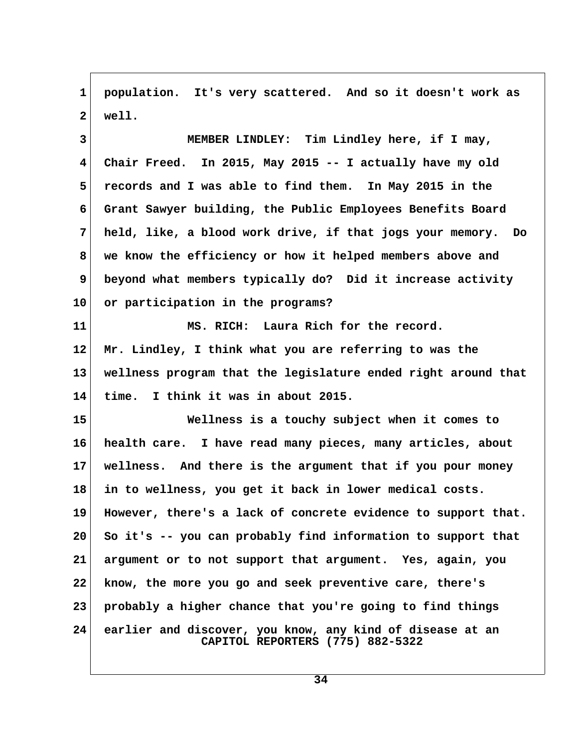population. It's very scattered. And so it doesn't work as well.

MEMBER LINDLEY: Tim Lindley here, if I may, Chair Freed. In 2015, May 2015 -- I actually have my old records and I was able to find them. In May 2015 in the Grant Sawyer building, the Public Employees Benefits Board held, like, a blood work drive, if that jogs your memory. Do we know the efficiency or how it helped members above and beyond what members typically do? Did it increase activity or participation in the programs?

MS. RICH: Laura Rich for the record. Mr. Lindley, I think what you are referring to was the wellness program that the legislature ended right around that time. I think it was in about 2015.

Wellness is a touchy subject when it comes to health care. I have read many pieces, many articles, about wellness. And there is the argument that if you pour money in to wellness, you get it back in lower medical costs. However, there's a lack of concrete evidence to support that. So it's -- you can probably find information to support that argument or to not support that argument. Yes, again, you know, the more you go and seek preventive care, there's probably a higher chance that you're going to find things earlier and discover, you know, any kind of disease at an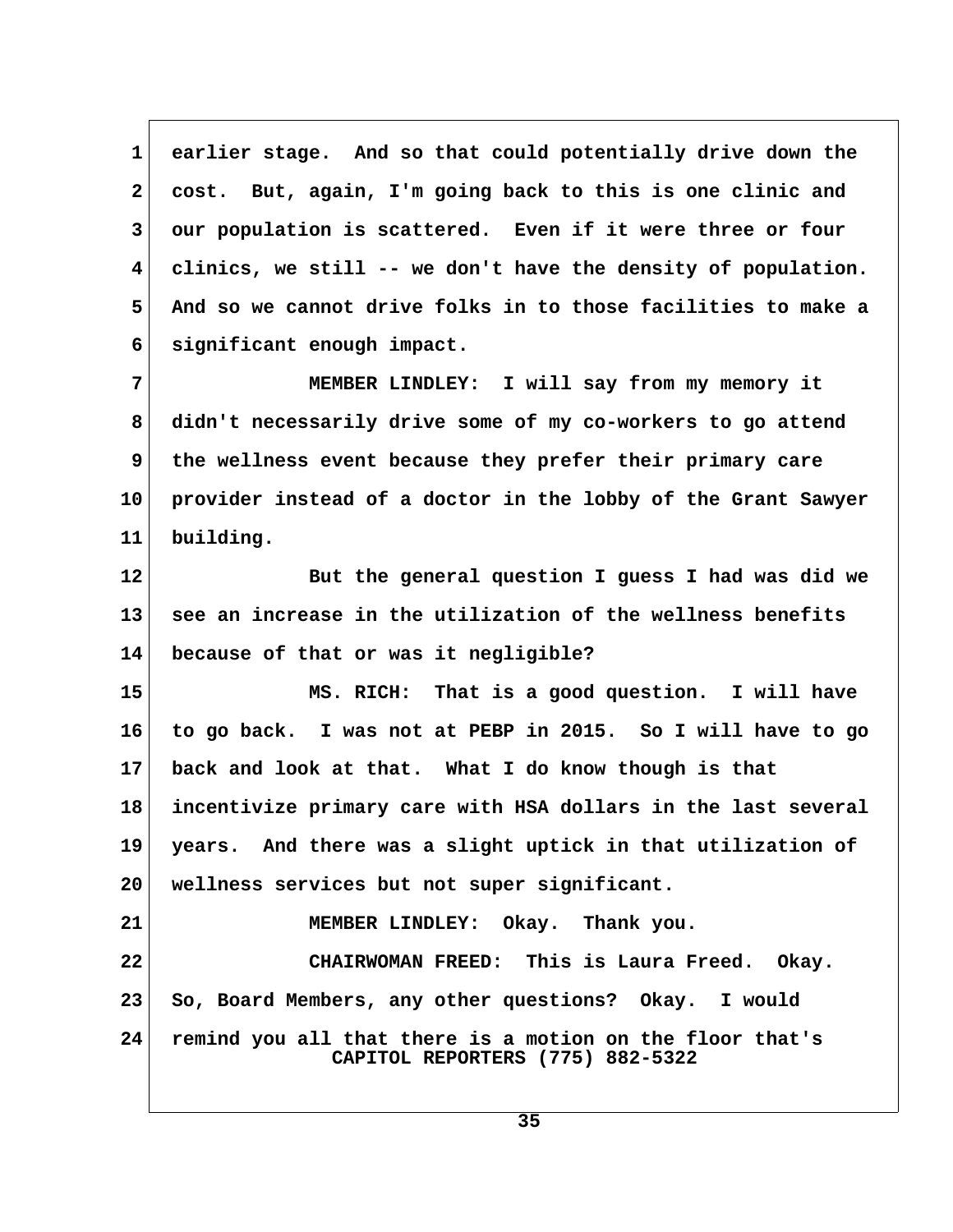earlier stage. And so that could potentially drive down the cost. But, again, I'm going back to this is one clinic and our population is scattered. Even if it were three or four clinics, we still -- we don't have the density of population. And so we cannot drive folks in to those facilities to make a significant enough impact.

MEMBER LINDLEY: I will say from my memory it didn't necessarily drive some of my co-workers to go attend the wellness event because they prefer their primary care provider instead of a doctor in the lobby of the Grant Sawyer building.

But the general question I guess I had was did we see an increase in the utilization of the wellness benefits because of that or was it negligible?

MS. RICH: That is a good question. I will have to go back. I was not at PEBP in 2015. So I will have to go back and look at that. What I do know though is that incentivize primary care with HSA dollars in the last several years. And there was a slight uptick in that utilization of wellness services but not super significant.

MEMBER LINDLEY: Okay. Thank you.

CHAIRWOMAN FREED: This is Laura Freed. Okay. So, Board Members, any other questions? Okay. I would remind you all that there is a motion on the floor that's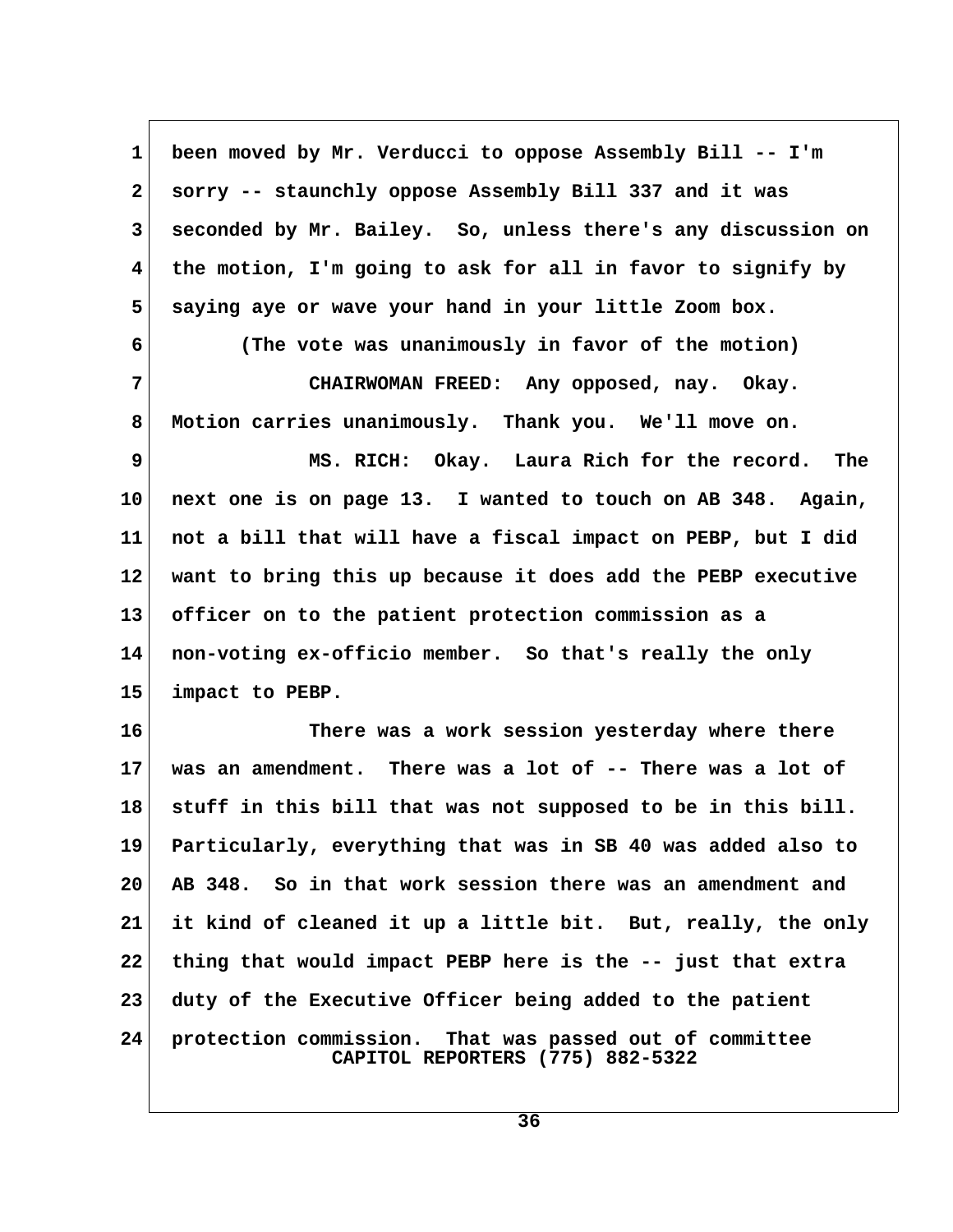been moved by Mr. Verducci to oppose Assembly Bill -- I'm sorry -- staunchly oppose Assembly Bill 337 and it was seconded by Mr. Bailey. So, unless there's any discussion on the motion, I'm going to ask for all in favor to signify by saying aye or wave your hand in your little Zoom box.

(The vote was unanimously in favor of the motion)

CHAIRWOMAN FREED: Any opposed, nay. Okay. Motion carries unanimously. Thank you. We'll move on.

MS. RICH: Okay. Laura Rich for the record. The next one is on page 13. I wanted to touch on AB 348. Again, not a bill that will have a fiscal impact on PEBP, but I did want to bring this up because it does add the PEBP executive officer on to the patient protection commission as a non-voting ex-officio member. So that's really the only impact to PEBP.

There was a work session yesterday where there was an amendment. There was a lot of -- There was a lot of stuff in this bill that was not supposed to be in this bill. Particularly, everything that was in SB 40 was added also to AB 348. So in that work session there was an amendment and it kind of cleaned it up a little bit. But, really, the only thing that would impact PEBP here is the -- just that extra duty of the Executive Officer being added to the patient protection commission. That was passed out of committee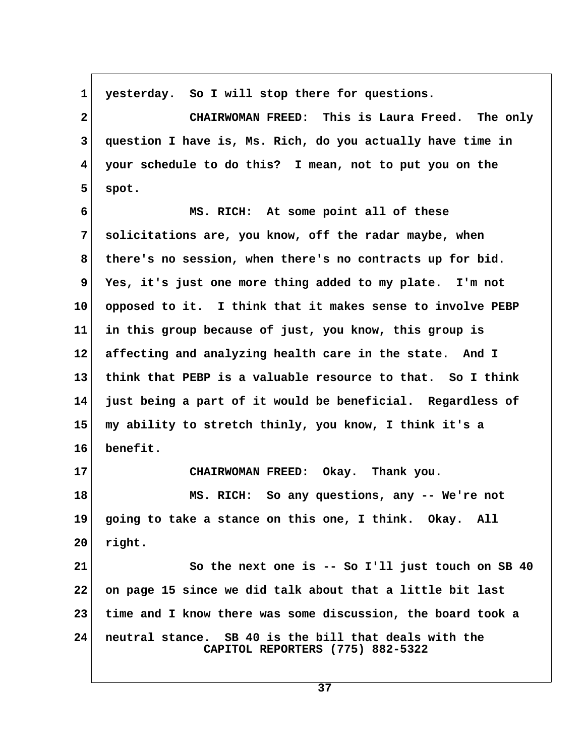yesterday. So I will stop there for questions.

CHAIRWOMAN FREED: This is Laura Freed. The only question I have is, Ms. Rich, do you actually have time in your schedule to do this? I mean, not to put you on the spot.

MS. RICH: At some point all of these solicitations are, you know, off the radar maybe, when there's no session, when there's no contracts up for bid. Yes, it's just one more thing added to my plate. I'm not opposed to it. I think that it makes sense to involve PEBP in this group because of just, you know, this group is affecting and analyzing health care in the state. And I think that PEBP is a valuable resource to that. So I think just being a part of it would be beneficial. Regardless of my ability to stretch thinly, you know, I think it's a benefit.

CHAIRWOMAN FREED: Okay. Thank you.

MS. RICH: So any questions, any -- We're not going to take a stance on this one, I think. Okay. All right.

So the next one is -- So I'll just touch on SB 40 on page 15 since we did talk about that a little bit last time and I know there was some discussion, the board took a neutral stance. SB 40 is the bill that deals with the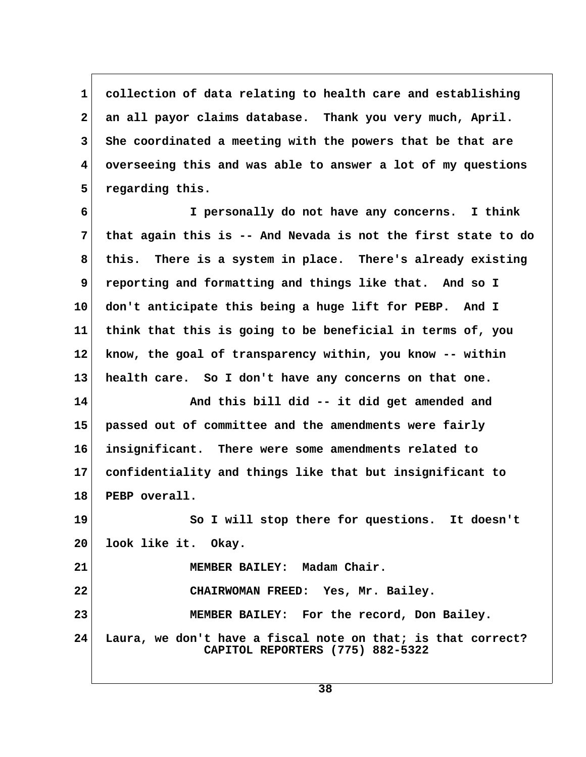collection of data relating to health care and establishing an all payor claims database. Thank you very much, April. She coordinated a meeting with the powers that be that are overseeing this and was able to answer a lot of my questions regarding this.

I personally do not have any concerns. I think that again this is -- And Nevada is not the first state to do this. There is a system in place. There's already existing reporting and formatting and things like that. And so I don't anticipate this being a huge lift for PEBP. And I think that this is going to be beneficial in terms of, you know, the goal of transparency within, you know -- within health care. So I don't have any concerns on that one.

And this bill did -- it did get amended and passed out of committee and the amendments were fairly insignificant. There were some amendments related to confidentiality and things like that but insignificant to PEBP overall.

So I will stop there for questions. It doesn't look like it. Okay.

MEMBER BAILEY: Madam Chair.

CHAIRWOMAN FREED: Yes, Mr. Bailey.

MEMBER BAILEY: For the record, Don Bailey. Laura, we don't have a fiscal note on that; is that correct?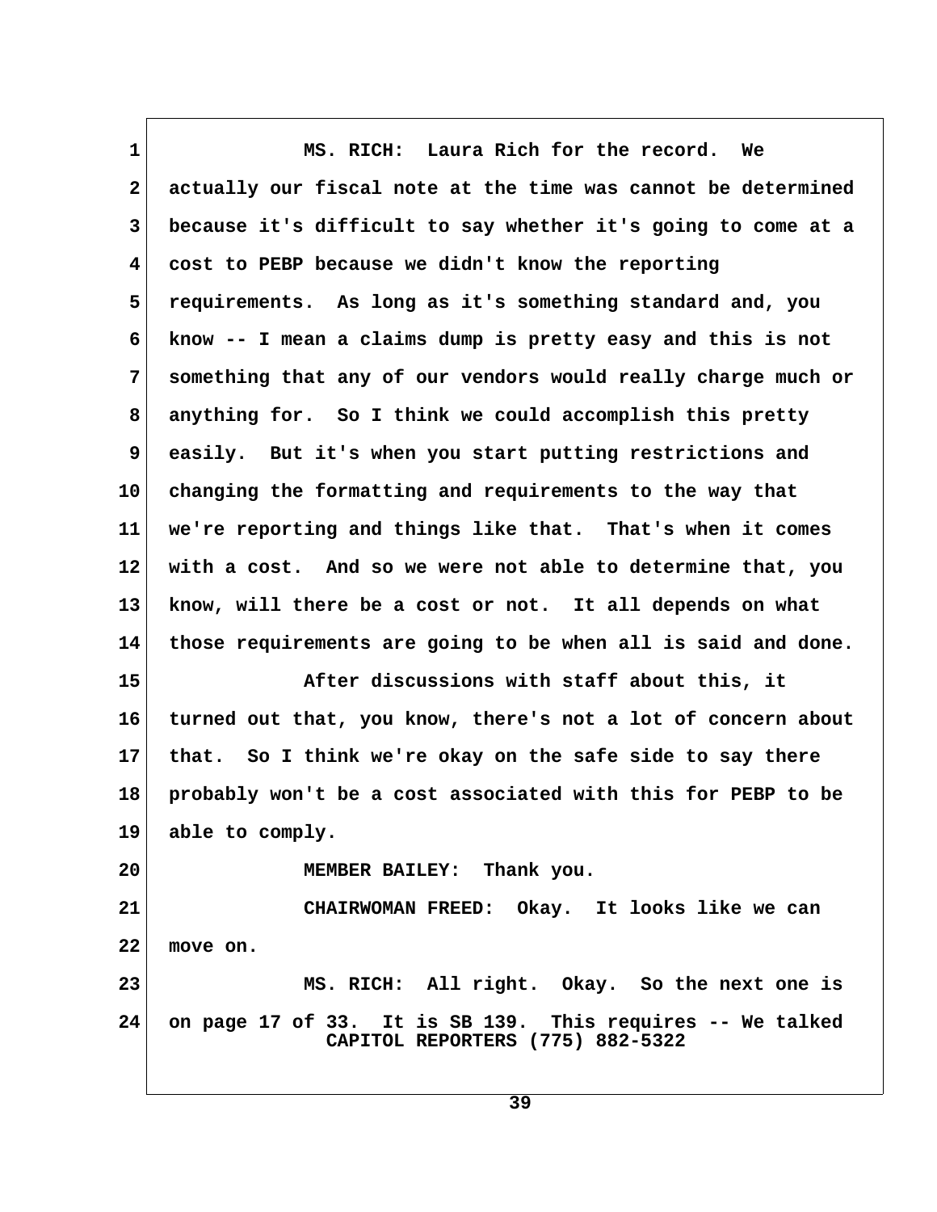MS. RICH: Laura Rich for the record. We actually our fiscal note at the time was cannot be determined because it's difficult to say whether it's going to come at a cost to PEBP because we didn't know the reporting requirements. As long as it's something standard and, you know -- I mean a claims dump is pretty easy and this is not something that any of our vendors would really charge much or anything for. So I think we could accomplish this pretty easily. But it's when you start putting restrictions and changing the formatting and requirements to the way that we're reporting and things like that. That's when it comes with a cost. And so we were not able to determine that, you know, will there be a cost or not. It all depends on what those requirements are going to be when all is said and done.

After discussions with staff about this, it turned out that, you know, there's not a lot of concern about that. So I think we're okay on the safe side to say there probably won't be a cost associated with this for PEBP to be able to comply.

MEMBER BAILEY: Thank you.

CHAIRWOMAN FREED: Okay. It looks like we can move on.

MS. RICH: All right. Okay. So the next one is on page 17 of 33. It is SB 139. This requires -- We talked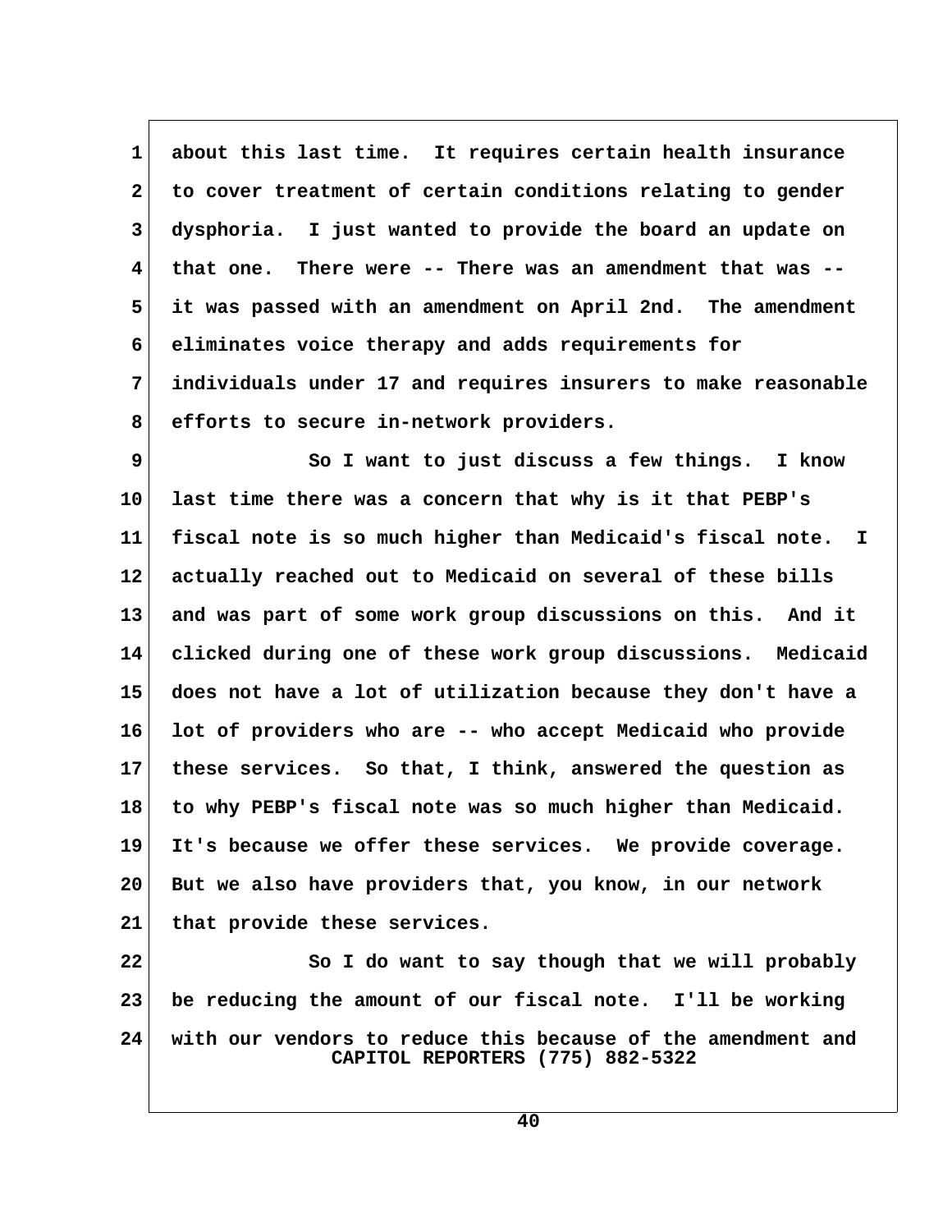about this last time. It requires certain health insurance to cover treatment of certain conditions relating to gender dysphoria. I just wanted to provide the board an update on that one. There were -- There was an amendment that was -- it was passed with an amendment on April 2nd. The amendment eliminates voice therapy and adds requirements for individuals under 17 and requires insurers to make reasonable efforts to secure in-network providers.

So I want to just discuss a few things. I know last time there was a concern that why is it that PEBP's fiscal note is so much higher than Medicaid's fiscal note. I actually reached out to Medicaid on several of these bills and was part of some work group discussions on this. And it clicked during one of these work group discussions. Medicaid does not have a lot of utilization because they don't have a lot of providers who are -- who accept Medicaid who provide these services. So that, I think, answered the question as to why PEBP's fiscal note was so much higher than Medicaid. It's because we offer these services. We provide coverage. But we also have providers that, you know, in our network that provide these services.

So I do want to say though that we will probably be reducing the amount of our fiscal note. I'll be working with our vendors to reduce this because of the amendment and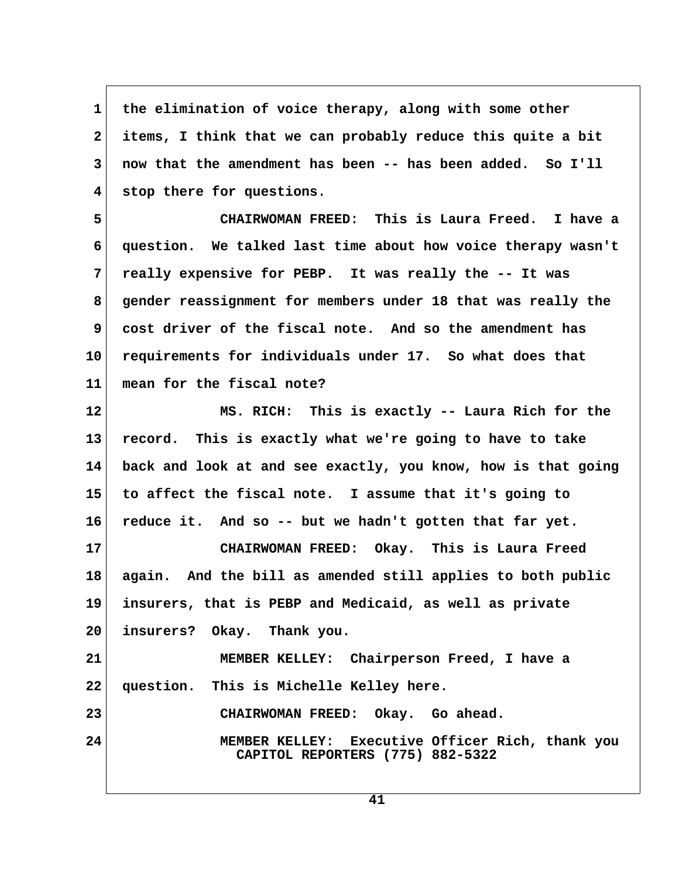the elimination of voice therapy, along with some other items, I think that we can probably reduce this quite a bit now that the amendment has been -- has been added. So I'll stop there for questions.

CHAIRWOMAN FREED: This is Laura Freed. I have a question. We talked last time about how voice therapy wasn't really expensive for PEBP. It was really the -- It was gender reassignment for members under 18 that was really the cost driver of the fiscal note. And so the amendment has requirements for individuals under 17. So what does that mean for the fiscal note?

MS. RICH: This is exactly -- Laura Rich for the record. This is exactly what we're going to have to take back and look at and see exactly, you know, how is that going to affect the fiscal note. I assume that it's going to reduce it. And so -- but we hadn't gotten that far yet.

CHAIRWOMAN FREED: Okay. This is Laura Freed again. And the bill as amended still applies to both public insurers, that is PEBP and Medicaid, as well as private insurers? Okay. Thank you.

MEMBER KELLEY: Chairperson Freed, I have a question. This is Michelle Kelley here.

CHAIRWOMAN FREED: Okay. Go ahead.

MEMBER KELLEY: Executive Officer Rich, thank you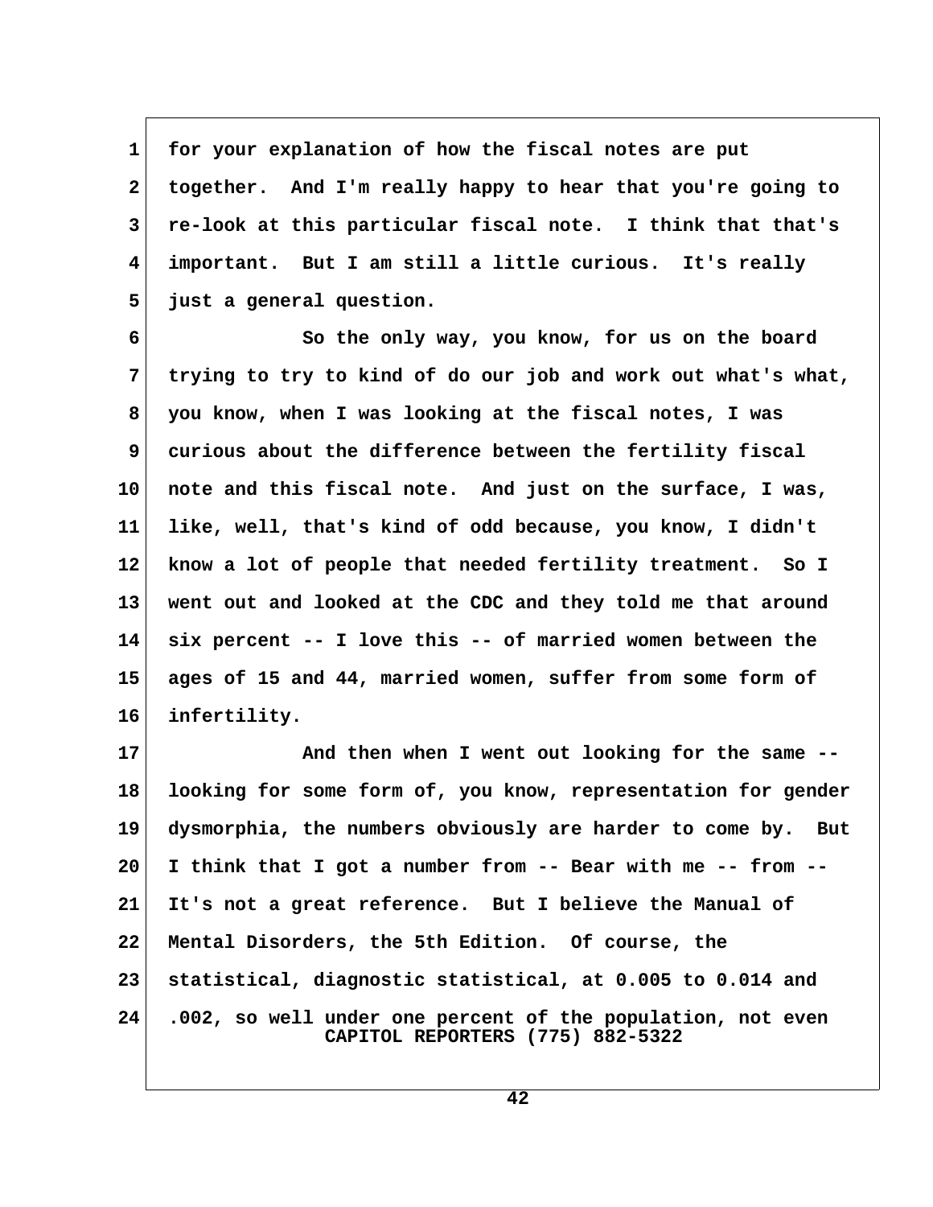for your explanation of how the fiscal notes are put together. And I'm really happy to hear that you're going to re-look at this particular fiscal note. I think that that's important. But I am still a little curious. It's really just a general question.

So the only way, you know, for us on the board trying to try to kind of do our job and work out what's what, you know, when I was looking at the fiscal notes, I was curious about the difference between the fertility fiscal note and this fiscal note. And just on the surface, I was, like, well, that's kind of odd because, you know, I didn't know a lot of people that needed fertility treatment. So I went out and looked at the CDC and they told me that around six percent -- I love this -- of married women between the ages of 15 and 44, married women, suffer from some form of infertility.

And then when I went out looking for the same -- looking for some form of, you know, representation for gender dysmorphia, the numbers obviously are harder to come by. But I think that I got a number from -- Bear with me -- from -- It's not a great reference. But I believe the Manual of Mental Disorders, the 5th Edition. Of course, the statistical, diagnostic statistical, at 0.005 to 0.014 and .002, so well under one percent of the population, not even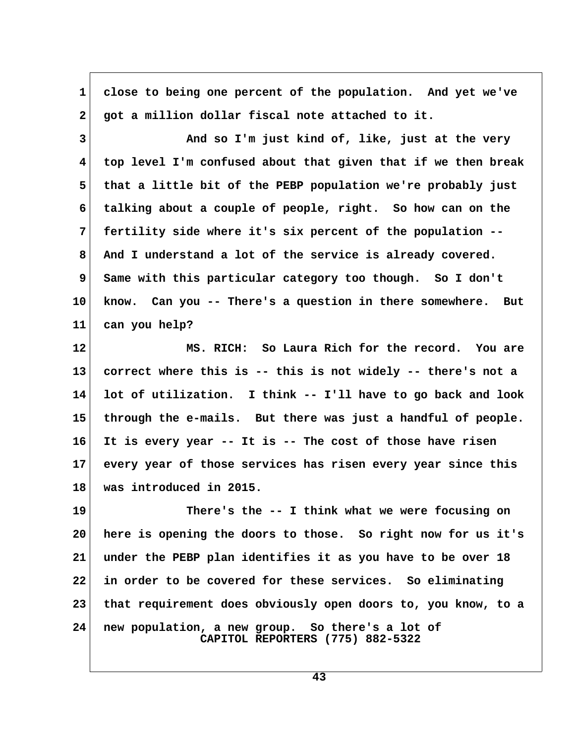close to being one percent of the population. And yet we've got a million dollar fiscal note attached to it.

And so I'm just kind of, like, just at the very top level I'm confused about that given that if we then break that a little bit of the PEBP population we're probably just talking about a couple of people, right. So how can on the fertility side where it's six percent of the population -- And I understand a lot of the service is already covered. Same with this particular category too though. So I don't know. Can you -- There's a question in there somewhere. But can you help?

MS. RICH: So Laura Rich for the record. You are correct where this is -- this is not widely -- there's not a lot of utilization. I think -- I'll have to go back and look through the e-mails. But there was just a handful of people. It is every year -- It is -- The cost of those have risen every year of those services has risen every year since this was introduced in 2015.

There's the -- I think what we were focusing on here is opening the doors to those. So right now for us it's under the PEBP plan identifies it as you have to be over 18 in order to be covered for these services. So eliminating that requirement does obviously open doors to, you know, to a new population, a new group. So there's a lot of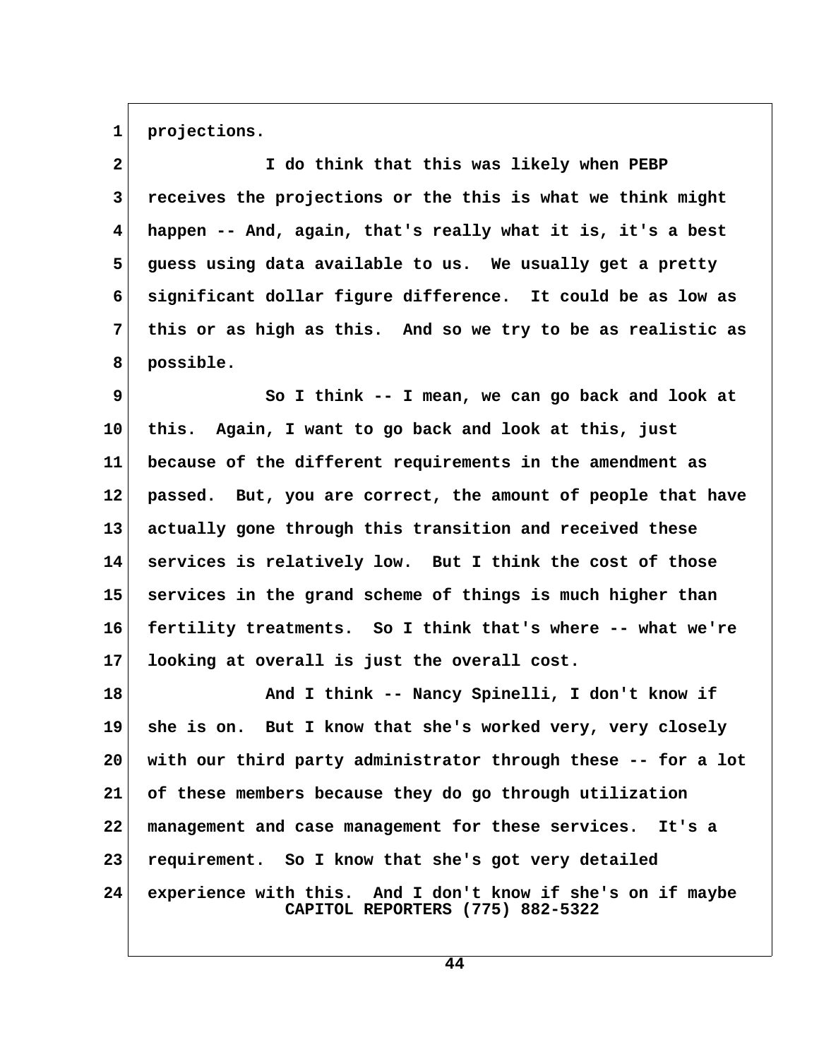projections.

I do think that this was likely when PEBP receives the projections or the this is what we think might happen -- And, again, that's really what it is, it's a best guess using data available to us. We usually get a pretty significant dollar figure difference. It could be as low as this or as high as this. And so we try to be as realistic as possible.

So I think -- I mean, we can go back and look at this. Again, I want to go back and look at this, just because of the different requirements in the amendment as passed. But, you are correct, the amount of people that have actually gone through this transition and received these services is relatively low. But I think the cost of those services in the grand scheme of things is much higher than fertility treatments. So I think that's where -- what we're looking at overall is just the overall cost.

And I think -- Nancy Spinelli, I don't know if she is on. But I know that she's worked very, very closely with our third party administrator through these -- for a lot of these members because they do go through utilization management and case management for these services. It's a requirement. So I know that she's got very detailed experience with this. And I don't know if she's on if maybe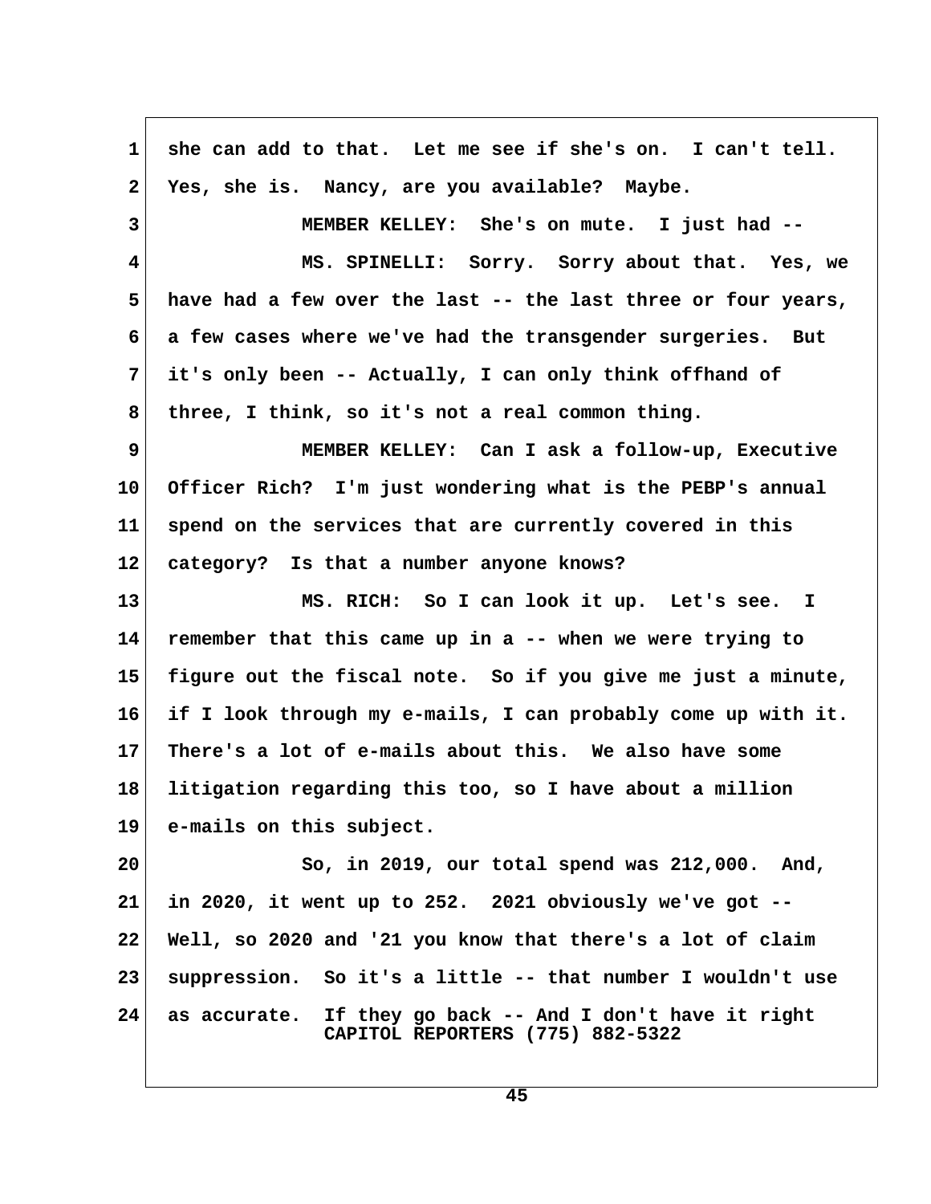she can add to that. Let me see if she's on. I can't tell. Yes, she is. Nancy, are you available? Maybe.

MEMBER KELLEY: She's on mute. I just had --

MS. SPINELLI: Sorry. Sorry about that. Yes, we have had a few over the last -- the last three or four years, a few cases where we've had the transgender surgeries. But it's only been -- Actually, I can only think offhand of three, I think, so it's not a real common thing.

MEMBER KELLEY: Can I ask a follow-up, Executive Officer Rich? I'm just wondering what is the PEBP's annual spend on the services that are currently covered in this category? Is that a number anyone knows?

MS. RICH: So I can look it up. Let's see. I remember that this came up in a -- when we were trying to figure out the fiscal note. So if you give me just a minute, if I look through my e-mails, I can probably come up with it. There's a lot of e-mails about this. We also have some litigation regarding this too, so I have about a million e-mails on this subject.

So, in 2019, our total spend was 212,000. And, in 2020, it went up to 252. 2021 obviously we've got -- Well, so 2020 and '21 you know that there's a lot of claim suppression. So it's a little -- that number I wouldn't use as accurate. If they go back -- And I don't have it right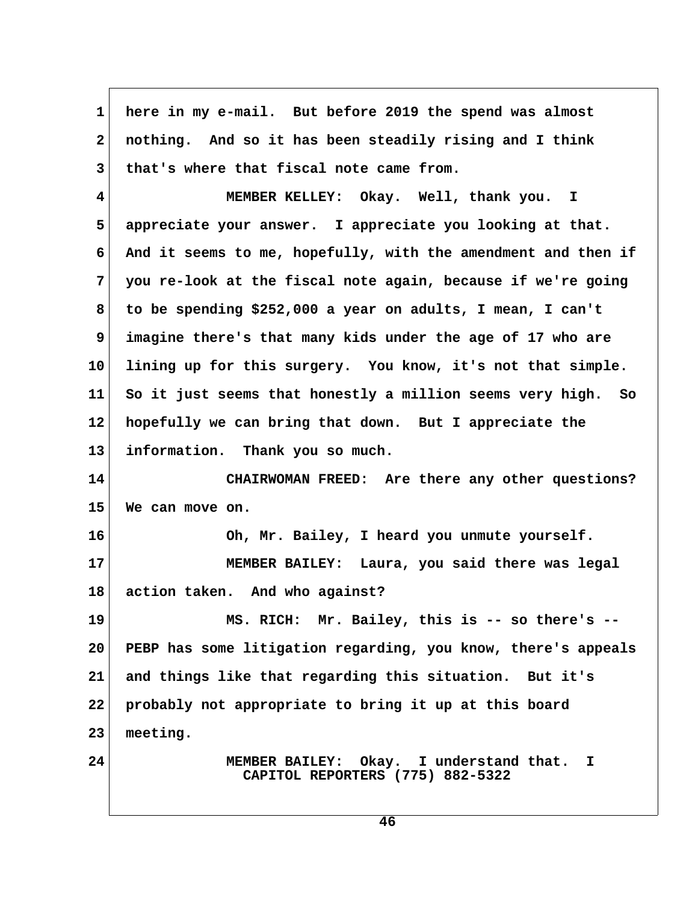here in my e-mail. But before 2019 the spend was almost nothing. And so it has been steadily rising and I think that's where that fiscal note came from.

MEMBER KELLEY: Okay. Well, thank you. I appreciate your answer. I appreciate you looking at that. And it seems to me, hopefully, with the amendment and then if you re-look at the fiscal note again, because if we're going to be spending $252,000 a year on adults, I mean, I can't imagine there's that many kids under the age of 17 who are lining up for this surgery. You know, it's not that simple. So it just seems that honestly a million seems very high. So hopefully we can bring that down. But I appreciate the information. Thank you so much.

CHAIRWOMAN FREED: Are there any other questions? We can move on.

Oh, Mr. Bailey, I heard you unmute yourself.

MEMBER BAILEY: Laura, you said there was legal action taken. And who against?

MS. RICH: Mr. Bailey, this is -- so there's -- PEBP has some litigation regarding, you know, there's appeals and things like that regarding this situation. But it's probably not appropriate to bring it up at this board meeting.

MEMBER BAILEY: Okay. I understand that. I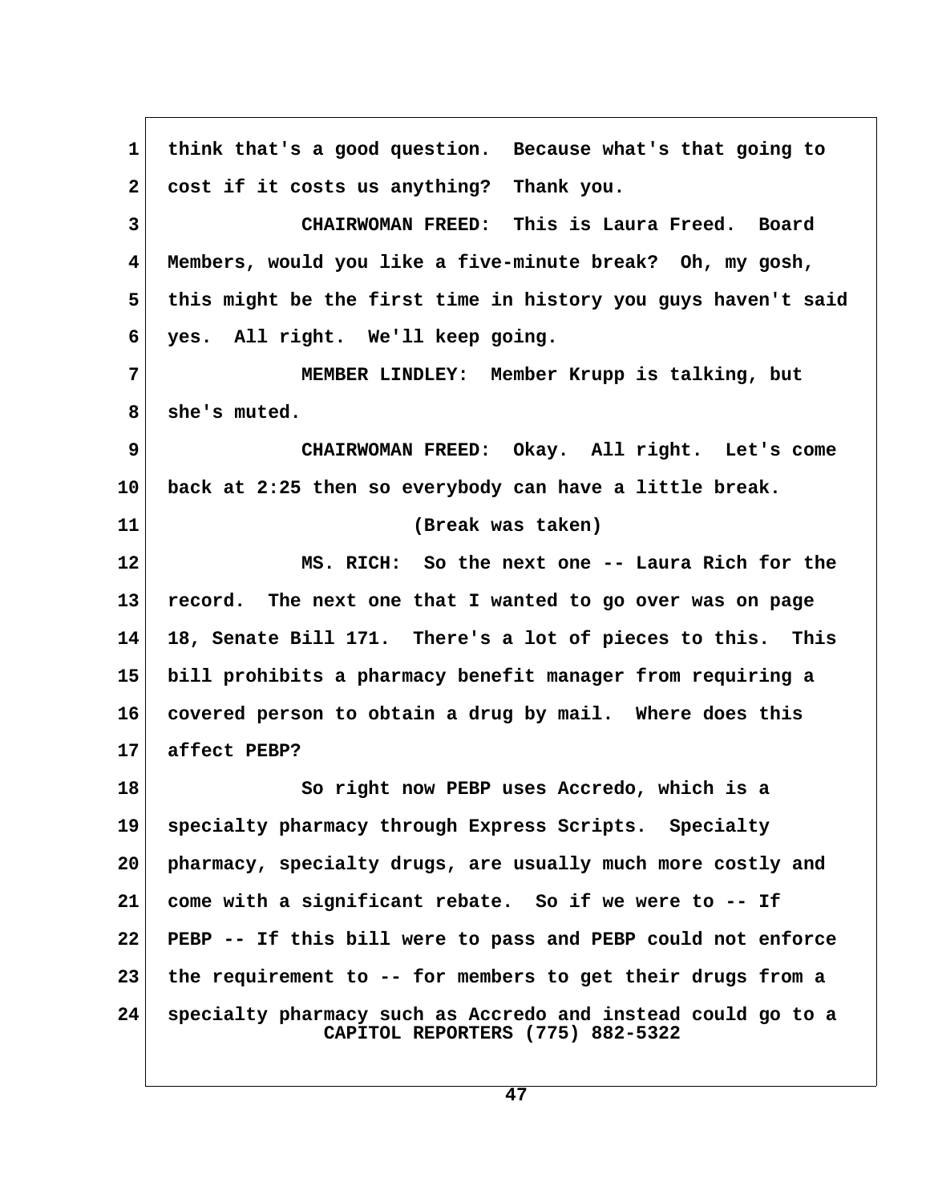think that's a good question. Because what's that going to cost if it costs us anything? Thank you.

CHAIRWOMAN FREED: This is Laura Freed. Board Members, would you like a five-minute break? Oh, my gosh, this might be the first time in history you guys haven't said yes. All right. We'll keep going.

MEMBER LINDLEY: Member Krupp is talking, but she's muted.

CHAIRWOMAN FREED: Okay. All right. Let's come back at 2:25 then so everybody can have a little break.

(Break was taken)

MS. RICH: So the next one -- Laura Rich for the record. The next one that I wanted to go over was on page 18, Senate Bill 171. There's a lot of pieces to this. This bill prohibits a pharmacy benefit manager from requiring a covered person to obtain a drug by mail. Where does this affect PEBP?

So right now PEBP uses Accredo, which is a specialty pharmacy through Express Scripts. Specialty pharmacy, specialty drugs, are usually much more costly and come with a significant rebate. So if we were to -- If PEBP -- If this bill were to pass and PEBP could not enforce the requirement to -- for members to get their drugs from a specialty pharmacy such as Accredo and instead could go to a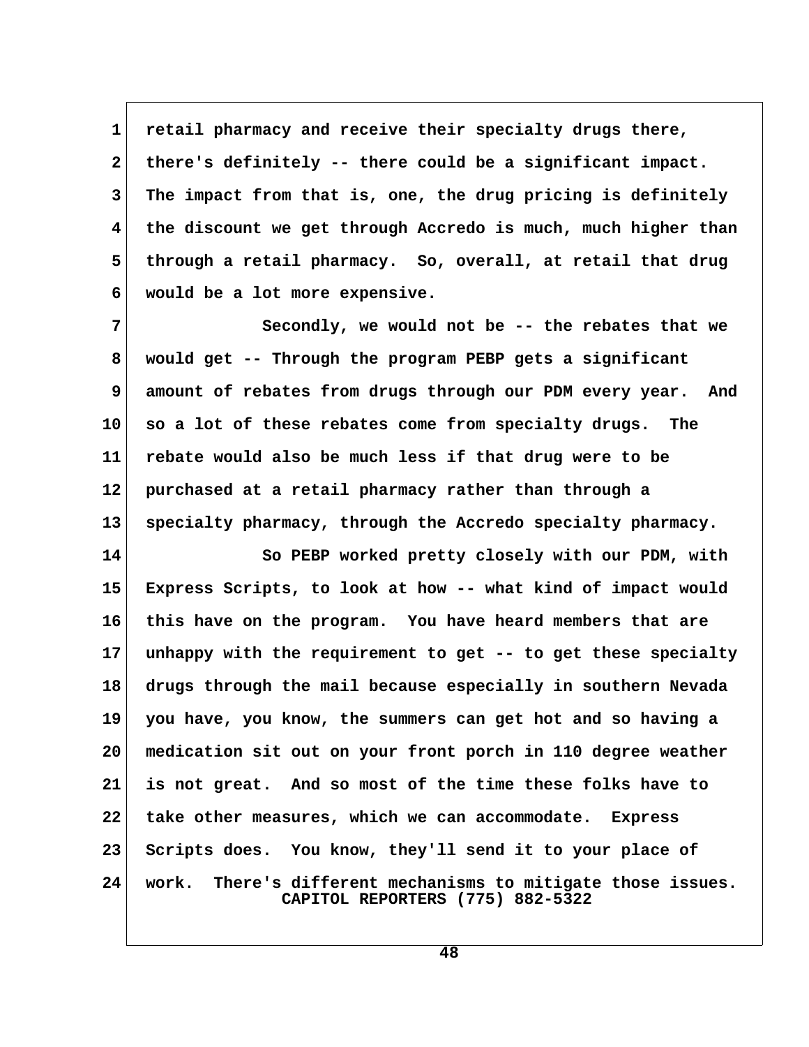retail pharmacy and receive their specialty drugs there, there's definitely -- there could be a significant impact. The impact from that is, one, the drug pricing is definitely the discount we get through Accredo is much, much higher than through a retail pharmacy. So, overall, at retail that drug would be a lot more expensive.

Secondly, we would not be -- the rebates that we would get -- Through the program PEBP gets a significant amount of rebates from drugs through our PDM every year. And so a lot of these rebates come from specialty drugs. The rebate would also be much less if that drug were to be purchased at a retail pharmacy rather than through a specialty pharmacy, through the Accredo specialty pharmacy.

So PEBP worked pretty closely with our PDM, with Express Scripts, to look at how -- what kind of impact would this have on the program. You have heard members that are unhappy with the requirement to get -- to get these specialty drugs through the mail because especially in southern Nevada you have, you know, the summers can get hot and so having a medication sit out on your front porch in 110 degree weather is not great. And so most of the time these folks have to take other measures, which we can accommodate. Express Scripts does. You know, they'll send it to your place of work. There's different mechanisms to mitigate those issues.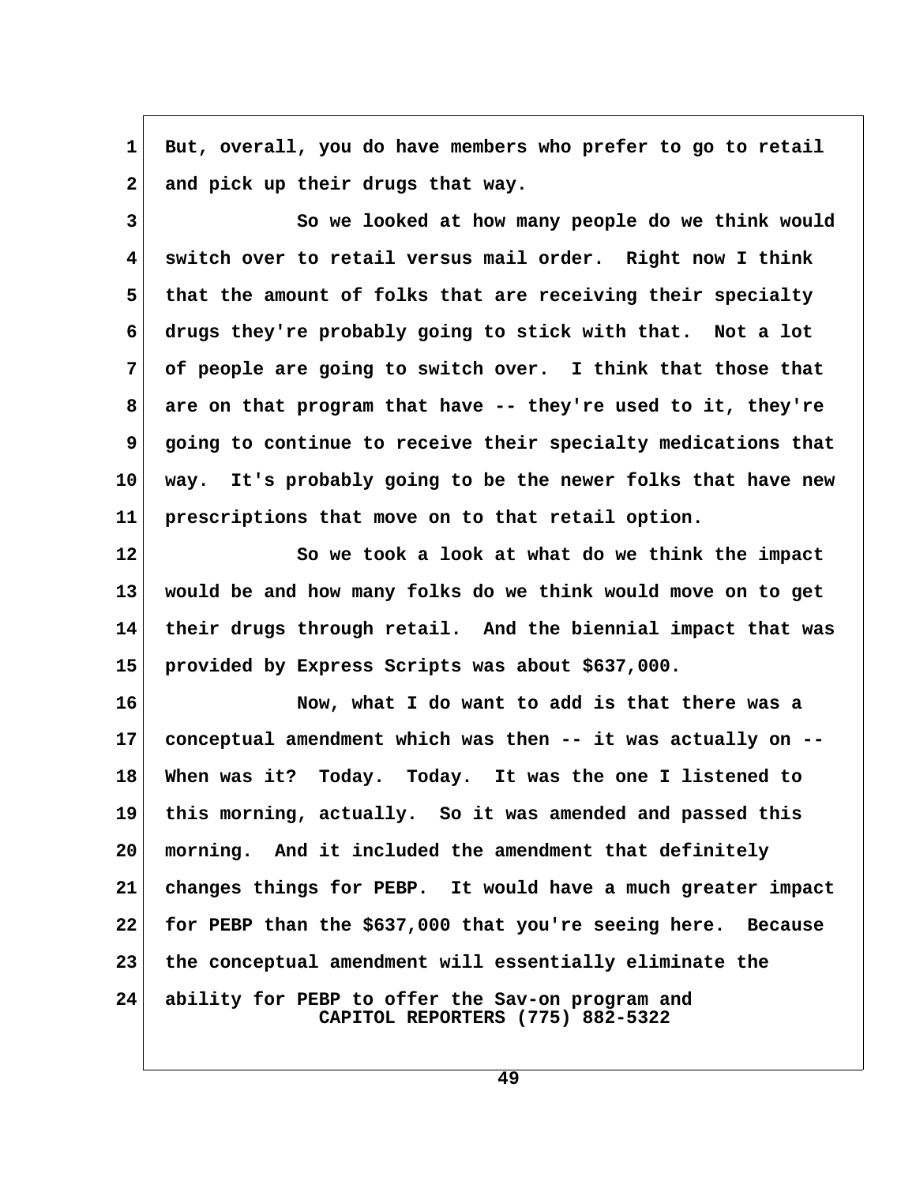But, overall, you do have members who prefer to go to retail and pick up their drugs that way.

So we looked at how many people do we think would switch over to retail versus mail order. Right now I think that the amount of folks that are receiving their specialty drugs they're probably going to stick with that. Not a lot of people are going to switch over. I think that those that are on that program that have -- they're used to it, they're going to continue to receive their specialty medications that way. It's probably going to be the newer folks that have new prescriptions that move on to that retail option.

So we took a look at what do we think the impact would be and how many folks do we think would move on to get their drugs through retail. And the biennial impact that was provided by Express Scripts was about $637,000.

Now, what I do want to add is that there was a conceptual amendment which was then -- it was actually on -- When was it? Today. Today. It was the one I listened to this morning, actually. So it was amended and passed this morning. And it included the amendment that definitely changes things for PEBP. It would have a much greater impact for PEBP than the $637,000 that you're seeing here. Because the conceptual amendment will essentially eliminate the ability for PEBP to offer the Sav-on program and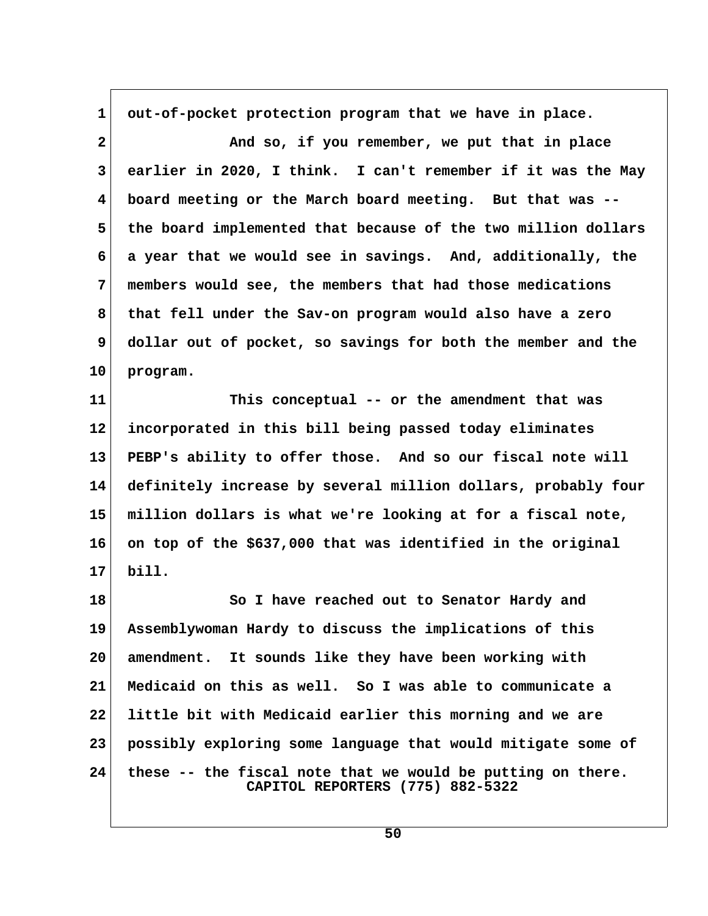out-of-pocket protection program that we have in place.

And so, if you remember, we put that in place earlier in 2020, I think. I can't remember if it was the May board meeting or the March board meeting. But that was -- the board implemented that because of the two million dollars a year that we would see in savings. And, additionally, the members would see, the members that had those medications that fell under the Sav-on program would also have a zero dollar out of pocket, so savings for both the member and the program.

This conceptual -- or the amendment that was incorporated in this bill being passed today eliminates PEBP's ability to offer those. And so our fiscal note will definitely increase by several million dollars, probably four million dollars is what we're looking at for a fiscal note, on top of the $637,000 that was identified in the original bill.

So I have reached out to Senator Hardy and Assemblywoman Hardy to discuss the implications of this amendment. It sounds like they have been working with Medicaid on this as well. So I was able to communicate a little bit with Medicaid earlier this morning and we are possibly exploring some language that would mitigate some of these -- the fiscal note that we would be putting on there.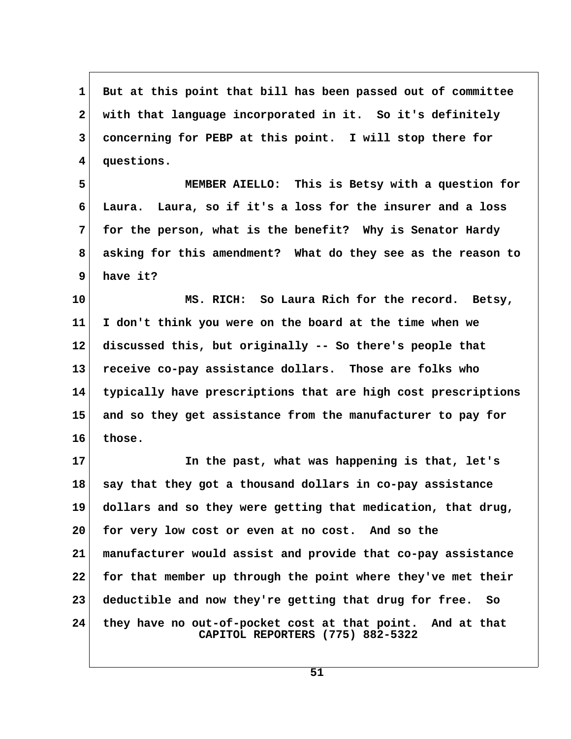1 But at this point that bill has been passed out of committee
2 with that language incorporated in it. So it's definitely
3 concerning for PEBP at this point. I will stop there for
4 questions.

5 MEMBER AIELLO: This is Betsy with a question for
6 Laura. Laura, so if it's a loss for the insurer and a loss
7 for the person, what is the benefit? Why is Senator Hardy
8 asking for this amendment? What do they see as the reason to
9 have it?

10 MS. RICH: So Laura Rich for the record. Betsy,
11 I don't think you were on the board at the time when we
12 discussed this, but originally -- So there's people that
13 receive co-pay assistance dollars. Those are folks who
14 typically have prescriptions that are high cost prescriptions
15 and so they get assistance from the manufacturer to pay for
16 those.

17 In the past, what was happening is that, let's
18 say that they got a thousand dollars in co-pay assistance
19 dollars and so they were getting that medication, that drug,
20 for very low cost or even at no cost. And so the
21 manufacturer would assist and provide that co-pay assistance
22 for that member up through the point where they've met their
23 deductible and now they're getting that drug for free. So
24 they have no out-of-pocket cost at that point. And at that

CAPITOL REPORTERS (775) 882-5322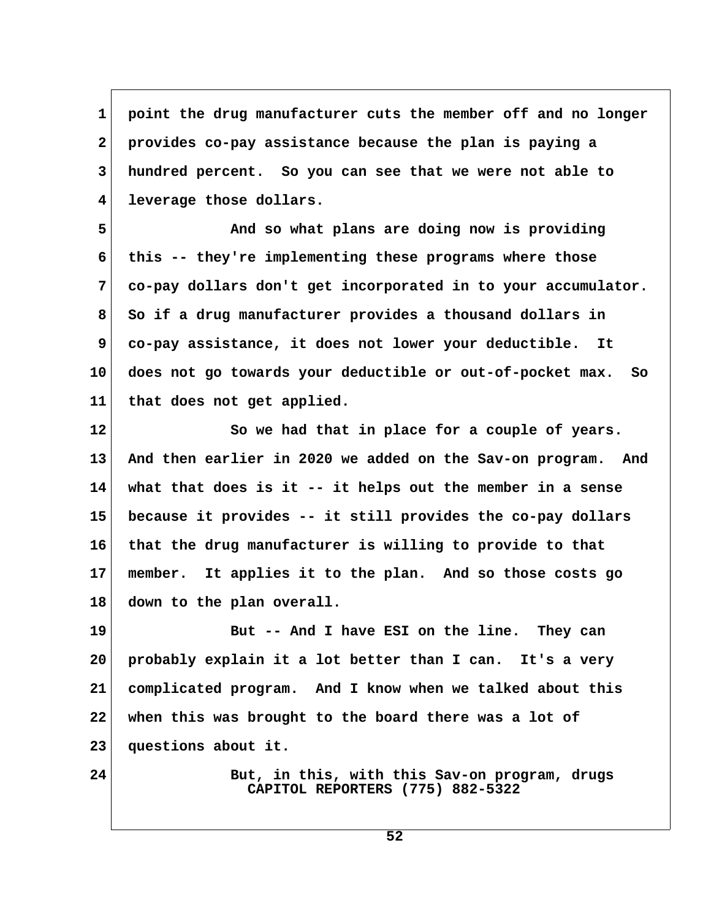point the drug manufacturer cuts the member off and no longer provides co-pay assistance because the plan is paying a hundred percent. So you can see that we were not able to leverage those dollars.

And so what plans are doing now is providing this -- they're implementing these programs where those co-pay dollars don't get incorporated in to your accumulator. So if a drug manufacturer provides a thousand dollars in co-pay assistance, it does not lower your deductible. It does not go towards your deductible or out-of-pocket max. So that does not get applied.

So we had that in place for a couple of years. And then earlier in 2020 we added on the Sav-on program. And what that does is it -- it helps out the member in a sense because it provides -- it still provides the co-pay dollars that the drug manufacturer is willing to provide to that member. It applies it to the plan. And so those costs go down to the plan overall.

But -- And I have ESI on the line. They can probably explain it a lot better than I can. It's a very complicated program. And I know when we talked about this when this was brought to the board there was a lot of questions about it.

But, in this, with this Sav-on program, drugs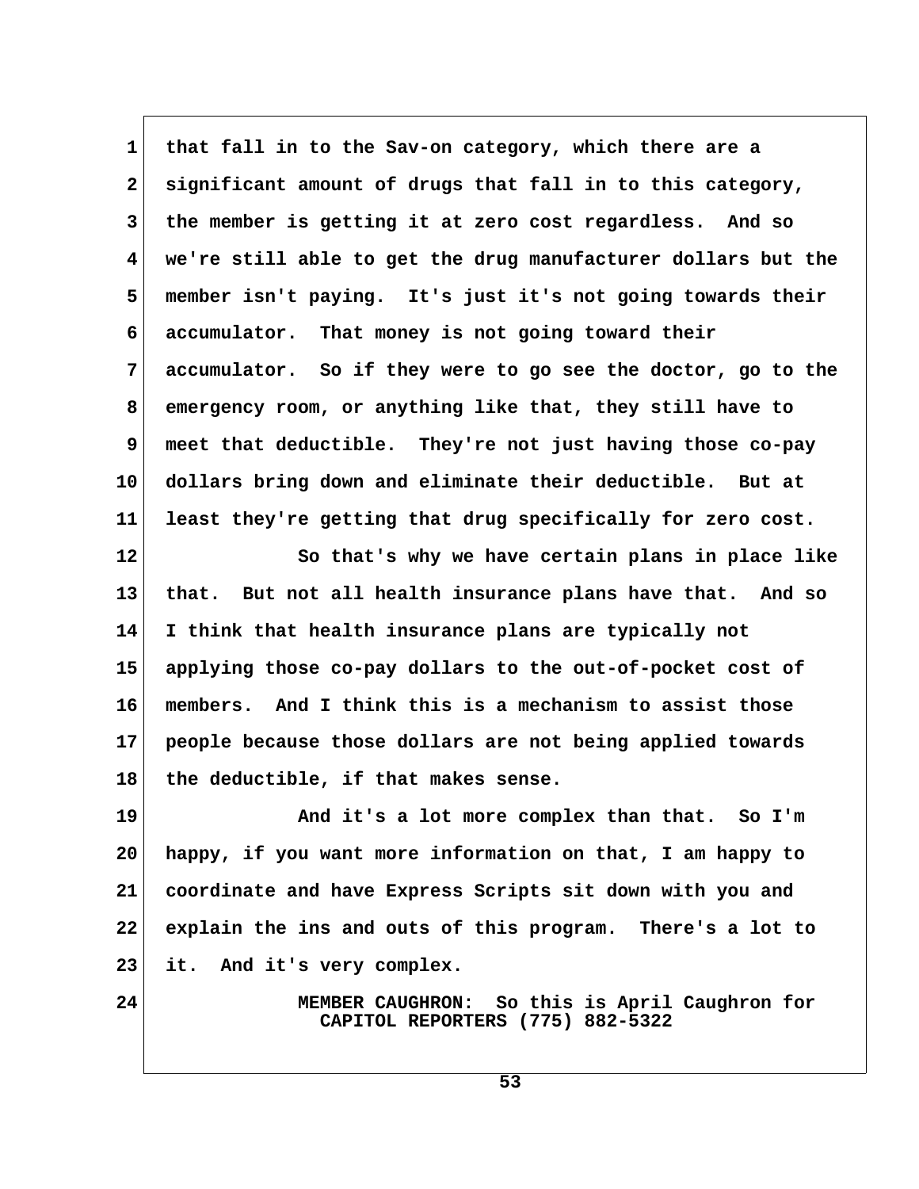that fall in to the Sav-on category, which there are a significant amount of drugs that fall in to this category, the member is getting it at zero cost regardless. And so we're still able to get the drug manufacturer dollars but the member isn't paying. It's just it's not going towards their accumulator. That money is not going toward their accumulator. So if they were to go see the doctor, go to the emergency room, or anything like that, they still have to meet that deductible. They're not just having those co-pay dollars bring down and eliminate their deductible. But at least they're getting that drug specifically for zero cost.

So that's why we have certain plans in place like that. But not all health insurance plans have that. And so I think that health insurance plans are typically not applying those co-pay dollars to the out-of-pocket cost of members. And I think this is a mechanism to assist those people because those dollars are not being applied towards the deductible, if that makes sense.

And it's a lot more complex than that. So I'm happy, if you want more information on that, I am happy to coordinate and have Express Scripts sit down with you and explain the ins and outs of this program. There's a lot to it. And it's very complex.

MEMBER CAUGHRON: So this is April Caughron for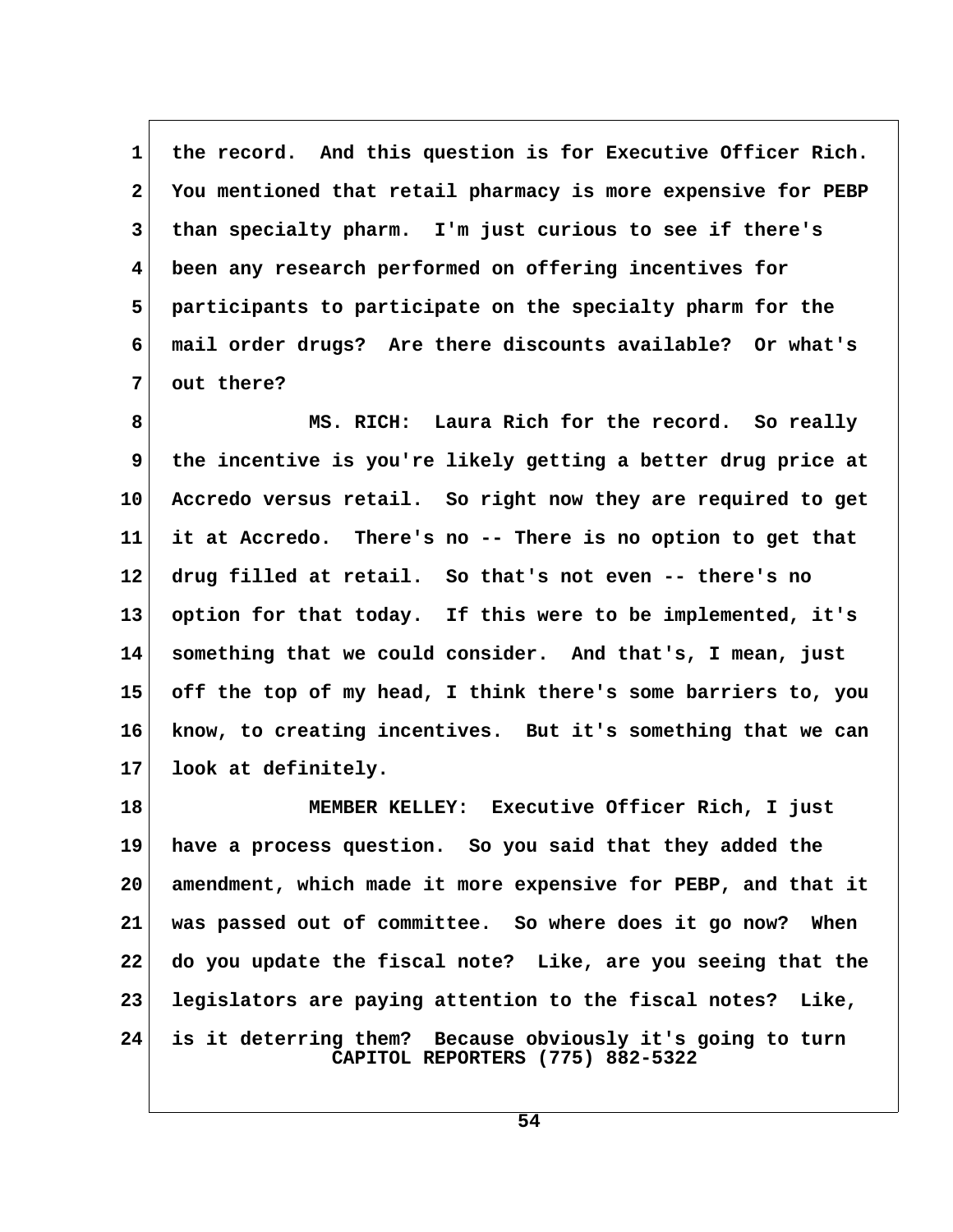1 the record. And this question is for Executive Officer Rich.
2 You mentioned that retail pharmacy is more expensive for PEBP
3 than specialty pharm. I'm just curious to see if there's
4 been any research performed on offering incentives for
5 participants to participate on the specialty pharm for the
6 mail order drugs? Are there discounts available? Or what's
7 out there?

8 MS. RICH: Laura Rich for the record. So really
9 the incentive is you're likely getting a better drug price at
10 Accredo versus retail. So right now they are required to get
11 it at Accredo. There's no -- There is no option to get that
12 drug filled at retail. So that's not even -- there's no
13 option for that today. If this were to be implemented, it's
14 something that we could consider. And that's, I mean, just
15 off the top of my head, I think there's some barriers to, you
16 know, to creating incentives. But it's something that we can
17 look at definitely.

18 MEMBER KELLEY: Executive Officer Rich, I just
19 have a process question. So you said that they added the
20 amendment, which made it more expensive for PEBP, and that it
21 was passed out of committee. So where does it go now? When
22 do you update the fiscal note? Like, are you seeing that the
23 legislators are paying attention to the fiscal notes? Like,
24 is it deterring them? Because obviously it's going to turn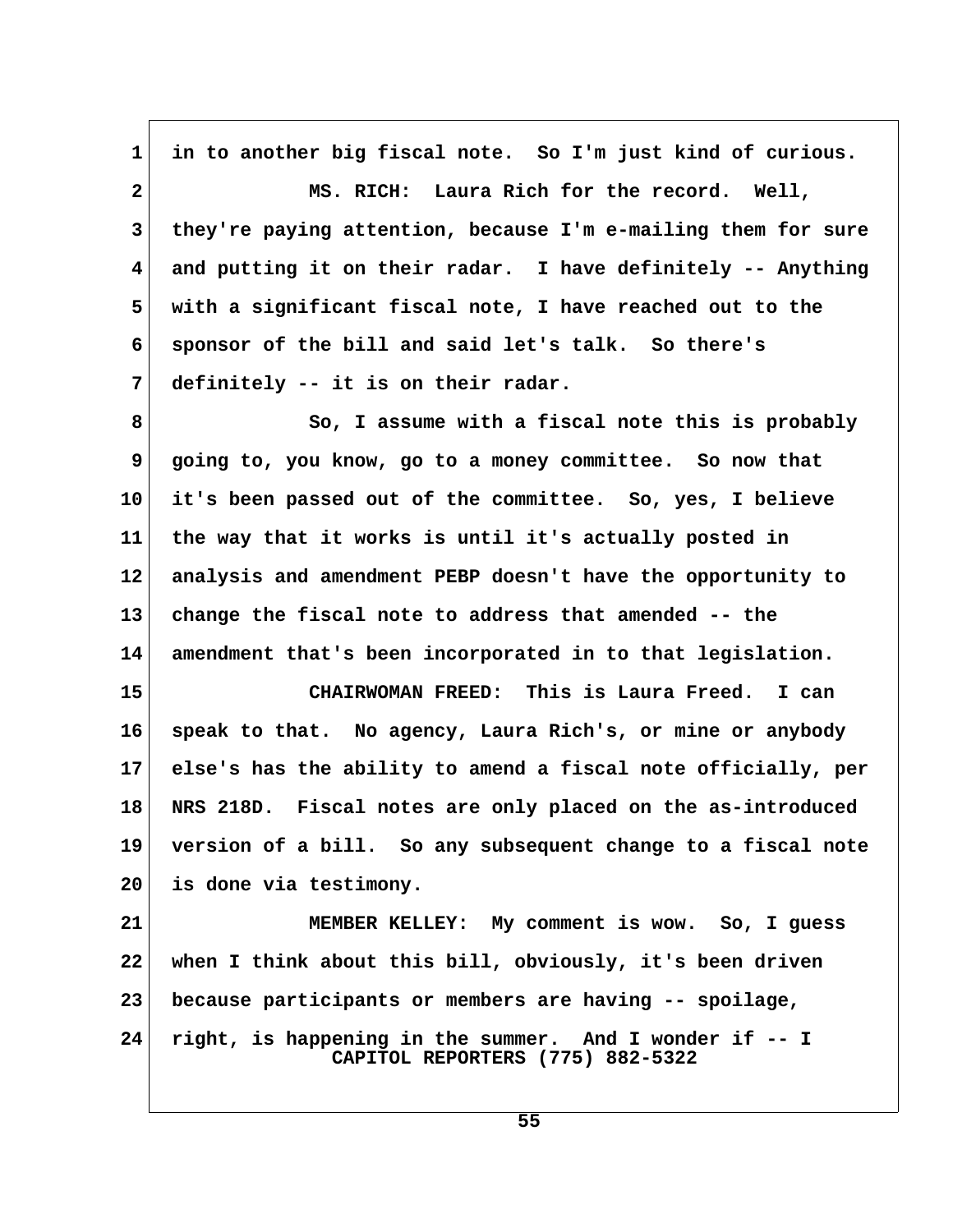in to another big fiscal note. So I'm just kind of curious.

MS. RICH: Laura Rich for the record. Well, they're paying attention, because I'm e-mailing them for sure and putting it on their radar. I have definitely -- Anything with a significant fiscal note, I have reached out to the sponsor of the bill and said let's talk. So there's definitely -- it is on their radar.

So, I assume with a fiscal note this is probably going to, you know, go to a money committee. So now that it's been passed out of the committee. So, yes, I believe the way that it works is until it's actually posted in analysis and amendment PEBP doesn't have the opportunity to change the fiscal note to address that amended -- the amendment that's been incorporated in to that legislation.

CHAIRWOMAN FREED: This is Laura Freed. I can speak to that. No agency, Laura Rich's, or mine or anybody else's has the ability to amend a fiscal note officially, per NRS 218D. Fiscal notes are only placed on the as-introduced version of a bill. So any subsequent change to a fiscal note is done via testimony.

MEMBER KELLEY: My comment is wow. So, I guess when I think about this bill, obviously, it's been driven because participants or members are having -- spoilage, right, is happening in the summer. And I wonder if -- I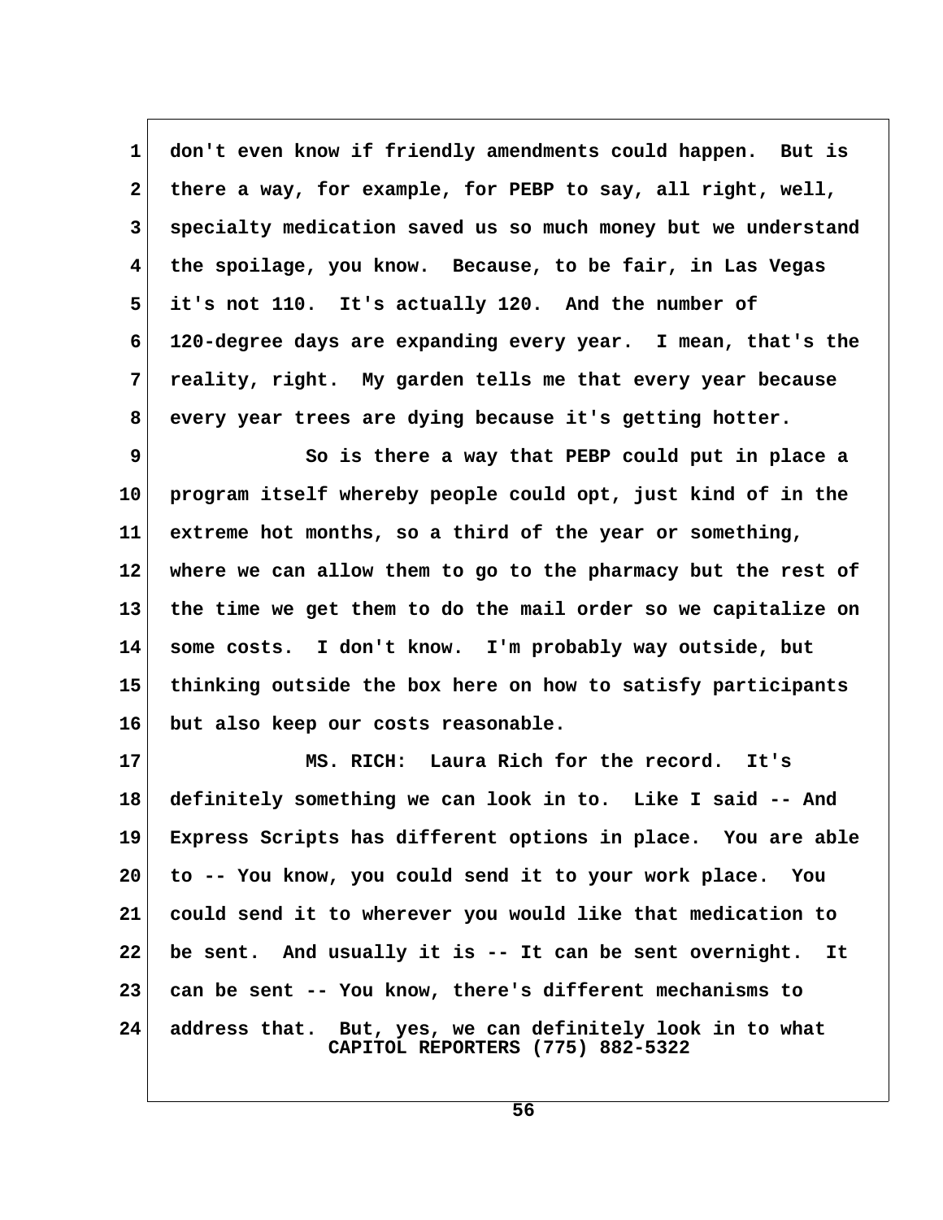don't even know if friendly amendments could happen. But is there a way, for example, for PEBP to say, all right, well, specialty medication saved us so much money but we understand the spoilage, you know. Because, to be fair, in Las Vegas it's not 110. It's actually 120. And the number of 120-degree days are expanding every year. I mean, that's the reality, right. My garden tells me that every year because every year trees are dying because it's getting hotter.

So is there a way that PEBP could put in place a program itself whereby people could opt, just kind of in the extreme hot months, so a third of the year or something, where we can allow them to go to the pharmacy but the rest of the time we get them to do the mail order so we capitalize on some costs. I don't know. I'm probably way outside, but thinking outside the box here on how to satisfy participants but also keep our costs reasonable.

MS. RICH: Laura Rich for the record. It's definitely something we can look in to. Like I said -- And Express Scripts has different options in place. You are able to -- You know, you could send it to your work place. You could send it to wherever you would like that medication to be sent. And usually it is -- It can be sent overnight. It can be sent -- You know, there's different mechanisms to address that. But, yes, we can definitely look in to what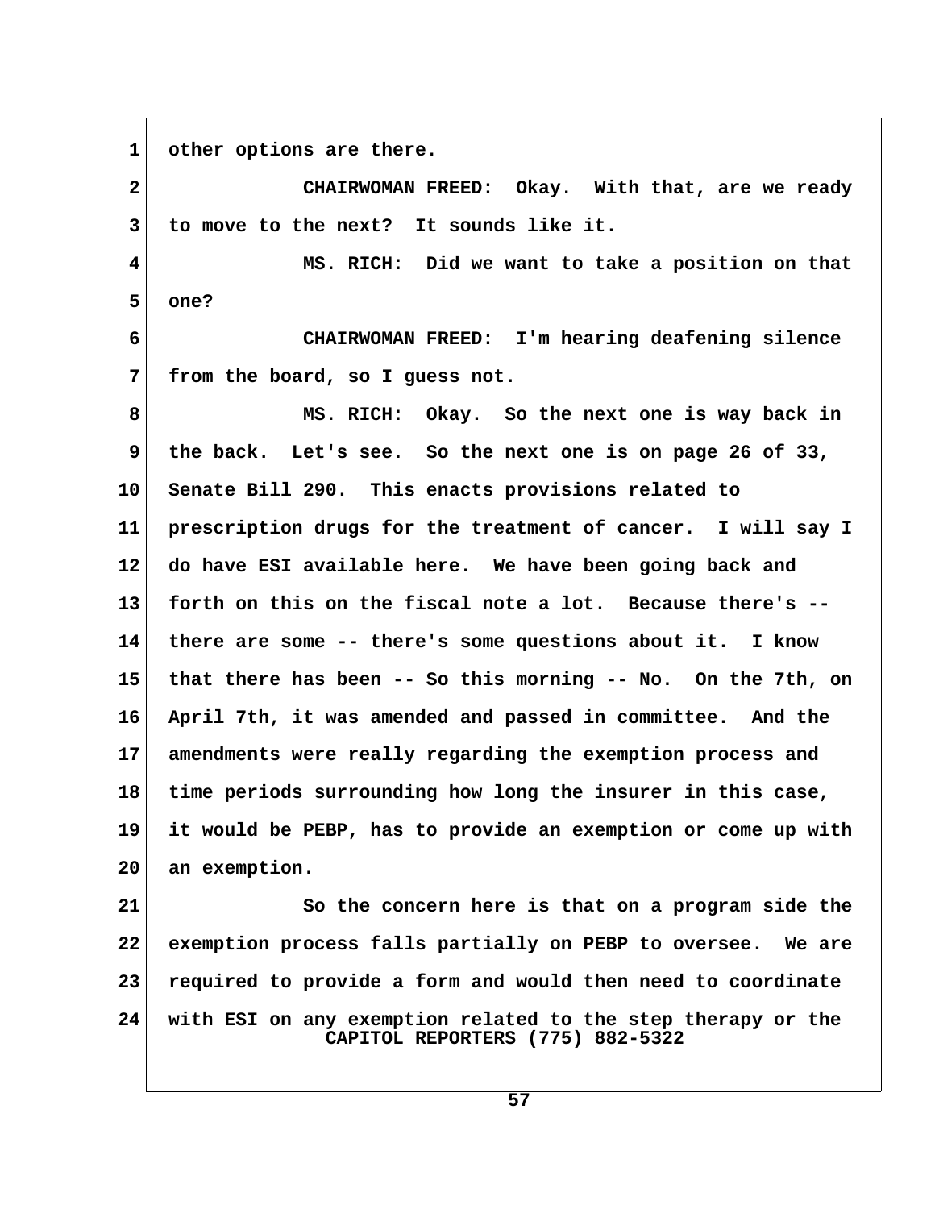1 other options are there.

2 CHAIRWOMAN FREED: Okay. With that, are we ready
3 to move to the next? It sounds like it.

4 MS. RICH: Did we want to take a position on that
5 one?

6 CHAIRWOMAN FREED: I'm hearing deafening silence
7 from the board, so I guess not.

8 MS. RICH: Okay. So the next one is way back in
9 the back. Let's see. So the next one is on page 26 of 33,
10 Senate Bill 290. This enacts provisions related to
11 prescription drugs for the treatment of cancer. I will say I
12 do have ESI available here. We have been going back and
13 forth on this on the fiscal note a lot. Because there's --
14 there are some -- there's some questions about it. I know
15 that there has been -- So this morning -- No. On the 7th, on
16 April 7th, it was amended and passed in committee. And the
17 amendments were really regarding the exemption process and
18 time periods surrounding how long the insurer in this case,
19 it would be PEBP, has to provide an exemption or come up with
20 an exemption.

21 So the concern here is that on a program side the
22 exemption process falls partially on PEBP to oversee. We are
23 required to provide a form and would then need to coordinate
24 with ESI on any exemption related to the step therapy or the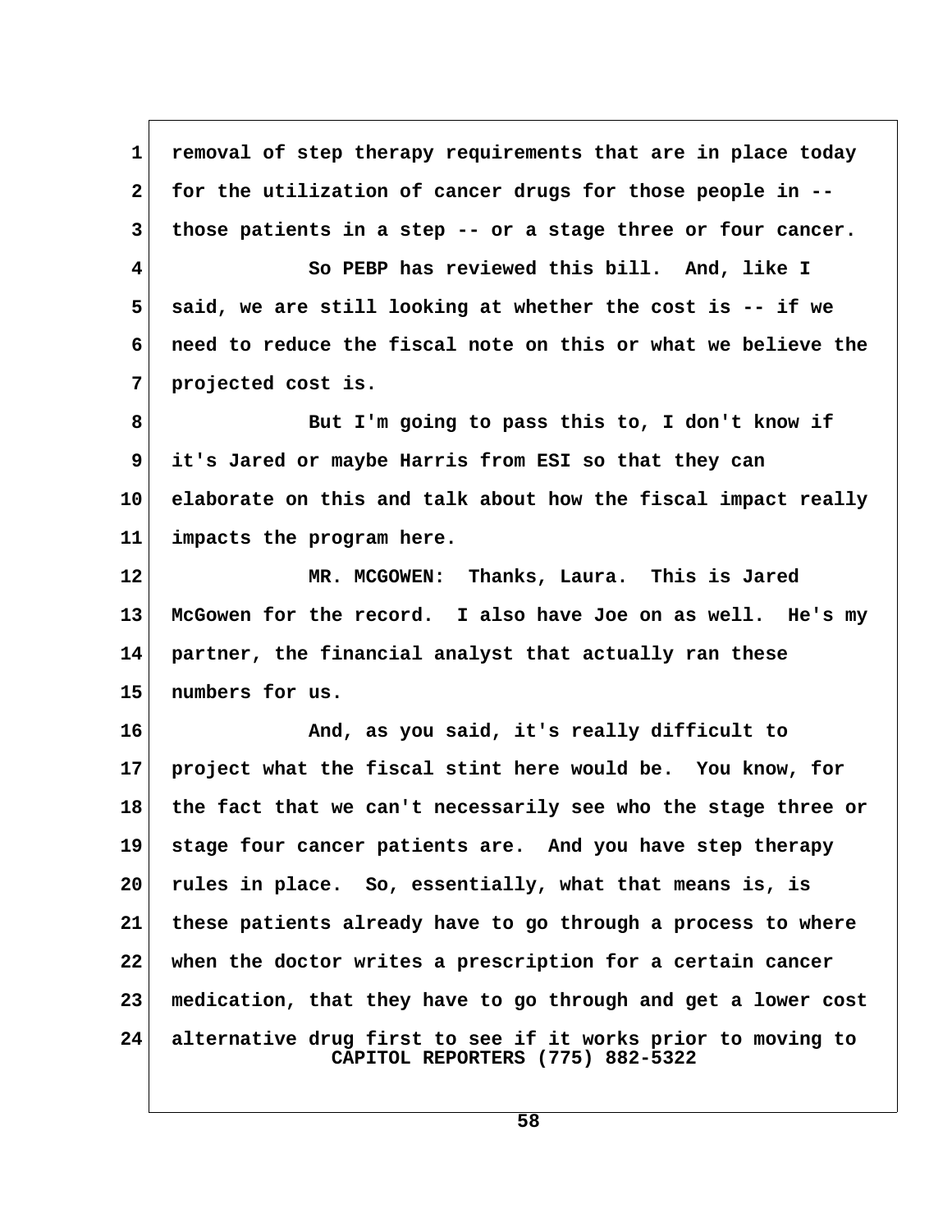removal of step therapy requirements that are in place today for the utilization of cancer drugs for those people in -- those patients in a step -- or a stage three or four cancer.

So PEBP has reviewed this bill. And, like I said, we are still looking at whether the cost is -- if we need to reduce the fiscal note on this or what we believe the projected cost is.

But I'm going to pass this to, I don't know if it's Jared or maybe Harris from ESI so that they can elaborate on this and talk about how the fiscal impact really impacts the program here.

MR. MCGOWEN: Thanks, Laura. This is Jared McGowen for the record. I also have Joe on as well. He's my partner, the financial analyst that actually ran these numbers for us.

And, as you said, it's really difficult to project what the fiscal stint here would be. You know, for the fact that we can't necessarily see who the stage three or stage four cancer patients are. And you have step therapy rules in place. So, essentially, what that means is, is these patients already have to go through a process to where when the doctor writes a prescription for a certain cancer medication, that they have to go through and get a lower cost alternative drug first to see if it works prior to moving to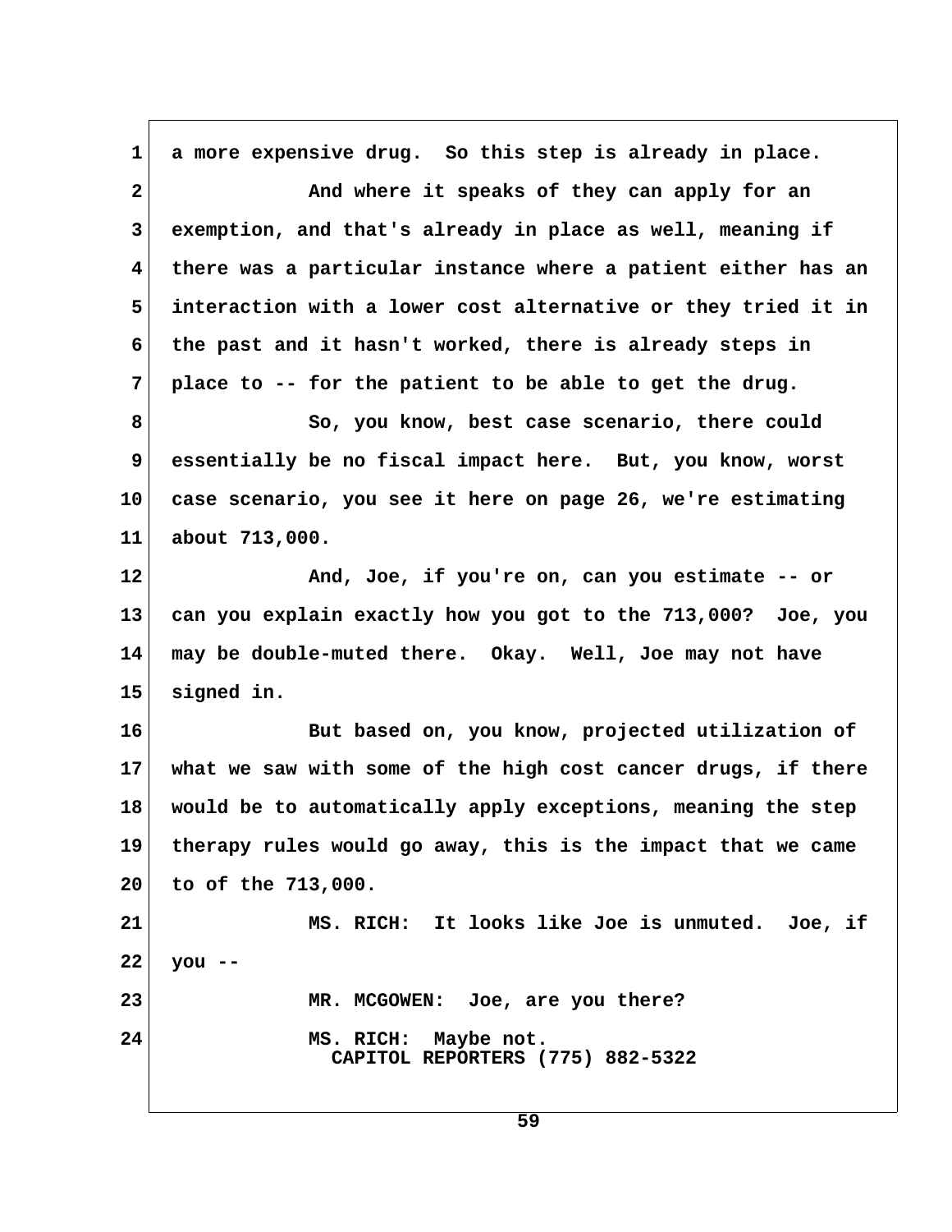1 a more expensive drug. So this step is already in place.

2 And where it speaks of they can apply for an

3 exemption, and that's already in place as well, meaning if

4 there was a particular instance where a patient either has an

5 interaction with a lower cost alternative or they tried it in

6 the past and it hasn't worked, there is already steps in

7 place to -- for the patient to be able to get the drug.

8 So, you know, best case scenario, there could

9 essentially be no fiscal impact here. But, you know, worst

10 case scenario, you see it here on page 26, we're estimating

11 about 713,000.

12 And, Joe, if you're on, can you estimate -- or

13 can you explain exactly how you got to the 713,000? Joe, you

14 may be double-muted there. Okay. Well, Joe may not have

15 signed in.

16 But based on, you know, projected utilization of

17 what we saw with some of the high cost cancer drugs, if there

18 would be to automatically apply exceptions, meaning the step

19 therapy rules would go away, this is the impact that we came

20 to of the 713,000.

21 MS. RICH: It looks like Joe is unmuted. Joe, if

22 you --

23 MR. MCGOWEN: Joe, are you there?

24 MS. RICH: Maybe not.

CAPITOL REPORTERS (775) 882-5322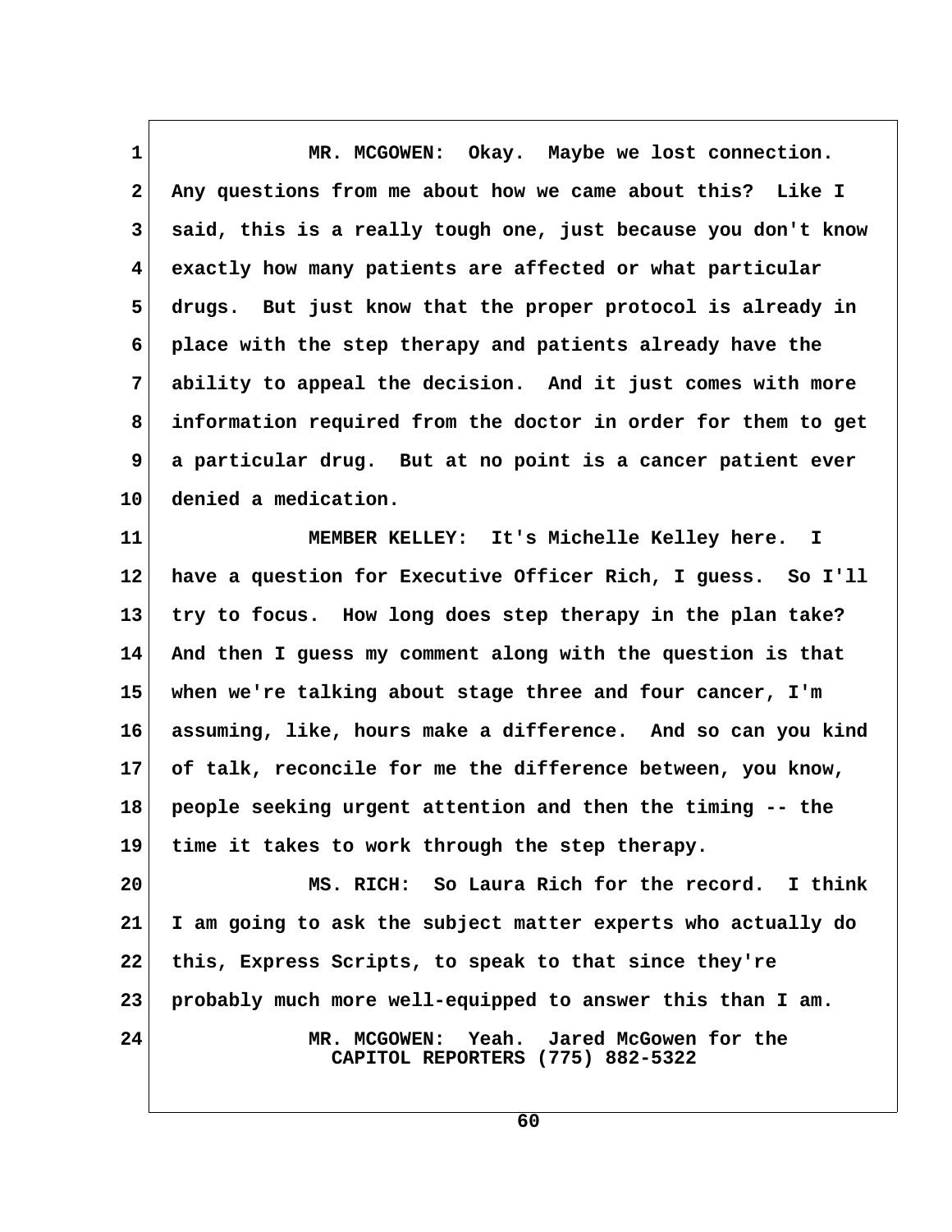MR. MCGOWEN: Okay. Maybe we lost connection. Any questions from me about how we came about this? Like I said, this is a really tough one, just because you don't know exactly how many patients are affected or what particular drugs. But just know that the proper protocol is already in place with the step therapy and patients already have the ability to appeal the decision. And it just comes with more information required from the doctor in order for them to get a particular drug. But at no point is a cancer patient ever denied a medication.

MEMBER KELLEY: It's Michelle Kelley here. I have a question for Executive Officer Rich, I guess. So I'll try to focus. How long does step therapy in the plan take? And then I guess my comment along with the question is that when we're talking about stage three and four cancer, I'm assuming, like, hours make a difference. And so can you kind of talk, reconcile for me the difference between, you know, people seeking urgent attention and then the timing -- the time it takes to work through the step therapy.

MS. RICH: So Laura Rich for the record. I think I am going to ask the subject matter experts who actually do this, Express Scripts, to speak to that since they're probably much more well-equipped to answer this than I am.

MR. MCGOWEN: Yeah. Jared McGowen for the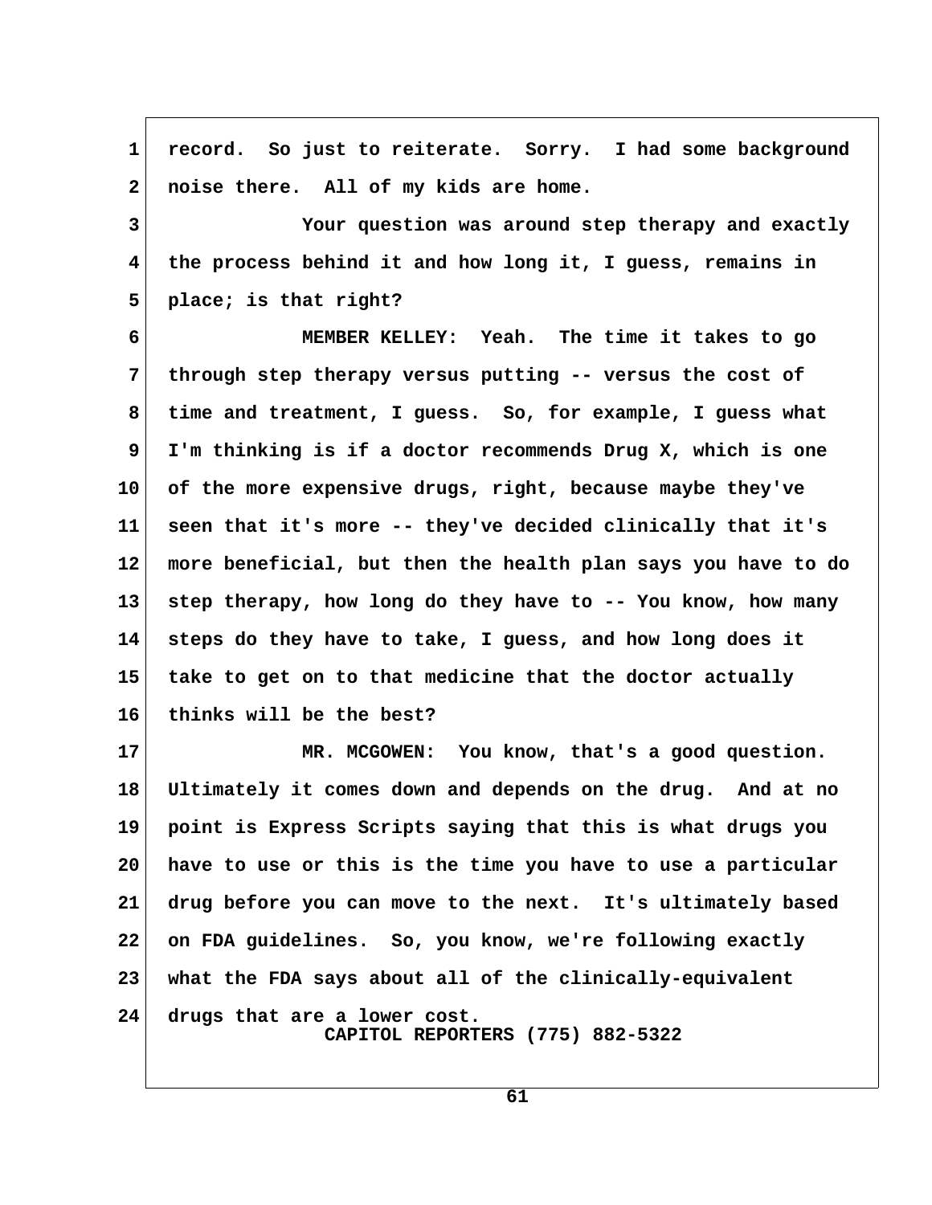record. So just to reiterate. Sorry. I had some background noise there. All of my kids are home.

Your question was around step therapy and exactly the process behind it and how long it, I guess, remains in place; is that right?

MEMBER KELLEY: Yeah. The time it takes to go through step therapy versus putting -- versus the cost of time and treatment, I guess. So, for example, I guess what I'm thinking is if a doctor recommends Drug X, which is one of the more expensive drugs, right, because maybe they've seen that it's more -- they've decided clinically that it's more beneficial, but then the health plan says you have to do step therapy, how long do they have to -- You know, how many steps do they have to take, I guess, and how long does it take to get on to that medicine that the doctor actually thinks will be the best?

MR. MCGOWEN: You know, that's a good question. Ultimately it comes down and depends on the drug. And at no point is Express Scripts saying that this is what drugs you have to use or this is the time you have to use a particular drug before you can move to the next. It's ultimately based on FDA guidelines. So, you know, we're following exactly what the FDA says about all of the clinically-equivalent drugs that are a lower cost.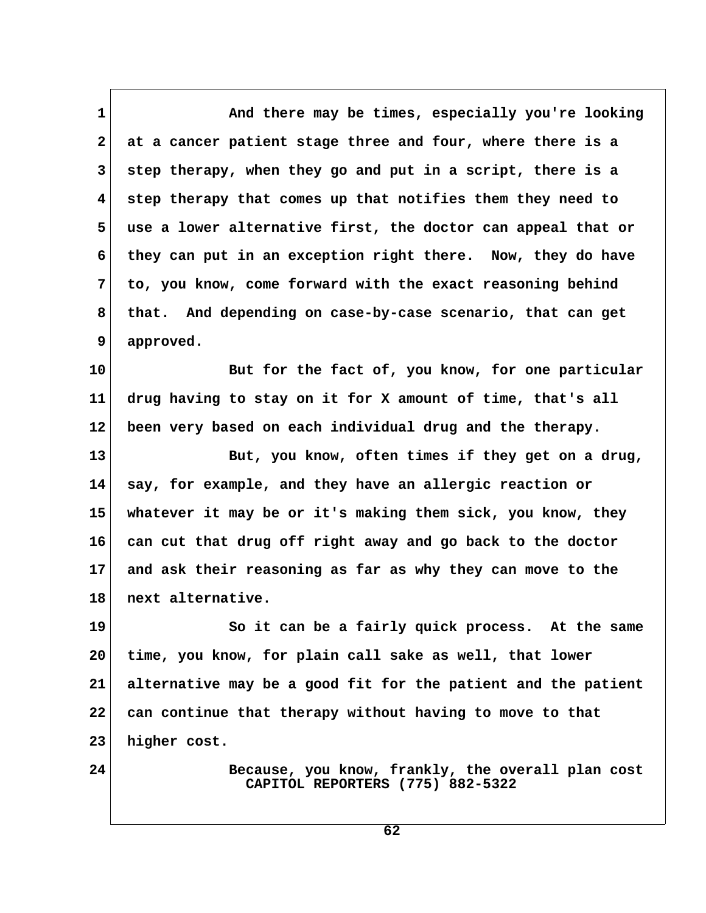And there may be times, especially you're looking at a cancer patient stage three and four, where there is a step therapy, when they go and put in a script, there is a step therapy that comes up that notifies them they need to use a lower alternative first, the doctor can appeal that or they can put in an exception right there. Now, they do have to, you know, come forward with the exact reasoning behind that. And depending on case-by-case scenario, that can get approved.

But for the fact of, you know, for one particular drug having to stay on it for X amount of time, that's all been very based on each individual drug and the therapy.

But, you know, often times if they get on a drug, say, for example, and they have an allergic reaction or whatever it may be or it's making them sick, you know, they can cut that drug off right away and go back to the doctor and ask their reasoning as far as why they can move to the next alternative.

So it can be a fairly quick process. At the same time, you know, for plain call sake as well, that lower alternative may be a good fit for the patient and the patient can continue that therapy without having to move to that higher cost.

Because, you know, frankly, the overall plan cost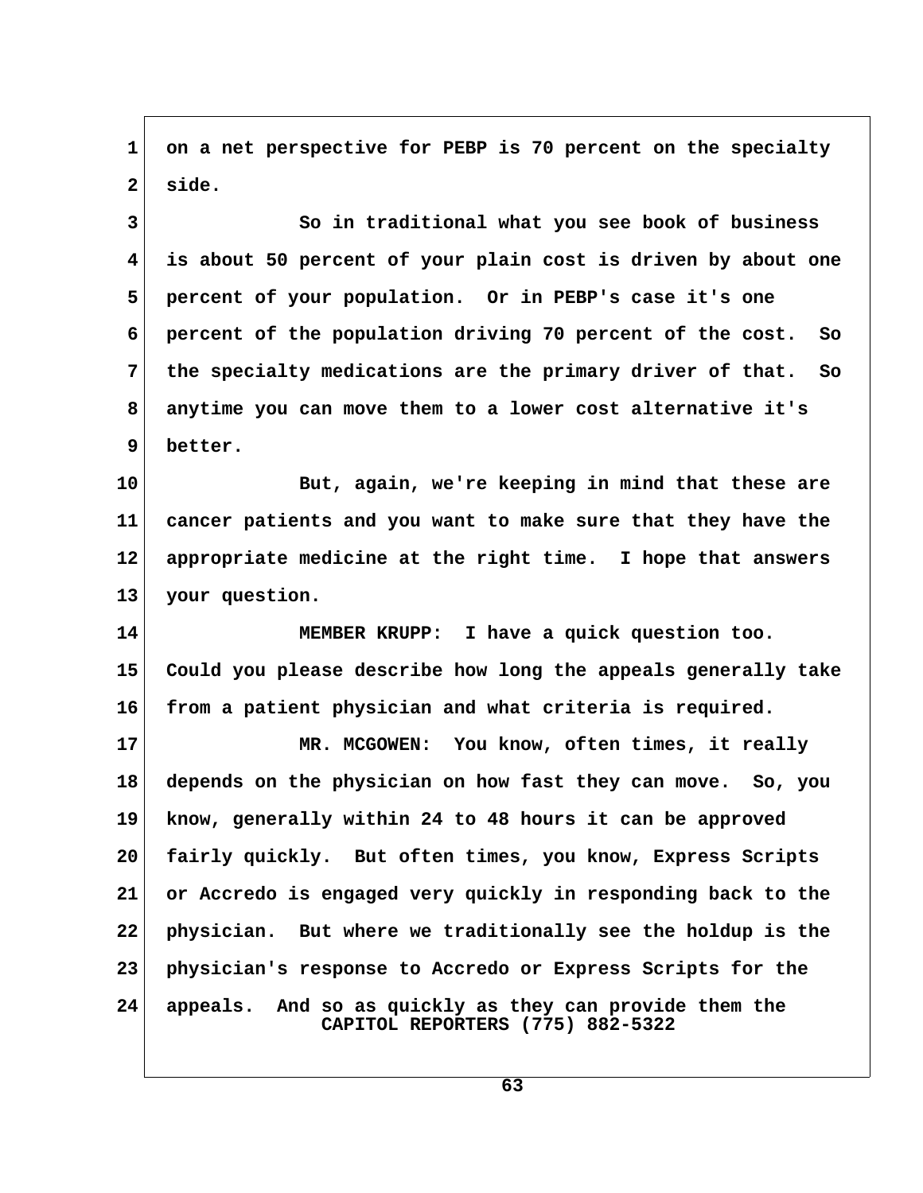on a net perspective for PEBP is 70 percent on the specialty side.

So in traditional what you see book of business is about 50 percent of your plain cost is driven by about one percent of your population. Or in PEBP's case it's one percent of the population driving 70 percent of the cost. So the specialty medications are the primary driver of that. So anytime you can move them to a lower cost alternative it's better.

But, again, we're keeping in mind that these are cancer patients and you want to make sure that they have the appropriate medicine at the right time. I hope that answers your question.

MEMBER KRUPP: I have a quick question too. Could you please describe how long the appeals generally take from a patient physician and what criteria is required.

MR. MCGOWEN: You know, often times, it really depends on the physician on how fast they can move. So, you know, generally within 24 to 48 hours it can be approved fairly quickly. But often times, you know, Express Scripts or Accredo is engaged very quickly in responding back to the physician. But where we traditionally see the holdup is the physician's response to Accredo or Express Scripts for the appeals. And so as quickly as they can provide them the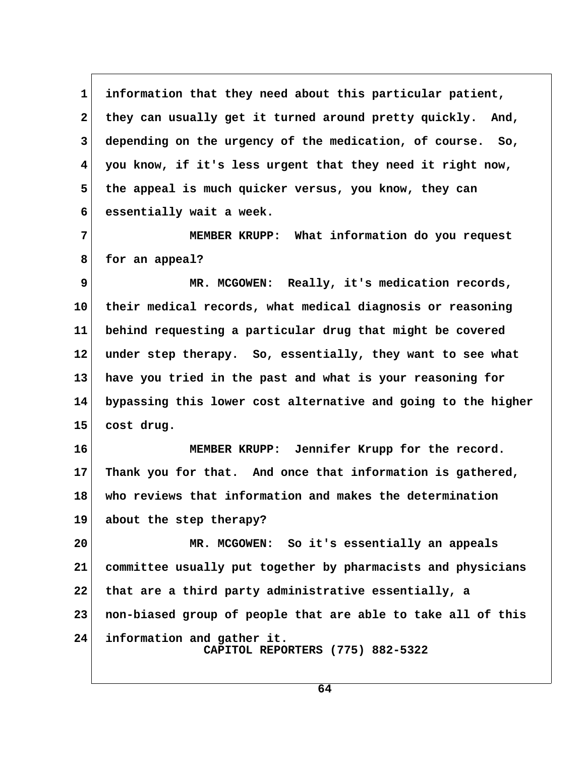information that they need about this particular patient, they can usually get it turned around pretty quickly. And, depending on the urgency of the medication, of course. So, you know, if it's less urgent that they need it right now, the appeal is much quicker versus, you know, they can essentially wait a week.

MEMBER KRUPP: What information do you request for an appeal?

MR. MCGOWEN: Really, it's medication records, their medical records, what medical diagnosis or reasoning behind requesting a particular drug that might be covered under step therapy. So, essentially, they want to see what have you tried in the past and what is your reasoning for bypassing this lower cost alternative and going to the higher cost drug.

MEMBER KRUPP: Jennifer Krupp for the record. Thank you for that. And once that information is gathered, who reviews that information and makes the determination about the step therapy?

MR. MCGOWEN: So it's essentially an appeals committee usually put together by pharmacists and physicians that are a third party administrative essentially, a non-biased group of people that are able to take all of this information and gather it.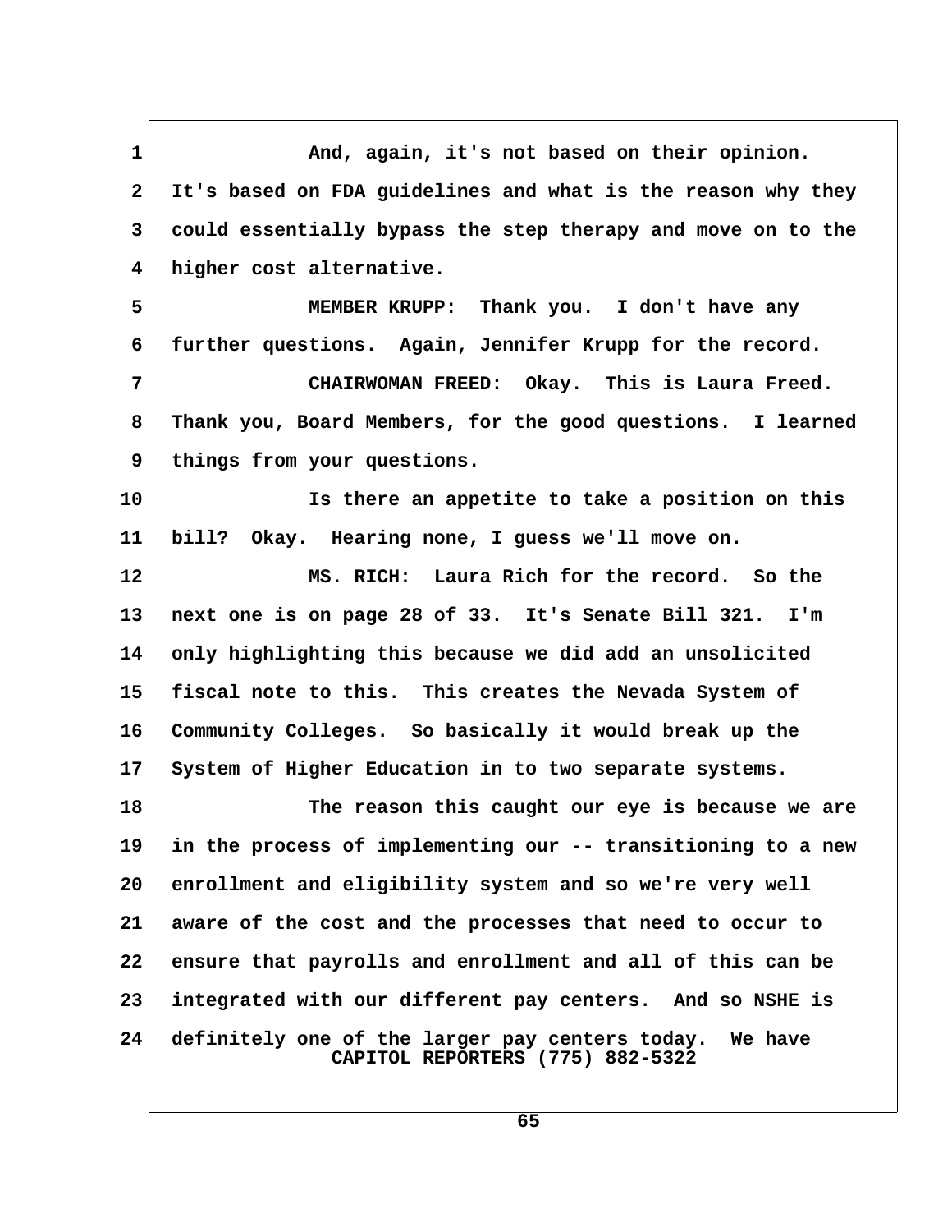1 And, again, it's not based on their opinion.
2 It's based on FDA guidelines and what is the reason why they
3 could essentially bypass the step therapy and move on to the
4 higher cost alternative.
5 MEMBER KRUPP: Thank you. I don't have any
6 further questions. Again, Jennifer Krupp for the record.
7 CHAIRWOMAN FREED: Okay. This is Laura Freed.
8 Thank you, Board Members, for the good questions. I learned
9 things from your questions.
10 Is there an appetite to take a position on this
11 bill? Okay. Hearing none, I guess we'll move on.
12 MS. RICH: Laura Rich for the record. So the
13 next one is on page 28 of 33. It's Senate Bill 321. I'm
14 only highlighting this because we did add an unsolicited
15 fiscal note to this. This creates the Nevada System of
16 Community Colleges. So basically it would break up the
17 System of Higher Education in to two separate systems.
18 The reason this caught our eye is because we are
19 in the process of implementing our -- transitioning to a new
20 enrollment and eligibility system and so we're very well
21 aware of the cost and the processes that need to occur to
22 ensure that payrolls and enrollment and all of this can be
23 integrated with our different pay centers. And so NSHE is
24 definitely one of the larger pay centers today. We have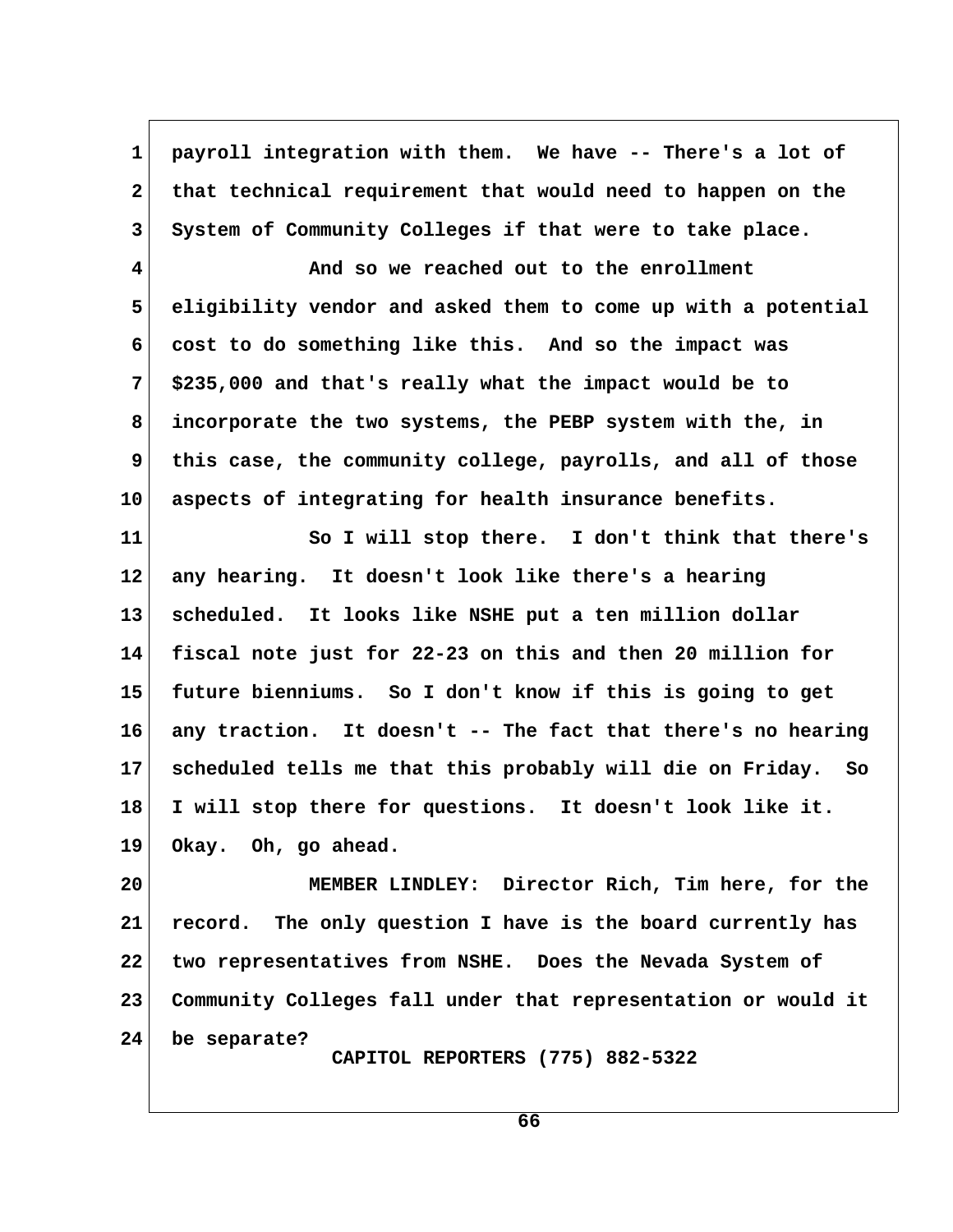payroll integration with them. We have -- There's a lot of that technical requirement that would need to happen on the System of Community Colleges if that were to take place.

And so we reached out to the enrollment eligibility vendor and asked them to come up with a potential cost to do something like this. And so the impact was $235,000 and that's really what the impact would be to incorporate the two systems, the PEBP system with the, in this case, the community college, payrolls, and all of those aspects of integrating for health insurance benefits.

So I will stop there. I don't think that there's any hearing. It doesn't look like there's a hearing scheduled. It looks like NSHE put a ten million dollar fiscal note just for 22-23 on this and then 20 million for future bienniums. So I don't know if this is going to get any traction. It doesn't -- The fact that there's no hearing scheduled tells me that this probably will die on Friday. So I will stop there for questions. It doesn't look like it. Okay. Oh, go ahead.

MEMBER LINDLEY: Director Rich, Tim here, for the record. The only question I have is the board currently has two representatives from NSHE. Does the Nevada System of Community Colleges fall under that representation or would it be separate?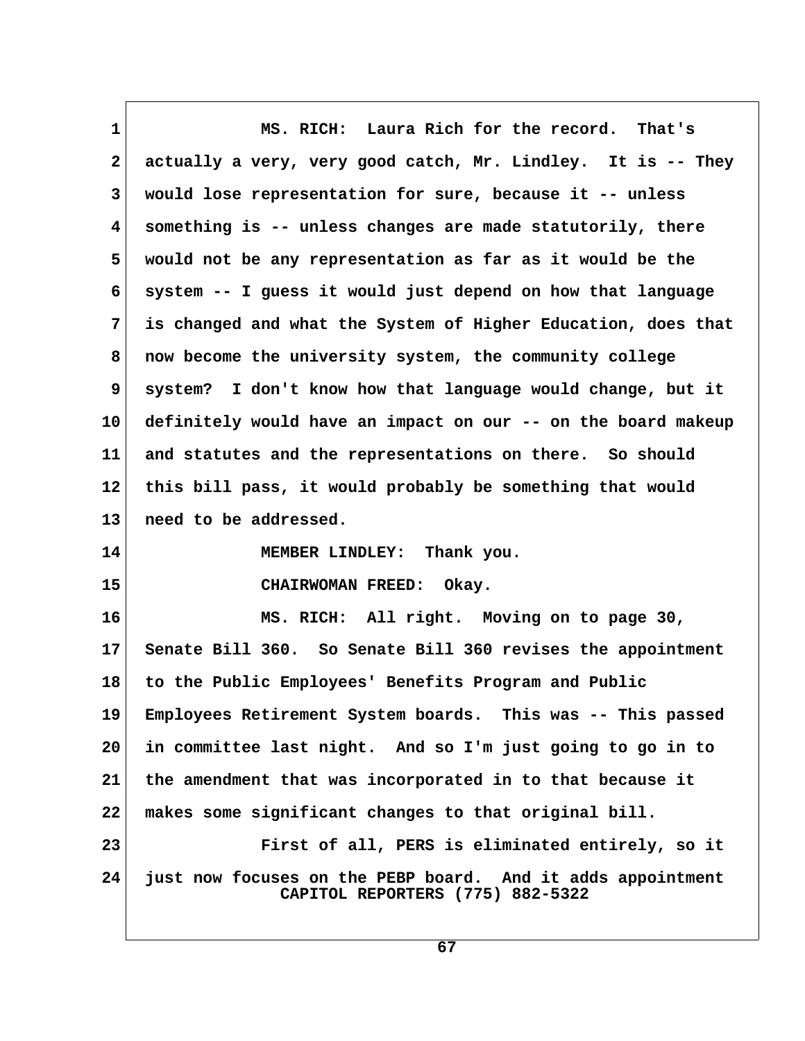MS. RICH: Laura Rich for the record. That's actually a very, very good catch, Mr. Lindley. It is -- They would lose representation for sure, because it -- unless something is -- unless changes are made statutorily, there would not be any representation as far as it would be the system -- I guess it would just depend on how that language is changed and what the System of Higher Education, does that now become the university system, the community college system? I don't know how that language would change, but it definitely would have an impact on our -- on the board makeup and statutes and the representations on there. So should this bill pass, it would probably be something that would need to be addressed.

MEMBER LINDLEY: Thank you.

CHAIRWOMAN FREED: Okay.

MS. RICH: All right. Moving on to page 30, Senate Bill 360. So Senate Bill 360 revises the appointment to the Public Employees' Benefits Program and Public Employees Retirement System boards. This was -- This passed in committee last night. And so I'm just going to go in to the amendment that was incorporated in to that because it makes some significant changes to that original bill.

First of all, PERS is eliminated entirely, so it just now focuses on the PEBP board. And it adds appointment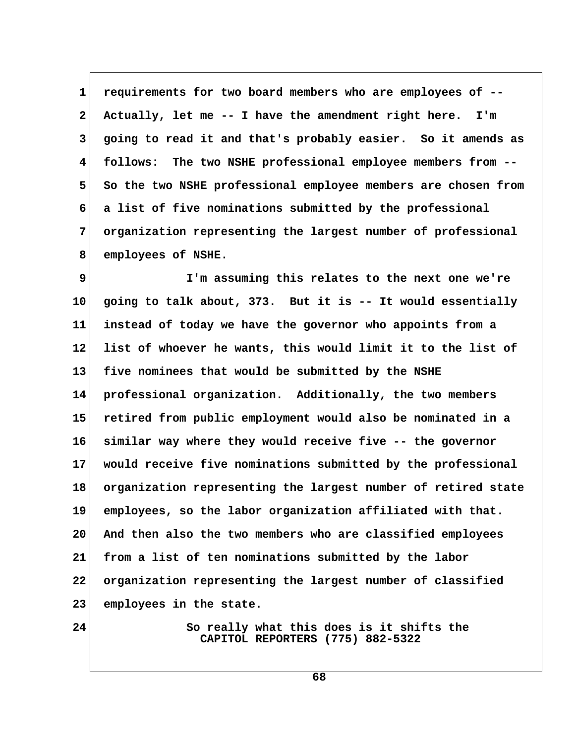requirements for two board members who are employees of -- Actually, let me -- I have the amendment right here. I'm going to read it and that's probably easier. So it amends as follows: The two NSHE professional employee members from -- So the two NSHE professional employee members are chosen from a list of five nominations submitted by the professional organization representing the largest number of professional employees of NSHE.

I'm assuming this relates to the next one we're going to talk about, 373. But it is -- It would essentially instead of today we have the governor who appoints from a list of whoever he wants, this would limit it to the list of five nominees that would be submitted by the NSHE professional organization. Additionally, the two members retired from public employment would also be nominated in a similar way where they would receive five -- the governor would receive five nominations submitted by the professional organization representing the largest number of retired state employees, so the labor organization affiliated with that. And then also the two members who are classified employees from a list of ten nominations submitted by the labor organization representing the largest number of classified employees in the state.

So really what this does is it shifts the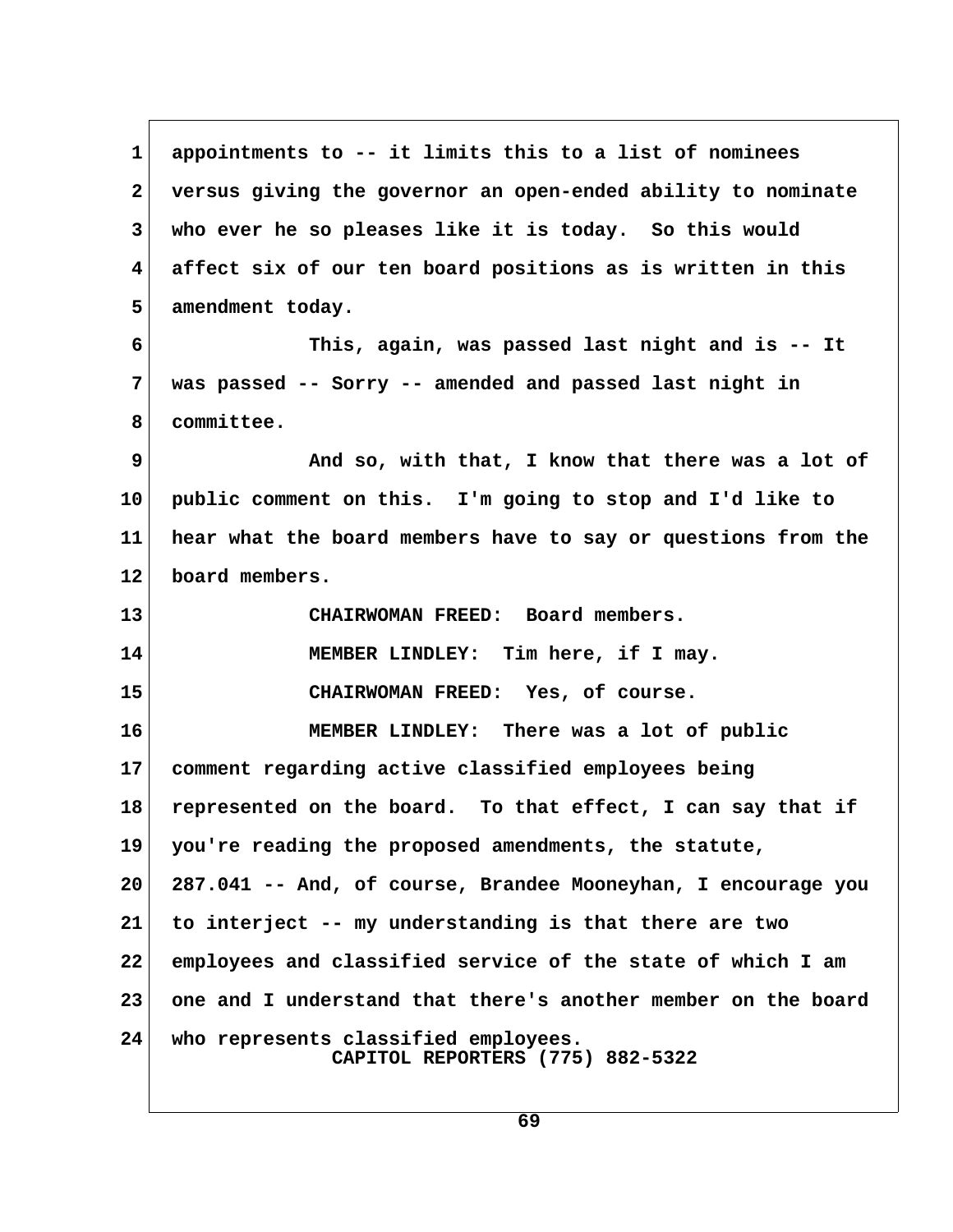appointments to -- it limits this to a list of nominees versus giving the governor an open-ended ability to nominate who ever he so pleases like it is today. So this would affect six of our ten board positions as is written in this amendment today.

This, again, was passed last night and is -- It was passed -- Sorry -- amended and passed last night in committee.

And so, with that, I know that there was a lot of public comment on this. I'm going to stop and I'd like to hear what the board members have to say or questions from the board members.

CHAIRWOMAN FREED: Board members.

MEMBER LINDLEY: Tim here, if I may.

CHAIRWOMAN FREED: Yes, of course.

MEMBER LINDLEY: There was a lot of public comment regarding active classified employees being represented on the board. To that effect, I can say that if you're reading the proposed amendments, the statute, 287.041 -- And, of course, Brandee Mooneyhan, I encourage you to interject -- my understanding is that there are two employees and classified service of the state of which I am one and I understand that there's another member on the board who represents classified employees.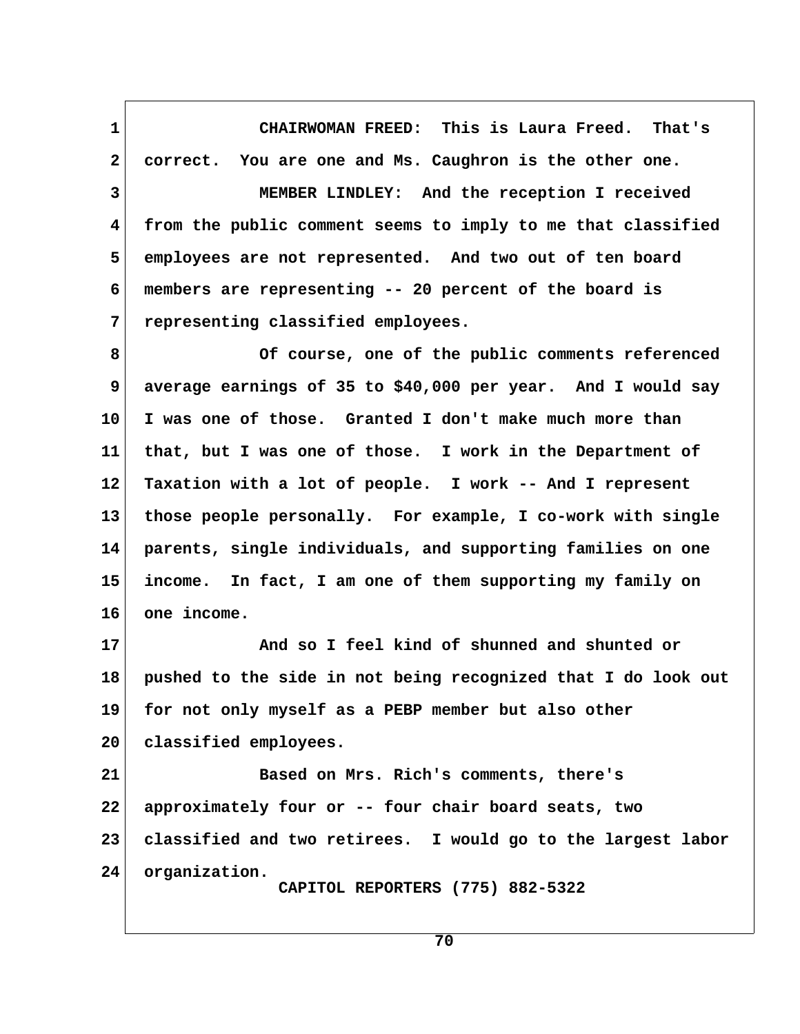CHAIRWOMAN FREED: This is Laura Freed. That's correct. You are one and Ms. Caughron is the other one.

MEMBER LINDLEY: And the reception I received from the public comment seems to imply to me that classified employees are not represented. And two out of ten board members are representing -- 20 percent of the board is representing classified employees.

Of course, one of the public comments referenced average earnings of 35 to $40,000 per year. And I would say I was one of those. Granted I don't make much more than that, but I was one of those. I work in the Department of Taxation with a lot of people. I work -- And I represent those people personally. For example, I co-work with single parents, single individuals, and supporting families on one income. In fact, I am one of them supporting my family on one income.

And so I feel kind of shunned and shunted or pushed to the side in not being recognized that I do look out for not only myself as a PEBP member but also other classified employees.

Based on Mrs. Rich's comments, there's approximately four or -- four chair board seats, two classified and two retirees. I would go to the largest labor organization.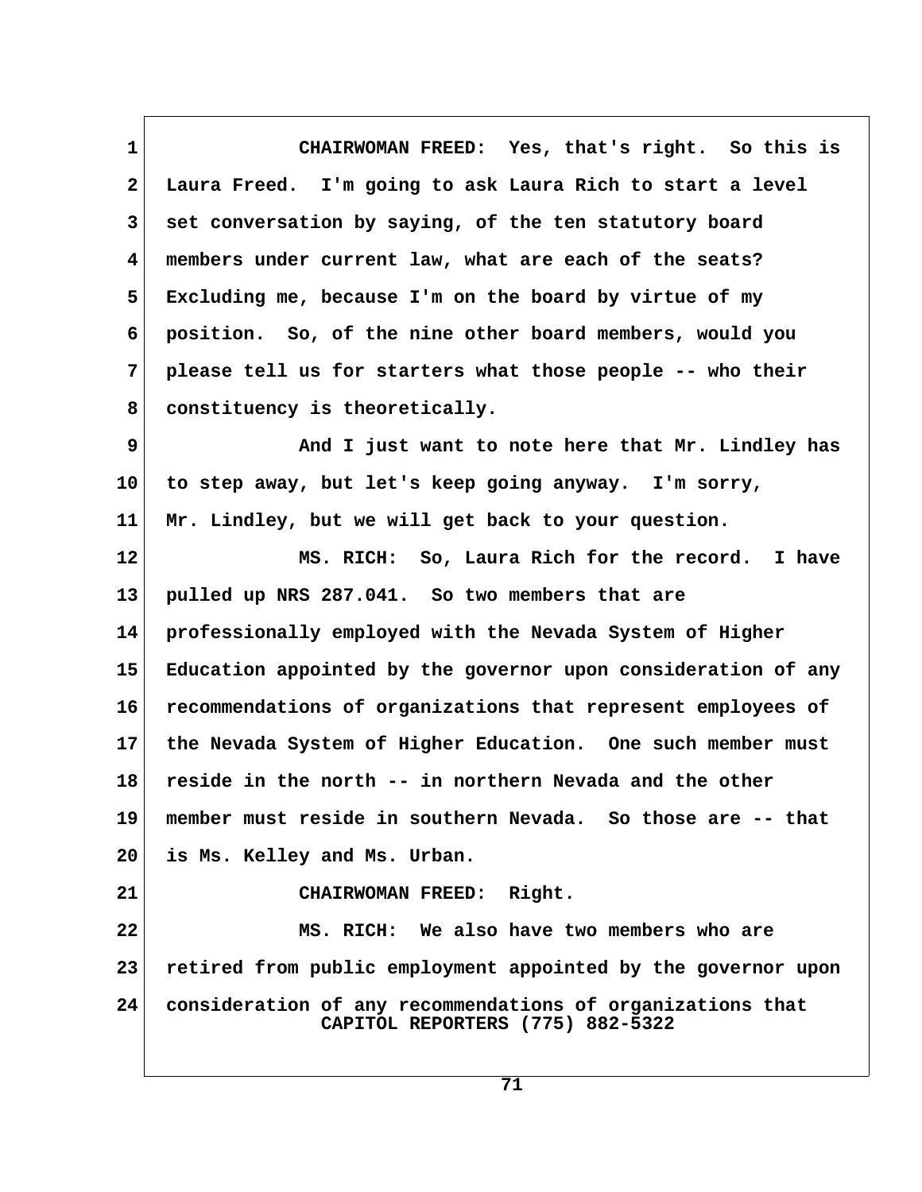CHAIRWOMAN FREED: Yes, that's right. So this is Laura Freed. I'm going to ask Laura Rich to start a level set conversation by saying, of the ten statutory board members under current law, what are each of the seats? Excluding me, because I'm on the board by virtue of my position. So, of the nine other board members, would you please tell us for starters what those people -- who their constituency is theoretically.

And I just want to note here that Mr. Lindley has to step away, but let's keep going anyway. I'm sorry, Mr. Lindley, but we will get back to your question.

MS. RICH: So, Laura Rich for the record. I have pulled up NRS 287.041. So two members that are professionally employed with the Nevada System of Higher Education appointed by the governor upon consideration of any recommendations of organizations that represent employees of the Nevada System of Higher Education. One such member must reside in the north -- in northern Nevada and the other member must reside in southern Nevada. So those are -- that is Ms. Kelley and Ms. Urban.

CHAIRWOMAN FREED: Right.

MS. RICH: We also have two members who are retired from public employment appointed by the governor upon consideration of any recommendations of organizations that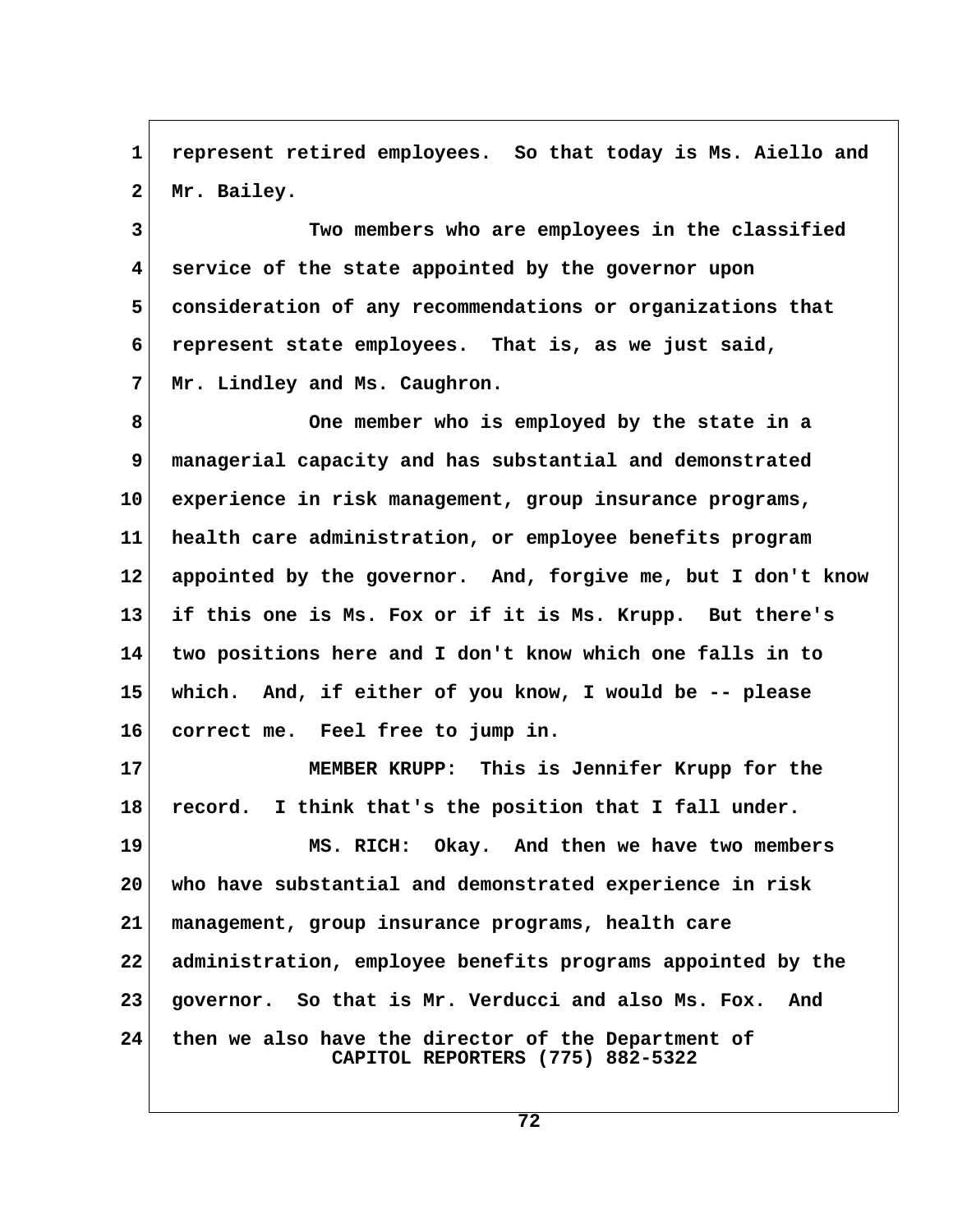represent retired employees. So that today is Ms. Aiello and Mr. Bailey.

Two members who are employees in the classified service of the state appointed by the governor upon consideration of any recommendations or organizations that represent state employees. That is, as we just said, Mr. Lindley and Ms. Caughron.

One member who is employed by the state in a managerial capacity and has substantial and demonstrated experience in risk management, group insurance programs, health care administration, or employee benefits program appointed by the governor. And, forgive me, but I don't know if this one is Ms. Fox or if it is Ms. Krupp. But there's two positions here and I don't know which one falls in to which. And, if either of you know, I would be -- please correct me. Feel free to jump in.

MEMBER KRUPP: This is Jennifer Krupp for the record. I think that's the position that I fall under.

MS. RICH: Okay. And then we have two members who have substantial and demonstrated experience in risk management, group insurance programs, health care administration, employee benefits programs appointed by the governor. So that is Mr. Verducci and also Ms. Fox. And then we also have the director of the Department of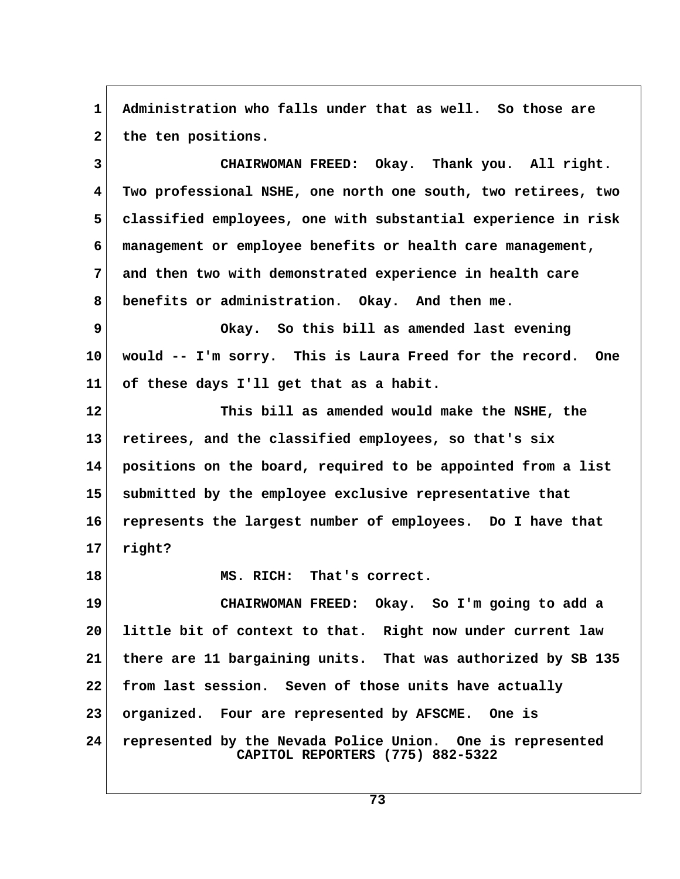Administration who falls under that as well. So those are the ten positions.

CHAIRWOMAN FREED: Okay. Thank you. All right. Two professional NSHE, one north one south, two retirees, two classified employees, one with substantial experience in risk management or employee benefits or health care management, and then two with demonstrated experience in health care benefits or administration. Okay. And then me.

Okay. So this bill as amended last evening would -- I'm sorry. This is Laura Freed for the record. One of these days I'll get that as a habit.

This bill as amended would make the NSHE, the retirees, and the classified employees, so that's six positions on the board, required to be appointed from a list submitted by the employee exclusive representative that represents the largest number of employees. Do I have that right?

MS. RICH: That's correct.

CHAIRWOMAN FREED: Okay. So I'm going to add a little bit of context to that. Right now under current law there are 11 bargaining units. That was authorized by SB 135 from last session. Seven of those units have actually organized. Four are represented by AFSCME. One is represented by the Nevada Police Union. One is represented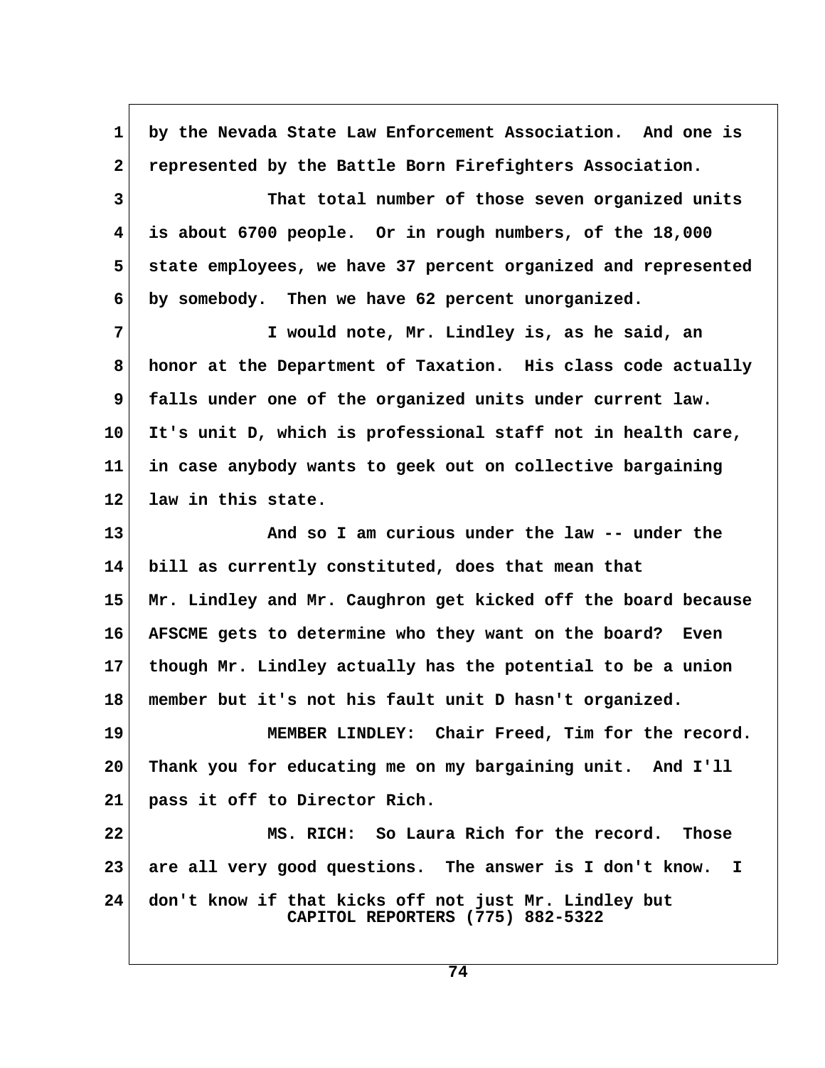1 by the Nevada State Law Enforcement Association. And one is
2 represented by the Battle Born Firefighters Association.

3 That total number of those seven organized units
4 is about 6700 people. Or in rough numbers, of the 18,000
5 state employees, we have 37 percent organized and represented
6 by somebody. Then we have 62 percent unorganized.

7 I would note, Mr. Lindley is, as he said, an
8 honor at the Department of Taxation. His class code actually
9 falls under one of the organized units under current law.
10 It's unit D, which is professional staff not in health care,
11 in case anybody wants to geek out on collective bargaining
12 law in this state.

13 And so I am curious under the law -- under the
14 bill as currently constituted, does that mean that
15 Mr. Lindley and Mr. Caughron get kicked off the board because
16 AFSCME gets to determine who they want on the board? Even
17 though Mr. Lindley actually has the potential to be a union
18 member but it's not his fault unit D hasn't organized.

19 MEMBER LINDLEY: Chair Freed, Tim for the record.
20 Thank you for educating me on my bargaining unit. And I'll
21 pass it off to Director Rich.

22 MS. RICH: So Laura Rich for the record. Those
23 are all very good questions. The answer is I don't know. I
24 don't know if that kicks off not just Mr. Lindley but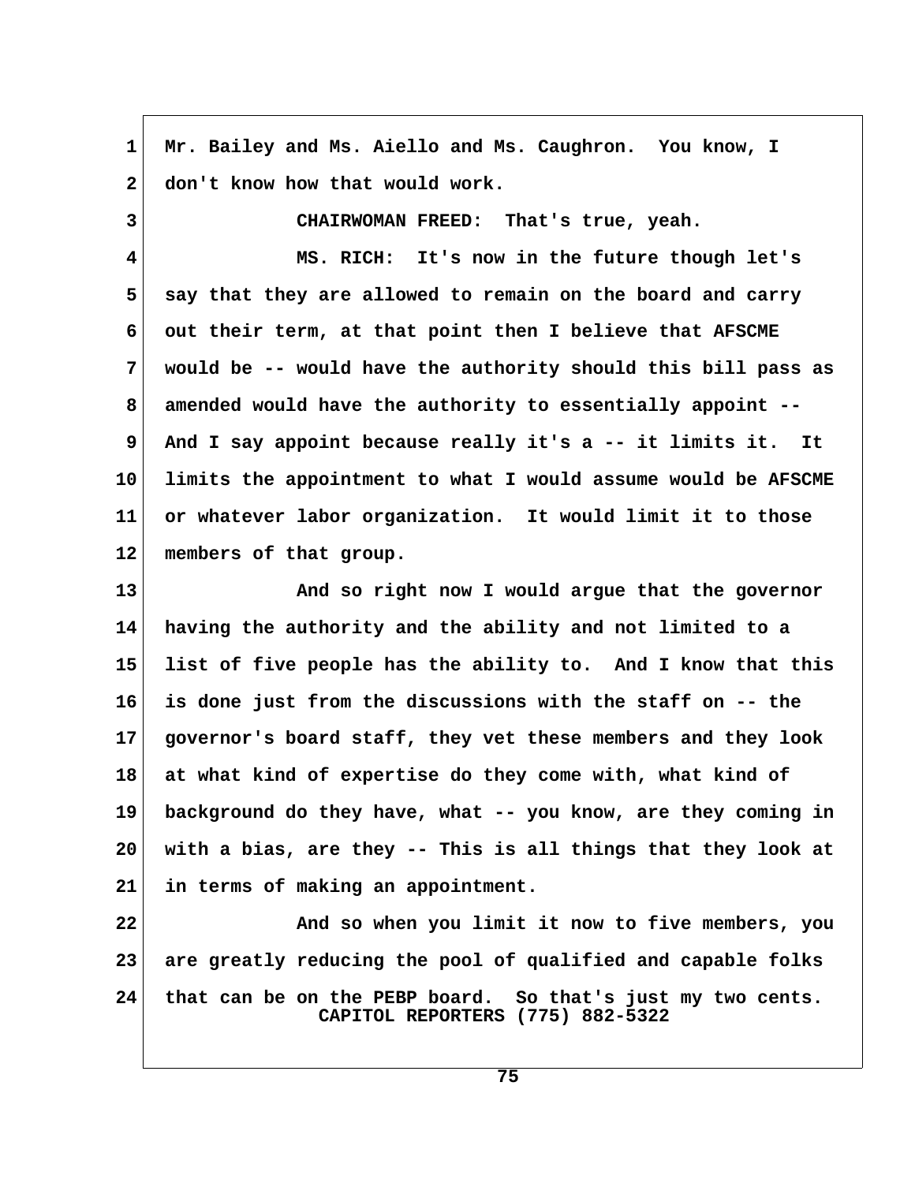1 Mr. Bailey and Ms. Aiello and Ms. Caughron. You know, I
2 don't know how that would work.
3 CHAIRWOMAN FREED: That's true, yeah.
4 MS. RICH: It's now in the future though let's
5 say that they are allowed to remain on the board and carry
6 out their term, at that point then I believe that AFSCME
7 would be -- would have the authority should this bill pass as
8 amended would have the authority to essentially appoint --
9 And I say appoint because really it's a -- it limits it. It
10 limits the appointment to what I would assume would be AFSCME
11 or whatever labor organization. It would limit it to those
12 members of that group.
13 And so right now I would argue that the governor
14 having the authority and the ability and not limited to a
15 list of five people has the ability to. And I know that this
16 is done just from the discussions with the staff on -- the
17 governor's board staff, they vet these members and they look
18 at what kind of expertise do they come with, what kind of
19 background do they have, what -- you know, are they coming in
20 with a bias, are they -- This is all things that they look at
21 in terms of making an appointment.
22 And so when you limit it now to five members, you
23 are greatly reducing the pool of qualified and capable folks
24 that can be on the PEBP board. So that's just my two cents.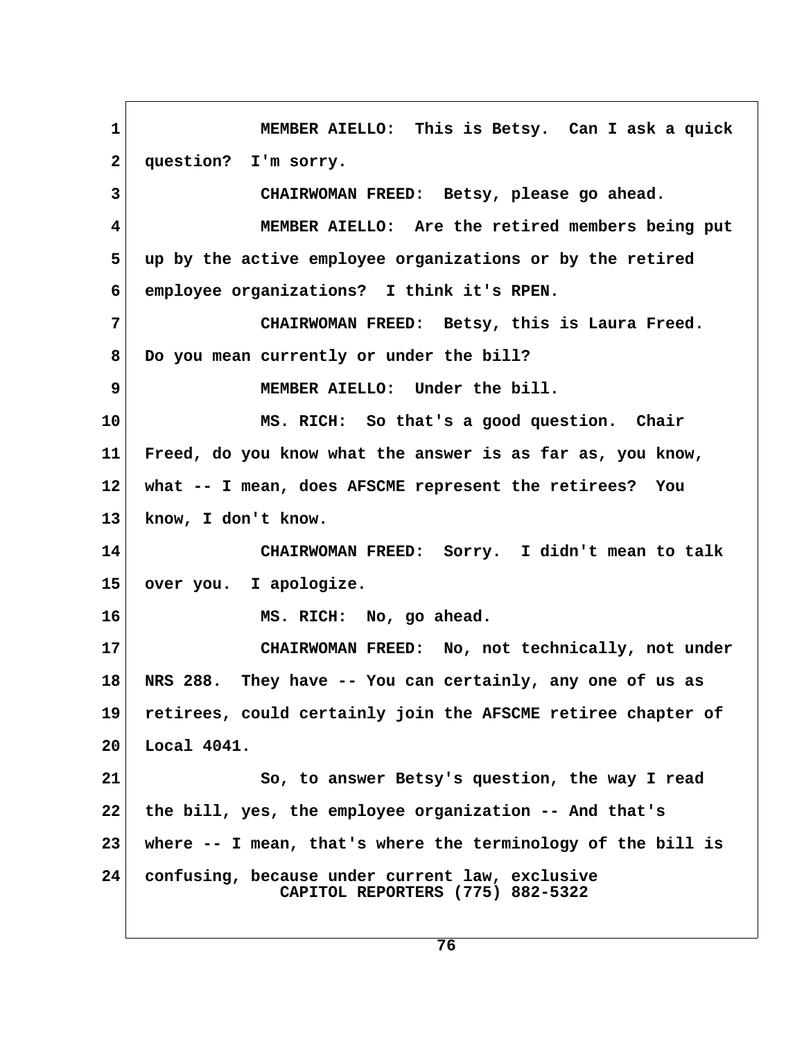1 MEMBER AIELLO: This is Betsy. Can I ask a quick
2 question? I'm sorry.
3 CHAIRWOMAN FREED: Betsy, please go ahead.
4 MEMBER AIELLO: Are the retired members being put
5 up by the active employee organizations or by the retired
6 employee organizations? I think it's RPEN.
7 CHAIRWOMAN FREED: Betsy, this is Laura Freed.
8 Do you mean currently or under the bill?
9 MEMBER AIELLO: Under the bill.
10 MS. RICH: So that's a good question. Chair
11 Freed, do you know what the answer is as far as, you know,
12 what -- I mean, does AFSCME represent the retirees? You
13 know, I don't know.
14 CHAIRWOMAN FREED: Sorry. I didn't mean to talk
15 over you. I apologize.
16 MS. RICH: No, go ahead.
17 CHAIRWOMAN FREED: No, not technically, not under
18 NRS 288. They have -- You can certainly, any one of us as
19 retirees, could certainly join the AFSCME retiree chapter of
20 Local 4041.
21 So, to answer Betsy's question, the way I read
22 the bill, yes, the employee organization -- And that's
23 where -- I mean, that's where the terminology of the bill is
24 confusing, because under current law, exclusive

CAPITOL REPORTERS (775) 882-5322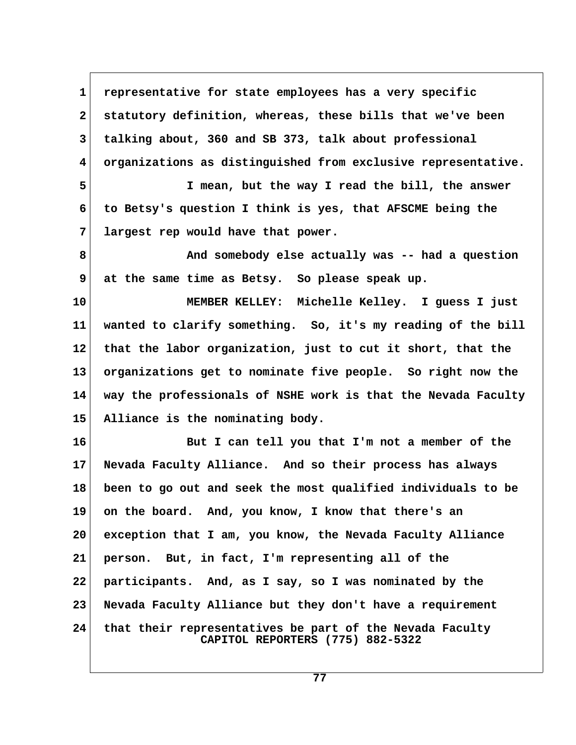representative for state employees has a very specific statutory definition, whereas, these bills that we've been talking about, 360 and SB 373, talk about professional organizations as distinguished from exclusive representative.

I mean, but the way I read the bill, the answer to Betsy's question I think is yes, that AFSCME being the largest rep would have that power.

And somebody else actually was -- had a question at the same time as Betsy. So please speak up.

MEMBER KELLEY: Michelle Kelley. I guess I just wanted to clarify something. So, it's my reading of the bill that the labor organization, just to cut it short, that the organizations get to nominate five people. So right now the way the professionals of NSHE work is that the Nevada Faculty Alliance is the nominating body.

But I can tell you that I'm not a member of the Nevada Faculty Alliance. And so their process has always been to go out and seek the most qualified individuals to be on the board. And, you know, I know that there's an exception that I am, you know, the Nevada Faculty Alliance person. But, in fact, I'm representing all of the participants. And, as I say, so I was nominated by the Nevada Faculty Alliance but they don't have a requirement that their representatives be part of the Nevada Faculty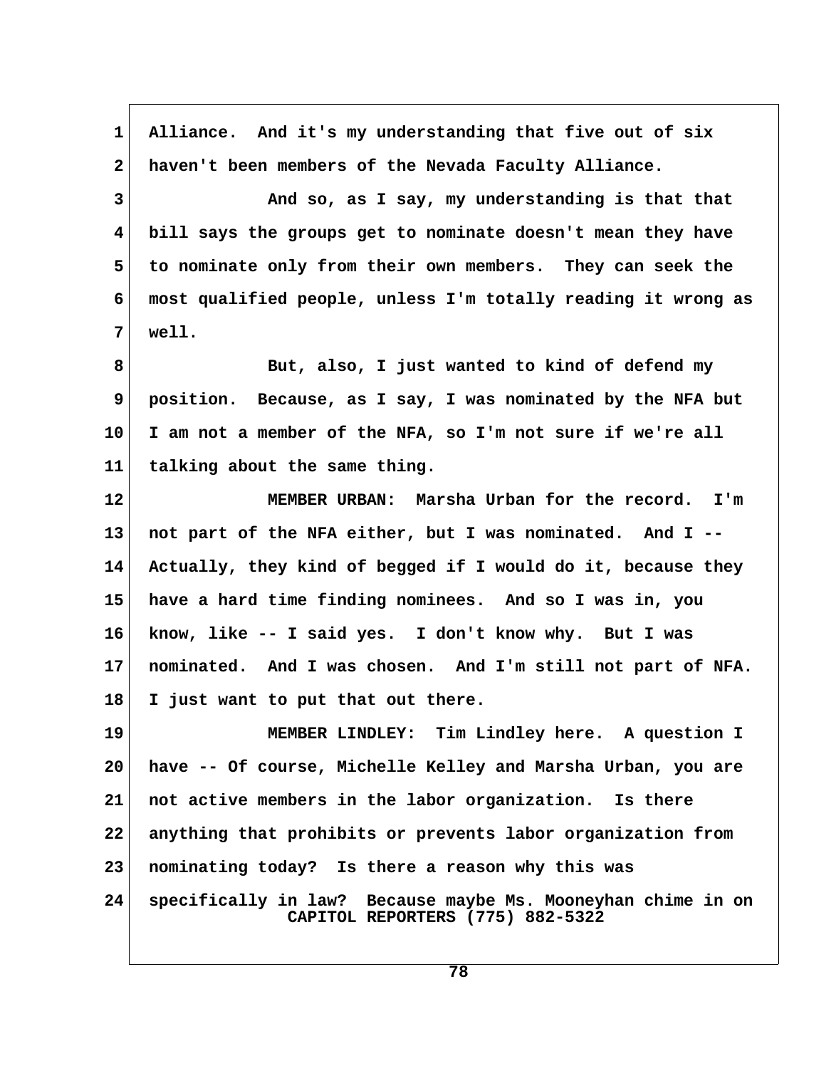Alliance. And it's my understanding that five out of six haven't been members of the Nevada Faculty Alliance.

And so, as I say, my understanding is that that bill says the groups get to nominate doesn't mean they have to nominate only from their own members. They can seek the most qualified people, unless I'm totally reading it wrong as well.

But, also, I just wanted to kind of defend my position. Because, as I say, I was nominated by the NFA but I am not a member of the NFA, so I'm not sure if we're all talking about the same thing.

MEMBER URBAN: Marsha Urban for the record. I'm not part of the NFA either, but I was nominated. And I -- Actually, they kind of begged if I would do it, because they have a hard time finding nominees. And so I was in, you know, like -- I said yes. I don't know why. But I was nominated. And I was chosen. And I'm still not part of NFA. I just want to put that out there.

MEMBER LINDLEY: Tim Lindley here. A question I have -- Of course, Michelle Kelley and Marsha Urban, you are not active members in the labor organization. Is there anything that prohibits or prevents labor organization from nominating today? Is there a reason why this was specifically in law? Because maybe Ms. Mooneyhan chime in on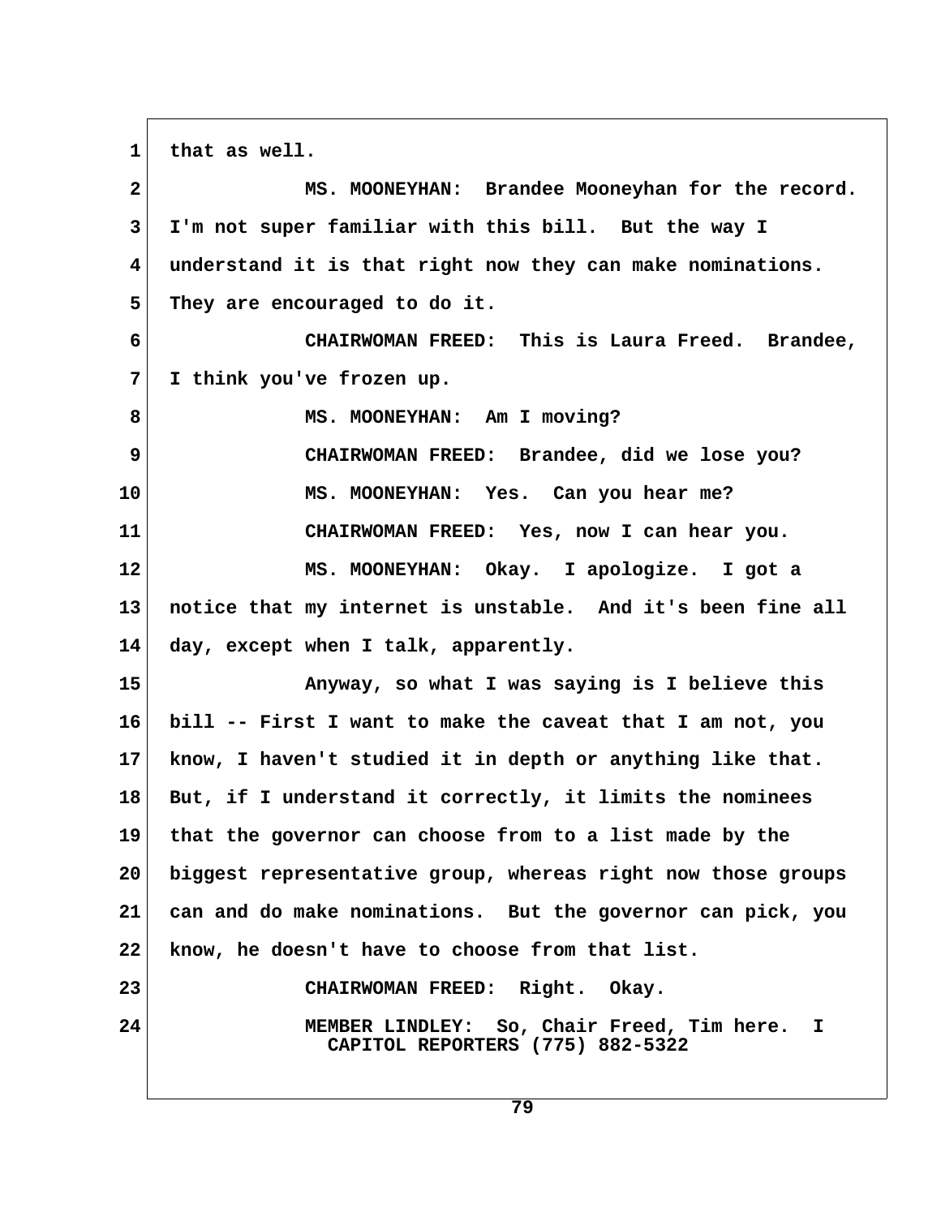that as well.

MS. MOONEYHAN: Brandee Mooneyhan for the record. I'm not super familiar with this bill. But the way I understand it is that right now they can make nominations. They are encouraged to do it.

CHAIRWOMAN FREED: This is Laura Freed. Brandee, I think you've frozen up.

MS. MOONEYHAN: Am I moving?

CHAIRWOMAN FREED: Brandee, did we lose you?

MS. MOONEYHAN: Yes. Can you hear me?

CHAIRWOMAN FREED: Yes, now I can hear you.

MS. MOONEYHAN: Okay. I apologize. I got a notice that my internet is unstable. And it's been fine all day, except when I talk, apparently.

Anyway, so what I was saying is I believe this bill -- First I want to make the caveat that I am not, you know, I haven't studied it in depth or anything like that. But, if I understand it correctly, it limits the nominees that the governor can choose from to a list made by the biggest representative group, whereas right now those groups can and do make nominations. But the governor can pick, you know, he doesn't have to choose from that list.

CHAIRWOMAN FREED: Right. Okay.

MEMBER LINDLEY: So, Chair Freed, Tim here. I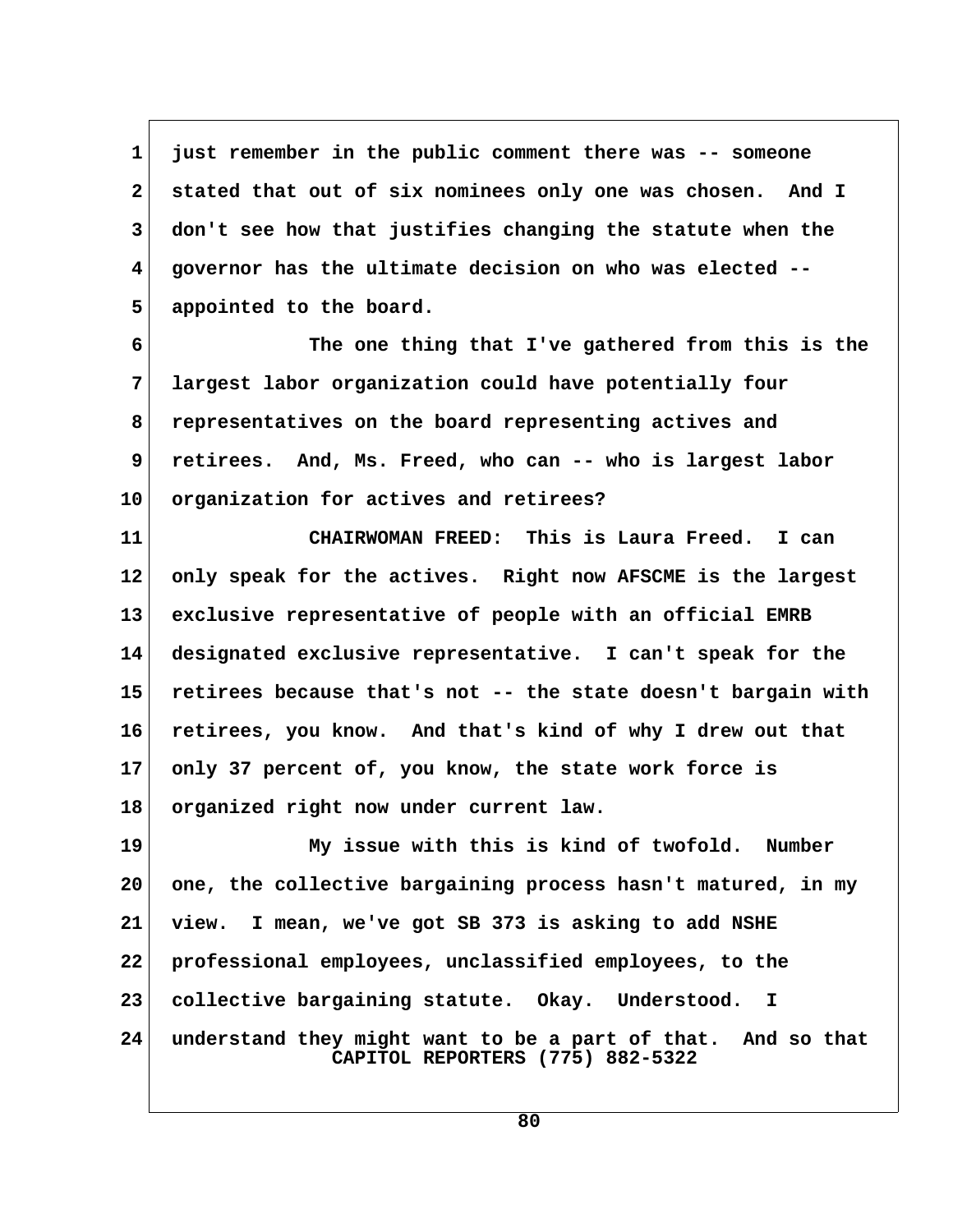just remember in the public comment there was -- someone stated that out of six nominees only one was chosen. And I don't see how that justifies changing the statute when the governor has the ultimate decision on who was elected -- appointed to the board.

The one thing that I've gathered from this is the largest labor organization could have potentially four representatives on the board representing actives and retirees. And, Ms. Freed, who can -- who is largest labor organization for actives and retirees?

**CHAIRWOMAN FREED:** This is Laura Freed. I can only speak for the actives. Right now AFSCME is the largest exclusive representative of people with an official EMRB designated exclusive representative. I can't speak for the retirees because that's not -- the state doesn't bargain with retirees, you know. And that's kind of why I drew out that only 37 percent of, you know, the state work force is organized right now under current law.

My issue with this is kind of twofold. Number one, the collective bargaining process hasn't matured, in my view. I mean, we've got SB 373 is asking to add NSHE professional employees, unclassified employees, to the collective bargaining statute. Okay. Understood. I understand they might want to be a part of that. And so that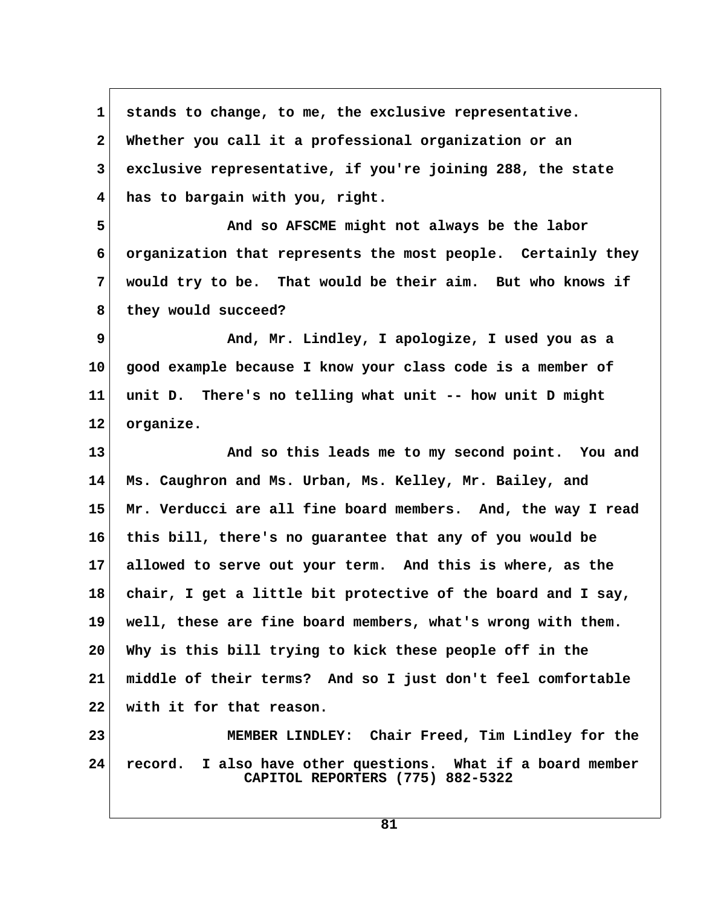stands to change, to me, the exclusive representative. Whether you call it a professional organization or an exclusive representative, if you're joining 288, the state has to bargain with you, right.

And so AFSCME might not always be the labor organization that represents the most people. Certainly they would try to be. That would be their aim. But who knows if they would succeed?

And, Mr. Lindley, I apologize, I used you as a good example because I know your class code is a member of unit D. There's no telling what unit -- how unit D might organize.

And so this leads me to my second point. You and Ms. Caughron and Ms. Urban, Ms. Kelley, Mr. Bailey, and Mr. Verducci are all fine board members. And, the way I read this bill, there's no guarantee that any of you would be allowed to serve out your term. And this is where, as the chair, I get a little bit protective of the board and I say, well, these are fine board members, what's wrong with them. Why is this bill trying to kick these people off in the middle of their terms? And so I just don't feel comfortable with it for that reason.

MEMBER LINDLEY: Chair Freed, Tim Lindley for the record. I also have other questions. What if a board member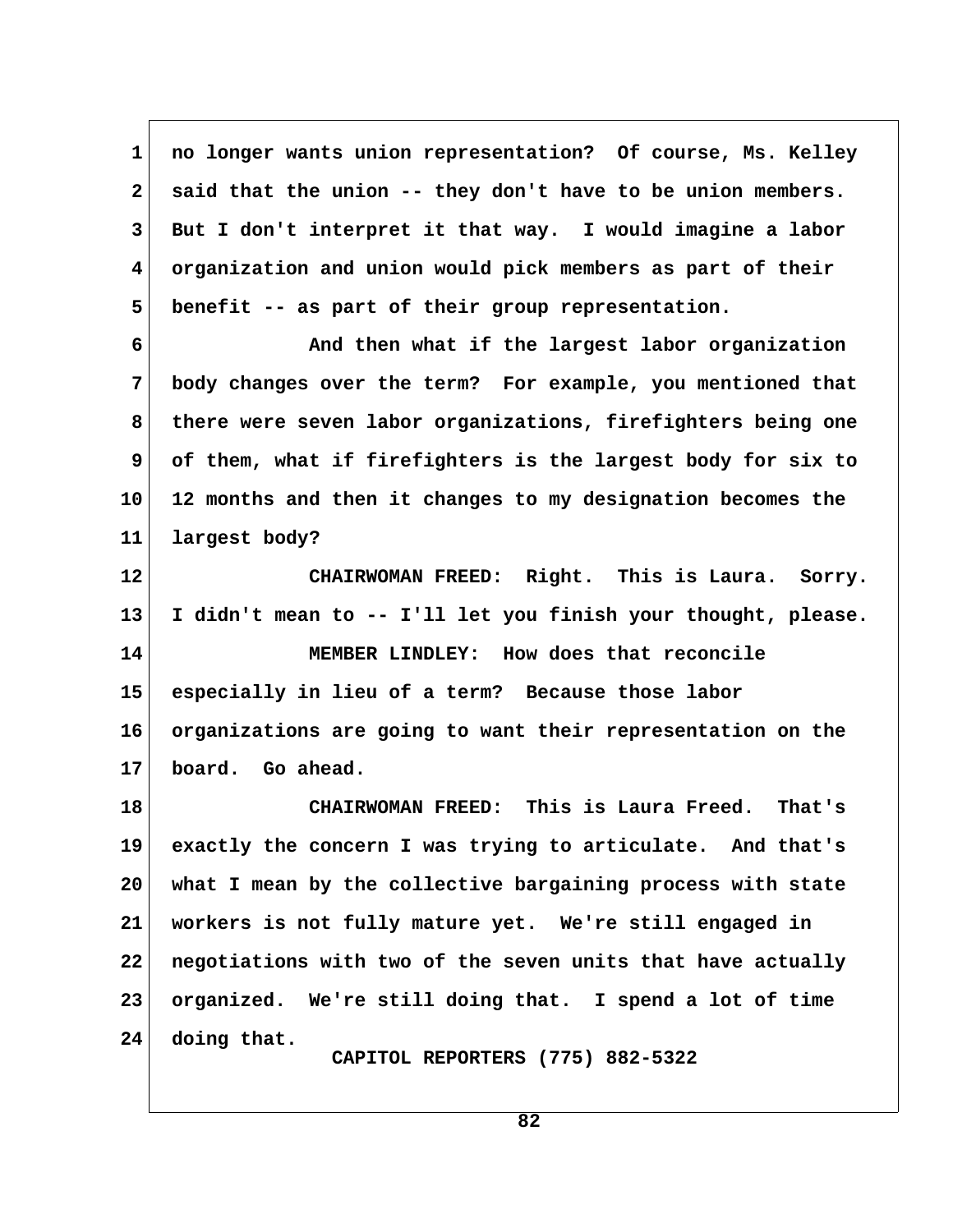no longer wants union representation? Of course, Ms. Kelley said that the union -- they don't have to be union members. But I don't interpret it that way. I would imagine a labor organization and union would pick members as part of their benefit -- as part of their group representation.

And then what if the largest labor organization body changes over the term? For example, you mentioned that there were seven labor organizations, firefighters being one of them, what if firefighters is the largest body for six to 12 months and then it changes to my designation becomes the largest body?

CHAIRWOMAN FREED: Right. This is Laura. Sorry. I didn't mean to -- I'll let you finish your thought, please.

MEMBER LINDLEY: How does that reconcile especially in lieu of a term? Because those labor organizations are going to want their representation on the board. Go ahead.

CHAIRWOMAN FREED: This is Laura Freed. That's exactly the concern I was trying to articulate. And that's what I mean by the collective bargaining process with state workers is not fully mature yet. We're still engaged in negotiations with two of the seven units that have actually organized. We're still doing that. I spend a lot of time doing that.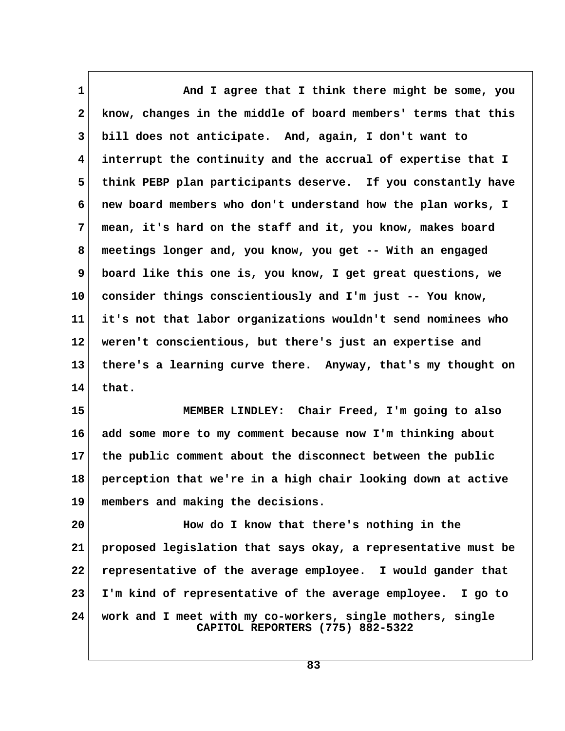And I agree that I think there might be some, you know, changes in the middle of board members' terms that this bill does not anticipate. And, again, I don't want to interrupt the continuity and the accrual of expertise that I think PEBP plan participants deserve. If you constantly have new board members who don't understand how the plan works, I mean, it's hard on the staff and it, you know, makes board meetings longer and, you know, you get -- With an engaged board like this one is, you know, I get great questions, we consider things conscientiously and I'm just -- You know, it's not that labor organizations wouldn't send nominees who weren't conscientious, but there's just an expertise and there's a learning curve there. Anyway, that's my thought on that.

MEMBER LINDLEY: Chair Freed, I'm going to also add some more to my comment because now I'm thinking about the public comment about the disconnect between the public perception that we're in a high chair looking down at active members and making the decisions.

How do I know that there's nothing in the proposed legislation that says okay, a representative must be representative of the average employee. I would gander that I'm kind of representative of the average employee. I go to work and I meet with my co-workers, single mothers, single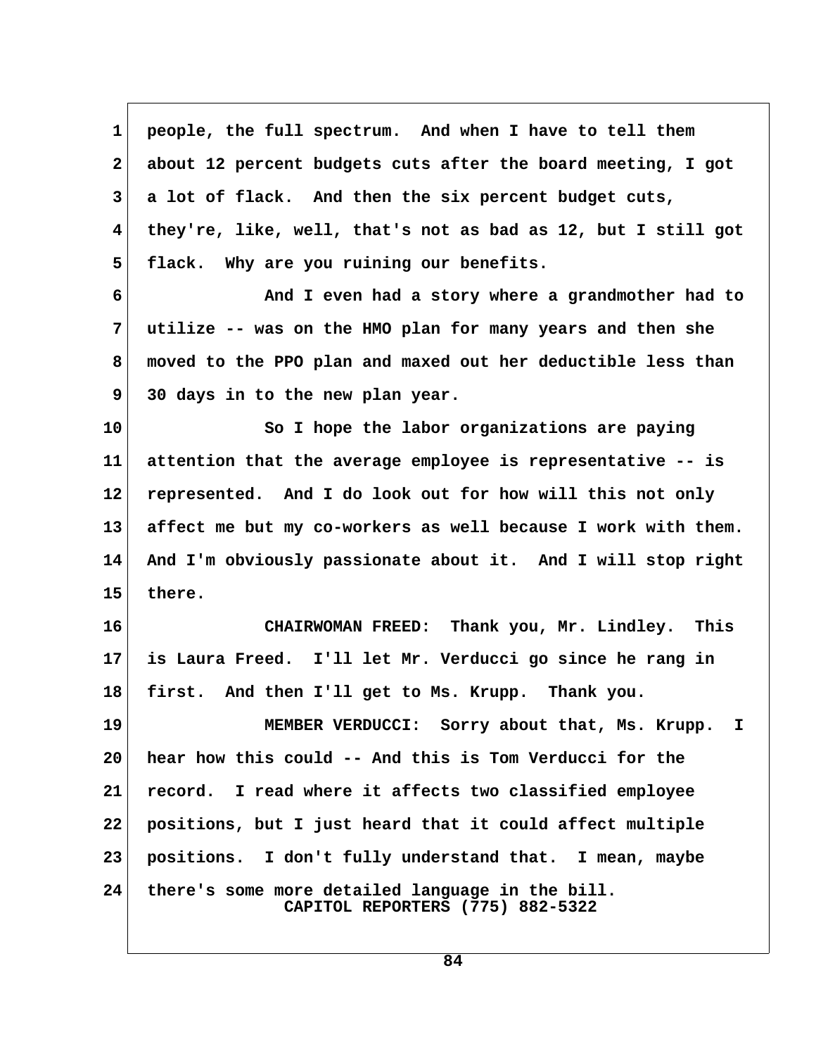people, the full spectrum. And when I have to tell them about 12 percent budgets cuts after the board meeting, I got a lot of flack. And then the six percent budget cuts, they're, like, well, that's not as bad as 12, but I still got flack. Why are you ruining our benefits.

And I even had a story where a grandmother had to utilize -- was on the HMO plan for many years and then she moved to the PPO plan and maxed out her deductible less than 30 days in to the new plan year.

So I hope the labor organizations are paying attention that the average employee is representative -- is represented. And I do look out for how will this not only affect me but my co-workers as well because I work with them. And I'm obviously passionate about it. And I will stop right there.

CHAIRWOMAN FREED: Thank you, Mr. Lindley. This is Laura Freed. I'll let Mr. Verducci go since he rang in first. And then I'll get to Ms. Krupp. Thank you.

MEMBER VERDUCCI: Sorry about that, Ms. Krupp. I hear how this could -- And this is Tom Verducci for the record. I read where it affects two classified employee positions, but I just heard that it could affect multiple positions. I don't fully understand that. I mean, maybe there's some more detailed language in the bill.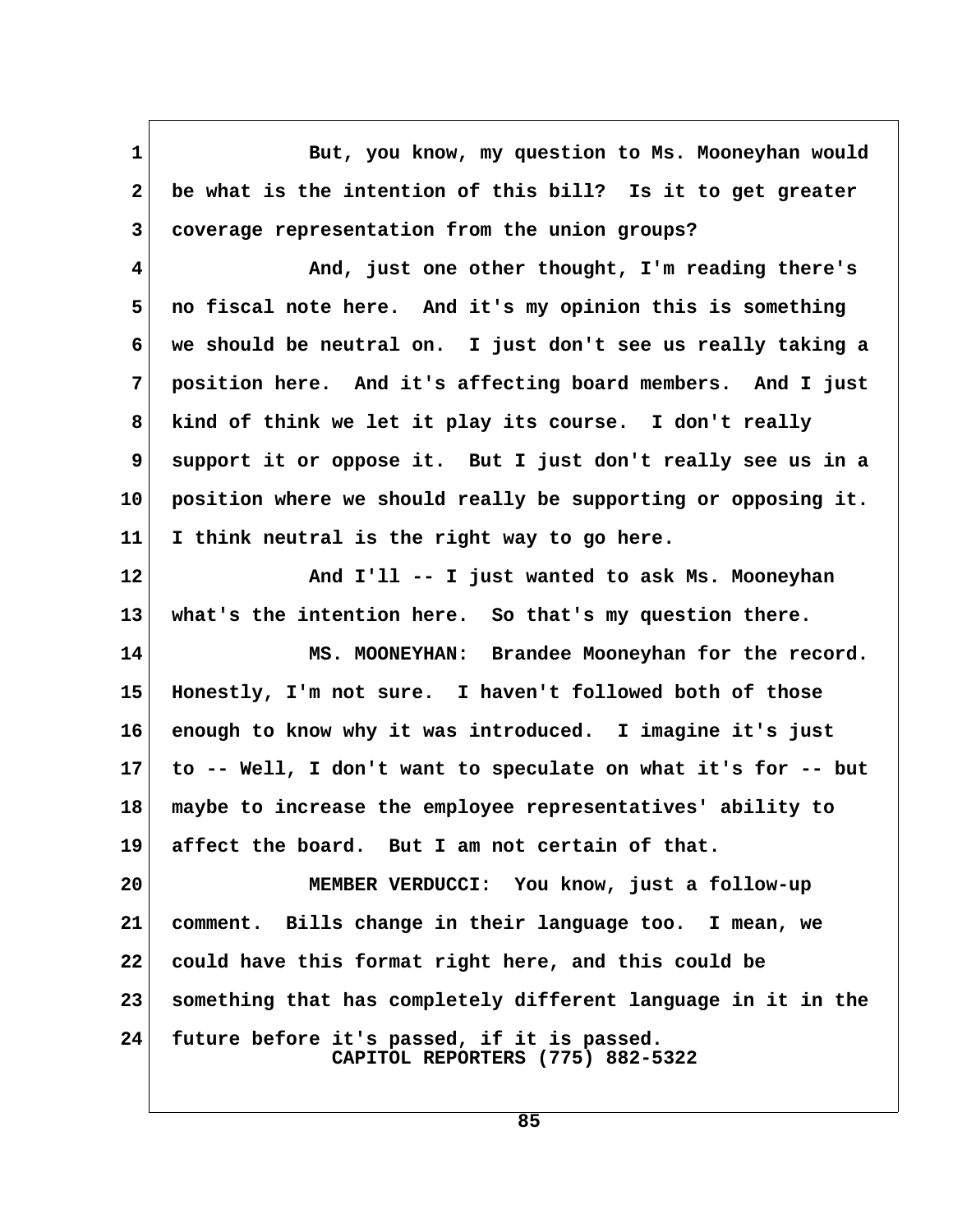But, you know, my question to Ms. Mooneyhan would be what is the intention of this bill? Is it to get greater coverage representation from the union groups?

And, just one other thought, I'm reading there's no fiscal note here. And it's my opinion this is something we should be neutral on. I just don't see us really taking a position here. And it's affecting board members. And I just kind of think we let it play its course. I don't really support it or oppose it. But I just don't really see us in a position where we should really be supporting or opposing it. I think neutral is the right way to go here.

And I'll -- I just wanted to ask Ms. Mooneyhan what's the intention here. So that's my question there.

MS. MOONEYHAN: Brandee Mooneyhan for the record. Honestly, I'm not sure. I haven't followed both of those enough to know why it was introduced. I imagine it's just to -- Well, I don't want to speculate on what it's for -- but maybe to increase the employee representatives' ability to affect the board. But I am not certain of that.

MEMBER VERDUCCI: You know, just a follow-up comment. Bills change in their language too. I mean, we could have this format right here, and this could be something that has completely different language in it in the future before it's passed, if it is passed.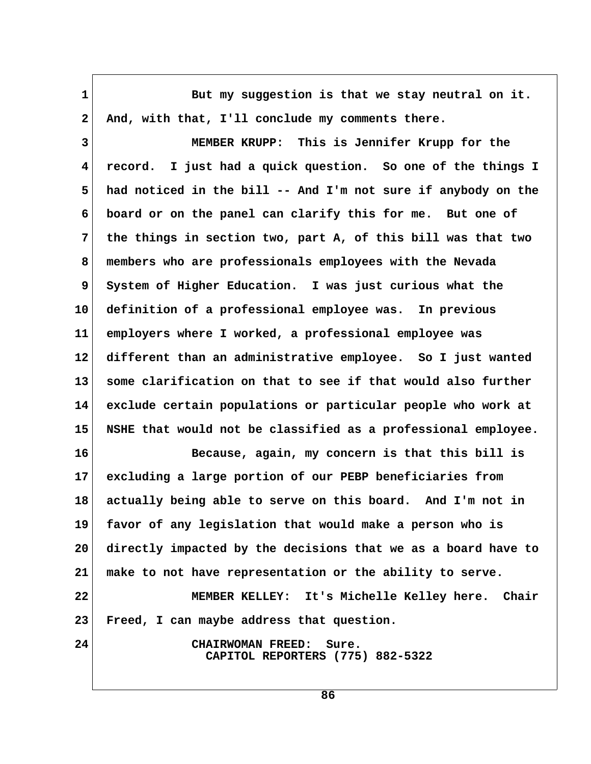But my suggestion is that we stay neutral on it. And, with that, I'll conclude my comments there.

MEMBER KRUPP: This is Jennifer Krupp for the record. I just had a quick question. So one of the things I had noticed in the bill -- And I'm not sure if anybody on the board or on the panel can clarify this for me. But one of the things in section two, part A, of this bill was that two members who are professionals employees with the Nevada System of Higher Education. I was just curious what the definition of a professional employee was. In previous employers where I worked, a professional employee was different than an administrative employee. So I just wanted some clarification on that to see if that would also further exclude certain populations or particular people who work at NSHE that would not be classified as a professional employee.

Because, again, my concern is that this bill is excluding a large portion of our PEBP beneficiaries from actually being able to serve on this board. And I'm not in favor of any legislation that would make a person who is directly impacted by the decisions that we as a board have to make to not have representation or the ability to serve.

MEMBER KELLEY: It's Michelle Kelley here. Chair Freed, I can maybe address that question.

CHAIRWOMAN FREED: Sure.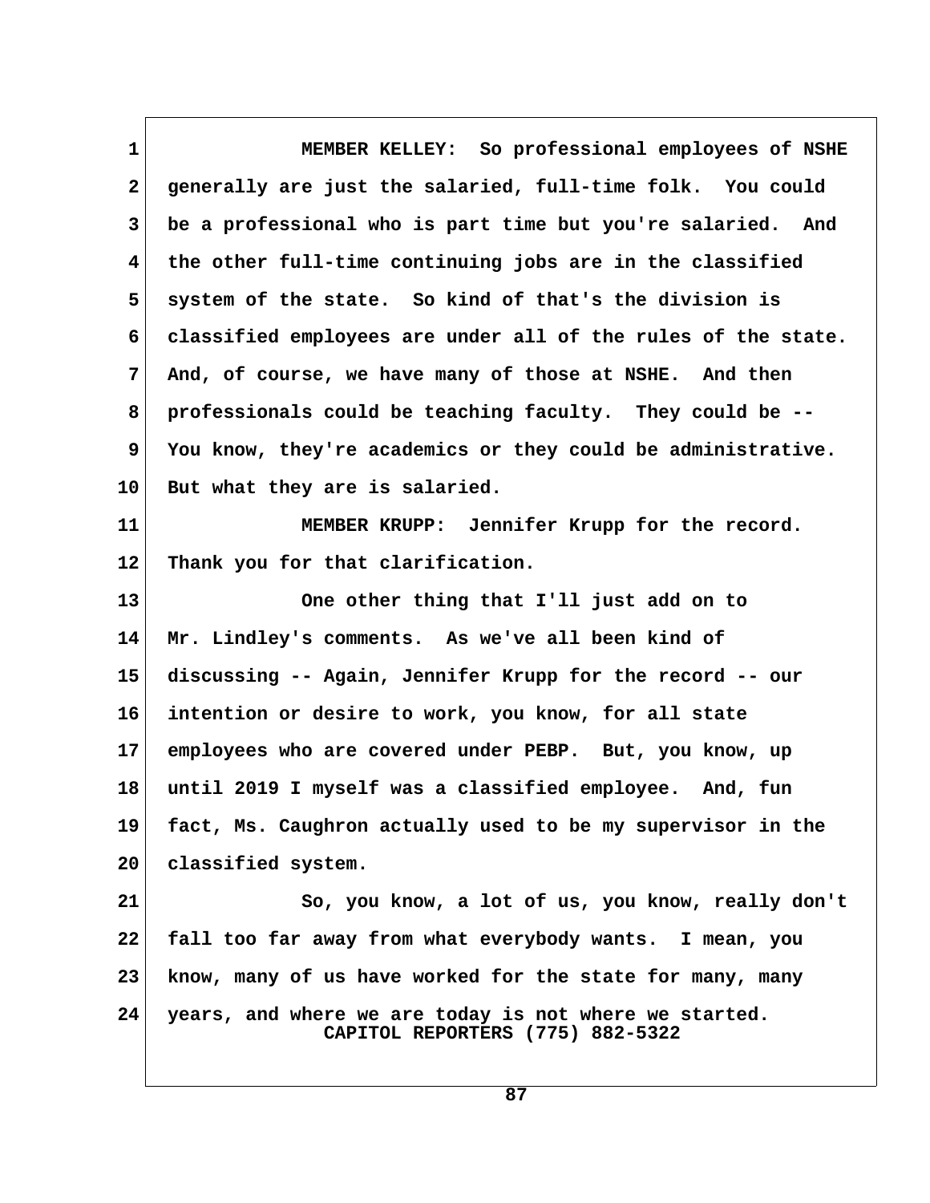MEMBER KELLEY: So professional employees of NSHE generally are just the salaried, full-time folk. You could be a professional who is part time but you're salaried. And the other full-time continuing jobs are in the classified system of the state. So kind of that's the division is classified employees are under all of the rules of the state. And, of course, we have many of those at NSHE. And then professionals could be teaching faculty. They could be -- You know, they're academics or they could be administrative. But what they are is salaried.

MEMBER KRUPP: Jennifer Krupp for the record. Thank you for that clarification.

One other thing that I'll just add on to Mr. Lindley's comments. As we've all been kind of discussing -- Again, Jennifer Krupp for the record -- our intention or desire to work, you know, for all state employees who are covered under PEBP. But, you know, up until 2019 I myself was a classified employee. And, fun fact, Ms. Caughron actually used to be my supervisor in the classified system.

So, you know, a lot of us, you know, really don't fall too far away from what everybody wants. I mean, you know, many of us have worked for the state for many, many years, and where we are today is not where we started.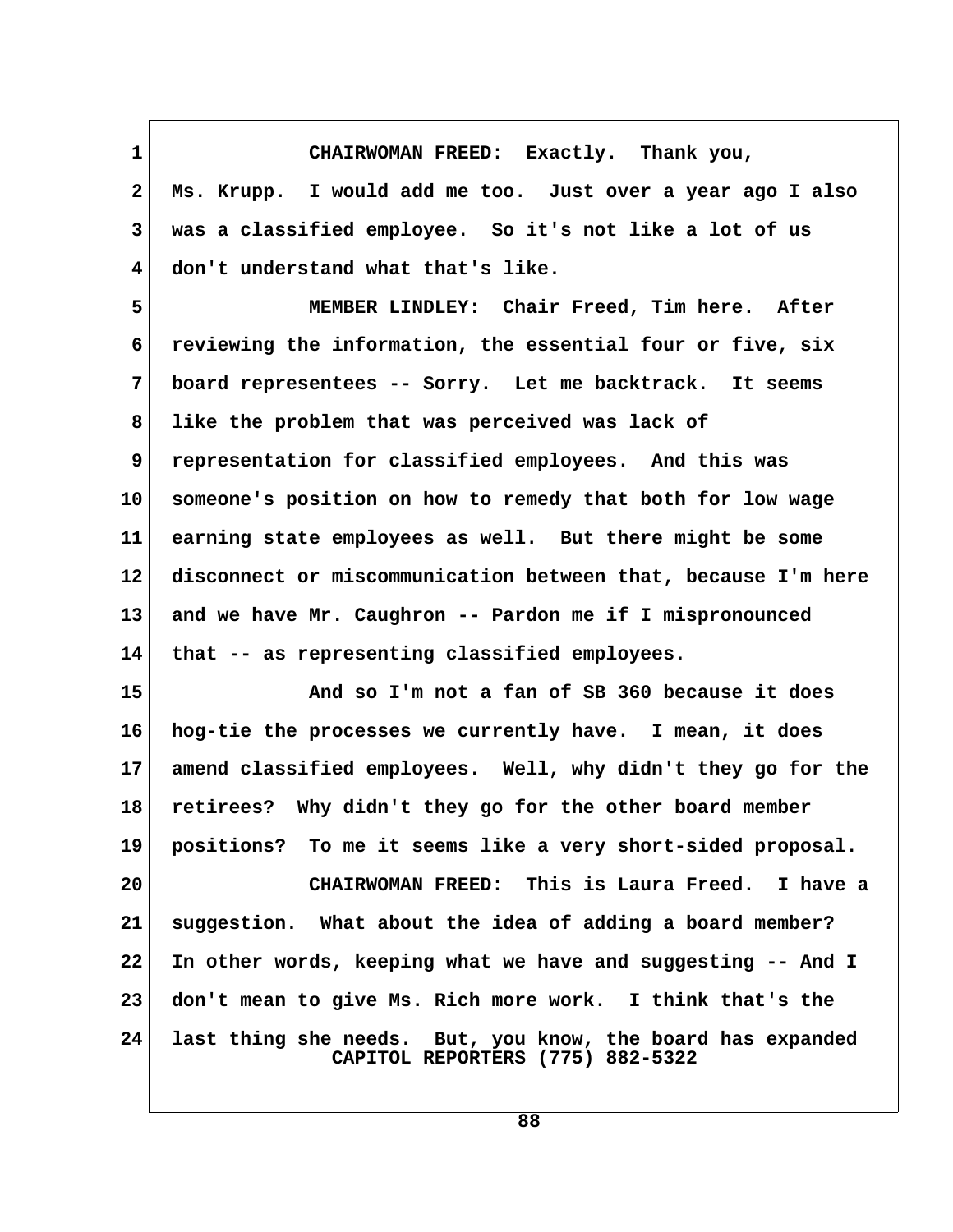CHAIRWOMAN FREED: Exactly. Thank you, Ms. Krupp. I would add me too. Just over a year ago I also was a classified employee. So it's not like a lot of us don't understand what that's like.

MEMBER LINDLEY: Chair Freed, Tim here. After reviewing the information, the essential four or five, six board representees -- Sorry. Let me backtrack. It seems like the problem that was perceived was lack of representation for classified employees. And this was someone's position on how to remedy that both for low wage earning state employees as well. But there might be some disconnect or miscommunication between that, because I'm here and we have Mr. Caughron -- Pardon me if I mispronounced that -- as representing classified employees.

And so I'm not a fan of SB 360 because it does hog-tie the processes we currently have. I mean, it does amend classified employees. Well, why didn't they go for the retirees? Why didn't they go for the other board member positions? To me it seems like a very short-sided proposal.

CHAIRWOMAN FREED: This is Laura Freed. I have a suggestion. What about the idea of adding a board member? In other words, keeping what we have and suggesting -- And I don't mean to give Ms. Rich more work. I think that's the last thing she needs. But, you know, the board has expanded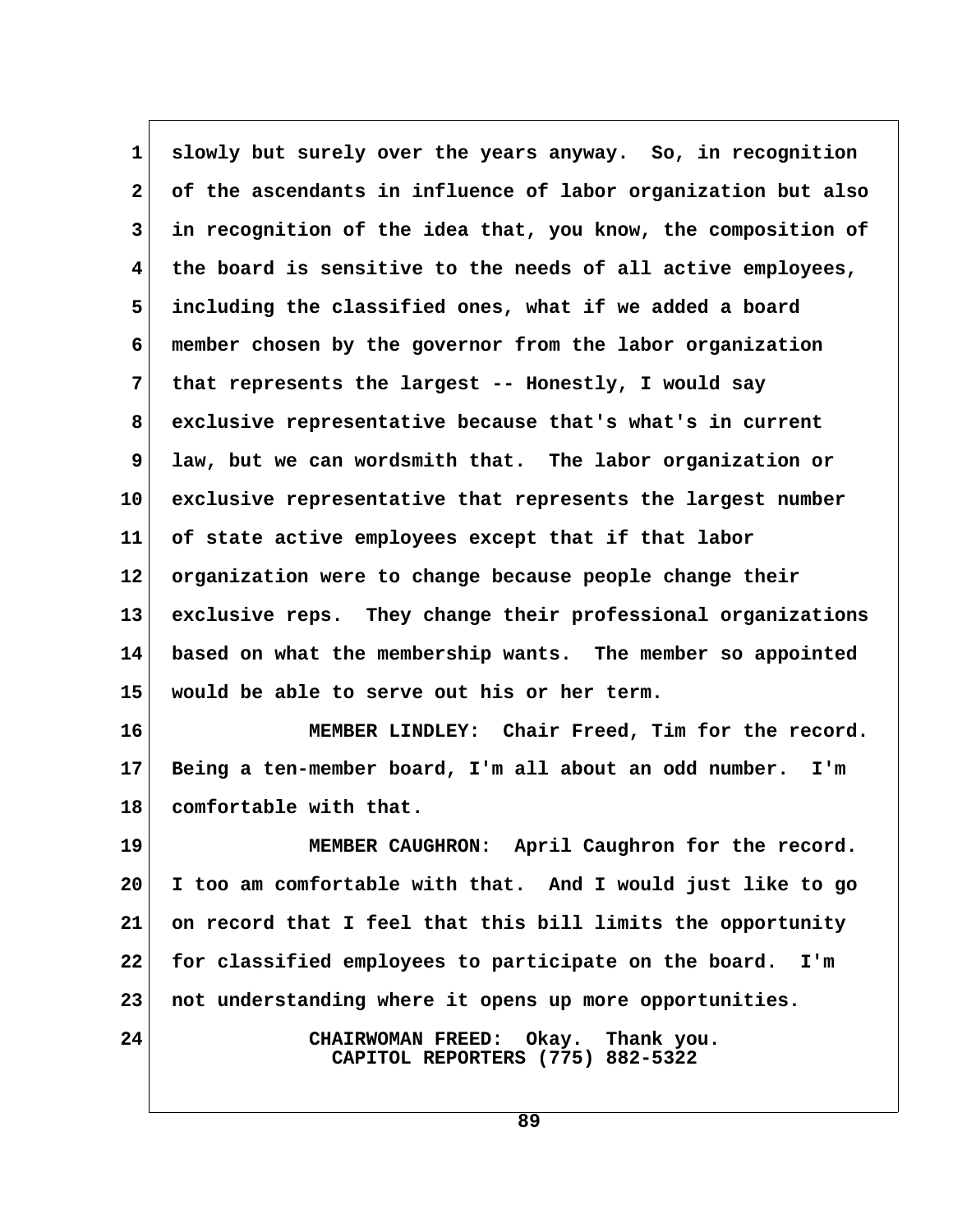slowly but surely over the years anyway. So, in recognition of the ascendants in influence of labor organization but also in recognition of the idea that, you know, the composition of the board is sensitive to the needs of all active employees, including the classified ones, what if we added a board member chosen by the governor from the labor organization that represents the largest -- Honestly, I would say exclusive representative because that's what's in current law, but we can wordsmith that. The labor organization or exclusive representative that represents the largest number of state active employees except that if that labor organization were to change because people change their exclusive reps. They change their professional organizations based on what the membership wants. The member so appointed would be able to serve out his or her term.

MEMBER LINDLEY: Chair Freed, Tim for the record. Being a ten-member board, I'm all about an odd number. I'm comfortable with that.

MEMBER CAUGHRON: April Caughron for the record. I too am comfortable with that. And I would just like to go on record that I feel that this bill limits the opportunity for classified employees to participate on the board. I'm not understanding where it opens up more opportunities.

CHAIRWOMAN FREED: Okay. Thank you.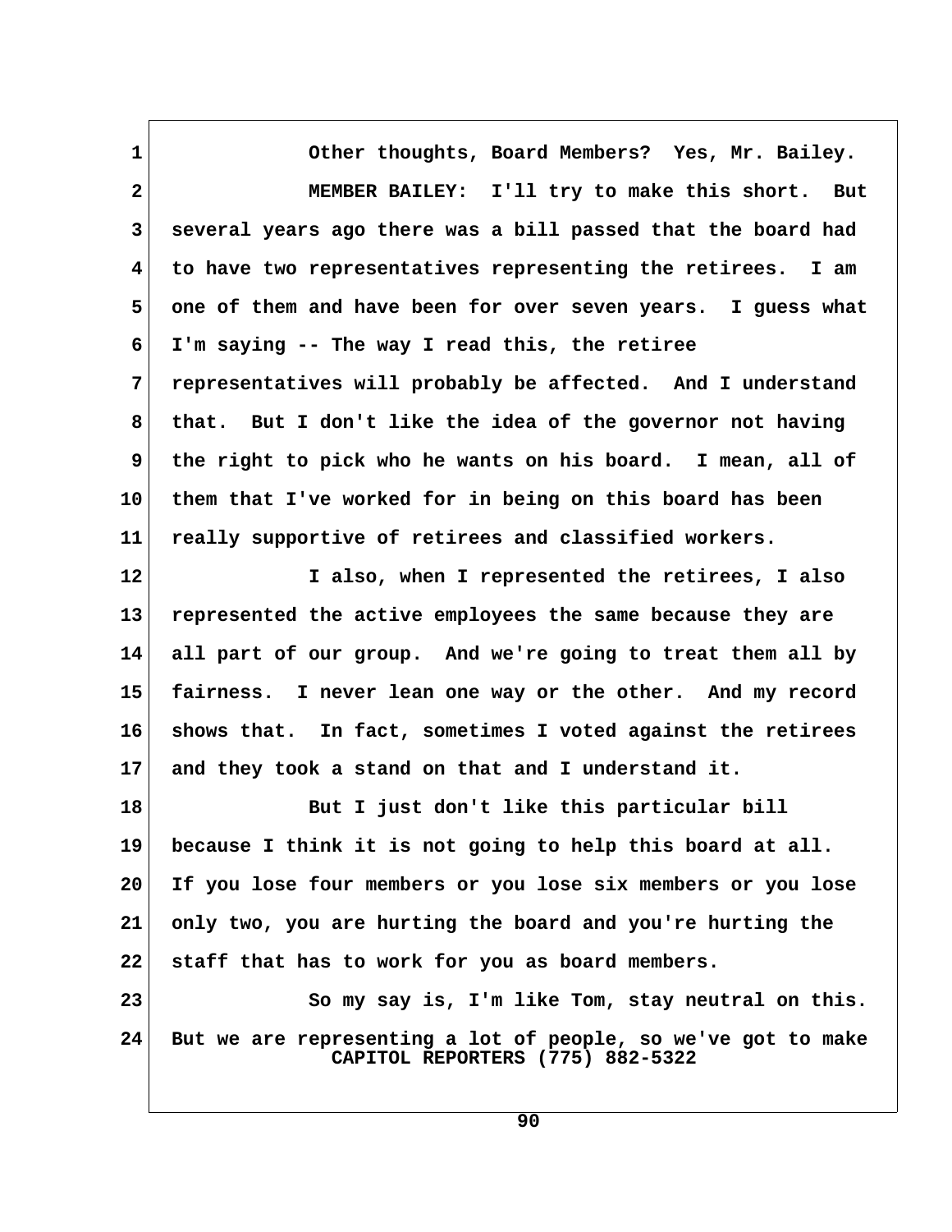Other thoughts, Board Members? Yes, Mr. Bailey.

MEMBER BAILEY: I'll try to make this short. But several years ago there was a bill passed that the board had to have two representatives representing the retirees. I am one of them and have been for over seven years. I guess what I'm saying -- The way I read this, the retiree representatives will probably be affected. And I understand that. But I don't like the idea of the governor not having the right to pick who he wants on his board. I mean, all of them that I've worked for in being on this board has been really supportive of retirees and classified workers.

I also, when I represented the retirees, I also represented the active employees the same because they are all part of our group. And we're going to treat them all by fairness. I never lean one way or the other. And my record shows that. In fact, sometimes I voted against the retirees and they took a stand on that and I understand it.

But I just don't like this particular bill because I think it is not going to help this board at all. If you lose four members or you lose six members or you lose only two, you are hurting the board and you're hurting the staff that has to work for you as board members.

So my say is, I'm like Tom, stay neutral on this. But we are representing a lot of people, so we've got to make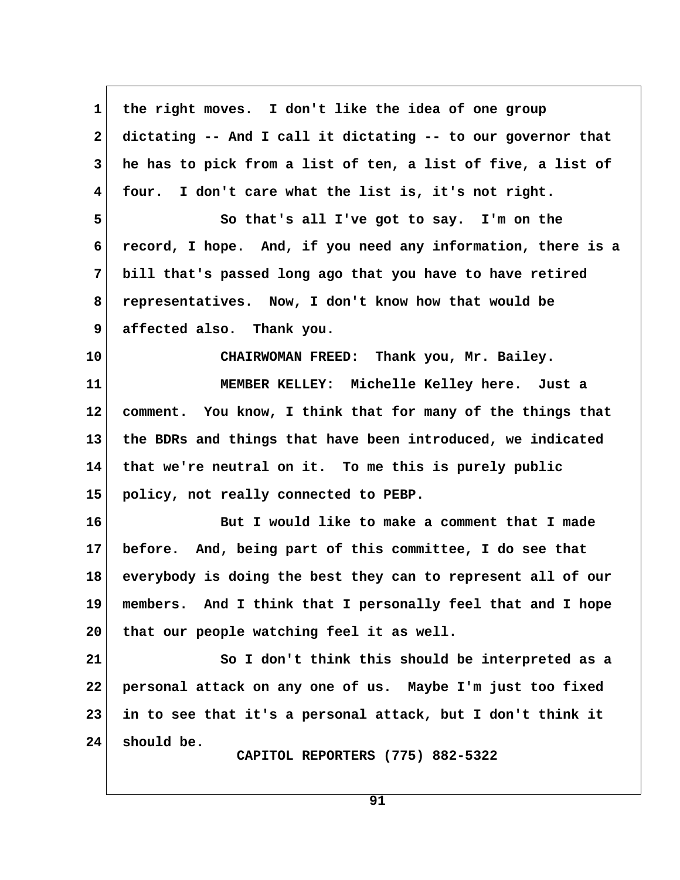the right moves. I don't like the idea of one group dictating -- And I call it dictating -- to our governor that he has to pick from a list of ten, a list of five, a list of four. I don't care what the list is, it's not right.

So that's all I've got to say. I'm on the record, I hope. And, if you need any information, there is a bill that's passed long ago that you have to have retired representatives. Now, I don't know how that would be affected also. Thank you.

CHAIRWOMAN FREED: Thank you, Mr. Bailey.

MEMBER KELLEY: Michelle Kelley here. Just a comment. You know, I think that for many of the things that the BDRs and things that have been introduced, we indicated that we're neutral on it. To me this is purely public policy, not really connected to PEBP.

But I would like to make a comment that I made before. And, being part of this committee, I do see that everybody is doing the best they can to represent all of our members. And I think that I personally feel that and I hope that our people watching feel it as well.

So I don't think this should be interpreted as a personal attack on any one of us. Maybe I'm just too fixed in to see that it's a personal attack, but I don't think it should be.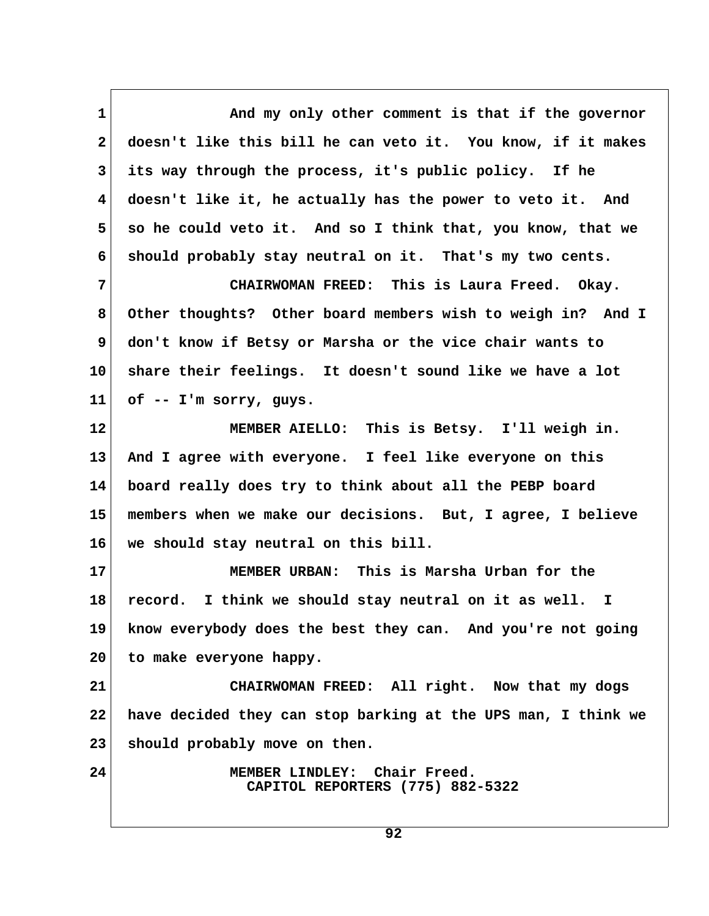And my only other comment is that if the governor doesn't like this bill he can veto it. You know, if it makes its way through the process, it's public policy. If he doesn't like it, he actually has the power to veto it. And so he could veto it. And so I think that, you know, that we should probably stay neutral on it. That's my two cents.

CHAIRWOMAN FREED: This is Laura Freed. Okay. Other thoughts? Other board members wish to weigh in? And I don't know if Betsy or Marsha or the vice chair wants to share their feelings. It doesn't sound like we have a lot of -- I'm sorry, guys.

MEMBER AIELLO: This is Betsy. I'll weigh in. And I agree with everyone. I feel like everyone on this board really does try to think about all the PEBP board members when we make our decisions. But, I agree, I believe we should stay neutral on this bill.

MEMBER URBAN: This is Marsha Urban for the record. I think we should stay neutral on it as well. I know everybody does the best they can. And you're not going to make everyone happy.

CHAIRWOMAN FREED: All right. Now that my dogs have decided they can stop barking at the UPS man, I think we should probably move on then.

MEMBER LINDLEY: Chair Freed.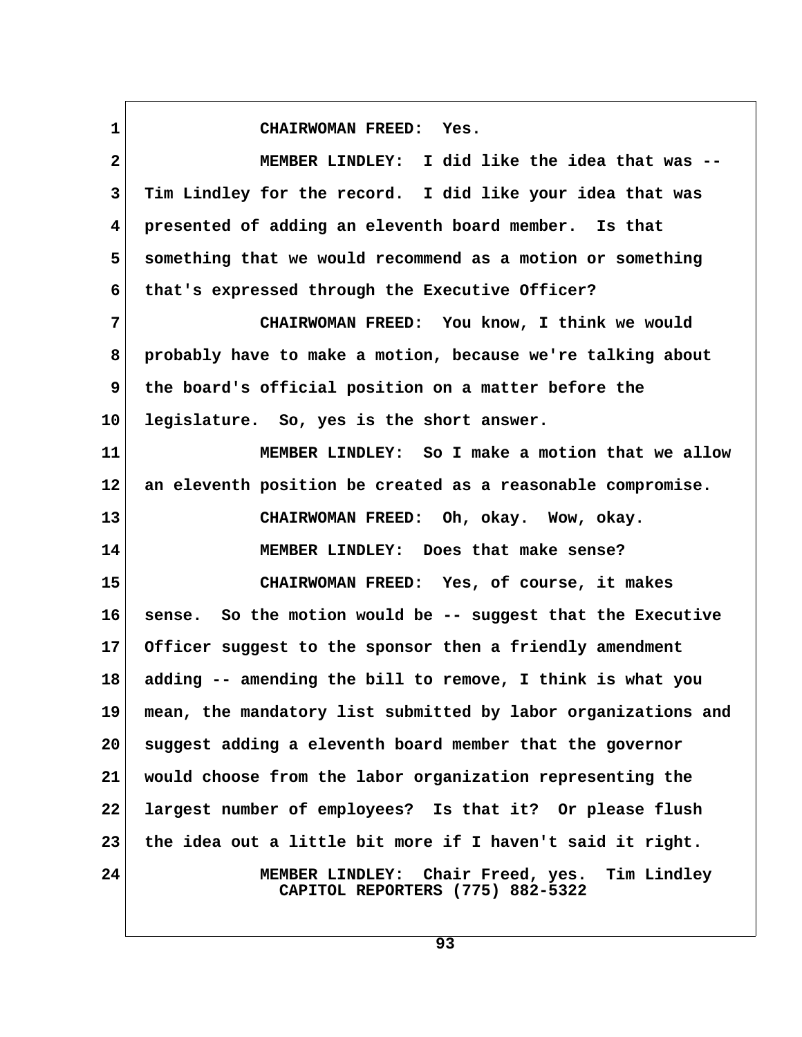CHAIRWOMAN FREED: Yes.

MEMBER LINDLEY: I did like the idea that was -- Tim Lindley for the record. I did like your idea that was presented of adding an eleventh board member. Is that something that we would recommend as a motion or something that's expressed through the Executive Officer?

CHAIRWOMAN FREED: You know, I think we would probably have to make a motion, because we're talking about the board's official position on a matter before the legislature. So, yes is the short answer.

MEMBER LINDLEY: So I make a motion that we allow an eleventh position be created as a reasonable compromise.

CHAIRWOMAN FREED: Oh, okay. Wow, okay.

MEMBER LINDLEY: Does that make sense?

CHAIRWOMAN FREED: Yes, of course, it makes sense. So the motion would be -- suggest that the Executive Officer suggest to the sponsor then a friendly amendment adding -- amending the bill to remove, I think is what you mean, the mandatory list submitted by labor organizations and suggest adding a eleventh board member that the governor would choose from the labor organization representing the largest number of employees? Is that it? Or please flush the idea out a little bit more if I haven't said it right.

MEMBER LINDLEY: Chair Freed, yes. Tim Lindley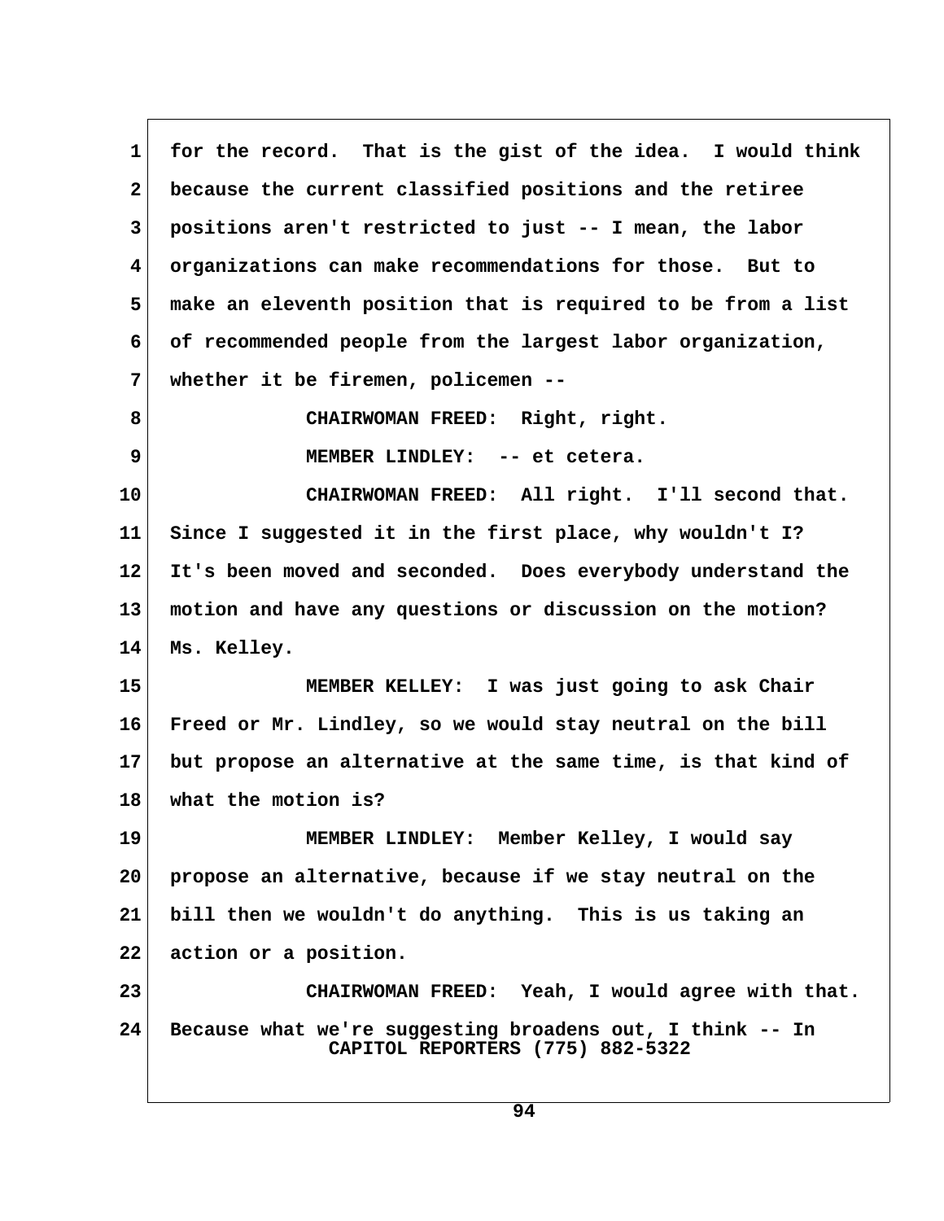1 for the record. That is the gist of the idea. I would think
2 because the current classified positions and the retiree
3 positions aren't restricted to just -- I mean, the labor
4 organizations can make recommendations for those. But to
5 make an eleventh position that is required to be from a list
6 of recommended people from the largest labor organization,
7 whether it be firemen, policemen --
8 CHAIRWOMAN FREED: Right, right.
9 MEMBER LINDLEY: -- et cetera.
10 CHAIRWOMAN FREED: All right. I'll second that.
11 Since I suggested it in the first place, why wouldn't I?
12 It's been moved and seconded. Does everybody understand the
13 motion and have any questions or discussion on the motion?
14 Ms. Kelley.
15 MEMBER KELLEY: I was just going to ask Chair
16 Freed or Mr. Lindley, so we would stay neutral on the bill
17 but propose an alternative at the same time, is that kind of
18 what the motion is?
19 MEMBER LINDLEY: Member Kelley, I would say
20 propose an alternative, because if we stay neutral on the
21 bill then we wouldn't do anything. This is us taking an
22 action or a position.
23 CHAIRWOMAN FREED: Yeah, I would agree with that.
24 Because what we're suggesting broadens out, I think -- In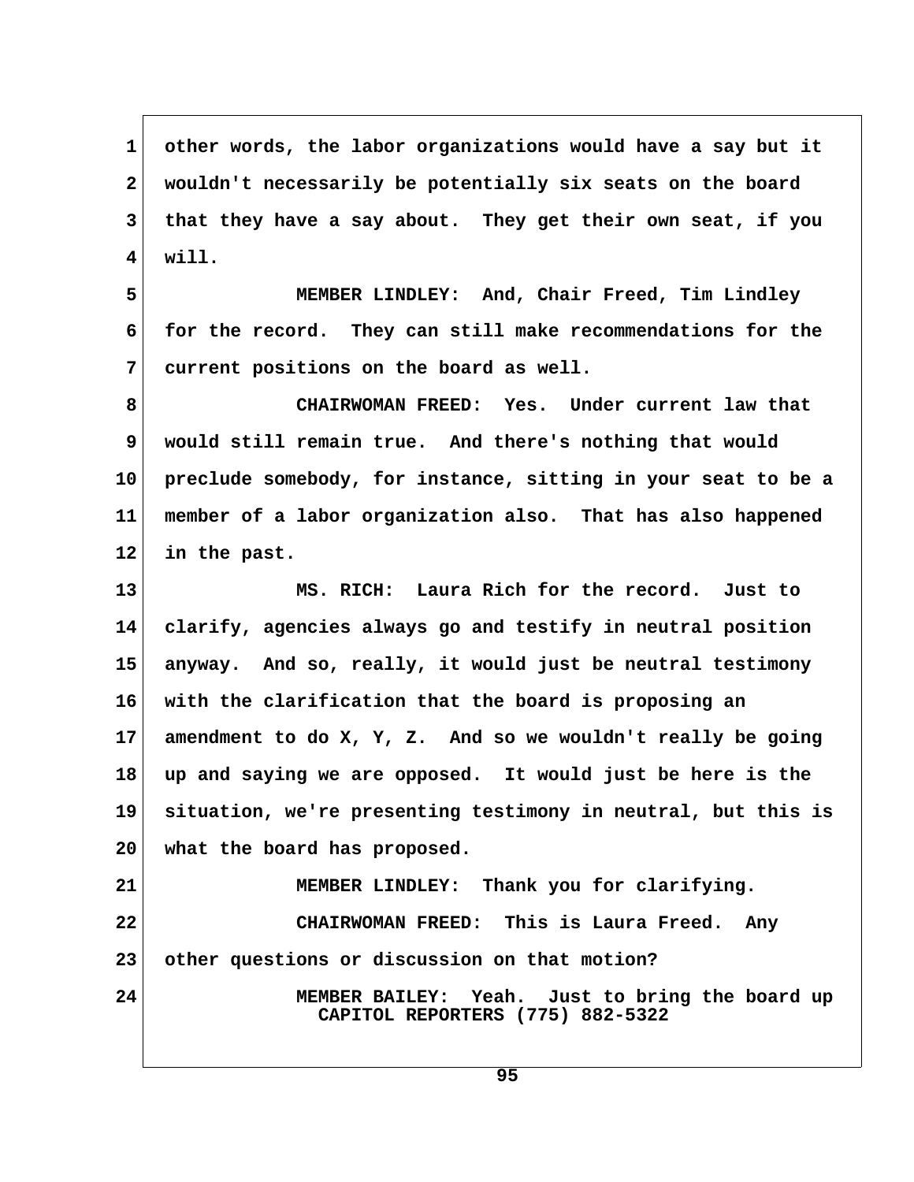other words, the labor organizations would have a say but it wouldn't necessarily be potentially six seats on the board that they have a say about. They get their own seat, if you will.

MEMBER LINDLEY: And, Chair Freed, Tim Lindley for the record. They can still make recommendations for the current positions on the board as well.

CHAIRWOMAN FREED: Yes. Under current law that would still remain true. And there's nothing that would preclude somebody, for instance, sitting in your seat to be a member of a labor organization also. That has also happened in the past.

MS. RICH: Laura Rich for the record. Just to clarify, agencies always go and testify in neutral position anyway. And so, really, it would just be neutral testimony with the clarification that the board is proposing an amendment to do X, Y, Z. And so we wouldn't really be going up and saying we are opposed. It would just be here is the situation, we're presenting testimony in neutral, but this is what the board has proposed.

MEMBER LINDLEY: Thank you for clarifying.

CHAIRWOMAN FREED: This is Laura Freed. Any other questions or discussion on that motion?

MEMBER BAILEY: Yeah. Just to bring the board up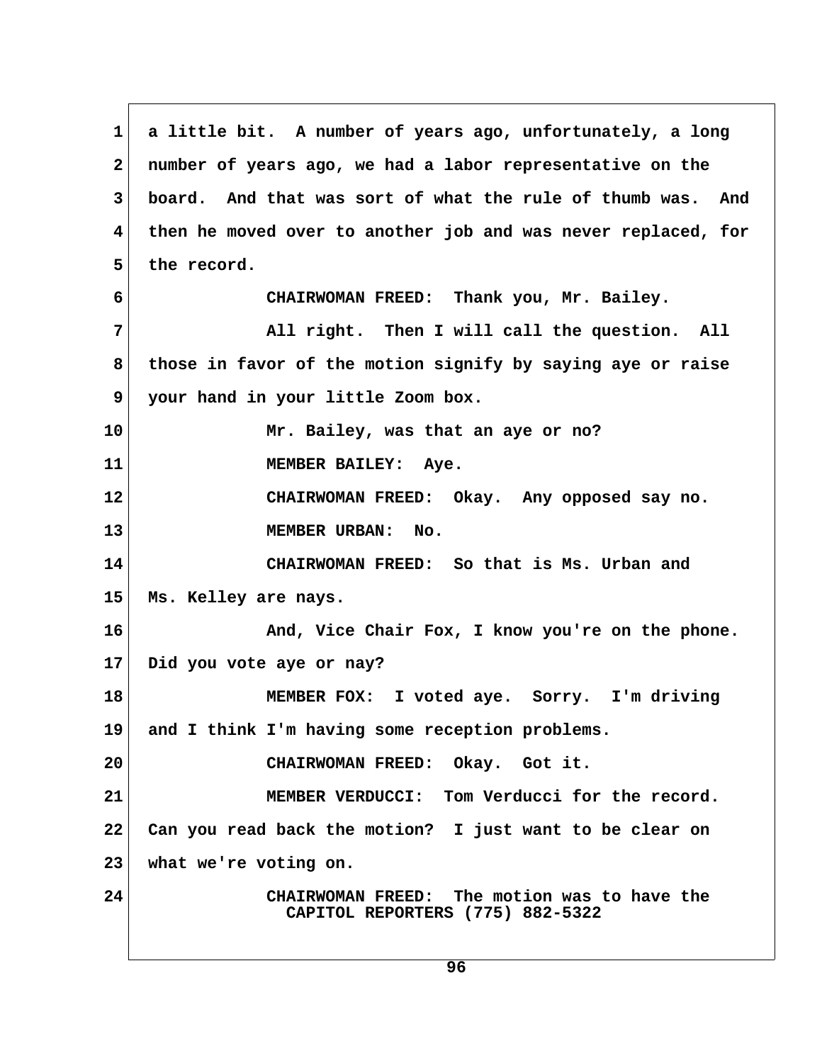a little bit. A number of years ago, unfortunately, a long number of years ago, we had a labor representative on the board. And that was sort of what the rule of thumb was. And then he moved over to another job and was never replaced, for the record.

CHAIRWOMAN FREED: Thank you, Mr. Bailey.

All right. Then I will call the question. All those in favor of the motion signify by saying aye or raise your hand in your little Zoom box.

Mr. Bailey, was that an aye or no?

MEMBER BAILEY: Aye.

CHAIRWOMAN FREED: Okay. Any opposed say no.

MEMBER URBAN: No.

CHAIRWOMAN FREED: So that is Ms. Urban and Ms. Kelley are nays.

And, Vice Chair Fox, I know you're on the phone. Did you vote aye or nay?

MEMBER FOX: I voted aye. Sorry. I'm driving and I think I'm having some reception problems.

CHAIRWOMAN FREED: Okay. Got it.

MEMBER VERDUCCI: Tom Verducci for the record. Can you read back the motion? I just want to be clear on what we're voting on.

CHAIRWOMAN FREED: The motion was to have the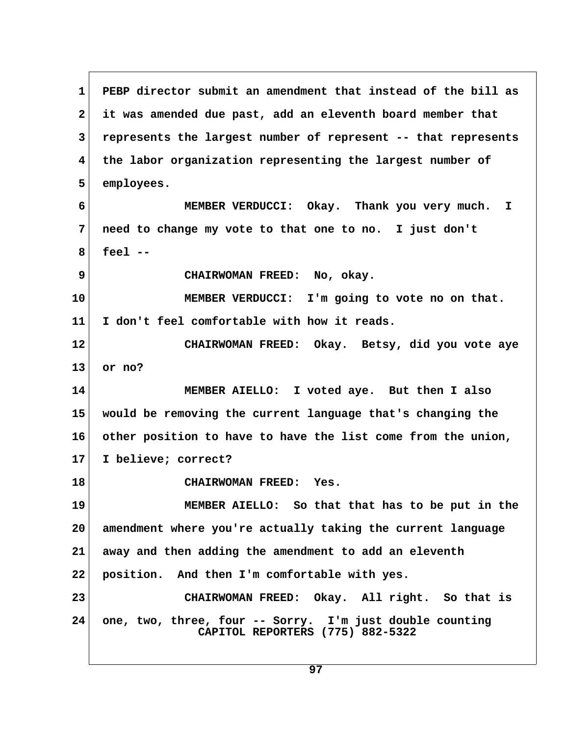PEBP director submit an amendment that instead of the bill as it was amended due past, add an eleventh board member that represents the largest number of represent -- that represents the labor organization representing the largest number of employees.

MEMBER VERDUCCI: Okay. Thank you very much. I need to change my vote to that one to no. I just don't feel --

CHAIRWOMAN FREED: No, okay.

MEMBER VERDUCCI: I'm going to vote no on that. I don't feel comfortable with how it reads.

CHAIRWOMAN FREED: Okay. Betsy, did you vote aye or no?

MEMBER AIELLO: I voted aye. But then I also would be removing the current language that's changing the other position to have to have the list come from the union, I believe; correct?

CHAIRWOMAN FREED: Yes.

MEMBER AIELLO: So that that has to be put in the amendment where you're actually taking the current language away and then adding the amendment to add an eleventh position. And then I'm comfortable with yes.

CHAIRWOMAN FREED: Okay. All right. So that is one, two, three, four -- Sorry. I'm just double counting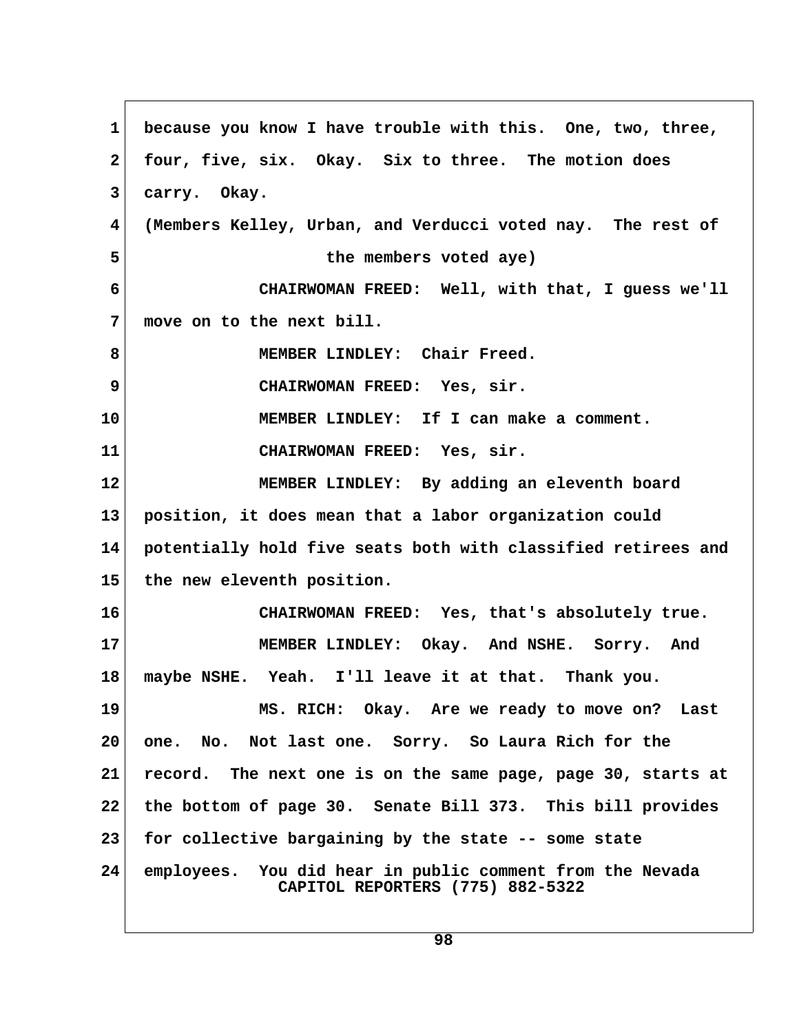because you know I have trouble with this. One, two, three, four, five, six. Okay. Six to three. The motion does carry. Okay.

(Members Kelley, Urban, and Verducci voted nay. The rest of the members voted aye)

CHAIRWOMAN FREED: Well, with that, I guess we'll move on to the next bill.

MEMBER LINDLEY: Chair Freed.

CHAIRWOMAN FREED: Yes, sir.

MEMBER LINDLEY: If I can make a comment.

CHAIRWOMAN FREED: Yes, sir.

MEMBER LINDLEY: By adding an eleventh board position, it does mean that a labor organization could potentially hold five seats both with classified retirees and the new eleventh position.

CHAIRWOMAN FREED: Yes, that's absolutely true.

MEMBER LINDLEY: Okay. And NSHE. Sorry. And maybe NSHE. Yeah. I'll leave it at that. Thank you.

MS. RICH: Okay. Are we ready to move on? Last one. No. Not last one. Sorry. So Laura Rich for the record. The next one is on the same page, page 30, starts at the bottom of page 30. Senate Bill 373. This bill provides for collective bargaining by the state -- some state employees. You did hear in public comment from the Nevada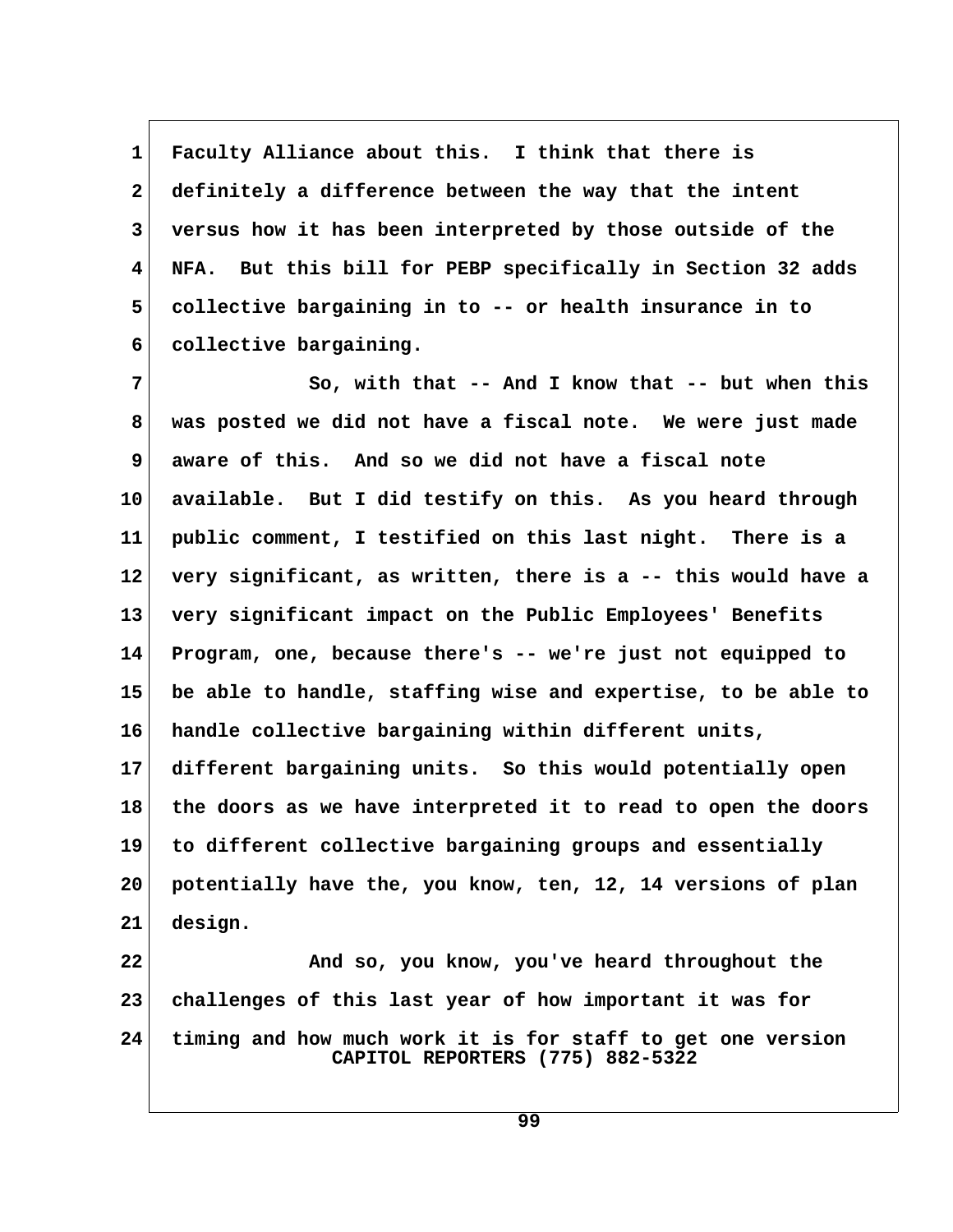Faculty Alliance about this. I think that there is definitely a difference between the way that the intent versus how it has been interpreted by those outside of the NFA. But this bill for PEBP specifically in Section 32 adds collective bargaining in to -- or health insurance in to collective bargaining.

So, with that -- And I know that -- but when this was posted we did not have a fiscal note. We were just made aware of this. And so we did not have a fiscal note available. But I did testify on this. As you heard through public comment, I testified on this last night. There is a very significant, as written, there is a -- this would have a very significant impact on the Public Employees' Benefits Program, one, because there's -- we're just not equipped to be able to handle, staffing wise and expertise, to be able to handle collective bargaining within different units, different bargaining units. So this would potentially open the doors as we have interpreted it to read to open the doors to different collective bargaining groups and essentially potentially have the, you know, ten, 12, 14 versions of plan design.

And so, you know, you've heard throughout the challenges of this last year of how important it was for timing and how much work it is for staff to get one version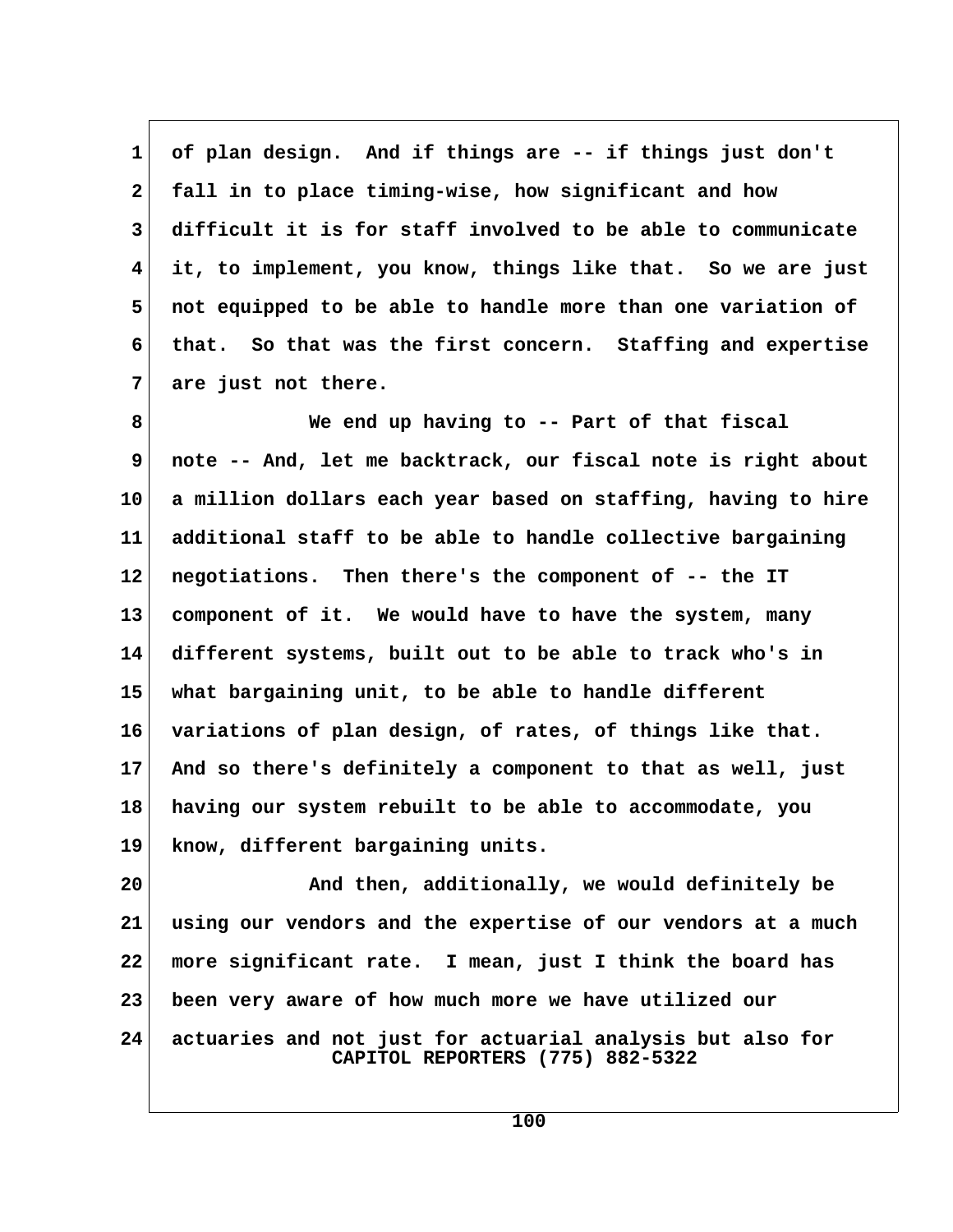of plan design. And if things are -- if things just don't fall in to place timing-wise, how significant and how difficult it is for staff involved to be able to communicate it, to implement, you know, things like that. So we are just not equipped to be able to handle more than one variation of that. So that was the first concern. Staffing and expertise are just not there.

We end up having to -- Part of that fiscal note -- And, let me backtrack, our fiscal note is right about a million dollars each year based on staffing, having to hire additional staff to be able to handle collective bargaining negotiations. Then there's the component of -- the IT component of it. We would have to have the system, many different systems, built out to be able to track who's in what bargaining unit, to be able to handle different variations of plan design, of rates, of things like that. And so there's definitely a component to that as well, just having our system rebuilt to be able to accommodate, you know, different bargaining units.

And then, additionally, we would definitely be using our vendors and the expertise of our vendors at a much more significant rate. I mean, just I think the board has been very aware of how much more we have utilized our actuaries and not just for actuarial analysis but also for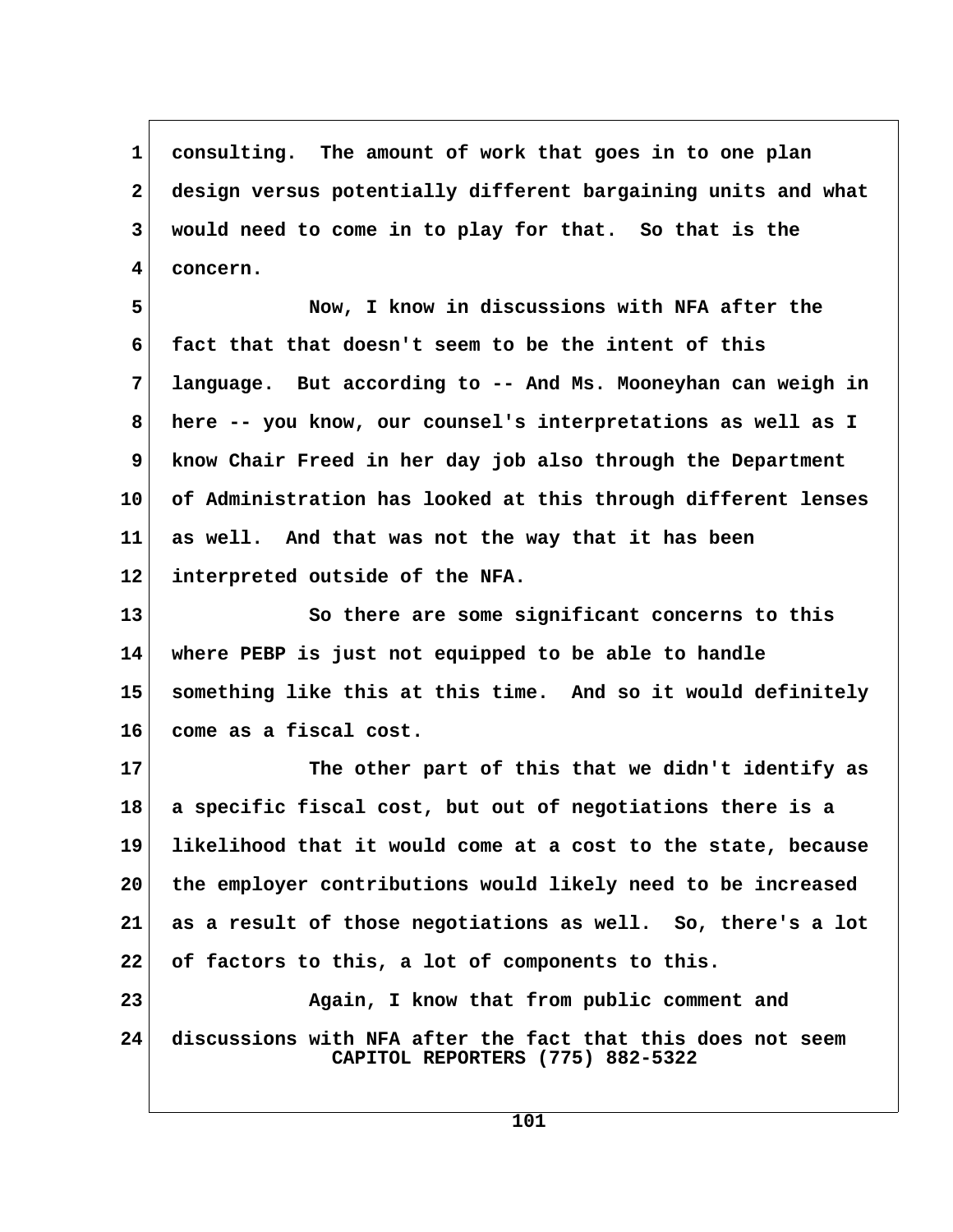consulting. The amount of work that goes in to one plan design versus potentially different bargaining units and what would need to come in to play for that. So that is the concern.

Now, I know in discussions with NFA after the fact that that doesn't seem to be the intent of this language. But according to -- And Ms. Mooneyhan can weigh in here -- you know, our counsel's interpretations as well as I know Chair Freed in her day job also through the Department of Administration has looked at this through different lenses as well. And that was not the way that it has been interpreted outside of the NFA.

So there are some significant concerns to this where PEBP is just not equipped to be able to handle something like this at this time. And so it would definitely come as a fiscal cost.

The other part of this that we didn't identify as a specific fiscal cost, but out of negotiations there is a likelihood that it would come at a cost to the state, because the employer contributions would likely need to be increased as a result of those negotiations as well. So, there's a lot of factors to this, a lot of components to this.

Again, I know that from public comment and discussions with NFA after the fact that this does not seem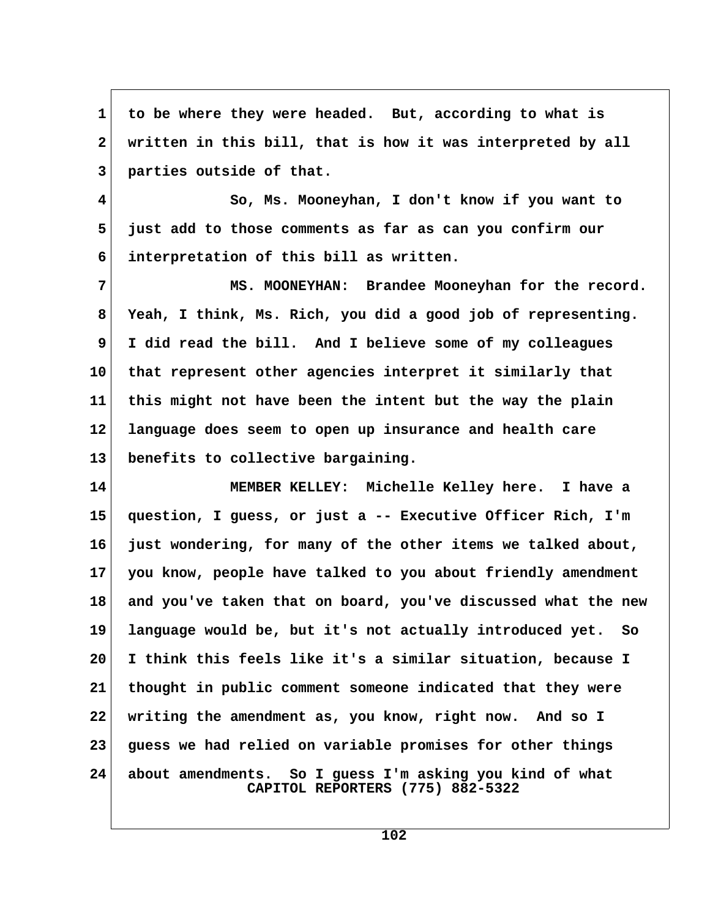to be where they were headed. But, according to what is written in this bill, that is how it was interpreted by all parties outside of that.

So, Ms. Mooneyhan, I don't know if you want to just add to those comments as far as can you confirm our interpretation of this bill as written.

MS. MOONEYHAN: Brandee Mooneyhan for the record. Yeah, I think, Ms. Rich, you did a good job of representing. I did read the bill. And I believe some of my colleagues that represent other agencies interpret it similarly that this might not have been the intent but the way the plain language does seem to open up insurance and health care benefits to collective bargaining.

MEMBER KELLEY: Michelle Kelley here. I have a question, I guess, or just a -- Executive Officer Rich, I'm just wondering, for many of the other items we talked about, you know, people have talked to you about friendly amendment and you've taken that on board, you've discussed what the new language would be, but it's not actually introduced yet. So I think this feels like it's a similar situation, because I thought in public comment someone indicated that they were writing the amendment as, you know, right now. And so I guess we had relied on variable promises for other things about amendments. So I guess I'm asking you kind of what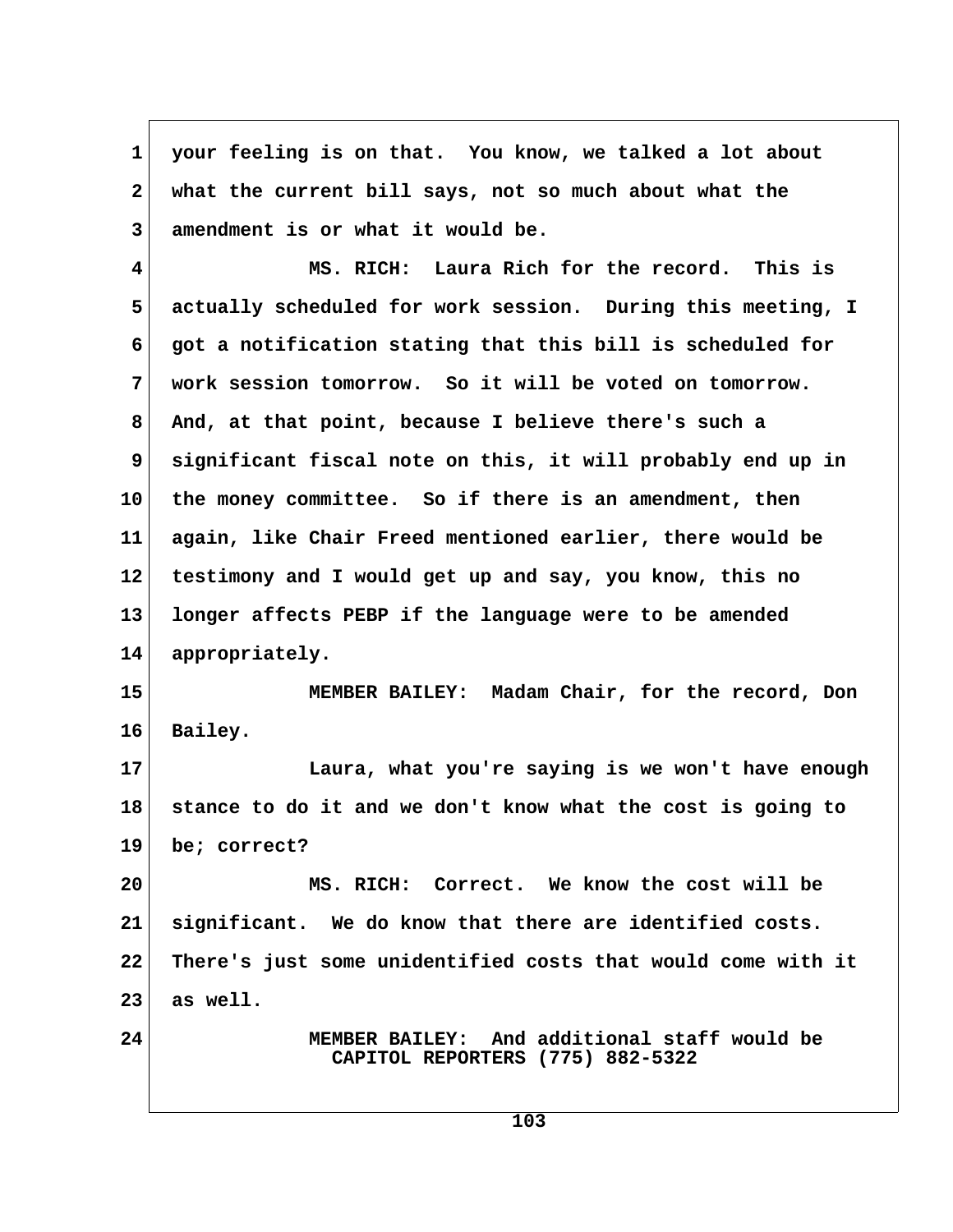your feeling is on that. You know, we talked a lot about what the current bill says, not so much about what the amendment is or what it would be.

MS. RICH: Laura Rich for the record. This is actually scheduled for work session. During this meeting, I got a notification stating that this bill is scheduled for work session tomorrow. So it will be voted on tomorrow. And, at that point, because I believe there's such a significant fiscal note on this, it will probably end up in the money committee. So if there is an amendment, then again, like Chair Freed mentioned earlier, there would be testimony and I would get up and say, you know, this no longer affects PEBP if the language were to be amended appropriately.

MEMBER BAILEY: Madam Chair, for the record, Don Bailey.

Laura, what you're saying is we won't have enough stance to do it and we don't know what the cost is going to be; correct?

MS. RICH: Correct. We know the cost will be significant. We do know that there are identified costs. There's just some unidentified costs that would come with it as well.

MEMBER BAILEY: And additional staff would be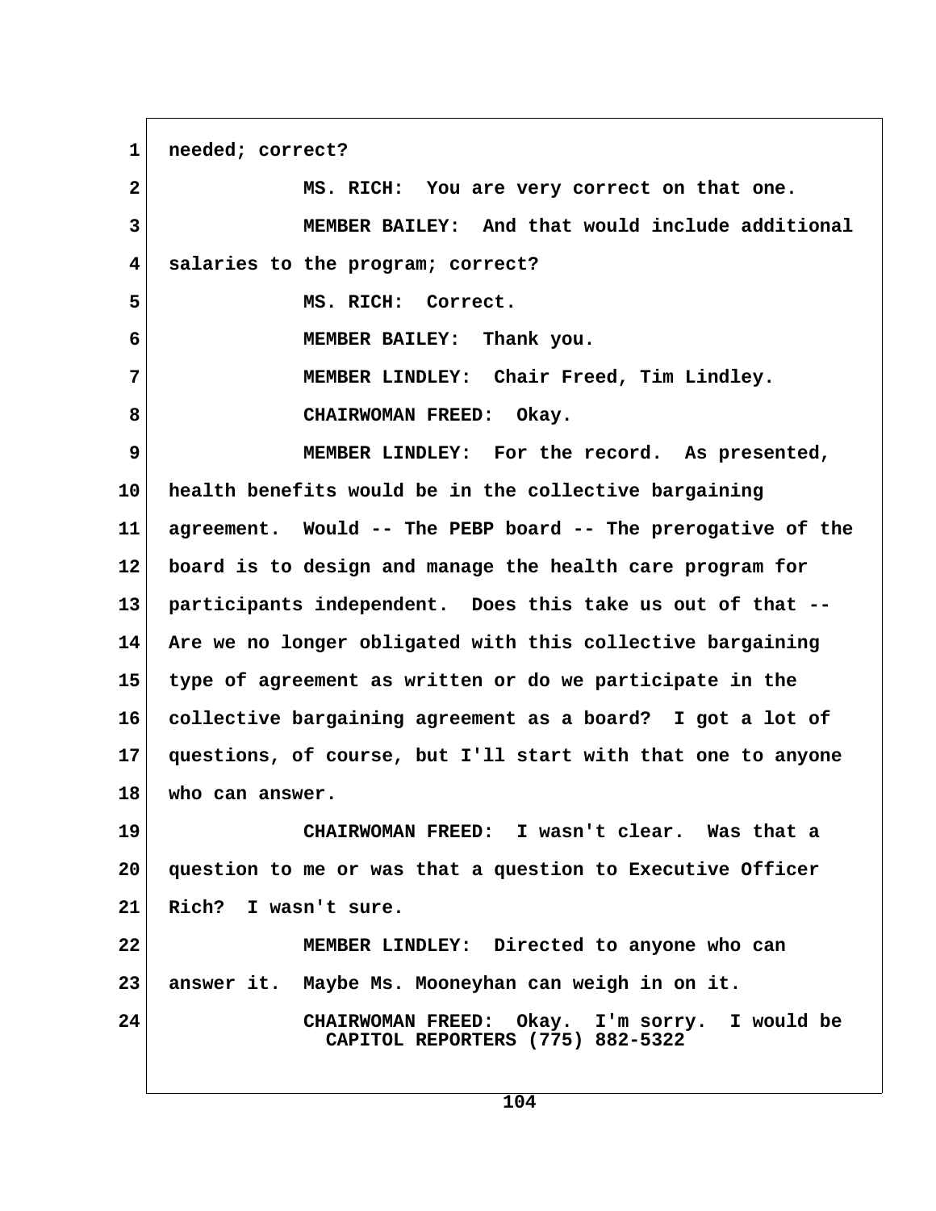1 needed; correct?

2 MS. RICH: You are very correct on that one.

3 MEMBER BAILEY: And that would include additional

4 salaries to the program; correct?

5 MS. RICH: Correct.

6 MEMBER BAILEY: Thank you.

7 MEMBER LINDLEY: Chair Freed, Tim Lindley.

8 CHAIRWOMAN FREED: Okay.

9 MEMBER LINDLEY: For the record. As presented,

10 health benefits would be in the collective bargaining

11 agreement. Would -- The PEBP board -- The prerogative of the

12 board is to design and manage the health care program for

13 participants independent. Does this take us out of that --

14 Are we no longer obligated with this collective bargaining

15 type of agreement as written or do we participate in the

16 collective bargaining agreement as a board? I got a lot of

17 questions, of course, but I'll start with that one to anyone

18 who can answer.

19 CHAIRWOMAN FREED: I wasn't clear. Was that a

20 question to me or was that a question to Executive Officer

21 Rich? I wasn't sure.

22 MEMBER LINDLEY: Directed to anyone who can

23 answer it. Maybe Ms. Mooneyhan can weigh in on it.

24 CHAIRWOMAN FREED: Okay. I'm sorry. I would be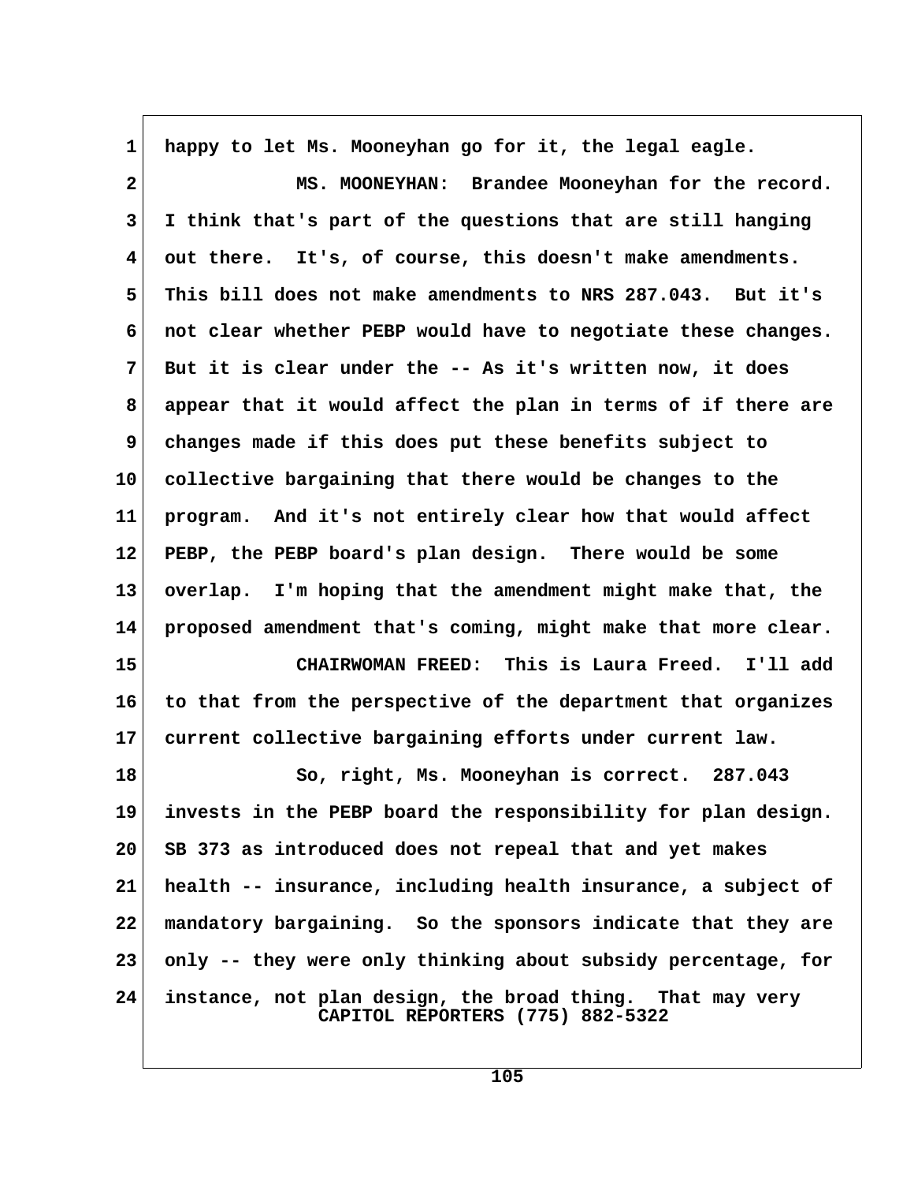happy to let Ms. Mooneyhan go for it, the legal eagle.

MS. MOONEYHAN: Brandee Mooneyhan for the record. I think that's part of the questions that are still hanging out there. It's, of course, this doesn't make amendments. This bill does not make amendments to NRS 287.043. But it's not clear whether PEBP would have to negotiate these changes. But it is clear under the -- As it's written now, it does appear that it would affect the plan in terms of if there are changes made if this does put these benefits subject to collective bargaining that there would be changes to the program. And it's not entirely clear how that would affect PEBP, the PEBP board's plan design. There would be some overlap. I'm hoping that the amendment might make that, the proposed amendment that's coming, might make that more clear.

CHAIRWOMAN FREED: This is Laura Freed. I'll add to that from the perspective of the department that organizes current collective bargaining efforts under current law.

So, right, Ms. Mooneyhan is correct. 287.043 invests in the PEBP board the responsibility for plan design. SB 373 as introduced does not repeal that and yet makes health -- insurance, including health insurance, a subject of mandatory bargaining. So the sponsors indicate that they are only -- they were only thinking about subsidy percentage, for instance, not plan design, the broad thing. That may very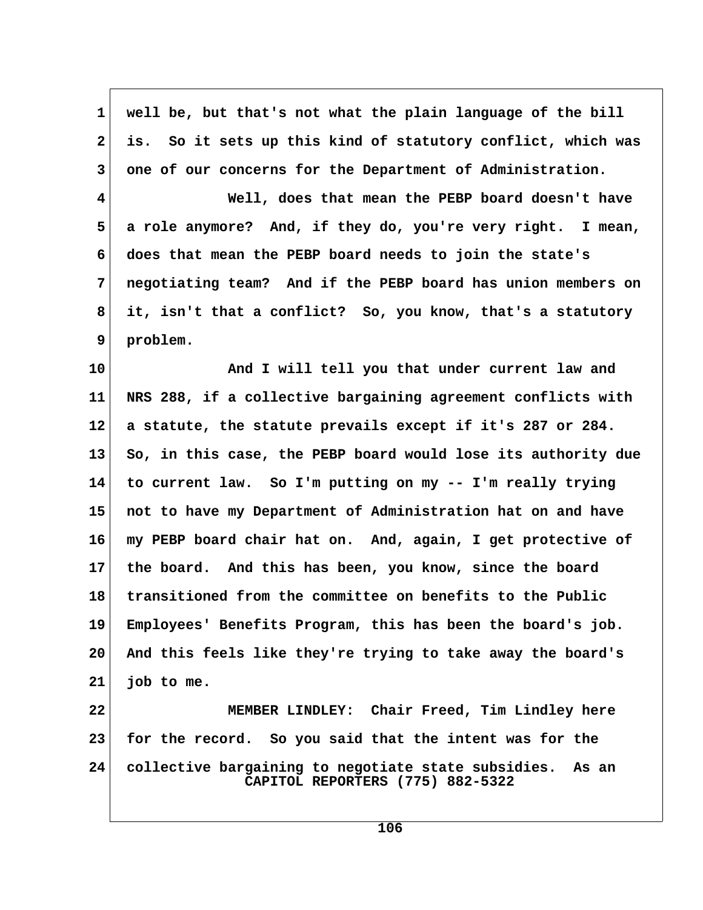well be, but that's not what the plain language of the bill is. So it sets up this kind of statutory conflict, which was one of our concerns for the Department of Administration.

Well, does that mean the PEBP board doesn't have a role anymore? And, if they do, you're very right. I mean, does that mean the PEBP board needs to join the state's negotiating team? And if the PEBP board has union members on it, isn't that a conflict? So, you know, that's a statutory problem.

And I will tell you that under current law and NRS 288, if a collective bargaining agreement conflicts with a statute, the statute prevails except if it's 287 or 284. So, in this case, the PEBP board would lose its authority due to current law. So I'm putting on my -- I'm really trying not to have my Department of Administration hat on and have my PEBP board chair hat on. And, again, I get protective of the board. And this has been, you know, since the board transitioned from the committee on benefits to the Public Employees' Benefits Program, this has been the board's job. And this feels like they're trying to take away the board's job to me.

MEMBER LINDLEY: Chair Freed, Tim Lindley here for the record. So you said that the intent was for the collective bargaining to negotiate state subsidies. As an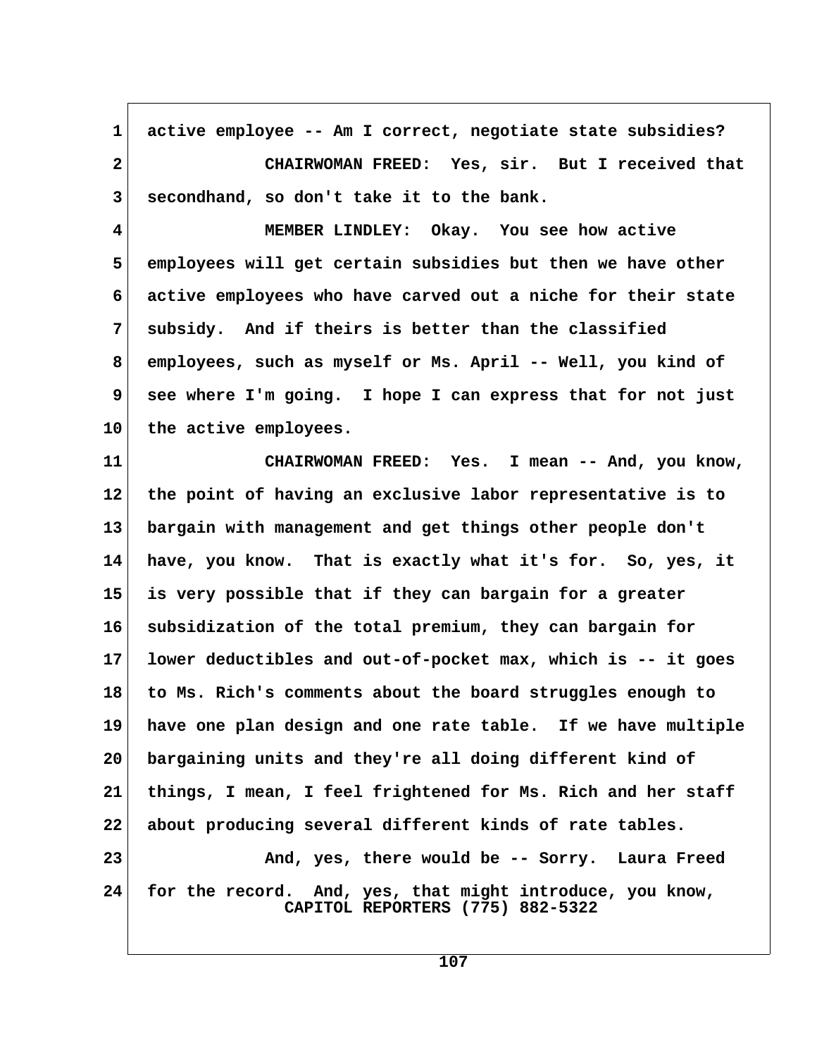1 active employee -- Am I correct, negotiate state subsidies?

2 CHAIRWOMAN FREED: Yes, sir. But I received that

3 secondhand, so don't take it to the bank.

4 MEMBER LINDLEY: Okay. You see how active

5 employees will get certain subsidies but then we have other

6 active employees who have carved out a niche for their state

7 subsidy. And if theirs is better than the classified

8 employees, such as myself or Ms. April -- Well, you kind of

9 see where I'm going. I hope I can express that for not just

10 the active employees.

11 CHAIRWOMAN FREED: Yes. I mean -- And, you know,

12 the point of having an exclusive labor representative is to

13 bargain with management and get things other people don't

14 have, you know. That is exactly what it's for. So, yes, it

15 is very possible that if they can bargain for a greater

16 subsidization of the total premium, they can bargain for

17 lower deductibles and out-of-pocket max, which is -- it goes

18 to Ms. Rich's comments about the board struggles enough to

19 have one plan design and one rate table. If we have multiple

20 bargaining units and they're all doing different kind of

21 things, I mean, I feel frightened for Ms. Rich and her staff

22 about producing several different kinds of rate tables.

23 And, yes, there would be -- Sorry. Laura Freed

24 for the record. And, yes, that might introduce, you know,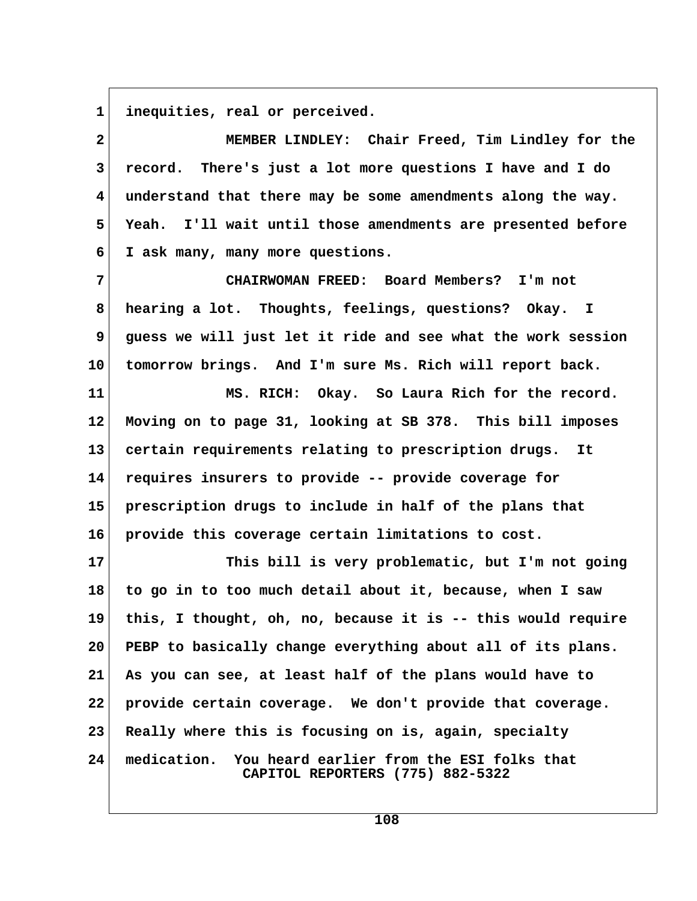inequities, real or perceived.

MEMBER LINDLEY: Chair Freed, Tim Lindley for the record. There's just a lot more questions I have and I do understand that there may be some amendments along the way. Yeah. I'll wait until those amendments are presented before I ask many, many more questions.

CHAIRWOMAN FREED: Board Members? I'm not hearing a lot. Thoughts, feelings, questions? Okay. I guess we will just let it ride and see what the work session tomorrow brings. And I'm sure Ms. Rich will report back.

MS. RICH: Okay. So Laura Rich for the record. Moving on to page 31, looking at SB 378. This bill imposes certain requirements relating to prescription drugs. It requires insurers to provide -- provide coverage for prescription drugs to include in half of the plans that provide this coverage certain limitations to cost.

This bill is very problematic, but I'm not going to go in to too much detail about it, because, when I saw this, I thought, oh, no, because it is -- this would require PEBP to basically change everything about all of its plans. As you can see, at least half of the plans would have to provide certain coverage. We don't provide that coverage. Really where this is focusing on is, again, specialty medication. You heard earlier from the ESI folks that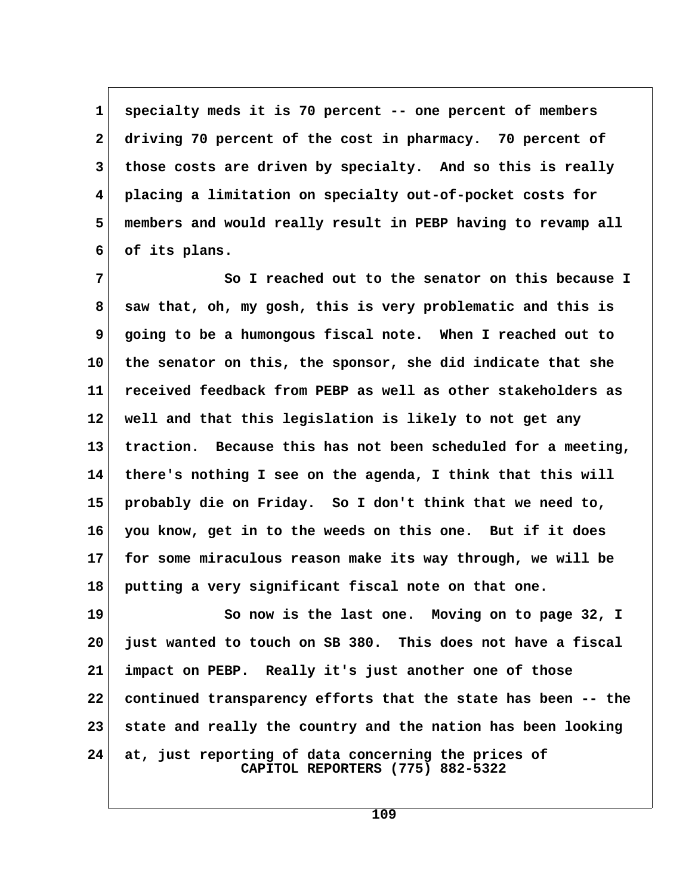specialty meds it is 70 percent -- one percent of members driving 70 percent of the cost in pharmacy. 70 percent of those costs are driven by specialty. And so this is really placing a limitation on specialty out-of-pocket costs for members and would really result in PEBP having to revamp all of its plans.

So I reached out to the senator on this because I saw that, oh, my gosh, this is very problematic and this is going to be a humongous fiscal note. When I reached out to the senator on this, the sponsor, she did indicate that she received feedback from PEBP as well as other stakeholders as well and that this legislation is likely to not get any traction. Because this has not been scheduled for a meeting, there's nothing I see on the agenda, I think that this will probably die on Friday. So I don't think that we need to, you know, get in to the weeds on this one. But if it does for some miraculous reason make its way through, we will be putting a very significant fiscal note on that one.

So now is the last one. Moving on to page 32, I just wanted to touch on SB 380. This does not have a fiscal impact on PEBP. Really it's just another one of those continued transparency efforts that the state has been -- the state and really the country and the nation has been looking at, just reporting of data concerning the prices of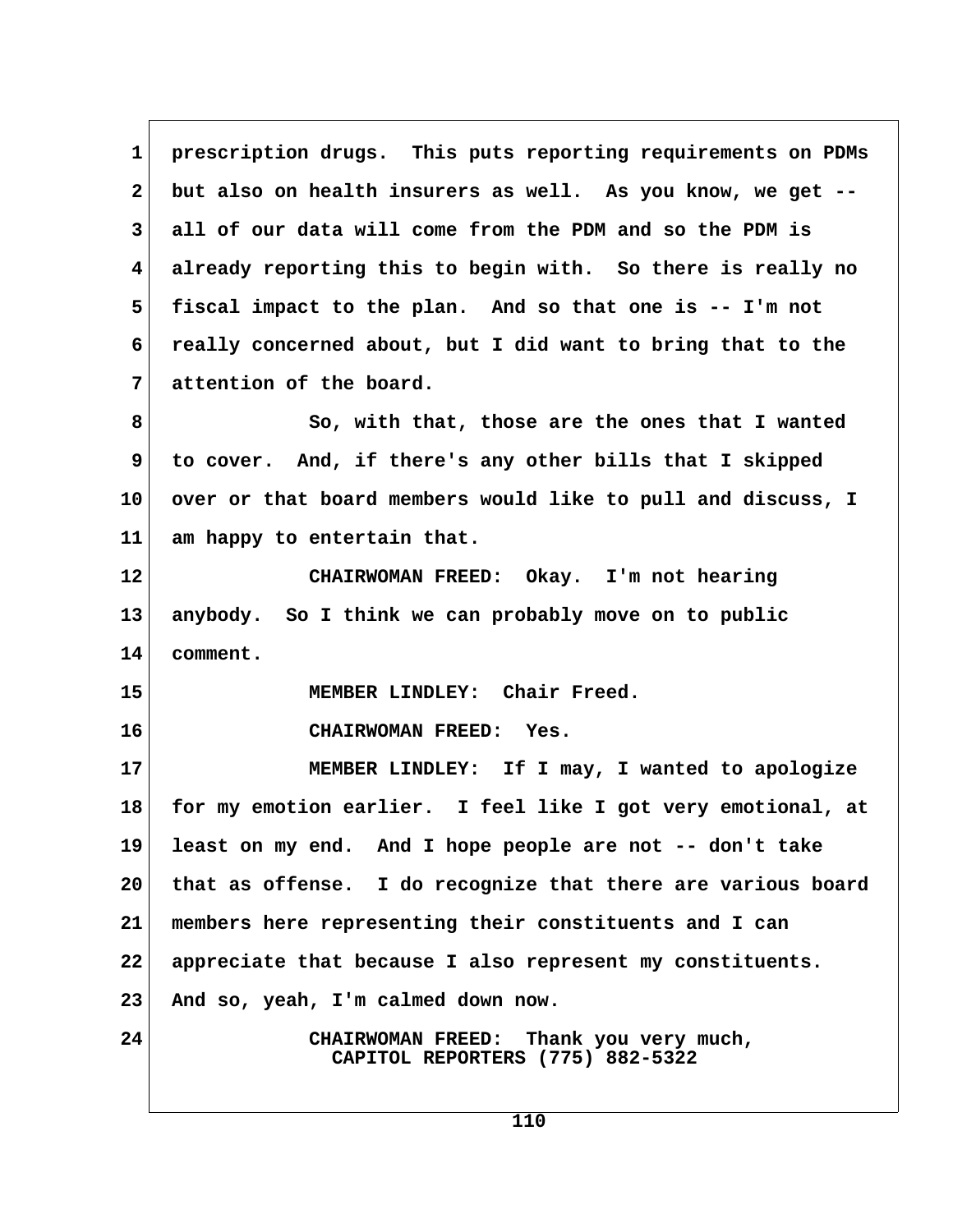prescription drugs. This puts reporting requirements on PDMs but also on health insurers as well. As you know, we get -- all of our data will come from the PDM and so the PDM is already reporting this to begin with. So there is really no fiscal impact to the plan. And so that one is -- I'm not really concerned about, but I did want to bring that to the attention of the board.

So, with that, those are the ones that I wanted to cover. And, if there's any other bills that I skipped over or that board members would like to pull and discuss, I am happy to entertain that.

CHAIRWOMAN FREED: Okay. I'm not hearing anybody. So I think we can probably move on to public comment.

MEMBER LINDLEY: Chair Freed.

CHAIRWOMAN FREED: Yes.

MEMBER LINDLEY: If I may, I wanted to apologize for my emotion earlier. I feel like I got very emotional, at least on my end. And I hope people are not -- don't take that as offense. I do recognize that there are various board members here representing their constituents and I can appreciate that because I also represent my constituents. And so, yeah, I'm calmed down now.

CHAIRWOMAN FREED: Thank you very much,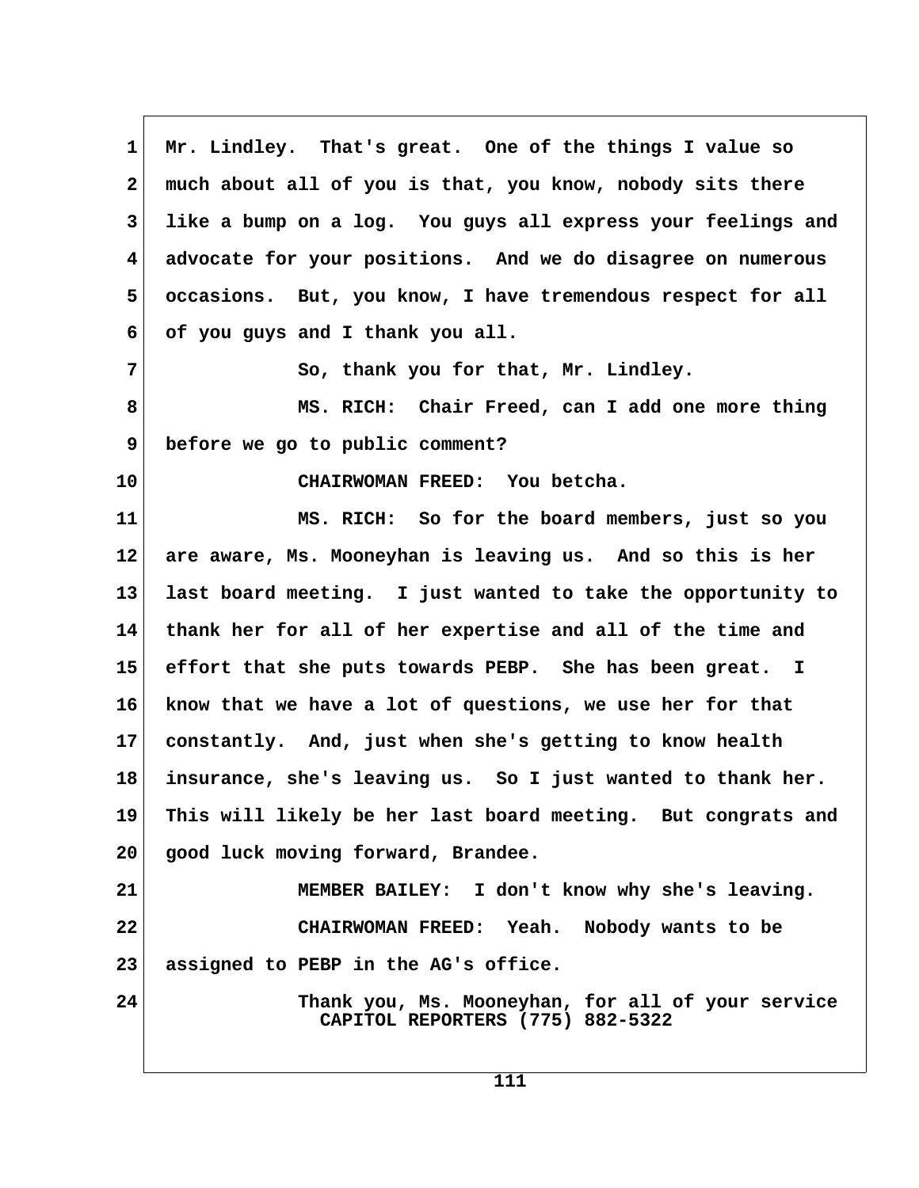Mr. Lindley. That's great. One of the things I value so much about all of you is that, you know, nobody sits there like a bump on a log. You guys all express your feelings and advocate for your positions. And we do disagree on numerous occasions. But, you know, I have tremendous respect for all of you guys and I thank you all.

So, thank you for that, Mr. Lindley.

MS. RICH: Chair Freed, can I add one more thing before we go to public comment?

CHAIRWOMAN FREED: You betcha.

MS. RICH: So for the board members, just so you are aware, Ms. Mooneyhan is leaving us. And so this is her last board meeting. I just wanted to take the opportunity to thank her for all of her expertise and all of the time and effort that she puts towards PEBP. She has been great. I know that we have a lot of questions, we use her for that constantly. And, just when she's getting to know health insurance, she's leaving us. So I just wanted to thank her. This will likely be her last board meeting. But congrats and good luck moving forward, Brandee.

MEMBER BAILEY: I don't know why she's leaving.

CHAIRWOMAN FREED: Yeah. Nobody wants to be assigned to PEBP in the AG's office.

Thank you, Ms. Mooneyhan, for all of your service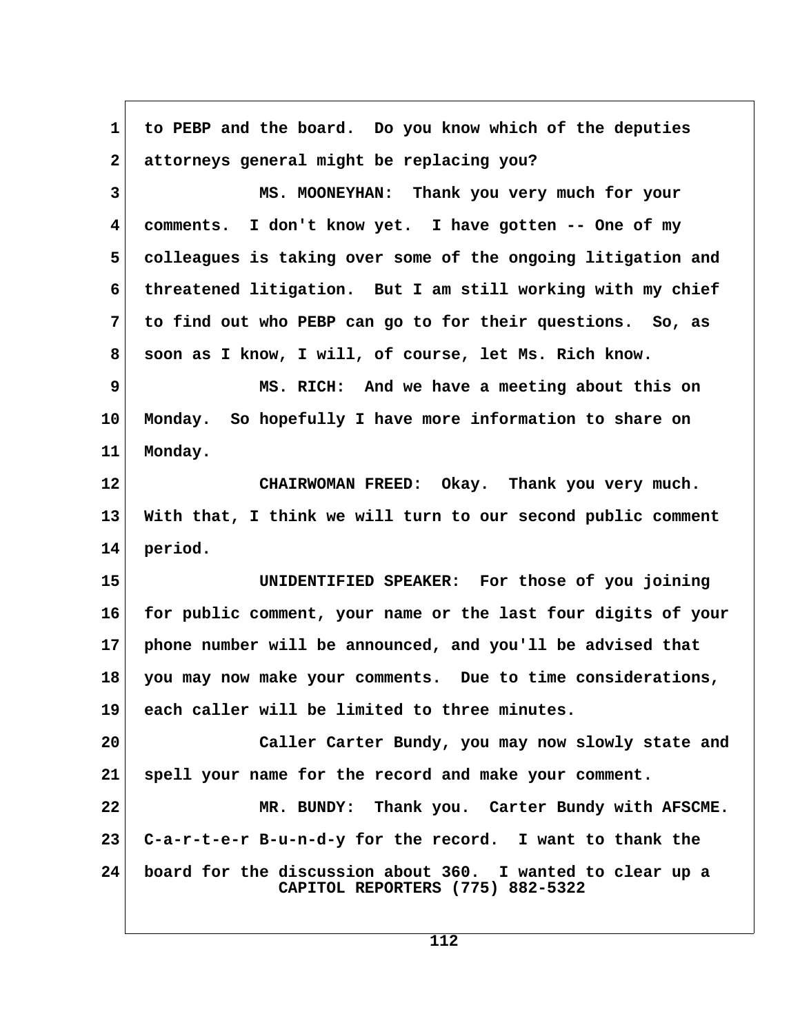1 to PEBP and the board. Do you know which of the deputies
2 attorneys general might be replacing you?

3 MS. MOONEYHAN: Thank you very much for your
4 comments. I don't know yet. I have gotten -- One of my
5 colleagues is taking over some of the ongoing litigation and
6 threatened litigation. But I am still working with my chief
7 to find out who PEBP can go to for their questions. So, as
8 soon as I know, I will, of course, let Ms. Rich know.

9 MS. RICH: And we have a meeting about this on
10 Monday. So hopefully I have more information to share on
11 Monday.

12 CHAIRWOMAN FREED: Okay. Thank you very much.
13 With that, I think we will turn to our second public comment
14 period.

15 UNIDENTIFIED SPEAKER: For those of you joining
16 for public comment, your name or the last four digits of your
17 phone number will be announced, and you'll be advised that
18 you may now make your comments. Due to time considerations,
19 each caller will be limited to three minutes.

20 Caller Carter Bundy, you may now slowly state and
21 spell your name for the record and make your comment.

22 MR. BUNDY: Thank you. Carter Bundy with AFSCME.
23 C-a-r-t-e-r B-u-n-d-y for the record. I want to thank the
24 board for the discussion about 360. I wanted to clear up a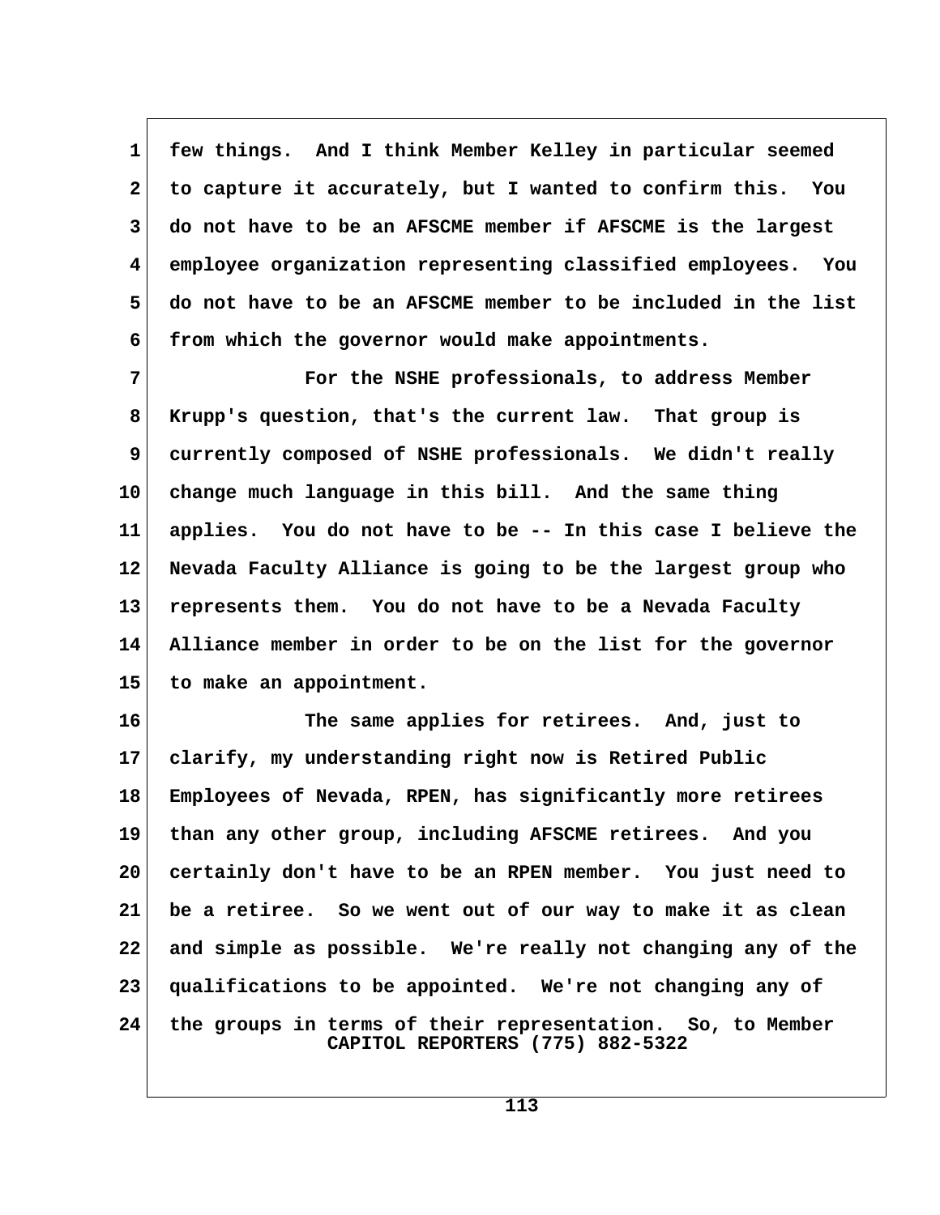few things. And I think Member Kelley in particular seemed to capture it accurately, but I wanted to confirm this. You do not have to be an AFSCME member if AFSCME is the largest employee organization representing classified employees. You do not have to be an AFSCME member to be included in the list from which the governor would make appointments.

For the NSHE professionals, to address Member Krupp's question, that's the current law. That group is currently composed of NSHE professionals. We didn't really change much language in this bill. And the same thing applies. You do not have to be -- In this case I believe the Nevada Faculty Alliance is going to be the largest group who represents them. You do not have to be a Nevada Faculty Alliance member in order to be on the list for the governor to make an appointment.

The same applies for retirees. And, just to clarify, my understanding right now is Retired Public Employees of Nevada, RPEN, has significantly more retirees than any other group, including AFSCME retirees. And you certainly don't have to be an RPEN member. You just need to be a retiree. So we went out of our way to make it as clean and simple as possible. We're really not changing any of the qualifications to be appointed. We're not changing any of the groups in terms of their representation. So, to Member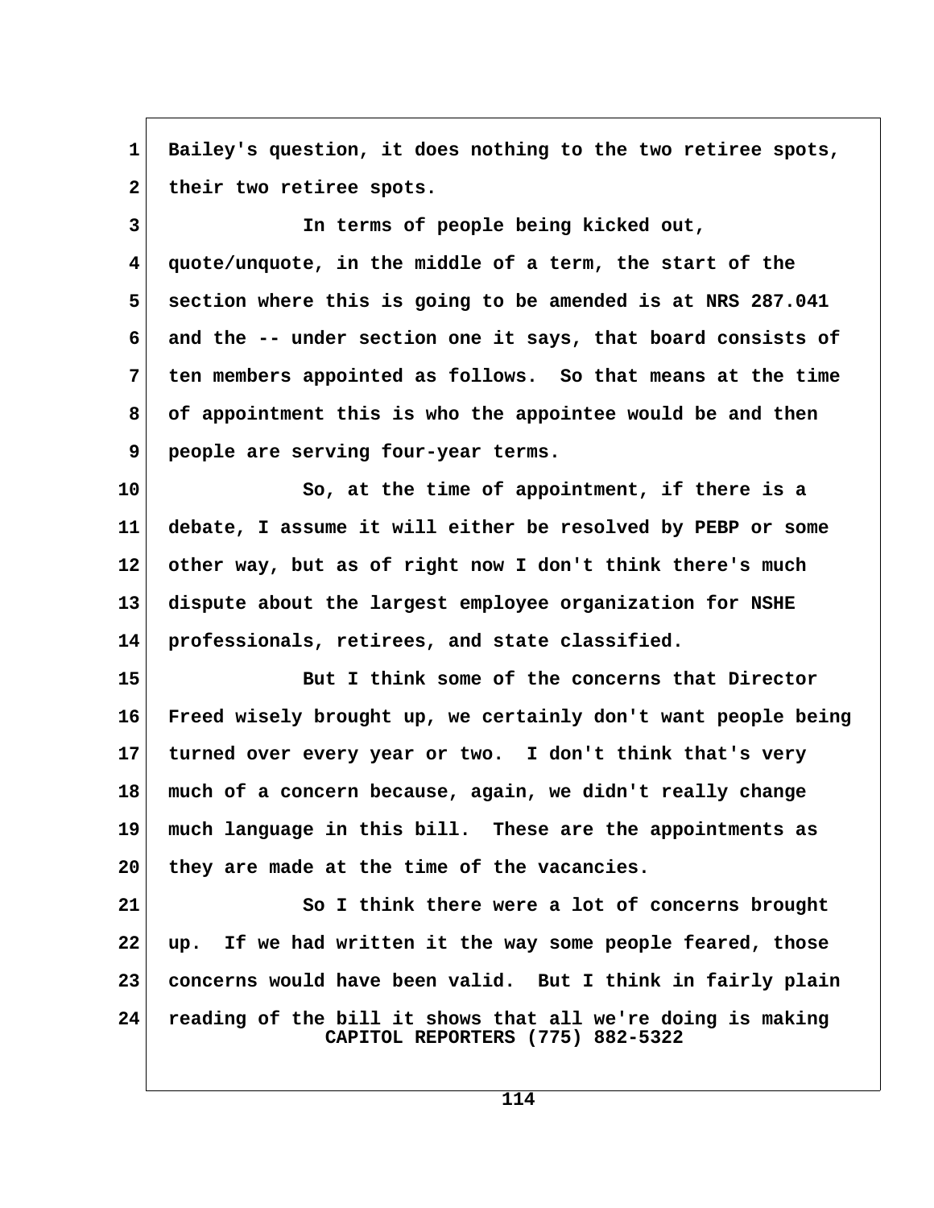1 Bailey's question, it does nothing to the two retiree spots,
2 their two retiree spots.

3 In terms of people being kicked out,
4 quote/unquote, in the middle of a term, the start of the
5 section where this is going to be amended is at NRS 287.041
6 and the -- under section one it says, that board consists of
7 ten members appointed as follows. So that means at the time
8 of appointment this is who the appointee would be and then
9 people are serving four-year terms.

10 So, at the time of appointment, if there is a
11 debate, I assume it will either be resolved by PEBP or some
12 other way, but as of right now I don't think there's much
13 dispute about the largest employee organization for NSHE
14 professionals, retirees, and state classified.

15 But I think some of the concerns that Director
16 Freed wisely brought up, we certainly don't want people being
17 turned over every year or two. I don't think that's very
18 much of a concern because, again, we didn't really change
19 much language in this bill. These are the appointments as
20 they are made at the time of the vacancies.

21 So I think there were a lot of concerns brought
22 up. If we had written it the way some people feared, those
23 concerns would have been valid. But I think in fairly plain
24 reading of the bill it shows that all we're doing is making

CAPITOL REPORTERS (775) 882-5322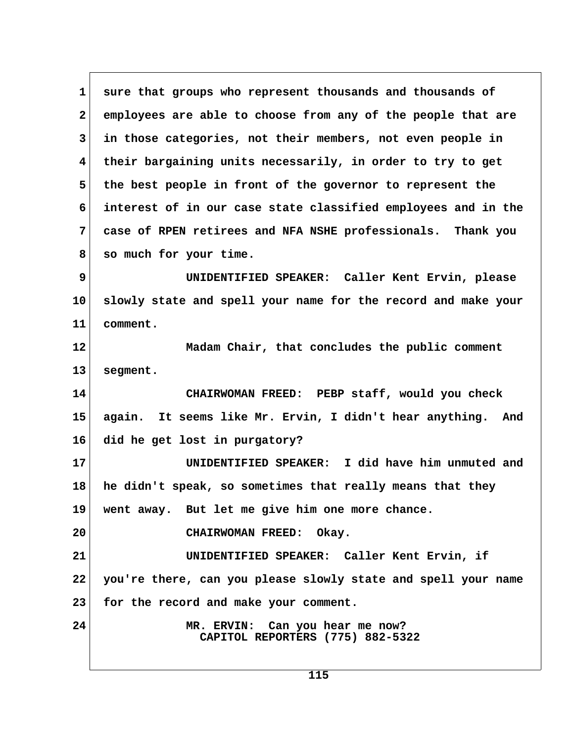1 sure that groups who represent thousands and thousands of
2 employees are able to choose from any of the people that are
3 in those categories, not their members, not even people in
4 their bargaining units necessarily, in order to try to get
5 the best people in front of the governor to represent the
6 interest of in our case state classified employees and in the
7 case of RPEN retirees and NFA NSHE professionals. Thank you
8 so much for your time.

9 UNIDENTIFIED SPEAKER: Caller Kent Ervin, please
10 slowly state and spell your name for the record and make your
11 comment.

12 Madam Chair, that concludes the public comment
13 segment.

14 CHAIRWOMAN FREED: PEBP staff, would you check
15 again. It seems like Mr. Ervin, I didn't hear anything. And
16 did he get lost in purgatory?

17 UNIDENTIFIED SPEAKER: I did have him unmuted and
18 he didn't speak, so sometimes that really means that they
19 went away. But let me give him one more chance.

20 CHAIRWOMAN FREED: Okay.

21 UNIDENTIFIED SPEAKER: Caller Kent Ervin, if
22 you're there, can you please slowly state and spell your name
23 for the record and make your comment.

24 MR. ERVIN: Can you hear me now?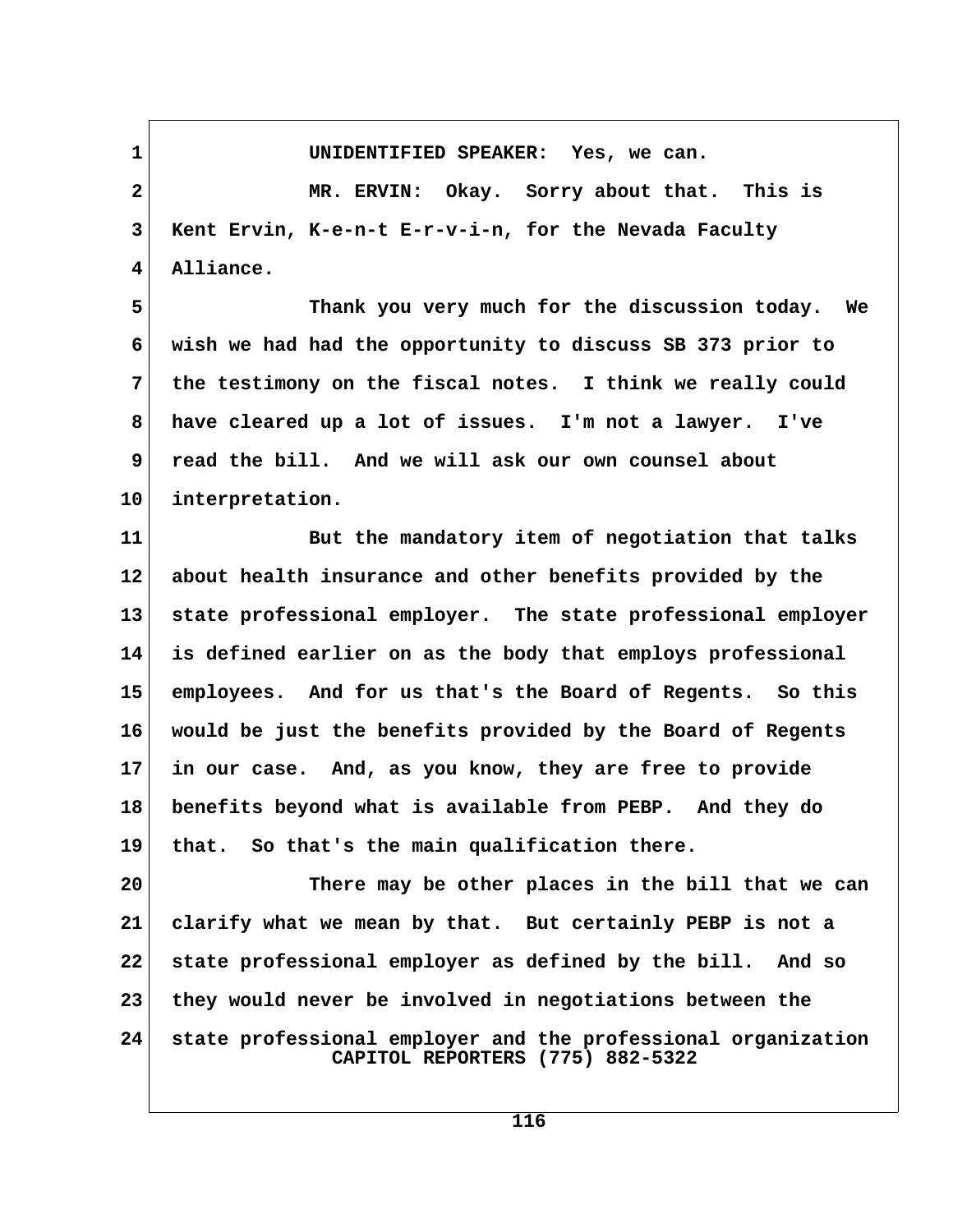UNIDENTIFIED SPEAKER: Yes, we can.

MR. ERVIN: Okay. Sorry about that. This is Kent Ervin, K-e-n-t E-r-v-i-n, for the Nevada Faculty Alliance.

Thank you very much for the discussion today. We wish we had had the opportunity to discuss SB 373 prior to the testimony on the fiscal notes. I think we really could have cleared up a lot of issues. I'm not a lawyer. I've read the bill. And we will ask our own counsel about interpretation.

But the mandatory item of negotiation that talks about health insurance and other benefits provided by the state professional employer. The state professional employer is defined earlier on as the body that employs professional employees. And for us that's the Board of Regents. So this would be just the benefits provided by the Board of Regents in our case. And, as you know, they are free to provide benefits beyond what is available from PEBP. And they do that. So that's the main qualification there.

There may be other places in the bill that we can clarify what we mean by that. But certainly PEBP is not a state professional employer as defined by the bill. And so they would never be involved in negotiations between the state professional employer and the professional organization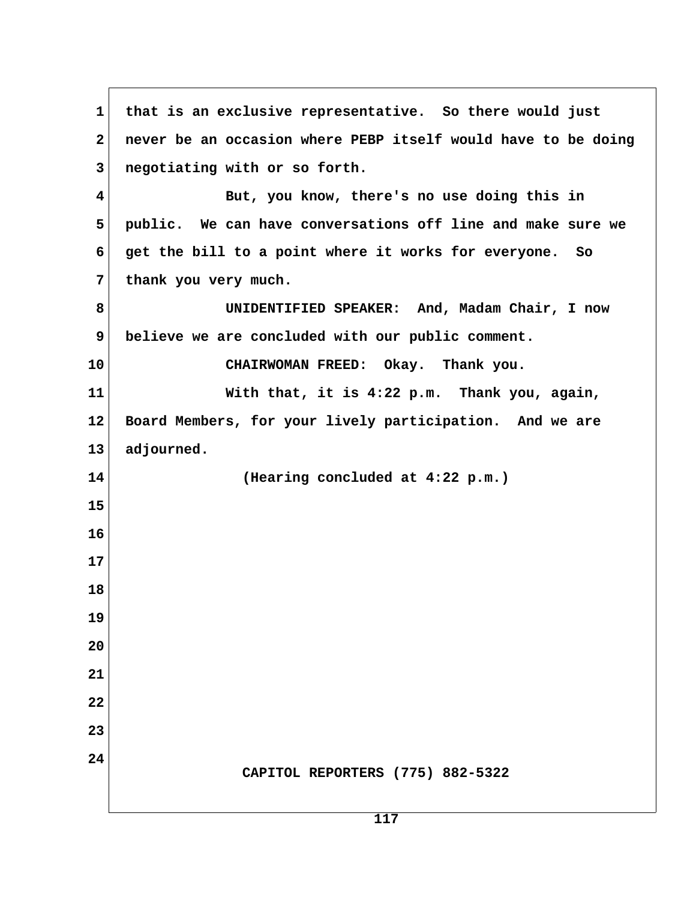that is an exclusive representative. So there would just never be an occasion where PEBP itself would have to be doing negotiating with or so forth.

But, you know, there's no use doing this in public. We can have conversations off line and make sure we get the bill to a point where it works for everyone. So thank you very much.

UNIDENTIFIED SPEAKER: And, Madam Chair, I now believe we are concluded with our public comment.

CHAIRWOMAN FREED: Okay. Thank you.

With that, it is 4:22 p.m. Thank you, again, Board Members, for your lively participation. And we are adjourned.

(Hearing concluded at 4:22 p.m.)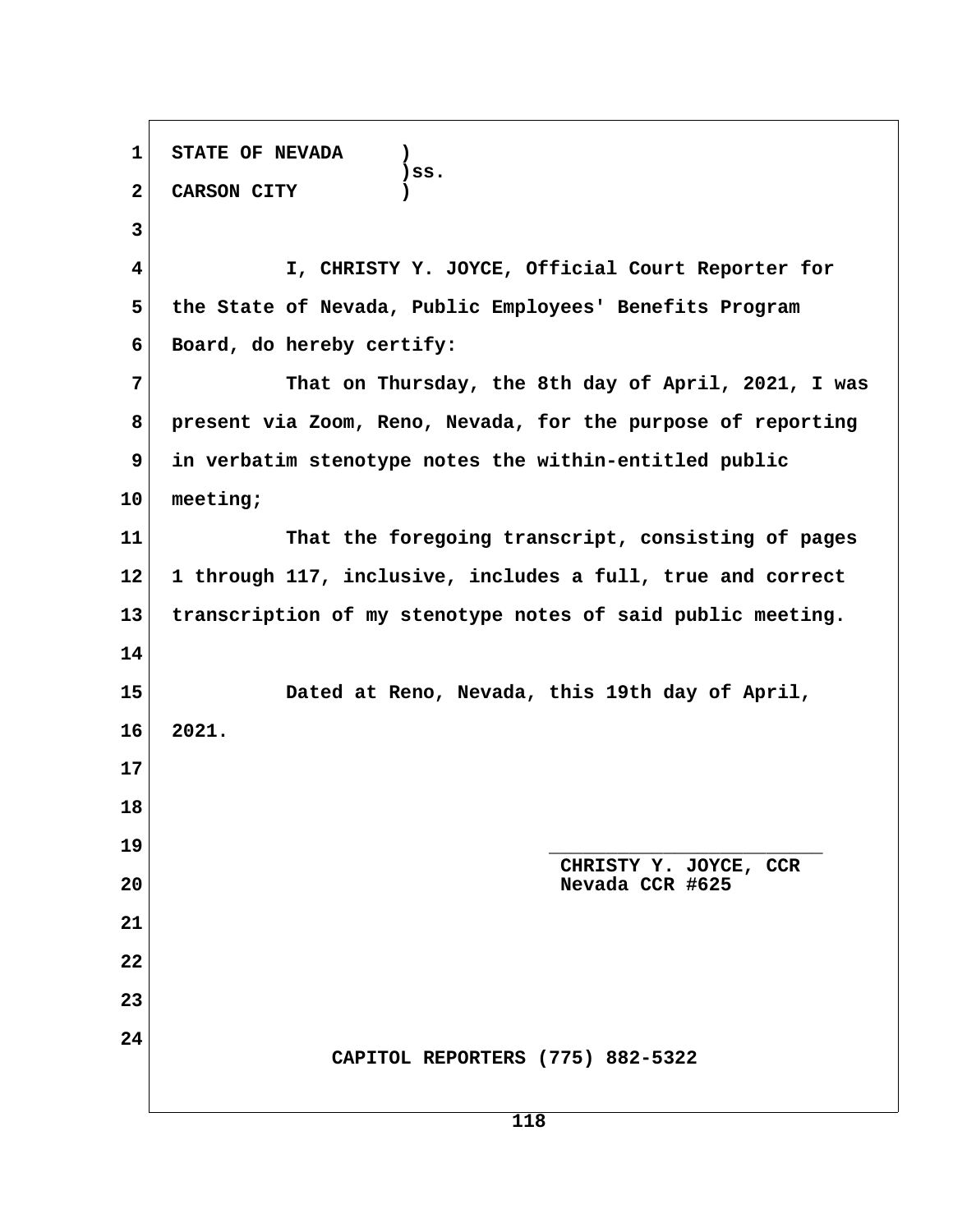STATE OF NEVADA )
)ss.
CARSON CITY )

I, CHRISTY Y. JOYCE, Official Court Reporter for the State of Nevada, Public Employees' Benefits Program Board, do hereby certify:

That on Thursday, the 8th day of April, 2021, I was present via Zoom, Reno, Nevada, for the purpose of reporting in verbatim stenotype notes the within-entitled public meeting;

That the foregoing transcript, consisting of pages 1 through 117, inclusive, includes a full, true and correct transcription of my stenotype notes of said public meeting.

Dated at Reno, Nevada, this 19th day of April, 2021.

\_\_\_\_\_\_\_\_\_\_\_\_\_\_\_\_\_\_\_\_\_\_\_\_

CHRISTY Y. JOYCE, CCR
Nevada CCR #625

CAPITOL REPORTERS (775) 882-5322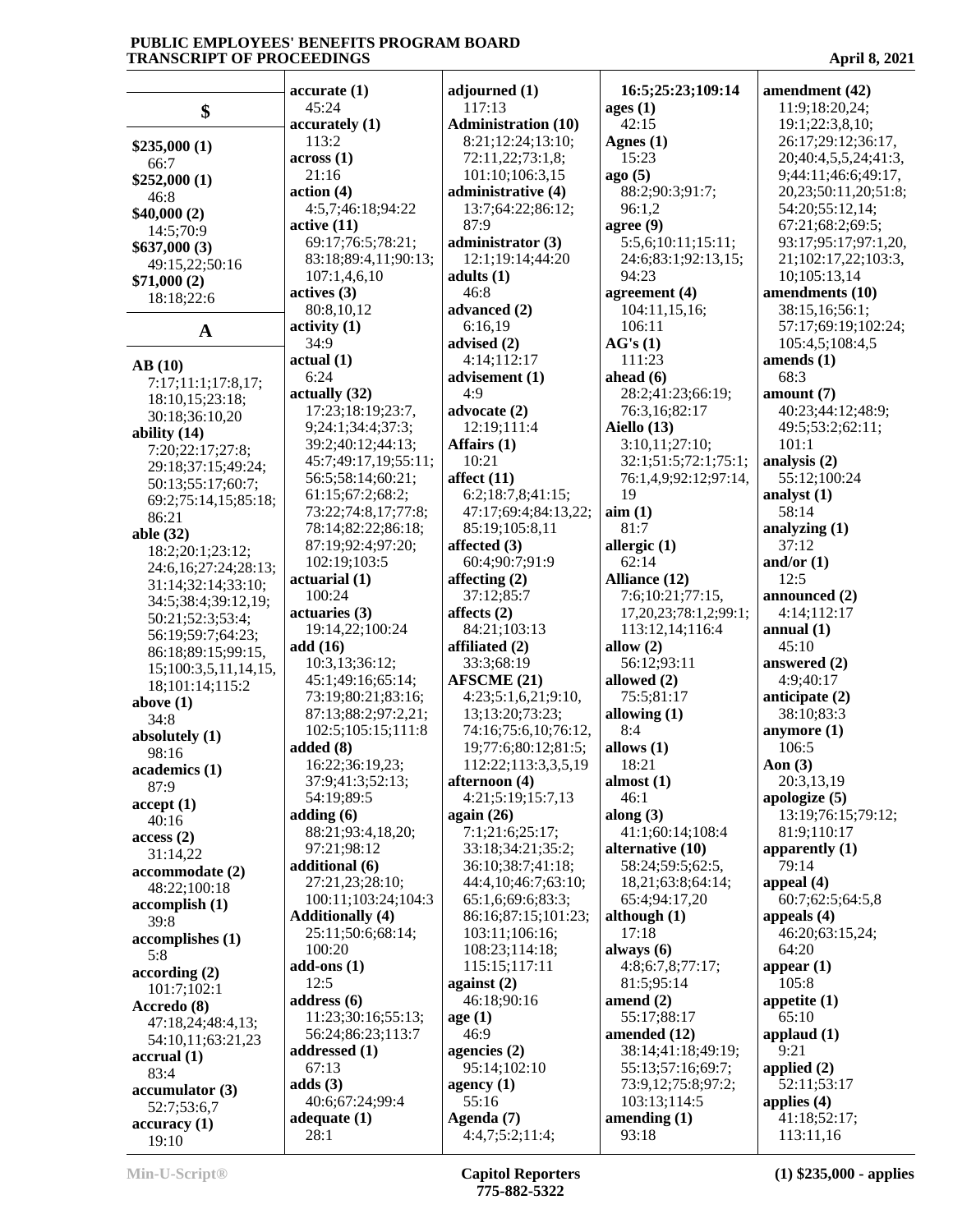## $

**$235,000 (1)**
66:7
**$252,000 (1)**
46:8
**$40,000 (2)**
14:5;70:9
**$637,000 (3)**
49:15,22;50:16
**$71,000 (2)**
18:18;22:6

## A

**AB (10)**
7:17;11:1;17:8,17;18:10,15;23:18;30:18;36:10,20
**ability (14)**
7:20;22:17;27:8;29:18;37:15;49:24;50:13;55:17;60:7;69:2;75:14,15;85:18;86:21
**able (32)**
18:2;20:1;23:12;24:6,16;27:24;28:13;31:14;32:14;33:10;34:5;38:4;39:12,19;50:21;52:3;53:4;56:19;59:7;64:23;86:18;89:15;99:15,15;100:3,5,11,14,15,18;101:14;115:2
**above (1)**
34:8
**absolutely (1)**
98:16
**academics (1)**
87:9
**accept (1)**
40:16
**access (2)**
31:14,22
**accommodate (2)**
48:22;100:18
**accomplish (1)**
39:8
**accomplishes (1)**
5:8
**according (2)**
101:7;102:1
**Accredo (8)**
47:18,24;48:4,13;54:10,11;63:21,23
**accrual (1)**
83:4
**accumulator (3)**
52:7;53:6,7
**accuracy (1)**
19:10
**accurate (1)**
45:24
**accurately (1)**
113:2
**across (1)**
21:16
**action (4)**
4:5,7;46:18;94:22
**active (11)**
69:17;76:5;78:21;83:18;89:4,11;90:13;107:1,4,6,10
**actives (3)**
80:8,10,12
**activity (1)**
34:9
**actual (1)**
6:24
**actually (32)**
17:23;18:19;23:7,9;24:1;34:4;37:3;39:2;40:12;44:13;45:7;49:17,19;55:11;56:5;58:14;60:21;61:15;67:2;68:2;73:22;74:8,17;77:8;78:14;82:22;86:18;87:19;92:4;97:20;102:19;103:5
**actuarial (1)**
100:24
**actuaries (3)**
19:14,22;100:24
**add (16)**
10:3,13;36:12;45:1;49:16;65:14;73:19;80:21;83:16;87:13;88:2;97:2,21;102:5;105:15;111:8
**added (8)**
16:22;36:19,23;37:9;41:3;52:13;54:19;89:5
**adding (6)**
88:21;93:4,18,20;97:21;98:12
**additional (6)**
27:21,23;28:10;100:11;103:24;104:3
**Additionally (4)**
25:11;50:6;68:14;100:20
**add-ons (1)**
12:5
**address (6)**
11:23;30:16;55:13;56:24;86:23;113:7
**addressed (1)**
67:13
**adds (3)**
40:6;67:24;99:4
**adequate (1)**
28:1
**adjourned (1)**
117:13
**Administration (10)**
8:21;12:24;13:10;72:11,22;73:1,8;101:10;106:3,15
**administrative (4)**
13:7;64:22;86:12;87:9
**administrator (3)**
12:1;19:14;44:20
**adults (1)**
46:8
**advanced (2)**
6:16,19
**advised (2)**
4:14;112:17
**advisement (1)**
4:9
**advocate (2)**
12:19;111:4
**Affairs (1)**
10:21
**affect (11)**
6:2;18:7,8;41:15;47:17;69:4;84:13,22;85:19;105:8,11
**affected (3)**
60:4;90:7;91:9
**affecting (2)**
37:12;85:7
**affects (2)**
84:21;103:13
**affiliated (2)**
33:3;68:19
**AFSCME (21)**
4:23;5:1,6,21;9:10,13;13:20;73:23;74:16;75:6,10;76:12,19;77:6;80:12;81:5;112:22;113:3,3,5,19
**afternoon (4)**
4:21;5:19;15:7,13
**again (26)**
7:1;21:6;25:17;33:18;34:21;35:2;36:10;38:7;41:18;44:4,10;46:7;63:10;65:1,6;69:6;83:3;86:16;87:15;101:23;103:11;106:16;108:23;114:18;115:15;117:11
**against (2)**
46:18;90:16
**age (1)**
46:9
**agencies (2)**
95:14;102:10
**agency (1)**
55:16
**Agenda (7)**
4:4,7;5:2;11:4;16:5;25:23;109:14
**ages (1)**
42:15
**Agnes (1)**
15:23
**ago (5)**
88:2;90:3;91:7;96:1,2
**agree (9)**
5:5,6;10:11;15:11;24:6;83:1;92:13,15;94:23
**agreement (4)**
104:11,15,16;106:11
**AG's (1)**
111:23
**ahead (6)**
28:2;41:23;66:19;76:3,16;82:17
**Aiello (13)**
3:10,11;27:10;32:1;51:5;72:1;75:1;76:1,4,9;92:12;97:14,19
**aim (1)**
81:7
**allergic (1)**
62:14
**Alliance (12)**
7:6;10:21;77:15,17,20,23;78:1,2;99:1;113:12,14;116:4
**allow (2)**
56:12;93:11
**allowed (2)**
75:5;81:17
**allowing (1)**
8:4
**allows (1)**
18:21
**almost (1)**
46:1
**along (3)**
41:1;60:14;108:4
**alternative (10)**
58:24;59:5;62:5,18,21;63:8;64:14;65:4;94:17,20
**although (1)**
17:18
**always (6)**
4:8;6:7,8;77:17;81:5;95:14
**amend (2)**
55:17;88:17
**amended (12)**
38:14;41:18;49:19;55:13;57:16;69:7;73:9,12;75:8;97:2;103:13;114:5
**amending (1)**
93:18
**amendment (42)**
11:9;18:20,24;19:1;22:3,8,10;26:17;29:12;36:17,20;40:4,5,5,24;41:3,9;44:11;46:6;49:17,20,23;50:11,20;51:8;54:20;55:12,14;67:21;68:2;69:5;93:17;95:17;97:1,20,21;102:17,22;103:3,10;105:13,14
**amendments (10)**
38:15,16;56:1;57:17;69:19;102:24;105:4,5;108:4,5
**amends (1)**
68:3
**amount (7)**
40:23;44:12;48:9;49:5;53:2;62:11;101:1
**analysis (2)**
55:12;100:24
**analyst (1)**
58:14
**analyzing (1)**
37:12
**and/or (1)**
12:5
**announced (2)**
4:14;112:17
**annual (1)**
45:10
**answered (2)**
4:9;40:17
**anticipate (2)**
38:10;83:3
**anymore (1)**
106:5
**Aon (3)**
20:3,13,19
**apologize (5)**
13:19;76:15;79:12;81:9;110:17
**apparently (1)**
79:14
**appeal (4)**
60:7;62:5;64:5,8
**appeals (4)**
46:20;63:15,24;64:20
**appear (1)**
105:8
**appetite (1)**
65:10
**applaud (1)**
9:21
**applied (2)**
52:11;53:17
**applies (4)**
41:18;52:17;113:11,16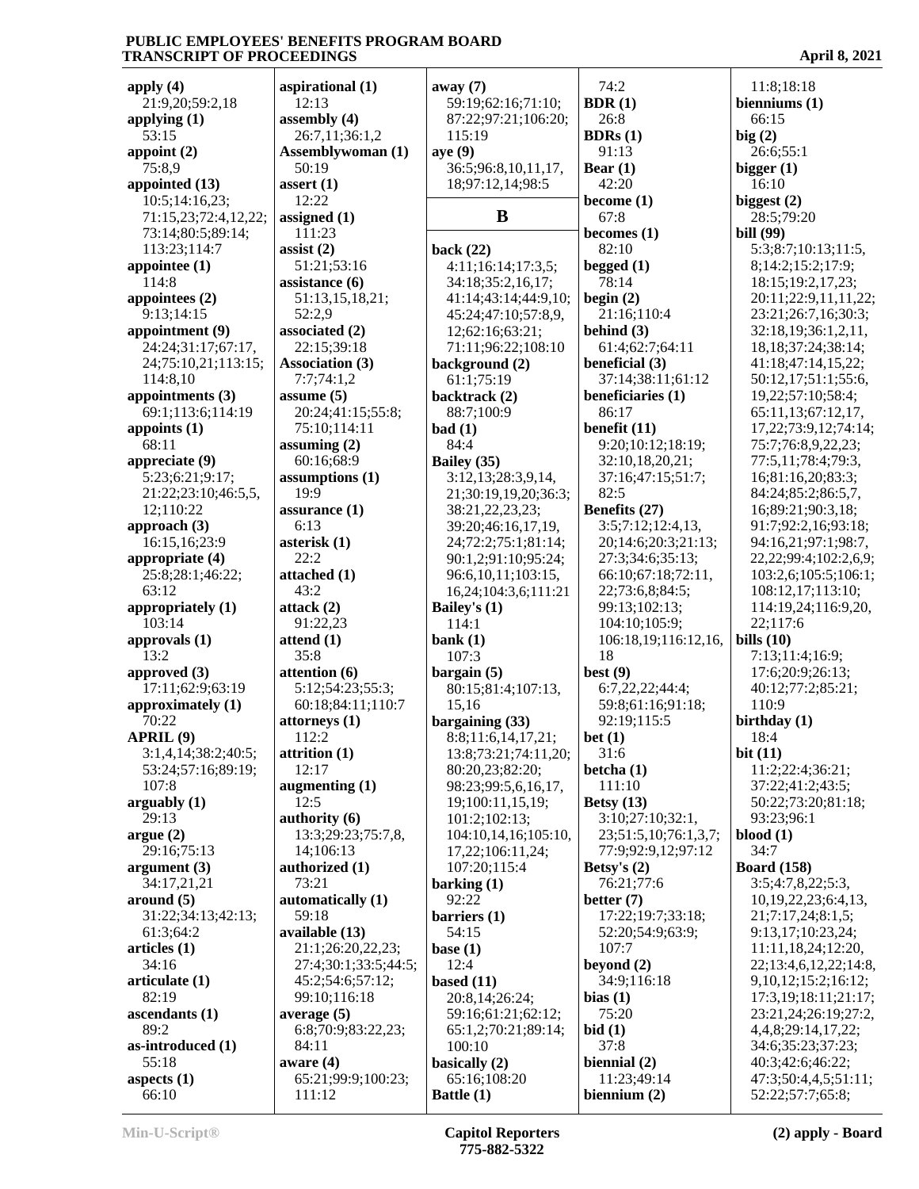apply (4)
21:9,20;59:2,18

applying (1)
53:15

appoint (2)
75:8,9

appointed (13)
10:5;14:16,23;
71:15,23;72:4,12,22;
73:14;80:5;89:14;
113:23;114:7

appointee (1)
114:8

appointees (2)
9:13;14:15

appointment (9)
24:24;31:17;67:17,
24;75:10,21;113:15;
114:8,10

appointments (3)
69:1;113:6;114:19

appoints (1)
68:11

appreciate (9)
5:23;6:21;9:17;
21:22;23:10;46:5,5,
12;110:22

approach (3)
16:15,16;23:9

appropriate (4)
25:8;28:1;46:22;
63:12

appropriately (1)
103:14

approvals (1)
13:2

approved (3)
17:11;62:9;63:19

approximately (1)
70:22

APRIL (9)
3:1,4,14;38:2;40:5;
53:24;57:16;89:19;
107:8

arguably (1)
29:13

argue (2)
29:16;75:13

argument (3)
34:17,21,21

around (5)
31:22;34:13;42:13;
61:3;64:2

articles (1)
34:16

articulate (1)
82:19

ascendants (1)
89:2

as-introduced (1)
55:18

aspects (1)
66:10

aspirational (1)
12:13

assembly (4)
26:7,11;36:1,2

Assemblywoman (1)
50:19

assert (1)
12:22

assigned (1)
111:23

assist (2)
51:21;53:16

assistance (6)
51:13,15,18,21;
52:2,9

associated (2)
22:15;39:18

Association (3)
7:7;74:1,2

assume (5)
20:24;41:15;55:8;
75:10;114:11

assuming (2)
60:16;68:9

assumptions (1)
19:9

assurance (1)
6:13

asterisk (1)
22:2

attached (1)
43:2

attack (2)
91:22,23

attend (1)
35:8

attention (6)
5:12;54:23;55:3;
60:18;84:11;110:7

attorneys (1)
112:2

attrition (1)
12:17

augmenting (1)
12:5

authority (6)
13:3;29:23;75:7,8,
14;106:13

authorized (1)
73:21

automatically (1)
59:18

available (13)
21:1;26:20,22,23;
27:4;30:1;33:5;44:5;
45:2;54:6;57:12;
99:10;116:18

average (5)
6:8;70:9;83:22,23;
84:11

aware (4)
65:21;99:9;100:23;
111:12

away (7)
59:19;62:16;71:10;
87:22;97:21;106:20;
115:19

aye (9)
36:5;96:8,10,11,17,
18;97:12,14;98:5

## B

back (22)
4:11;16:14;17:3,5;
34:18;35:2,16,17;
41:14;43:14;44:9,10;
45:24;47:10;57:8,9,
12;62:16;63:21;
71:11;96:22;108:10

background (2)
61:1;75:19

backtrack (2)
88:7;100:9

bad (1)
84:4

Bailey (35)
3:12,13;28:3,9,14,
21;30:19,19,20;36:3;
38:21,22,23,23;
39:20;46:16,17,19,
24;72:2;75:1;81:14;
90:1,2;91:10;95:24;
96:6,10,11;103:15,
16,24;104:3,6;111:21

Bailey's (1)
114:1

bank (1)
107:3

bargain (5)
80:15;81:4;107:13,
15,16

bargaining (33)
8:8;11:6,14,17,21;
13:8;73:21;74:11,20;
80:20,23;82:20;
98:23;99:5,6,16,17,
19;100:11,15,19;
101:2;102:13;
104:10,14,16;105:10,
17,22;106:11,24;
107:20;115:4

barking (1)
92:22

barriers (1)
54:15

base (1)
12:4

based (11)
20:8,14;26:24;
59:16;61:21;62:12;
65:1,2;70:21;89:14;
100:10

basically (2)
65:16;108:20

Battle (1)
74:2

BDR (1)
26:8

BDRs (1)
91:13

Bear (1)
42:20

become (1)
67:8

becomes (1)
82:10

begged (1)
78:14

begin (2)
21:16;110:4

behind (3)
61:4;62:7;64:11

beneficial (3)
37:14;38:11;61:12

beneficiaries (1)
86:17

benefit (11)
9:20;10:12;18:19;
32:10,18,20,21;
37:16;47:15;51:7;
82:5

Benefits (27)
3:5;7:12;12:4,13,
20;14:6;20:3;21:13;
27:3;34:6;35:13;
66:10;67:18;72:11,
22;73:6,8;84:5;
99:13;102:13;
104:10;105:9;
106:18,19;116:12,16,
18

best (9)
6:7,22,22;44:4;
59:8;61:16;91:18;
92:19;115:5

bet (1)
31:6

betcha (1)
111:10

Betsy (13)
3:10;27:10;32:1,
23;51:5,10;76:1,3,7;
77:9;92:9,12;97:12

Betsy's (2)
76:21;77:6

better (7)
17:22;19:7;33:18;
52:20;54:9;63:9;
107:7

beyond (2)
34:9;116:18

bias (1)
75:20

bid (1)
37:8

biennial (2)
11:23;49:14

biennium (2)
11:8;18:18

bienniums (1)
66:15

big (2)
26:6;55:1

bigger (1)
16:10

biggest (2)
28:5;79:20

bill (99)
5:3;8:7;10:13;11:5,
8;14:2;15:2;17:9;
18:15;19:2,17,23;
20:11;22:9,11,11,22;
23:21;26:7,16;30:3;
32:18,19;36:1,2,11,
18,18;37:24;38:14;
41:18;47:14,15,22;
50:12,17;51:1;55:6,
19,22;57:10;58:4;
65:11,13;67:12,17,
17,22;73:9,12;74:14;
75:7;76:8,9,22,23;
77:5,11;78:4;79:3,
16;81:16,20;83:3;
84:24;85:2;86:5,7,
16;89:21;90:3,18;
91:7;92:2,16;93:18;
94:16,21;97:1;98:7,
22,22;99:4;102:2,6,9;
103:2,6;105:5;106:1;
108:12,17;113:10;
114:19,24;116:9,20,
22;117:6

bills (10)
7:13;11:4;16:9;
17:6;20:9;26:13;
40:12;77:2;85:21;
110:9

birthday (1)
18:4

bit (11)
11:2;22:4;36:21;
37:22;41:2;43:5;
50:22;73:20;81:18;
93:23;96:1

blood (1)
34:7

Board (158)
3:5;4:7,8,22;5:3,
10,19,22,23;6:4,13,
21;7:17,24;8:1,5;
9:13,17;10:23,24;
11:11,18,24;12:20,
22;13:4,6,12,22;14:8,
9,10,12;15:2;16:12;
17:3,19;18:11;21:17;
23:21,24;26:19;27:2,
4,4,8;29:14,17,22;
34:6;35:23;37:23;
40:3;42:6;46:22;
47:3;50:4,4,5;51:11;
52:22;57:7;65:8;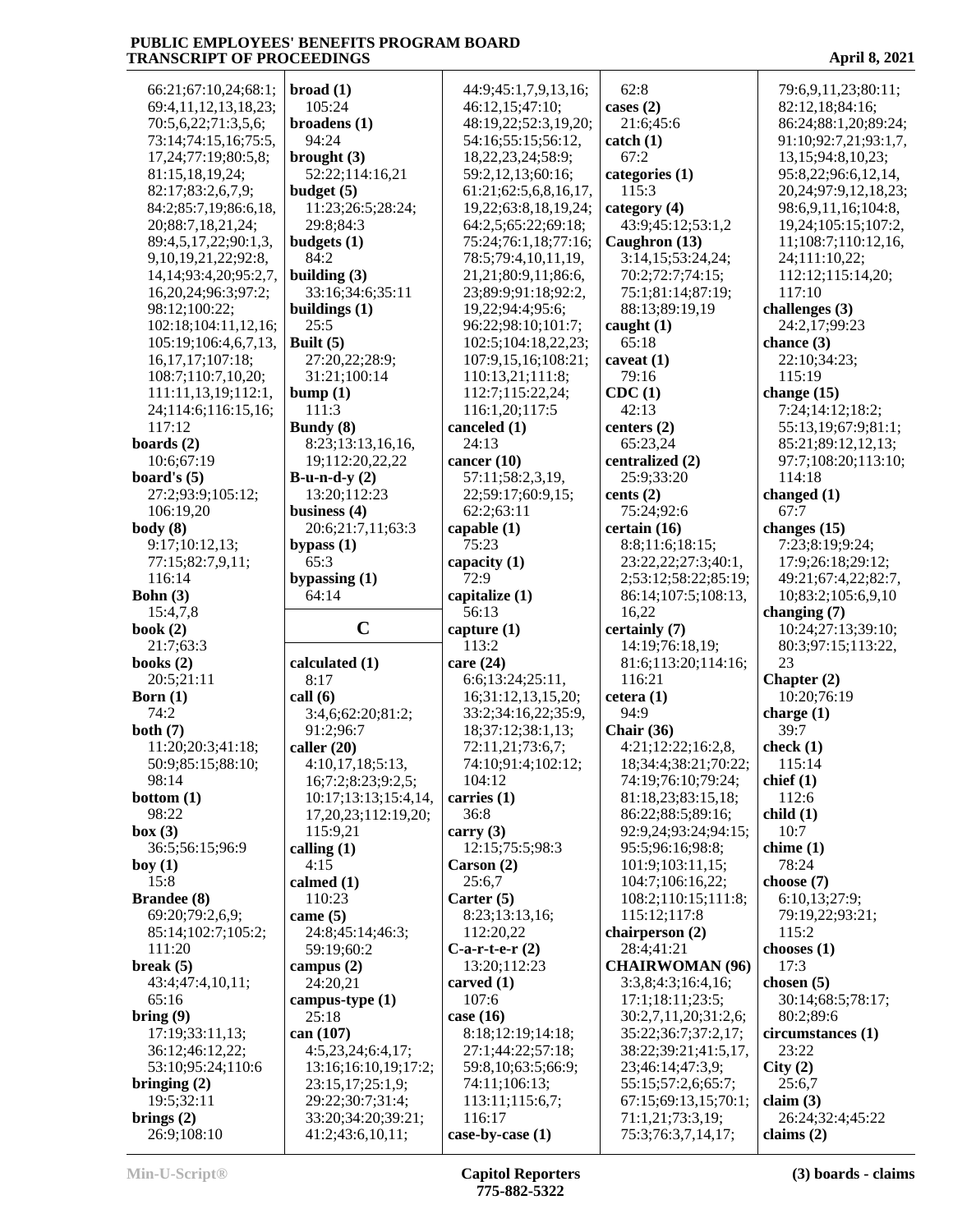66:21;67:10,24;68:1;
69:4,11,12,13,18,23;
70:5,6,22;71:3,5,6;
73:14;74:15,16;75:5,
17,24;77:19;80:5,8;
81:15,18,19,24;
82:17;83:2,6,7,9;
84:2;85:7,19;86:6,18,
20;88:7,18,21,24;
89:4,5,17,22;90:1,3,
9,10,19,21,22;92:8,
14,14;93:4,20;95:2,7,
16,20,24;96:3;97:2;
98:12;100:22;
102:18;104:11,12,16;
105:19;106:4,6,7,13,
16,17,17;107:18;
108:7;110:7,10,20;
111:11,13,19;112:1,
24;114:6;116:15,16;
117:12

**boards (2)**
10:6;67:19

**board's (5)**
27:2;93:9;105:12;
106:19,20

**body (8)**
9:17;10:12,13;
77:15;82:7,9,11;
116:14

**Bohn (3)**
15:4,7,8

**book (2)**
21:7;63:3

**books (2)**
20:5;21:11

**Born (1)**
74:2

**both (7)**
11:20;20:3;41:18;
50:9;85:15;88:10;
98:14

**bottom (1)**
98:22

**box (3)**
36:5;56:15;96:9

**boy (1)**
15:8

**Brandee (8)**
69:20;79:2,6,9;
85:14;102:7;105:2;
111:20

**break (5)**
43:4;47:4,10,11;
65:16

**bring (9)**
17:19;33:11,13;
36:12;46:12,22;
53:10;95:24;110:6

**bringing (2)**
19:5;32:11

**brings (2)**
26:9;108:10

**broad (1)**
105:24

**broadens (1)**
94:24

**brought (3)**
52:22;114:16,21

**budget (5)**
11:23;26:5;28:24;
29:8;84:3

**budgets (1)**
84:2

**building (3)**
33:16;34:6;35:11

**buildings (1)**
25:5

**Built (5)**
27:20,22;28:9;
31:21;100:14

**bump (1)**
111:3

**Bundy (8)**
8:23;13:13,16,16,
19;112:20,22,22

**B-u-n-d-y (2)**
13:20;112:23

**business (4)**
20:6;21:7,11;63:3

**bypass (1)**
65:3

**bypassing (1)**
64:14

## C

**calculated (1)**
8:17

**call (6)**
3:4,6;62:20;81:2;
91:2;96:7

**caller (20)**
4:10,17,18;5:13,
16;7:2;8:23;9:2,5,
10:17;13:13;15:4,14,
17,20,23;112:19,20;
115:9,21

**calling (1)**
4:15

**calmed (1)**
110:23

**came (5)**
24:8;45:14;46:3;
59:19;60:2

**campus (2)**
24:20,21

**campus-type (1)**
25:18

**can (107)**
4:5,23,24;6:4,17;
13:16;16:10,19;17:2;
23:15,17;25:1,9;
29:22;30:7;31:4;
33:20;34:20;39:21;
41:2;43:6,10,11;
44:9;45:1,7,9,13,16;
46:12,15;47:10;
48:19,22;52:3,19,20;
54:16;55:15;56:12,
18,22,23,24;58:9;
59:2,12,13;60:16;
61:21;62:5,6,8,16,17,
19,22;63:8,18,19,24;
64:2,5;65:22;69:18;
75:24;76:1,18;77:16;
78:5;79:4,10,11,19,
21,21;80:9,11;86:6,
23;89:9;91:18;92:2,
19,22;94:4;95:6;
96:22;98:10;101:7;
102:5;104:18,22,23;
107:9,15,16;108:21;
110:13,21;111:8;
112:7;115:22,24;
116:1,20;117:5

**canceled (1)**
24:13

**cancer (10)**
57:11;58:2,3,19,
22;59:17;60:9,15;
62:2;63:11

**capable (1)**
75:23

**capacity (1)**
72:9

**capitalize (1)**
56:13

**capture (1)**
113:2

**care (24)**
6:6;13:24;25:11,
16;31:12,13,15,20;
33:2;34:16,22;35:9,
18;37:12;38:1,13;
72:11,21;73:6,7;
74:10;91:4;102:12;
104:12

**carries (1)**
36:8

**carry (3)**
12:15;75:5;98:3

**Carson (2)**
25:6,7

**Carter (5)**
8:23;13:13,16;
112:20,22

**C-a-r-t-e-r (2)**
13:20;112:23

**carved (1)**
107:6

**case (16)**
8:18;12:19;14:18;
27:1;44:22;57:18;
59:8,10;63:5;66:9;
74:11;106:13;
113:11;115:6,7;
116:17

**case-by-case (1)**
62:8

**cases (2)**
21:6;45:6

**catch (1)**
67:2

**categories (1)**
115:3

**category (4)**
43:9;45:12;53:1,2

**Caughron (13)**
3:14,15;53:24,24;
70:2;72:7;74:15;
75:1;81:14;87:19;
88:13;89:19,19

**caught (1)**
65:18

**caveat (1)**
79:16

**CDC (1)**
42:13

**centers (2)**
65:23,24

**centralized (2)**
25:9;33:20

**cents (2)**
75:24;92:6

**certain (16)**
8:8;11:6;18:15;
23:22,22;27:3;40:1,
2;53:12;58:22;85:19;
86:14;107:5;108:13,
16,22

**certainly (7)**
14:19;76:18,19;
81:6;113:20;114:16;
116:21

**cetera (1)**
94:9

**Chair (36)**
4:21;12:22;16:2,8,
18;34:4;38:21;70:22;
74:19;76:10;79:24;
81:18,23;83:15,18;
86:22;88:5;89:16;
92:9,24;93:24;94:15;
95:5;96:16;98:8;
101:9;103:11,15;
104:7;106:16,22;
108:2;110:15;111:8;
115:12;117:8

**chairperson (2)**
28:4;41:21

**CHAIRWOMAN (96)**
3:3,8;4:3;16:4,16;
17:1;18:11;23:5;
30:2,7,11,20;31:2,6;
35:22;36:7;37:2,17;
38:22;39:21;41:5,17,
23;46:14;47:3,9;
55:15;57:2,6;65:7;
67:15;69:13,15;70:1;
71:1,21;73:3,19;
75:3;76:3,7,14,17;
79:6,9,11,23;80:11;
82:12,18;84:16;
86:24;88:1,20;89:24;
91:10;92:7,21;93:1,7,
13,15;94:8,10,23;
95:8,22;96:6,12,14,
20,24;97:9,12,18,23;
98:6,9,11,16;104:8,
19,24;105:15;107:2,
11;108:7;110:12,16,
24;111:10,22;
112:12;115:14,20;
117:10

**challenges (3)**
24:2,17;99:23

**chance (3)**
22:10;34:23;
115:19

**change (15)**
7:24;14:12;18:2;
55:13,19;67:9;81:1;
85:21;89:12,12,13;
97:7;108:20;113:10;
114:18

**changed (1)**
67:7

**changes (15)**
7:23;8:19;9:24;
17:9;26:18;29:12;
49:21;67:4,22;82:7,
10;83:2;105:6,9,10

**changing (7)**
10:24;27:13;39:10;
80:3;97:15;113:22,
23

**Chapter (2)**
10:20;76:19

**charge (1)**
39:7

**check (1)**
115:14

**chief (1)**
112:6

**child (1)**
10:7

**chime (1)**
78:24

**choose (7)**
6:10,13;27:9;
79:19,22;93:21;
115:2

**chooses (1)**
17:3

**chosen (5)**
30:14;68:5;78:17;
80:2;89:6

**circumstances (1)**
23:22

**City (2)**
25:6,7

**claim (3)**
26:24;32:4;45:22

**claims (2)**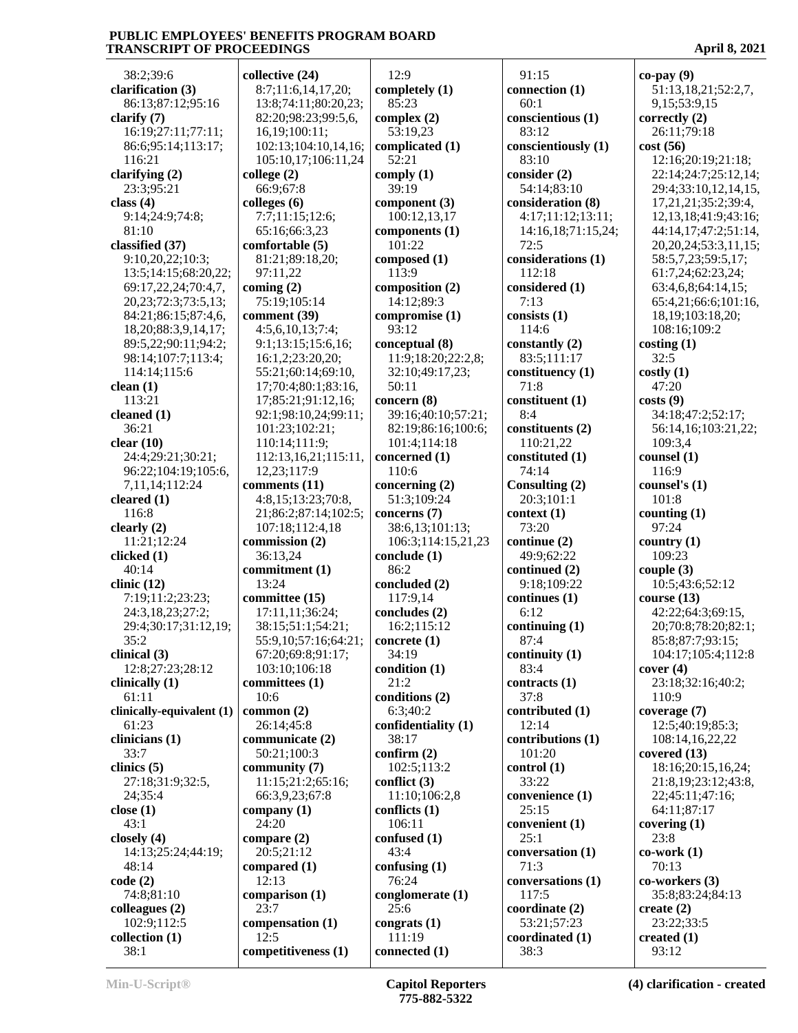38:2;39:6
**clarification (3)**
86:13;87:12;95:16
**clarify (7)**
16:19;27:11;77:11;
86:6;95:14;113:17;
116:21
**clarifying (2)**
23:3;95:21
**class (4)**
9:14;24:9;74:8;
81:10
**classified (37)**
9:10,20,22;10:3;
13:5;14:15;68:20,22;
69:17,22,24;70:4,7,
20,23;72:3;73:5,13;
84:21;86:15;87:4,6,
18,20;88:3,9,14,17;
89:5,22;90:11;94:2;
98:14;107:7;113:4;
114:14;115:6
**clean (1)**
113:21
**cleaned (1)**
36:21
**clear (10)**
24:4;29:21;30:21;
96:22;104:19;105:6,
7,11,14;112:24
**cleared (1)**
116:8
**clearly (2)**
11:21;12:24
**clicked (1)**
40:14
**clinic (12)**
7:19;11:2;23:23;
24:3,18,23;27:2;
29:4;30:17;31:12,19;
35:2
**clinical (3)**
12:8;27:23;28:12
**clinically (1)**
61:11
**clinically-equivalent (1)**
61:23
**clinicians (1)**
33:7
**clinics (5)**
27:18;31:9;32:5,
24;35:4
**close (1)**
43:1
**closely (4)**
14:13;25:24;44:19;
48:14
**code (2)**
74:8;81:10
**colleagues (2)**
102:9;112:5
**collection (1)**
38:1
**collective (24)**
8:7;11:6,14,17,20;
13:8;74:11;80:20,23;
82:20;98:23;99:5,6,
16,19;100:11;
102:13;104:10,14,16;
105:10,17;106:11,24
**college (2)**
66:9;67:8
**colleges (6)**
7:7;11:15;12:6;
65:16;66:3,23
**comfortable (5)**
81:21;89:18,20;
97:11,22
**coming (2)**
75:19;105:14
**comment (39)**
4:5,6,10,13;7:4;
9:1;13:15;15:6,16;
16:1,2;23:20,20;
55:21;60:14;69:10,
17;70:4;80:1;83:16,
17;85:21;91:12,16;
92:1;98:10,24;99:11;
101:23;102:21;
110:14;111:9;
112:13,16,21;115:11,
12,23;117:9
**comments (11)**
4:8,15;13:23;70:8,
21;86:2;87:14;102:5;
107:18;112:4,18
**commission (2)**
36:13,24
**commitment (1)**
13:24
**committee (15)**
17:11,11;36:24;
38:15;51:1;54:21;
55:9,10;57:16;64:21;
67:20;69:8;91:17;
103:10;106:18
**committees (1)**
10:6
**common (2)**
26:14;45:8
**communicate (2)**
50:21;100:3
**community (7)**
11:15;21:2;65:16;
66:3,9,23;67:8
**company (1)**
24:20
**compare (2)**
20:5;21:12
**compared (1)**
12:13
**comparison (1)**
23:7
**compensation (1)**
12:5
**competitiveness (1)**
12:9
**completely (1)**
85:23
**complex (2)**
53:19,23
**complicated (1)**
52:21
**comply (1)**
39:19
**component (3)**
100:12,13,17
**components (1)**
101:22
**composed (1)**
113:9
**composition (2)**
14:12;89:3
**compromise (1)**
93:12
**conceptual (8)**
11:9;18:20;22:2,8;
32:10;49:17,23;
50:11
**concern (8)**
39:16;40:10;57:21;
82:19;86:16;100:6;
101:4;114:18
**concerned (1)**
110:6
**concerning (2)**
51:3;109:24
**concerns (7)**
38:6,13;101:13;
106:3;114:15,21,23
**conclude (1)**
86:2
**concluded (2)**
117:9,14
**concludes (2)**
16:2;115:12
**concrete (1)**
34:19
**condition (1)**
21:2
**conditions (2)**
6:3;40:2
**confidentiality (1)**
38:17
**confirm (2)**
102:5;113:2
**conflict (3)**
11:10;106:2,8
**conflicts (1)**
106:11
**confused (1)**
43:4
**confusing (1)**
76:24
**conglomerate (1)**
25:6
**congrats (1)**
111:19
**connected (1)**
91:15
**connection (1)**
60:1
**conscientious (1)**
83:12
**conscientiously (1)**
83:10
**consider (2)**
54:14;83:10
**consideration (8)**
4:17;11:12;13:11;
14:16,18;71:15,24;
72:5
**considerations (1)**
112:18
**considered (1)**
7:13
**consists (1)**
114:6
**constantly (2)**
83:5;111:17
**constituency (1)**
71:8
**constituent (1)**
8:4
**constituents (2)**
110:21,22
**constituted (1)**
74:14
**Consulting (2)**
20:3;101:1
**context (1)**
73:20
**continue (2)**
49:9;62:22
**continued (2)**
9:18;109:22
**continues (1)**
6:12
**continuing (1)**
87:4
**continuity (1)**
83:4
**contracts (1)**
37:8
**contributed (1)**
12:14
**contributions (1)**
101:20
**control (1)**
33:22
**convenience (1)**
25:15
**convenient (1)**
25:1
**conversation (1)**
71:3
**conversations (1)**
117:5
**coordinate (2)**
53:21;57:23
**coordinated (1)**
38:3
**co-pay (9)**
51:13,18,21;52:2,7,
9,15;53:9,15
**correctly (2)**
26:11;79:18
**cost (56)**
12:16;20:19;21:18;
22:14;24:7;25:12,14;
29:4;33:10,12,14,15,
17,21,21;35:2;39:4,
12,13,18;41:9;43:16;
44:14,17;47:2;51:14,
20,20,24;53:3,11,15;
58:5,7,23;59:5,17;
61:7,24;62:23,24;
63:4,6,8;64:14,15;
65:4,21;66:6;101:16,
18,19;103:18,20;
108:16;109:2
**costing (1)**
32:5
**costly (1)**
47:20
**costs (9)**
34:18;47:2;52:17;
56:14,16;103:21,22;
109:3,4
**counsel (1)**
116:9
**counsel's (1)**
101:8
**counting (1)**
97:24
**country (1)**
109:23
**couple (3)**
10:5;43:6;52:12
**course (13)**
42:22;64:3;69:15,
20;70:8;78:20;82:1;
85:8;87:7;93:15;
104:17;105:4;112:8
**cover (4)**
23:18;32:16;40:2;
110:9
**coverage (7)**
12:5;40:19;85:3;
108:14,16,22,22
**covered (13)**
18:16;20:15,16,24;
21:8,19;23:12;43:8,
22;45:11;47:16;
64:11;87:17
**covering (1)**
23:8
**co-work (1)**
70:13
**co-workers (3)**
35:8;83:24;84:13
**create (2)**
23:22;33:5
**created (1)**
93:12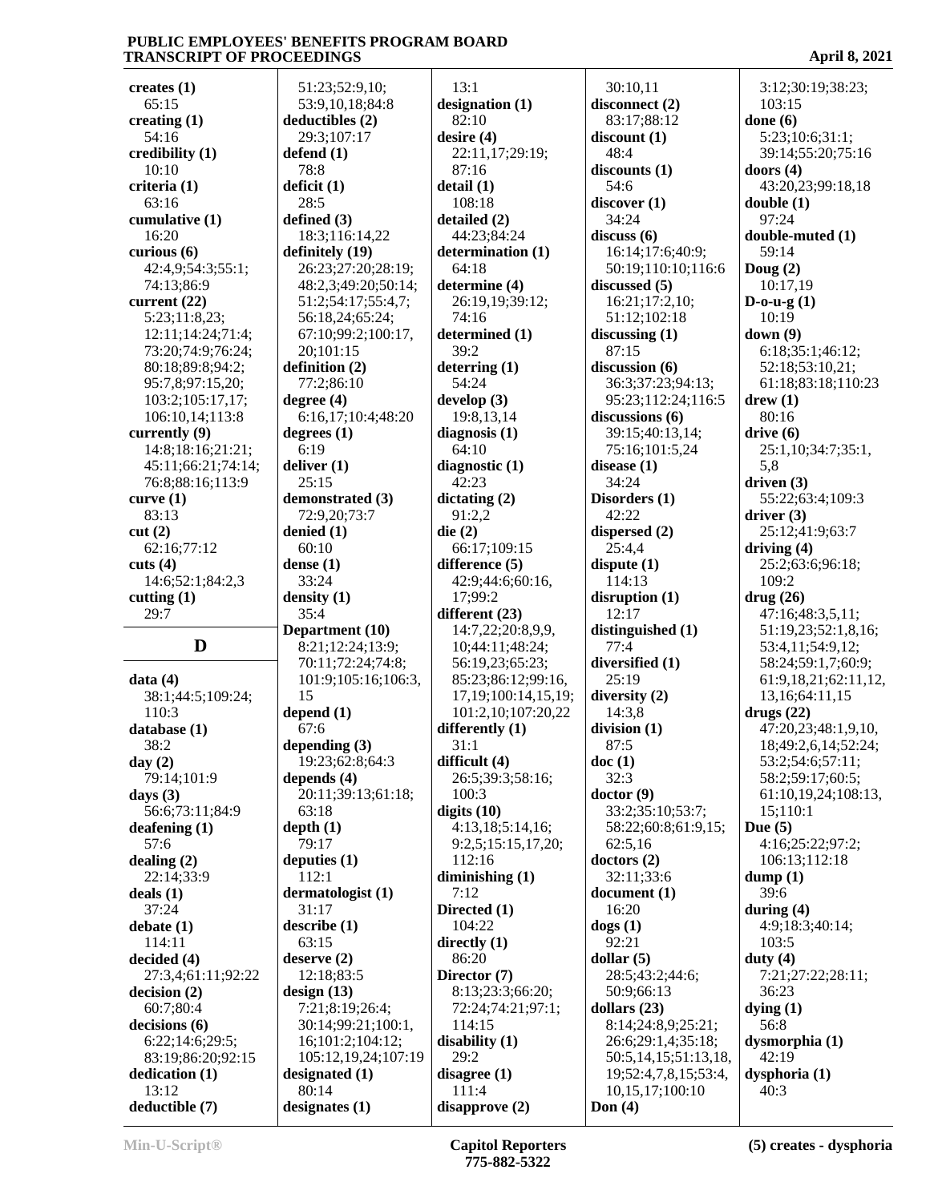**creates (1)**
65:15
**creating (1)**
54:16
**credibility (1)**
10:10
**criteria (1)**
63:16
**cumulative (1)**
16:20
**curious (6)**
42:4,9;54:3;55:1;
74:13;86:9
**current (22)**
5:23;11:8,23;
12:11;14:24;71:4;
73:20;74:9;76:24;
80:18;89:8;94:2;
95:7,8;97:15,20;
103:2;105:17,17;
106:10,14;113:8
**currently (9)**
14:8;18:16;21:21;
45:11;66:21;74:14;
76:8;88:16;113:9
**curve (1)**
83:13
**cut (2)**
62:16;77:12
**cuts (4)**
14:6;52:1;84:2,3
**cutting (1)**
29:7

## D

**data (4)**
38:1;44:5;109:24;
110:3
**database (1)**
38:2
**day (2)**
79:14;101:9
**days (3)**
56:6;73:11;84:9
**deafening (1)**
57:6
**dealing (2)**
22:14;33:9
**deals (1)**
37:24
**debate (1)**
114:11
**decided (4)**
27:3,4;61:11;92:22
**decision (2)**
60:7;80:4
**decisions (6)**
6:22;14:6;29:5;
83:19;86:20;92:15
**dedication (1)**
13:12
**deductible (7)**
51:23;52:9,10;
53:9,10,18;84:8
**deductibles (2)**
29:3;107:17
**defend (1)**
78:8
**deficit (1)**
28:5
**defined (3)**
18:3;116:14,22
**definitely (19)**
26:23;27:20;28:19;
48:2,3;49:20;50:14;
51:2;54:17;55:4,7;
56:18,24;65:24;
67:10;99:2;100:17,
20;101:15
**definition (2)**
77:2;86:10
**degree (4)**
6:16,17;10:4;48:20
**degrees (1)**
6:19
**deliver (1)**
25:15
**demonstrated (3)**
72:9,20;73:7
**denied (1)**
60:10
**dense (1)**
33:24
**density (1)**
35:4
**Department (10)**
8:21;12:24;13:9;
70:11;72:24;74:8;
101:9;105:16;106:3,
15
**depend (1)**
67:6
**depending (3)**
19:23;62:8;64:3
**depends (4)**
20:11;39:13;61:18;
63:18
**depth (1)**
79:17
**deputies (1)**
112:1
**dermatologist (1)**
31:17
**describe (1)**
63:15
**deserve (2)**
12:18;83:5
**design (13)**
7:21;8:19;26:4;
30:14;99:21;100:1,
16;101:2;104:12;
105:12,19,24;107:19
**designated (1)**
80:14
**designates (1)**
13:1
**designation (1)**
82:10
**desire (4)**
22:11,17;29:19;
87:16
**detail (1)**
108:18
**detailed (2)**
44:23;84:24
**determination (1)**
64:18
**determine (4)**
26:19,19;39:12;
74:16
**determined (1)**
39:2
**deterring (1)**
54:24
**develop (3)**
19:8,13,14
**diagnosis (1)**
64:10
**diagnostic (1)**
42:23
**dictating (2)**
91:2,2
**die (2)**
66:17;109:15
**difference (5)**
42:9;44:6;60:16,
17;99:2
**different (23)**
14:7,22;20:8,9,9,
10;44:11;48:24;
56:19,23;65:23;
85:23;86:12;99:16,
17,19;100:14,15,19;
101:2,10;107:20,22
**differently (1)**
31:1
**difficult (4)**
26:5;39:3;58:16;
100:3
**digits (10)**
4:13,18;5:14,16;
9:2,5;15:15,17,20;
112:16
**diminishing (1)**
7:12
**Directed (1)**
104:22
**directly (1)**
86:20
**Director (7)**
8:13;23:3;66:20;
72:24;74:21;97:1;
114:15
**disability (1)**
29:2
**disagree (1)**
111:4
**disapprove (2)**
30:10,11
**disconnect (2)**
83:17;88:12
**discount (1)**
48:4
**discounts (1)**
54:6
**discover (1)**
34:24
**discuss (6)**
16:14;17:6;40:9;
50:19;110:10;116:6
**discussed (5)**
16:21;17:2,10;
51:12;102:18
**discussing (1)**
87:15
**discussion (6)**
36:3;37:23;94:13;
95:23;112:24;116:5
**discussions (6)**
39:15;40:13,14;
75:16;101:5,24
**disease (1)**
34:24
**Disorders (1)**
42:22
**dispersed (2)**
25:4,4
**dispute (1)**
114:13
**disruption (1)**
12:17
**distinguished (1)**
77:4
**diversified (1)**
25:19
**diversity (2)**
14:3,8
**division (1)**
87:5
**doc (1)**
32:3
**doctor (9)**
33:2;35:10;53:7;
58:22;60:8;61:9,15;
62:5,16
**doctors (2)**
32:11;33:6
**document (1)**
16:20
**dogs (1)**
92:21
**dollar (5)**
28:5;43:2;44:6;
50:9;66:13
**dollars (23)**
8:14;24:8,9;25:21;
26:6;29:1,4;35:18;
50:5,14,15;51:13,18,
19;52:4,7,8,15;53:4,
10,15,17;100:10
**Don (4)**
3:12;30:19;38:23;
103:15
**done (6)**
5:23;10:6;31:1;
39:14;55:20;75:16
**doors (4)**
43:20,23;99:18,18
**double (1)**
97:24
**double-muted (1)**
59:14
**Doug (2)**
10:17,19
**D-o-u-g (1)**
10:19
**down (9)**
6:18;35:1;46:12;
52:18;53:10,21;
61:18;83:18;110:23
**drew (1)**
80:16
**drive (6)**
25:1,10;34:7;35:1,
5,8
**driven (3)**
55:22;63:4;109:3
**driver (3)**
25:12;41:9;63:7
**driving (4)**
25:2;63:6;96:18;
109:2
**drug (26)**
47:16;48:3,5,11;
51:19,23;52:1,8,16;
53:4,11;54:9,12;
58:24;59:1,7;60:9;
61:9,18,21;62:11,12,
13,16;64:11,15
**drugs (22)**
47:20,23;48:1,9,10,
18;49:2,6,14;52:24;
53:2;54:6;57:11;
58:2;59:17;60:5;
61:10,19,24;108:13,
15;110:1
**Due (5)**
4:16;25:22;97:2;
106:13;112:18
**dump (1)**
39:6
**during (4)**
4:9;18:3;40:14;
103:5
**duty (4)**
7:21;27:22;28:11;
36:23
**dying (1)**
56:8
**dysmorphia (1)**
42:19
**dysphoria (1)**
40:3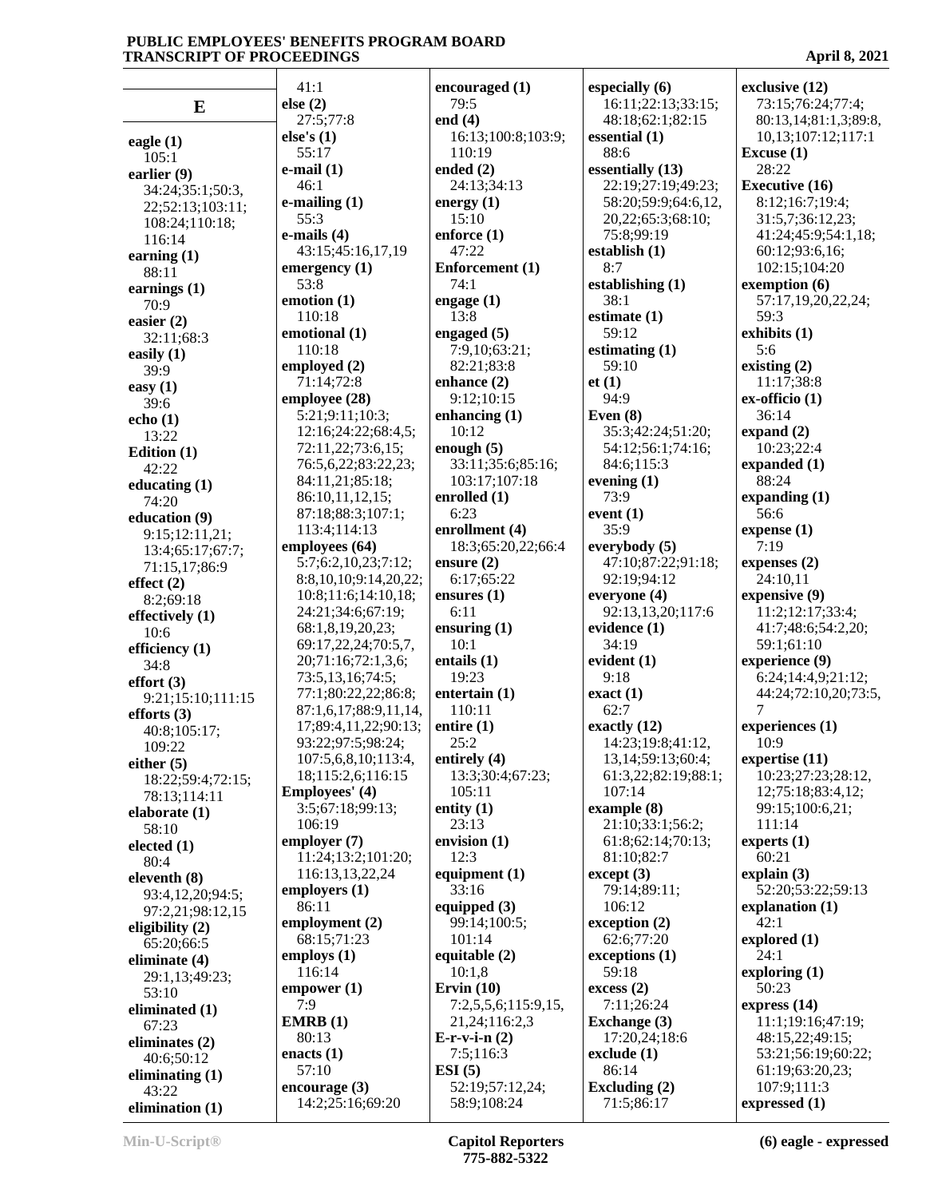## E

**eagle (1)**
105:1
**earlier (9)**
34:24;35:1;50:3, 22;52:13;103:11; 108:24;110:18; 116:14
**earning (1)**
88:11
**earnings (1)**
70:9
**easier (2)**
32:11;68:3
**easily (1)**
39:9
**easy (1)**
39:6
**echo (1)**
13:22
**Edition (1)**
42:22
**educating (1)**
74:20
**education (9)**
9:15;12:11,21; 13:4;65:17;67:7; 71:15,17;86:9
**effect (2)**
8:2;69:18
**effectively (1)**
10:6
**efficiency (1)**
34:8
**effort (3)**
9:21;15:10;111:15
**efforts (3)**
40:8;105:17; 109:22
**either (5)**
18:22;59:4;72:15; 78:13;114:11
**elaborate (1)**
58:10
**elected (1)**
80:4
**eleventh (8)**
93:4,12,20;94:5; 97:2,21;98:12,15
**eligibility (2)**
65:20;66:5
**eliminate (4)**
29:1,13;49:23; 53:10
**eliminated (1)**
67:23
**eliminates (2)**
40:6;50:12
**eliminating (1)**
43:22
**elimination (1)**
41:1
**else (2)**
27:5;77:8
**else's (1)**
55:17
**e-mail (1)**
46:1
**e-mailing (1)**
55:3
**e-mails (4)**
43:15;45:16,17,19
**emergency (1)**
53:8
**emotion (1)**
110:18
**emotional (1)**
110:18
**employed (2)**
71:14;72:8
**employee (28)**
5:21;9:11;10:3; 12:16;24:22;68:4,5; 72:11,22;73:6,15; 76:5,6,22;83:22,23; 84:11,21;85:18; 86:10,11,12,15; 87:18;88:3;107:1; 113:4;114:13
**employees (64)**
5:7;6:2,10,23;7:12; 8:8,10,10;9:14,20,22; 10:8;11:6;14:10,18; 24:21;34:6;67:19; 68:1,8,19,20,23; 69:17,22,24;70:5,7, 20;71:16;72:1,3,6; 73:5,13,16;74:5; 77:1;80:22,22;86:8; 87:1,6,17;88:9,11,14, 17;89:4,11,22;90:13; 93:22;97:5;98:24; 107:5,6,8,10;113:4, 18;115:2,6;116:15
**Employees' (4)**
3:5;67:18;99:13; 106:19
**employer (7)**
11:24;13:2;101:20; 116:13,13,22,24
**employers (1)**
86:11
**employment (2)**
68:15;71:23
**employs (1)**
116:14
**empower (1)**
7:9
**EMRB (1)**
80:13
**enacts (1)**
57:10
**encourage (3)**
14:2;25:16;69:20
**encouraged (1)**
79:5
**end (4)**
16:13;100:8;103:9; 110:19
**ended (2)**
24:13;34:13
**energy (1)**
15:10
**enforce (1)**
47:22
**Enforcement (1)**
74:1
**engage (1)**
13:8
**engaged (5)**
7:9,10;63:21; 82:21;83:8
**enhance (2)**
9:12;10:15
**enhancing (1)**
10:12
**enough (5)**
33:11;35:6;85:16; 103:17;107:18
**enrolled (1)**
6:23
**enrollment (4)**
18:3;65:20,22;66:4
**ensure (2)**
6:17;65:22
**ensures (1)**
6:11
**ensuring (1)**
10:1
**entails (1)**
19:23
**entertain (1)**
110:11
**entire (1)**
25:2
**entirely (4)**
13:3;30:4;67:23; 105:11
**entity (1)**
23:13
**envision (1)**
12:3
**equipment (1)**
33:16
**equipped (3)**
99:14;100:5; 101:14
**equitable (2)**
10:1,8
**Ervin (10)**
7:2,5,5,6;115:9,15, 21,24;116:2,3
**E-r-v-i-n (2)**
7:5;116:3
**ESI (5)**
52:19;57:12,24; 58:9;108:24
**especially (6)**
16:11;22:13;33:15; 48:18;62:1;82:15
**essential (1)**
88:6
**essentially (13)**
22:19;27:19;49:23; 58:20;59:9;64:6,12, 20,22;65:3;68:10; 75:8;99:19
**establish (1)**
8:7
**establishing (1)**
38:1
**estimate (1)**
59:12
**estimating (1)**
59:10
**et (1)**
94:9
**Even (8)**
35:3;42:24;51:20; 54:12;56:1;74:16; 84:6;115:3
**evening (1)**
73:9
**event (1)**
35:9
**everybody (5)**
47:10;87:22;91:18; 92:19;94:12
**everyone (4)**
92:13,13,20;117:6
**evidence (1)**
34:19
**evident (1)**
9:18
**exact (1)**
62:7
**exactly (12)**
14:23;19:8;41:12, 13,14;59:13;60:4; 61:3,22;82:19;88:1; 107:14
**example (8)**
21:10;33:1;56:2; 61:8;62:14;70:13; 81:10;82:7
**except (3)**
79:14;89:11; 106:12
**exception (2)**
62:6;77:20
**exceptions (1)**
59:18
**excess (2)**
7:11;26:24
**Exchange (3)**
17:20,24;18:6
**exclude (1)**
86:14
**Excluding (2)**
71:5;86:17
**exclusive (12)**
73:15;76:24;77:4; 80:13,14;81:1,3;89:8, 10,13;107:12;117:1
**Excuse (1)**
28:22
**Executive (16)**
8:12;16:7;19:4; 31:5,7;36:12,23; 41:24;45:9;54:1,18; 60:12;93:6,16; 102:15;104:20
**exemption (6)**
57:17,19,20,22,24; 59:3
**exhibits (1)**
5:6
**existing (2)**
11:17;38:8
**ex-officio (1)**
36:14
**expand (2)**
10:23;22:4
**expanded (1)**
88:24
**expanding (1)**
56:6
**expense (1)**
7:19
**expenses (2)**
24:10,11
**expensive (9)**
11:2;12:17;33:4; 41:7;48:6;54:2,20; 59:1;61:10
**experience (9)**
6:24;14:4,9;21:12; 44:24;72:10,20;73:5, 7
**experiences (1)**
10:9
**expertise (11)**
10:23;27:23;28:12, 12;75:18;83:4,12; 99:15;100:6,21; 111:14
**experts (1)**
60:21
**explain (3)**
52:20;53:22;59:13
**explanation (1)**
42:1
**explored (1)**
24:1
**exploring (1)**
50:23
**express (14)**
11:1;19:16;47:19; 48:15,22;49:15; 53:21;56:19;60:22; 61:19;63:20,23; 107:9;111:3
**expressed (1)**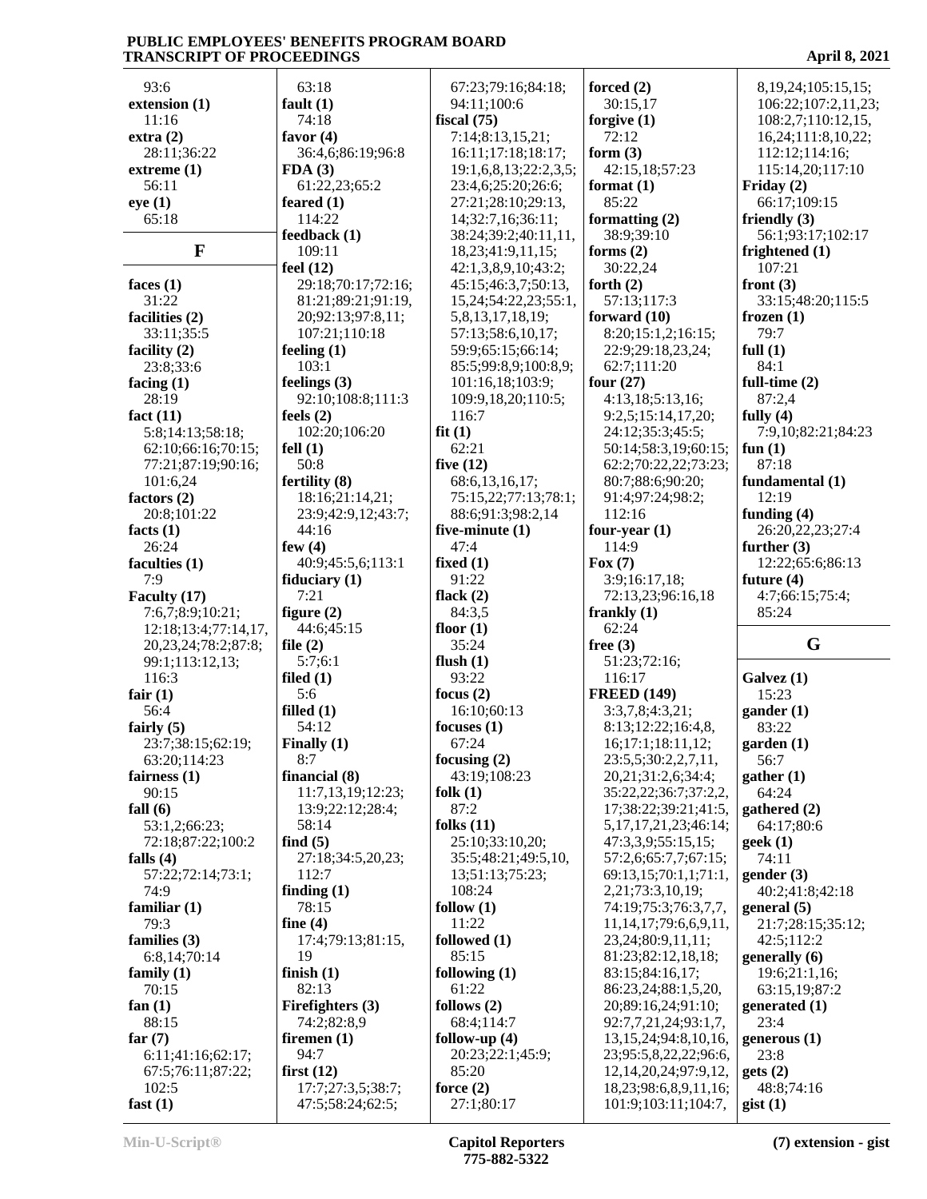93:6
**extension (1)**
11:16
**extra (2)**
28:11;36:22
**extreme (1)**
56:11
**eye (1)**
65:18

## F

**faces (1)**
31:22
**facilities (2)**
33:11;35:5
**facility (2)**
23:8;33:6
**facing (1)**
28:19
**fact (11)**
5:8;14:13;58:18;62:10;66:16;70:15;77:21;87:19;90:16;101:6,24
**factors (2)**
20:8;101:22
**facts (1)**
26:24
**faculties (1)**
7:9
**Faculty (17)**
7:6,7;8:9;10:21;12:18;13:4;77:14,17,20,23,24;78:2;87:8;99:1;113:12,13;116:3
**fair (1)**
56:4
**fairly (5)**
23:7;38:15;62:19;63:20;114:23
**fairness (1)**
90:15
**fall (6)**
53:1,2;66:23;72:18;87:22;100:2
**falls (4)**
57:22;72:14;73:1;74:9
**familiar (1)**
79:3
**families (3)**
6:8,14;70:14
**family (1)**
70:15
**fan (1)**
88:15
**far (7)**
6:11;41:16;62:17;67:5;76:11;87:22;102:5
**fast (1)**
63:18
**fault (1)**
74:18
**favor (4)**
36:4,6;86:19;96:8
**FDA (3)**
61:22,23;65:2
**feared (1)**
114:22
**feedback (1)**
109:11
**feel (12)**
29:18;70:17;72:16;81:21;89:21;91:19,20;92:13;97:8,11;107:21;110:18
**feeling (1)**
103:1
**feelings (3)**
92:10;108:8;111:3
**feels (2)**
102:20;106:20
**fell (1)**
50:8
**fertility (8)**
18:16;21:14,21;23:9;42:9,12;43:7;44:16
**few (4)**
40:9;45:5,6;113:1
**fiduciary (1)**
7:21
**figure (2)**
44:6;45:15
**file (2)**
5:7;6:1
**filed (1)**
5:6
**filled (1)**
54:12
**Finally (1)**
8:7
**financial (8)**
11:7,13,19;12:23;13:9;22:12;28:4;58:14
**find (5)**
27:18;34:5,20,23;112:7
**finding (1)**
78:15
**fine (4)**
17:4;79:13;81:15,19
**finish (1)**
82:13
**Firefighters (3)**
74:2;82:8,9
**firemen (1)**
94:7
**first (12)**
17:7;27:3,5;38:7;47:5;58:24;62:5;67:23;79:16;84:18;94:11;100:6
**fiscal (75)**
7:14;8:13,15,21;16:11;17:18;18:17;19:1,6,8,13;22:2,3,5;23:4,6;25:20;26:6;27:21;28:10;29:13,14;32:7,16;36:11;38:24;39:2;40:11,11,18,23;41:9,11,15;42:1,3,8,9,10;43:2;45:15;46:3,7;50:13,15,24;54:22,23;55:1,5,8,13,17,18,19;57:13;58:6,10,17;59:9;65:15;66:14;85:5;99:8,9;100:8,9;101:16,18;103:9;109:9,18,20;110:5;116:7
**fit (1)**
62:21
**five (12)**
68:6,13,16,17;75:15,22;77:13;78:1;88:6;91:3;98:2,14
**five-minute (1)**
47:4
**fixed (1)**
91:22
**flack (2)**
84:3,5
**floor (1)**
35:24
**flush (1)**
93:22
**focus (2)**
16:10;60:13
**focuses (1)**
67:24
**focusing (2)**
43:19;108:23
**folk (1)**
87:2
**folks (11)**
25:10;33:10,20;35:5;48:21;49:5,10,13;51:13;75:23;108:24
**follow (1)**
11:22
**followed (1)**
85:15
**following (1)**
61:22
**follows (2)**
68:4;114:7
**follow-up (4)**
20:23;22:1;45:9;85:20
**force (2)**
27:1;80:17
**forced (2)**
30:15,17
**forgive (1)**
72:12
**form (3)**
42:15,18;57:23
**format (1)**
85:22
**formatting (2)**
38:9;39:10
**forms (2)**
30:22,24
**forth (2)**
57:13;117:3
**forward (10)**
8:20;15:1,2;16:15;22:9;29:18,23,24;62:7;111:20
**four (27)**
4:13,18;5:13,16;9:2,5;15:14,17,20;24:12;35:3;45:5;50:14;58:3,19;60:15;62:2;70:22,22;73:23;80:7;88:6;90:20;91:4;97:24;98:2;112:16
**four-year (1)**
114:9
**Fox (7)**
3:9;16:17,18;72:13,23;96:16,18
**frankly (1)**
62:24
**free (3)**
51:23;72:16;116:17
**FREED (149)**
3:3,7,8;4:3,21;8:13;12:22;16:4,8,16;17:1;18:11,12;23:5,5;30:2,2,7,11,20,21;31:2,6;34:4;35:22,22;36:7;37:2,2,17;38:22;39:21;41:5,5,17,17,21,23;46:14;47:3,3,9;55:15,15;57:2,6;65:7,7;67:15;69:13,15;70:1,1;71:1,2,21;73:3,10,19;74:19;75:3;76:3,7,7,11,14,17;79:6,6,9,11,23,24;80:9,11,11;81:23;82:12,18,18;83:15;84:16,17;86:23,24;88:1,5,20,20;89:16,24;91:10;92:7,7,21,24;93:1,7,13,15,24;94:8,10,16,23;95:5,8,22,22;96:6,12,14,20,24;97:9,12,18,23;98:6,8,9,11,16;101:9;103:11;104:7,8,19,24;105:15,15;106:22;107:2,11,23;108:2,7;110:12,15,16,24;111:8,10,22;112:12;114:16;115:14,20;117:10
**Friday (2)**
66:17;109:15
**friendly (3)**
56:1;93:17;102:17
**frightened (1)**
107:21
**front (3)**
33:15;48:20;115:5
**frozen (1)**
79:7
**full (1)**
84:1
**full-time (2)**
87:2,4
**fully (4)**
7:9,10;82:21;84:23
**fun (1)**
87:18
**fundamental (1)**
12:19
**funding (4)**
26:20,22,23;27:4
**further (3)**
12:22;65:6;86:13
**future (4)**
4:7;66:15;75:4;85:24

## G

**Galvez (1)**
15:23
**gander (1)**
83:22
**garden (1)**
56:7
**gather (1)**
64:24
**gathered (2)**
64:17;80:6
**geek (1)**
74:11
**gender (3)**
40:2;41:8;42:18
**general (5)**
21:7;28:15;35:12;42:5;112:2
**generally (6)**
19:6;21:1,16;63:15,19;87:2
**generated (1)**
23:4
**generous (1)**
23:8
**gets (2)**
48:8;74:16
**gist (1)**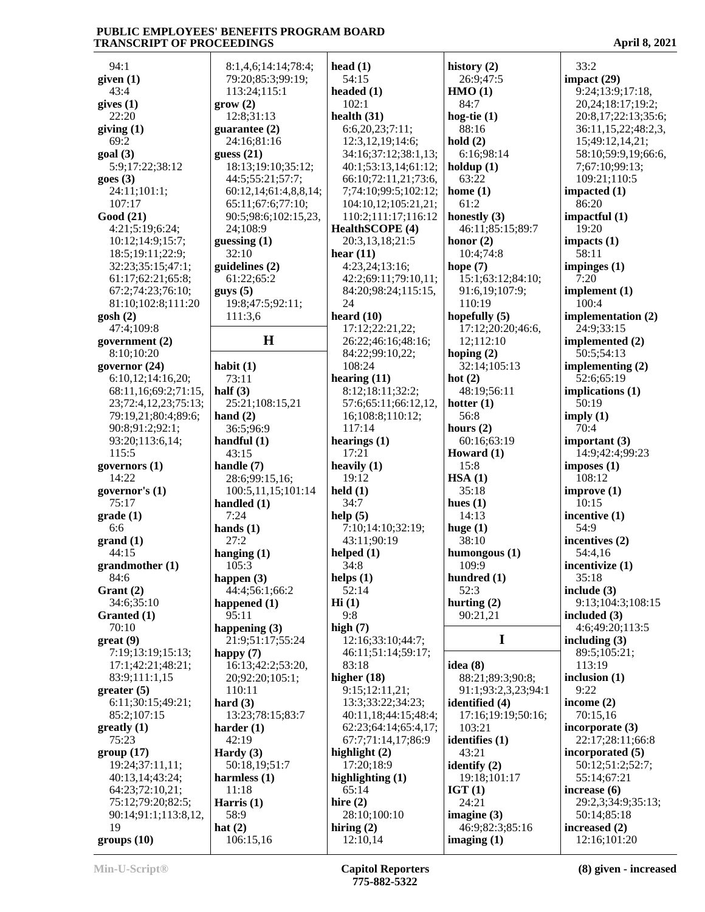94:1
**given (1)**
43:4
**gives (1)**
22:20
**giving (1)**
69:2
**goal (3)**
5:9;17:22;38:12
**goes (3)**
24:11;101:1;
107:17
**Good (21)**
4:21;5:19;6:24;
10:12;14:9;15:7;
18:5;19:11;22:9;
32:23;35:15;47:1;
61:17;62:21;65:8;
67:2;74:23;76:10;
81:10;102:8;111:20
**gosh (2)**
47:4;109:8
**government (2)**
8:10;10:20
**governor (24)**
6:10,12;14:16,20;
68:11,16;69:2;71:15,
23;72:4,12,23;75:13;
79:19,21;80:4;89:6;
90:8;91:2;92:1;
93:20;113:6,14;
115:5
**governors (1)**
14:22
**governor's (1)**
75:17
**grade (1)**
6:6
**grand (1)**
44:15
**grandmother (1)**
84:6
**Grant (2)**
34:6;35:10
**Granted (1)**
70:10
**great (9)**
7:19;13:19;15:13;
17:1;42:21;48:21;
83:9;111:1,15
**greater (5)**
6:11;30:15;49:21;
85:2;107:15
**greatly (1)**
75:23
**group (17)**
19:24;37:11,11;
40:13,14;43:24;
64:23;72:10,21;
75:12;79:20;82:5;
90:14;91:1;113:8,12,
19
**groups (10)**
8:1,4,6;14:14;78:4;
79:20;85:3;99:19;
113:24;115:1
**grow (2)**
12:8;31:13
**guarantee (2)**
24:16;81:16
**guess (21)**
18:13;19:10;35:12;
44:5;55:21;57:7;
60:12,14;61:4,8,8,14;
65:11;67:6;77:10;
90:5;98:6;102:15,23,
24;108:9
**guessing (1)**
32:10
**guidelines (2)**
61:22;65:2
**guys (5)**
19:8;47:5;92:11;
111:3,6

## H

**habit (1)**
73:11
**half (3)**
25:21;108:15,21
**hand (2)**
36:5;96:9
**handful (1)**
43:15
**handle (7)**
28:6;99:15,16;
100:5,11,15;101:14
**handled (1)**
7:24
**hands (1)**
27:2
**hanging (1)**
105:3
**happen (3)**
44:4;56:1;66:2
**happened (1)**
95:11
**happening (3)**
21:9;51:17;55:24
**happy (7)**
16:13;42:2;53:20,
20;92:20;105:1;
110:11
**hard (3)**
13:23;78:15;83:7
**harder (1)**
42:19
**Hardy (3)**
50:18,19;51:7
**harmless (1)**
11:18
**Harris (1)**
58:9
**hat (2)**
106:15,16
**head (1)**
54:15
**headed (1)**
102:1
**health (31)**
6:6,20,23;7:11;
12:3,12,19;14:6;
34:16;37:12;38:1,13;
40:1;53:13,14;61:12;
66:10;72:11,21;73:6,
7;74:10;99:5;102:12;
104:10,12;105:21,21;
110:2;111:17;116:12
**HealthSCOPE (4)**
20:3,13,18;21:5
**hear (11)**
4:23,24;13:16;
42:2;69:11;79:10,11;
84:20;98:24;115:15,
24
**heard (10)**
17:12;22:21,22;
26:22;46:16;48:16;
84:22;99:10,22;
108:24
**hearing (11)**
8:12;18:11;32:2;
57:6;65:11;66:12,12,
16;108:8;110:12;
117:14
**hearings (1)**
17:21
**heavily (1)**
19:12
**held (1)**
34:7
**help (5)**
7:10;14:10;32:19;
43:11;90:19
**helped (1)**
34:8
**helps (1)**
52:14
**Hi (1)**
9:8
**high (7)**
12:16;33:10;44:7;
46:11;51:14;59:17;
83:18
**higher (18)**
9:15;12:11,21;
13:3;33:22;34:23;
40:11,18;44:15;48:4;
62:23;64:14;65:4,17;
67:7;71:14,17;86:9
**highlight (2)**
17:20;18:9
**highlighting (1)**
65:14
**hire (2)**
28:10;100:10
**hiring (2)**
12:10,14
**history (2)**
26:9;47:5
**HMO (1)**
84:7
**hog-tie (1)**
88:16
**hold (2)**
6:16;98:14
**holdup (1)**
63:22
**home (1)**
61:2
**honestly (3)**
46:11;85:15;89:7
**honor (2)**
10:4;74:8
**hope (7)**
15:1;63:12;84:10;
91:6,19;107:9;
110:19
**hopefully (5)**
17:12;20:20;46:6,
12;112:10
**hoping (2)**
32:14;105:13
**hot (2)**
48:19;56:11
**hotter (1)**
56:8
**hours (2)**
60:16;63:19
**Howard (1)**
15:8
**HSA (1)**
35:18
**hues (1)**
14:13
**huge (1)**
38:10
**humongous (1)**
109:9
**hundred (1)**
52:3
**hurting (2)**
90:21,21

## I

**idea (8)**
88:21;89:3;90:8;
91:1;93:2,3,23;94:1
**identified (4)**
17:16;19:19;50:16;
103:21
**identifies (1)**
43:21
**identify (2)**
19:18;101:17
**IGT (1)**
24:21
**imagine (3)**
46:9;82:3;85:16
**imaging (1)**
33:2
**impact (29)**
9:24;13:9;17:18,
20,24;18:17;19:2;
20:8,17;22:13;35:6;
36:11,15,22;48:2,3,
15;49:12,14,21;
58:10;59:9,19;66:6,
7;67:10;99:13;
109:21;110:5
**impacted (1)**
86:20
**impactful (1)**
19:20
**impacts (1)**
58:11
**impinges (1)**
7:20
**implement (1)**
100:4
**implementation (2)**
24:9;33:15
**implemented (2)**
50:5;54:13
**implementing (2)**
52:6;65:19
**implications (1)**
50:19
**imply (1)**
70:4
**important (3)**
14:9;42:4;99:23
**imposes (1)**
108:12
**improve (1)**
10:15
**incentive (1)**
54:9
**incentives (2)**
54:4,16
**incentivize (1)**
35:18
**include (3)**
9:13;104:3;108:15
**included (3)**
4:6;49:20;113:5
**including (3)**
89:5;105:21;
113:19
**inclusion (1)**
9:22
**income (2)**
70:15,16
**incorporate (3)**
22:17;28:11;66:8
**incorporated (5)**
50:12;51:2;52:7;
55:14;67:21
**increase (6)**
29:2,3;34:9;35:13;
50:14;85:18
**increased (2)**
12:16;101:20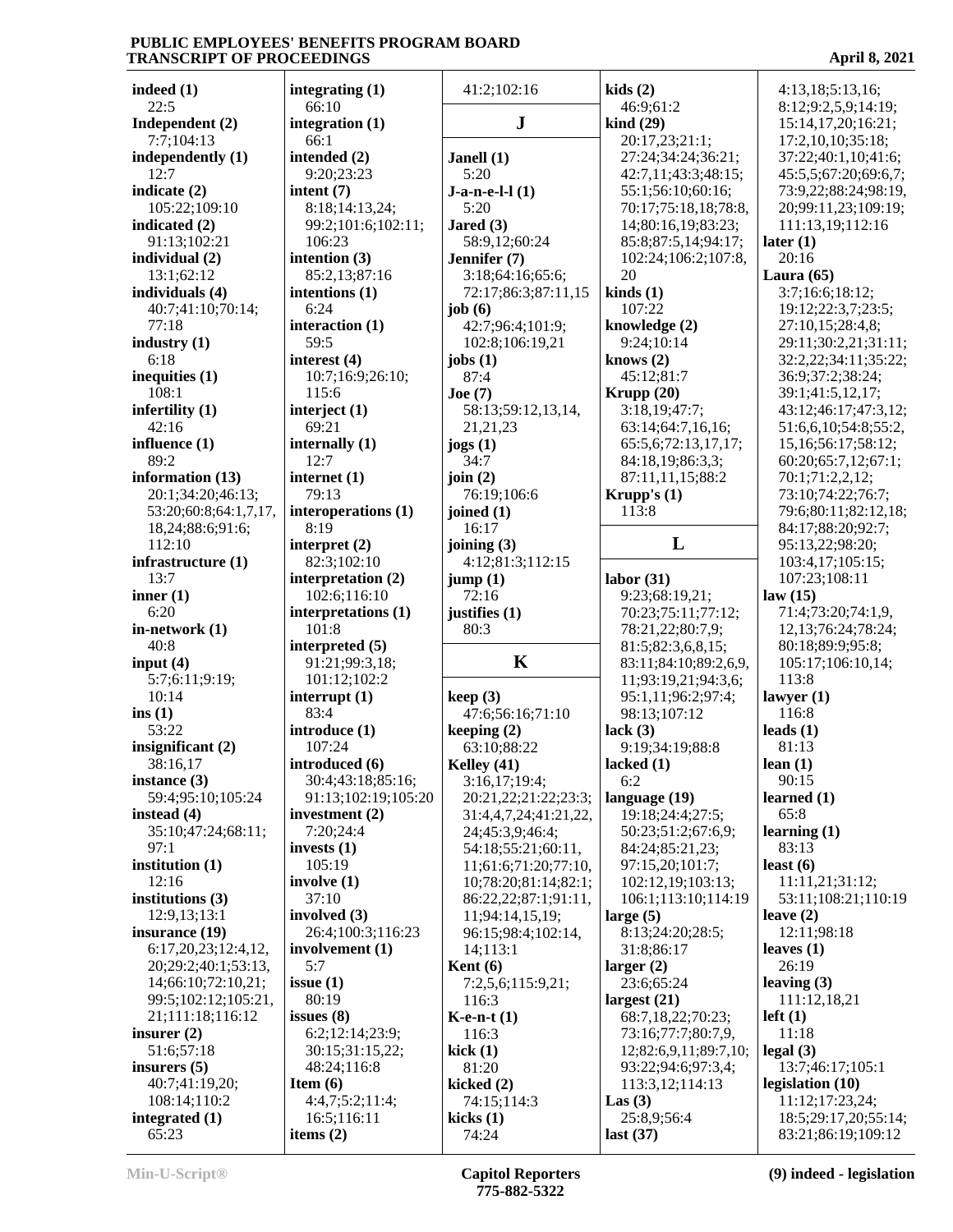**indeed (1)**
22:5
**Independent (2)**
7:7;104:13
**independently (1)**
12:7
**indicate (2)**
105:22;109:10
**indicated (2)**
91:13;102:21
**individual (2)**
13:1;62:12
**individuals (4)**
40:7;41:10;70:14;
77:18
**industry (1)**
6:18
**inequities (1)**
108:1
**infertility (1)**
42:16
**influence (1)**
89:2
**information (13)**
20:1;34:20;46:13;
53:20;60:8;64:1,7,17,
18,24;88:6;91:6;
112:10
**infrastructure (1)**
13:7
**inner (1)**
6:20
**in-network (1)**
40:8
**input (4)**
5:7;6:11;9:19;
10:14
**ins (1)**
53:22
**insignificant (2)**
38:16,17
**instance (3)**
59:4;95:10;105:24
**instead (4)**
35:10;47:24;68:11;
97:1
**institution (1)**
12:16
**institutions (3)**
12:9,13;13:1
**insurance (19)**
6:17,20,23;12:4,12,
20;29:2;40:1;53:13,
14;66:10;72:10,21;
99:5;102:12;105:21,
21;111:18;116:12
**insurer (2)**
51:6;57:18
**insurers (5)**
40:7;41:19,20;
108:14;110:2
**integrated (1)**
65:23
**integrating (1)**
66:10
**integration (1)**
66:1
**intended (2)**
9:20;23:23
**intent (7)**
8:18;14:13,24;
99:2;101:6;102:11;
106:23
**intention (3)**
85:2,13;87:16
**intentions (1)**
6:24
**interaction (1)**
59:5
**interest (4)**
10:7;16:9;26:10;
115:6
**interject (1)**
69:21
**internally (1)**
12:7
**internet (1)**
79:13
**interoperations (1)**
8:19
**interpret (2)**
82:3;102:10
**interpretation (2)**
102:6;116:10
**interpretations (1)**
101:8
**interpreted (5)**
91:21;99:3,18;
101:12;102:2
**interrupt (1)**
83:4
**introduce (1)**
107:24
**introduced (6)**
30:4;43:18;85:16;
91:13;102:19;105:20
**investment (2)**
7:20;24:4
**invests (1)**
105:19
**involve (1)**
37:10
**involved (3)**
26:4;100:3;116:23
**involvement (1)**
5:7
**issue (1)**
80:19
**issues (8)**
6:2;12:14;23:9;
30:15;31:15,22;
48:24;116:8
**Item (6)**
4:4,7;5:2;11:4;
16:5;116:11
**items (2)**
41:2;102:16

## J

**Janell (1)**
5:20
**J-a-n-e-l-l (1)**
5:20
**Jared (3)**
58:9,12;60:24
**Jennifer (7)**
3:18;64:16;65:6;
72:17;86:3;87:11,15
**job (6)**
42:7;96:4;101:9;
102:8;106:19,21
**jobs (1)**
87:4
**Joe (7)**
58:13;59:12,13,14,
21,21,23
**jogs (1)**
34:7
**join (2)**
76:19;106:6
**joined (1)**
16:17
**joining (3)**
4:12;81:3;112:15
**jump (1)**
72:16
**justifies (1)**
80:3

## K

**keep (3)**
47:6;56:16;71:10
**keeping (2)**
63:10;88:22
**Kelley (41)**
3:16,17;19:4;
20:21,22;21:22;23:3;
31:4,4,7,24;41:21,22,
24;45:3,9;46:4;
54:18;55:21;60:11,
11;61:6;71:20;77:10,
10;78:20;81:14;82:1;
86:22,22;87:1;91:11,
11;94:14,15,19;
96:15;98:4;102:14,
14;113:1
**Kent (6)**
7:2,5,6;115:9,21;
116:3
**K-e-n-t (1)**
116:3
**kick (1)**
81:20
**kicked (2)**
74:15;114:3
**kicks (1)**
74:24
**kids (2)**
46:9;61:2
**kind (29)**
20:17,23;21:1;
27:24;34:24;36:21;
42:7,11;43:3;48:15;
55:1;56:10;60:16;
70:17;75:18,18;78:8,
14;80:16,19;83:23;
85:8;87:5,14;94:17;
102:24;106:2;107:8,
20
**kinds (1)**
107:22
**knowledge (2)**
9:24;10:14
**knows (2)**
45:12;81:7
**Krupp (20)**
3:18,19;47:7;
63:14;64:7,16,16;
65:5,6;72:13,17,17;
84:18,19;86:3,3;
87:11,11,15;88:2
**Krupp's (1)**
113:8

## L

**labor (31)**
9:23;68:19,21;
70:23;75:11;77:12;
78:21,22;80:7,9;
81:5;82:3,6,8,15;
83:11;84:10;89:2,6,9,
11;93:19,21;94:3,6;
95:1,11;96:2;97:4;
98:13;107:12
**lack (3)**
9:19;34:19;88:8
**lacked (1)**
6:2
**language (19)**
19:18;24:4;27:5;
50:23;51:2;67:6,9;
84:24;85:21,23;
97:15,20;101:7;
102:12,19;103:13;
106:1;113:10;114:19
**large (5)**
8:13;24:20;28:5;
31:8;86:17
**larger (2)**
23:6;65:24
**largest (21)**
68:7,18,22;70:23;
73:16;77:7;80:7,9,
12;82:6,9,11;89:7,10;
93:22;94:6;97:3,4;
113:3,12;114:13
**Las (3)**
25:8,9;56:4
**last (37)**
4:13,18;5:13,16;
8:12;9:2,5,9;14:19;
15:14,17,20;16:21;
17:2,10,10;35:18;
37:22;40:1,10;41:6;
45:5,5;67:20;69:6,7;
73:9,22;88:24;98:19,
20;99:11,23;109:19;
111:13,19;112:16
**later (1)**
20:16
**Laura (65)**
3:7;16:6;18:12;
19:12;22:3,7;23:5;
27:10,15;28:4,8;
29:11;30:2,21;31:11;
32:2,22;34:11;35:22;
36:9;37:2;38:24;
39:1;41:5,12,17;
43:12;46:17;47:3,12;
51:6,6,10;54:8;55:2,
15,16;56:17;58:12;
60:20;65:7,12;67:1;
70:1;71:2,2,12;
73:10;74:22;76:7;
79:6;80:11;82:12,18;
84:17;88:20;92:7;
95:13,22;98:20;
103:4,17;105:15;
107:23;108:11
**law (15)**
71:4;73:20;74:1,9,
12,13;76:24;78:24;
80:18;89:9;95:8;
105:17;106:10,14;
113:8
**lawyer (1)**
116:8
**leads (1)**
81:13
**lean (1)**
90:15
**learned (1)**
65:8
**learning (1)**
83:13
**least (6)**
11:11,21;31:12;
53:11;108:21;110:19
**leave (2)**
12:11;98:18
**leaves (1)**
26:19
**leaving (3)**
111:12,18,21
**left (1)**
11:18
**legal (3)**
13:7;46:17;105:1
**legislation (10)**
11:12;17:23,24;
18:5;29:17,20;55:14;
83:21;86:19;109:12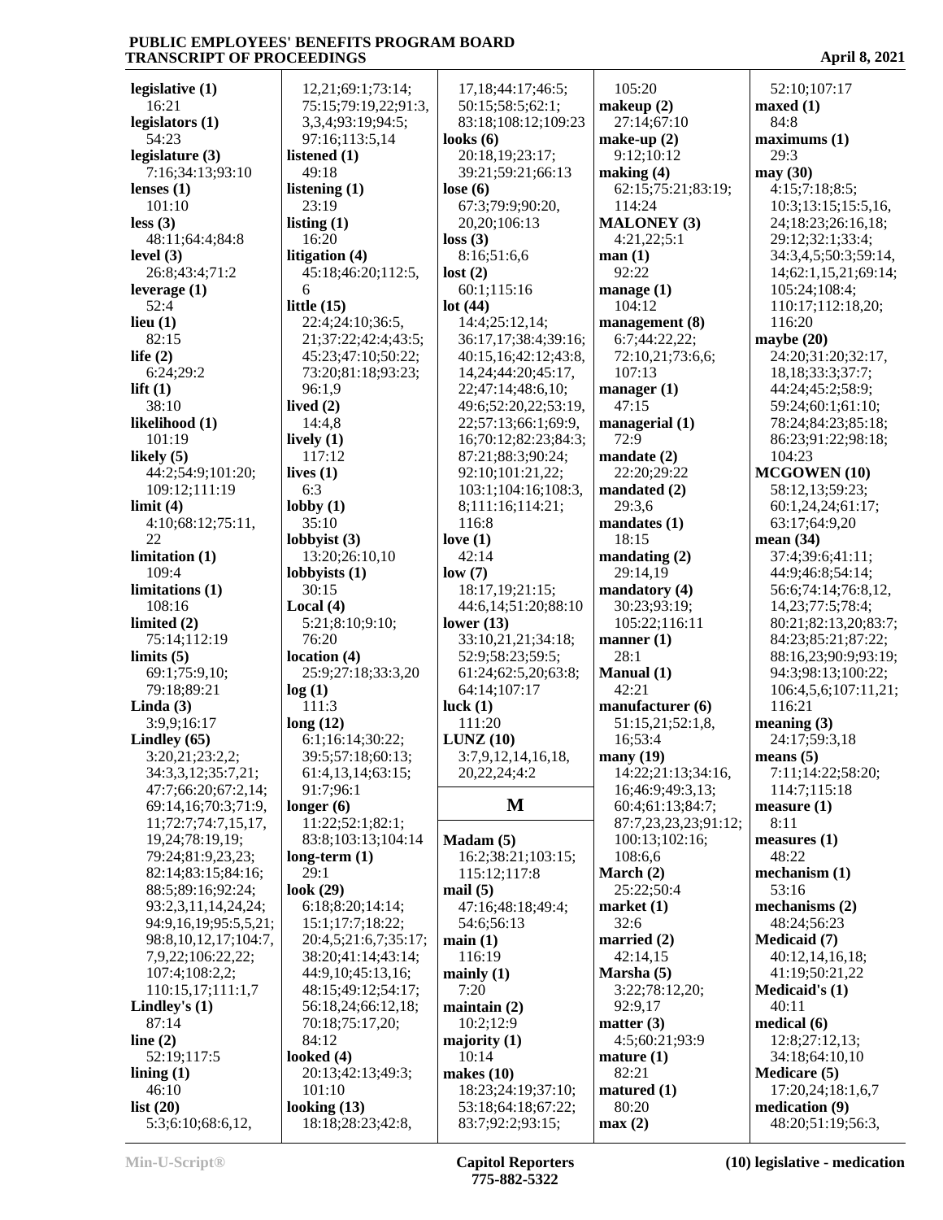**legislative (1)**
16:21
**legislators (1)**
54:23
**legislature (3)**
7:16;34:13;93:10
**lenses (1)**
101:10
**less (3)**
48:11;64:4;84:8
**level (3)**
26:8;43:4;71:2
**leverage (1)**
52:4
**lieu (1)**
82:15
**life (2)**
6:24;29:2
**lift (1)**
38:10
**likelihood (1)**
101:19
**likely (5)**
44:2;54:9;101:20;
109:12;111:19
**limit (4)**
4:10;68:12;75:11,
22
**limitation (1)**
109:4
**limitations (1)**
108:16
**limited (2)**
75:14;112:19
**limits (5)**
69:1;75:9,10;
79:18;89:21
**Linda (3)**
3:9,9;16:17
**Lindley (65)**
3:20,21;23:2,2;
34:3,3,12;35:7,21;
47:7;66:20;67:2,14;
69:14,16;70:3;71:9,
11;72:7;74:7,15,17,
19,24;78:19,19;
79:24;81:9,23,23;
82:14;83:15;84:16;
88:5;89:16;92:24;
93:2,3,11,14,24,24;
94:9,16,19;95:5,5,21;
98:8,10,12,17;104:7,
7,9,22;106:22,22;
107:4;108:2,2;
110:15,17;111:1,7
**Lindley's (1)**
87:14
**line (2)**
52:19;117:5
**lining (1)**
46:10
**list (20)**
5:3;6:10;68:6,12,
12,21;69:1;73:14;
75:15;79:19,22;91:3,
3,3,4;93:19;94:5;
97:16;113:5,14
**listened (1)**
49:18
**listening (1)**
23:19
**listing (1)**
16:20
**litigation (4)**
45:18;46:20;112:5,
6
**little (15)**
22:4;24:10;36:5,
21;37:22;42:4;43:5;
45:23;47:10;50:22;
73:20;81:18;93:23;
96:1,9
**lived (2)**
14:4,8
**lively (1)**
117:12
**lives (1)**
6:3
**lobby (1)**
35:10
**lobbyist (3)**
13:20;26:10,10
**lobbyists (1)**
30:15
**Local (4)**
5:21;8:10;9:10;
76:20
**location (4)**
25:9;27:18;33:3,20
**log (1)**
111:3
**long (12)**
6:1;16:14;30:22;
39:5;57:18;60:13;
61:4,13,14;63:15;
91:7;96:1
**longer (6)**
11:22;52:1;82:1;
83:8;103:13;104:14
**long-term (1)**
29:1
**look (29)**
6:18;8:20;14:14;
15:1;17:7;18:22;
20:4,5;21:6,7;35:17;
38:20;41:14;43:14;
44:9,10;45:13,16;
48:15;49:12;54:17;
56:18,24;66:12,18;
70:18;75:17,20;
84:12
**looked (4)**
20:13;42:13;49:3;
101:10
**looking (13)**
18:18;28:23;42:8,
17,18;44:17;46:5;
50:15;58:5;62:1;
83:18;108:12;109:23
**looks (6)**
20:18,19;23:17;
39:21;59:21;66:13
**lose (6)**
67:3;79:9;90:20,
20,20;106:13
**loss (3)**
8:16;51:6,6
**lost (2)**
60:1;115:16
**lot (44)**
14:4;25:12,14;
36:17,17;38:4;39:16;
40:15,16;42:12;43:8,
14,24;44:20;45:17,
22;47:14;48:6,10;
49:6;52:20,22;53:19,
22;57:13;66:1;69:9,
16;70:12;82:23;84:3;
87:21;88:3;90:24;
92:10;101:21,22;
103:1;104:16;108:3,
8;111:16;114:21;
116:8
**love (1)**
42:14
**low (7)**
18:17,19;21:15;
44:6,14;51:20;88:10
**lower (13)**
33:10,21,21;34:18;
52:9;58:23;59:5;
61:24;62:5,20;63:8;
64:14;107:17
**luck (1)**
111:20
**LUNZ (10)**
3:7,9,12,14,16,18,
20,22,24;4:2

## M

**Madam (5)**
16:2;38:21;103:15;
115:12;117:8
**mail (5)**
47:16;48:18;49:4;
54:6;56:13
**main (1)**
116:19
**mainly (1)**
7:20
**maintain (2)**
10:2;12:9
**majority (1)**
10:14
**makes (10)**
18:23;24:19;37:10;
53:18;64:18;67:22;
83:7;92:2;93:15;
105:20
**makeup (2)**
27:14;67:10
**make-up (2)**
9:12;10:12
**making (4)**
62:15;75:21;83:19;
114:24
**MALONEY (3)**
4:21,22;5:1
**man (1)**
92:22
**manage (1)**
104:12
**management (8)**
6:7;44:22,22;
72:10,21;73:6,6;
107:13
**manager (1)**
47:15
**managerial (1)**
72:9
**mandate (2)**
22:20;29:22
**mandated (2)**
29:3,6
**mandates (1)**
18:15
**mandating (2)**
29:14,19
**mandatory (4)**
30:23;93:19;
105:22;116:11
**manner (1)**
28:1
**Manual (1)**
42:21
**manufacturer (6)**
51:15,21;52:1,8,
16;53:4
**many (19)**
14:22;21:13;34:16,
16;46:9;49:3,13;
60:4;61:13;84:7;
87:7,23,23,23;91:12;
100:13;102:16;
108:6,6
**March (2)**
25:22;50:4
**market (1)**
32:6
**married (2)**
42:14,15
**Marsha (5)**
3:22;78:12,20;
92:9,17
**matter (3)**
4:5;60:21;93:9
**mature (1)**
82:21
**matured (1)**
80:20
**max (2)**
52:10;107:17
**maxed (1)**
84:8
**maximums (1)**
29:3
**may (30)**
4:15;7:18;8:5;
10:3;13:15;15:5,16,
24;18:23;26:16,18;
29:12;32:1;33:4;
34:3,4,5;50:3;59:14,
14;62:1,15,21;69:14;
105:24;108:4;
110:17;112:18,20;
116:20
**maybe (20)**
24:20;31:20;32:17,
18,18;33:3;37:7;
44:24;45:2;58:9;
59:24;60:1;61:10;
78:24;84:23;85:18;
86:23;91:22;98:18;
104:23
**MCGOWEN (10)**
58:12,13;59:23;
60:1,24,24;61:17;
63:17;64:9,20
**mean (34)**
37:4;39:6;41:11;
44:9;46:8;54:14;
56:6;74:14;76:8,12,
14,23;77:5;78:4;
80:21;82:13,20;83:7;
84:23;85:21;87:22;
88:16,23;90:9;93:19;
94:3;98:13;100:22;
106:4,5,6;107:11,21;
116:21
**meaning (3)**
24:17;59:3,18
**means (5)**
7:11;14:22;58:20;
114:7;115:18
**measure (1)**
8:11
**measures (1)**
48:22
**mechanism (1)**
53:16
**mechanisms (2)**
48:24;56:23
**Medicaid (7)**
40:12,14,16,18;
41:19;50:21,22
**Medicaid's (1)**
40:11
**medical (6)**
12:8;27:12,13;
34:18;64:10,10
**Medicare (5)**
17:20,24;18:1,6,7
**medication (9)**
48:20;51:19;56:3,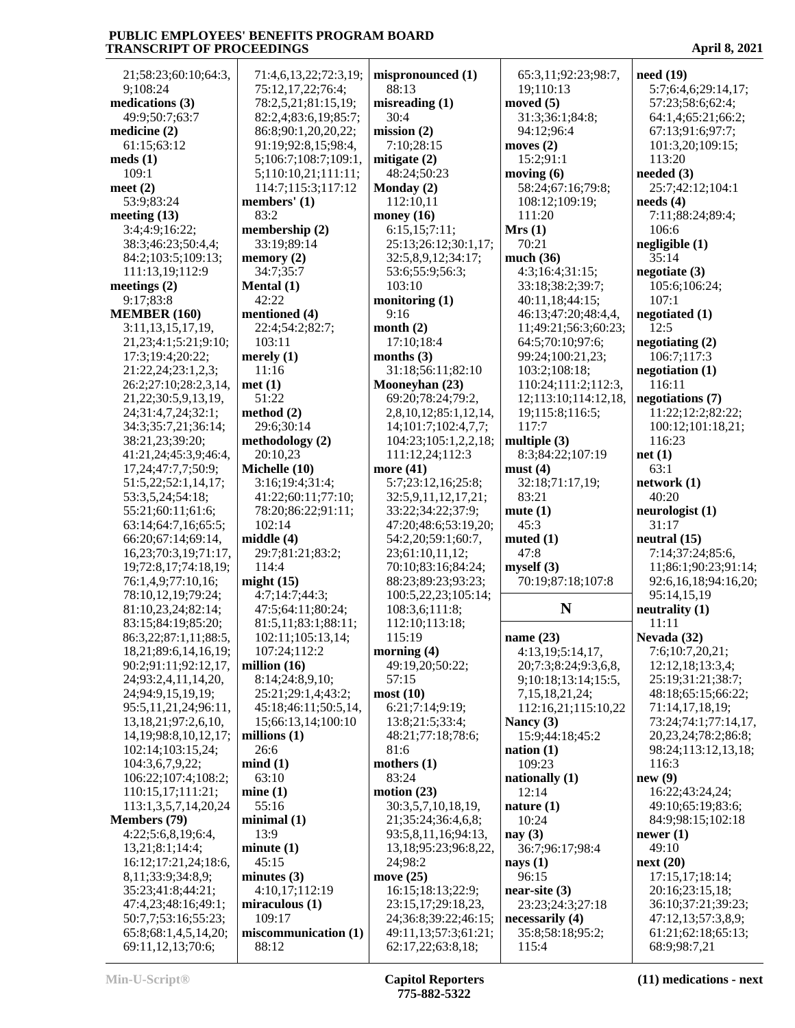21;58:23;60:10;64:3, 9;108:24
**medications (3)**
49:9;50:7;63:7
**medicine (2)**
61:15;63:12
**meds (1)**
109:1
**meet (2)**
53:9;83:24
**meeting (13)**
3:4;4:9;16:22; 38:3;46:23;50:4,4; 84:2;103:5;109:13; 111:13,19;112:9
**meetings (2)**
9:17;83:8
**MEMBER (160)**
3:11,13,15,17,19, 21,23;4:1;5:21;9:10; 17:3;19:4;20:22; 21:22,24;23:1,2,3; 26:2;27:10;28:2,3,14, 21,22;30:5,9,13,19, 24;31:4,7,24;32:1; 34:3;35:7,21;36:14; 38:21,23;39:20; 41:21,24;45:3,9;46:4, 17,24;47:7,7;50:9; 51:5,22;52:1,14,17; 53:3,5,24;54:18; 55:21;60:11;61:6; 63:14;64:7,16;65:5; 66:20;67:14;69:14, 16,23;70:3,19;71:17, 19;72:8,17;74:18,19; 76:1,4,9;77:10,16; 78:10,12,19;79:24; 81:10,23,24;82:14; 83:15;84:19;85:20; 86:3,22;87:1,11;88:5, 18,21;89:6,14,16,19; 90:2;91:11;92:12,17, 24;93:2,4,11,14,20, 24;94:9,15,19,19; 95:5,11,21,24;96:11, 13,18,21;97:2,6,10, 14,19;98:8,10,12,17; 102:14;103:15,24; 104:3,6,7,9,22; 106:22;107:4;108:2; 110:15,17;111:21; 113:1,3,5,7,14,20,24
**Members (79)**
4:22;5:6,8,19;6:4, 13,21;8:1;14:4; 16:12;17:21,24;18:6, 8,11;33:9;34:8,9; 35:23;41:8;44:21; 47:4,23;48:16;49:1; 50:7,7;53:16;55:23; 65:8;68:1,4,5,14,20; 69:11,12,13;70:6; 71:4,6,13,22;72:3,19; 75:12,17,22;76:4; 78:2,5,21;81:15,19; 82:2,4;83:6,19;85:7; 86:8;90:1,20,20,22; 91:19;92:8,15;98:4, 5;106:7;108:7;109:1, 5;110:10,21;111:11; 114:7;115:3;117:12
**members' (1)**
83:2
**membership (2)**
33:19;89:14
**memory (2)**
34:7;35:7
**Mental (1)**
42:22
**mentioned (4)**
22:4;54:2;82:7; 103:11
**merely (1)**
11:16
**met (1)**
51:22
**method (2)**
29:6;30:14
**methodology (2)**
20:10,23
**Michelle (10)**
3:16;19:4;31:4; 41:22;60:11;77:10; 78:20;86:22;91:11; 102:14
**middle (4)**
29:7;81:21;83:2; 114:4
**might (15)**
4:7;14:7;44:3; 47:5;64:11;80:24; 81:5,11;83:1;88:11; 102:11;105:13,14; 107:24;112:2
**million (16)**
8:14;24:8,9,10; 25:21;29:1,4;43:2; 45:18;46:11;50:5,14, 15;66:13,14;100:10
**millions (1)**
26:6
**mind (1)**
63:10
**mine (1)**
55:16
**minimal (1)**
13:9
**minute (1)**
45:15
**minutes (3)**
4:10,17;112:19
**miraculous (1)**
109:17
**miscommunication (1)**
88:12
**mispronounced (1)**
88:13
**misreading (1)**
30:4
**mission (2)**
7:10;28:15
**mitigate (2)**
48:24;50:23
**Monday (2)**
112:10,11
**money (16)**
6:15,15;7:11; 25:13;26:12;30:1,17; 32:5,8,9,12;34:17; 53:6;55:9;56:3; 103:10
**monitoring (1)**
9:16
**month (2)**
17:10;18:4
**months (3)**
31:18;56:11;82:10
**Mooneyhan (23)**
69:20;78:24;79:2, 2,8,10,12;85:1,12,14, 14;101:7;102:4,7,7; 104:23;105:1,2,2,18; 111:12,24;112:3
**more (41)**
5:7;23:12,16;25:8; 32:5,9,11,12,17,21; 33:22;34:22;37:9; 47:20;48:6;53:19,20; 54:2,20;59:1;60:7, 23;61:10,11,12; 70:10;83:16;84:24; 88:23;89:23;93:23; 100:5,22,23;105:14; 108:3,6;111:8; 112:10;113:18; 115:19
**morning (4)**
49:19,20;50:22; 57:15
**most (10)**
6:21;7:14;9:19; 13:8;21:5;33:4; 48:21;77:18;78:6; 81:6
**mothers (1)**
83:24
**motion (23)**
30:3,5,7,10,18,19, 21;35:24;36:4,6,8; 93:5,8,11,16;94:13, 13,18;95:23;96:8,22, 24;98:2
**move (25)**
16:15;18:13;22:9; 23:15,17;29:18,23, 24;36:8;39:22;46:15; 49:11,13;57:3;61:21; 62:17,22;63:8,18; 65:3,11;92:23;98:7, 19;110:13
**moved (5)**
31:3;36:1;84:8; 94:12;96:4
**moves (2)**
15:2;91:1
**moving (6)**
58:24;67:16;79:8; 108:12;109:19; 111:20
**Mrs (1)**
70:21
**much (36)**
4:3;16:4;31:15; 33:18;38:2;39:7; 40:11,18;44:15; 46:13;47:20;48:4,4, 11;49:21;56:3;60:23; 64:5;70:10;97:6; 99:24;100:21,23; 103:2;108:18; 110:24;111:2;112:3, 12;113:10;114:12,18, 19;115:8;116:5; 117:7
**multiple (3)**
8:3;84:22;107:19
**must (4)**
32:18;71:17,19; 83:21
**mute (1)**
45:3
**muted (1)**
47:8
**myself (3)**
70:19;87:18;107:8

## N

**name (23)**
4:13,19;5:14,17, 20;7:3;8:24;9:3,6,8, 9;10:18;13:14;15:5, 7,15,18,21,24; 112:16,21;115:10,22
**Nancy (3)**
15:9;44:18;45:2
**nation (1)**
109:23
**nationally (1)**
12:14
**nature (1)**
10:24
**nay (3)**
36:7;96:17;98:4
**nays (1)**
96:15
**near-site (3)**
23:23;24:3;27:18
**necessarily (4)**
35:8;58:18;95:2; 115:4
**need (19)**
5:7;6:4,6;29:14,17; 57:23;58:6;62:4; 64:1,4;65:21;66:2; 67:13;91:6;97:7; 101:3,20;109:15; 113:20
**needed (3)**
25:7;42:12;104:1
**needs (4)**
7:11;88:24;89:4; 106:6
**negligible (1)**
35:14
**negotiate (3)**
105:6;106:24; 107:1
**negotiated (1)**
12:5
**negotiating (2)**
106:7;117:3
**negotiation (1)**
116:11
**negotiations (7)**
11:22;12:2;82:22; 100:12;101:18,21; 116:23
**net (1)**
63:1
**network (1)**
40:20
**neurologist (1)**
31:17
**neutral (15)**
7:14;37:24;85:6, 11;86:1;90:23;91:14; 92:6,16,18;94:16,20; 95:14,15,19
**neutrality (1)**
11:11
**Nevada (32)**
7:6;10:7,20,21; 12:12,18;13:3,4; 25:19;31:21;38:7; 48:18;65:15;66:22; 71:14,17,18,19; 73:24;74:1;77:14,17, 20,23,24;78:2;86:8; 98:24;113:12,13,18; 116:3
**new (9)**
16:22;43:24,24; 49:10;65:19;83:6; 84:9;98:15;102:18
**newer (1)**
49:10
**next (20)**
17:15,17;18:14; 20:16;23:15,18; 36:10;37:21;39:23; 47:12,13;57:3,8,9; 61:21;62:18;65:13; 68:9;98:7,21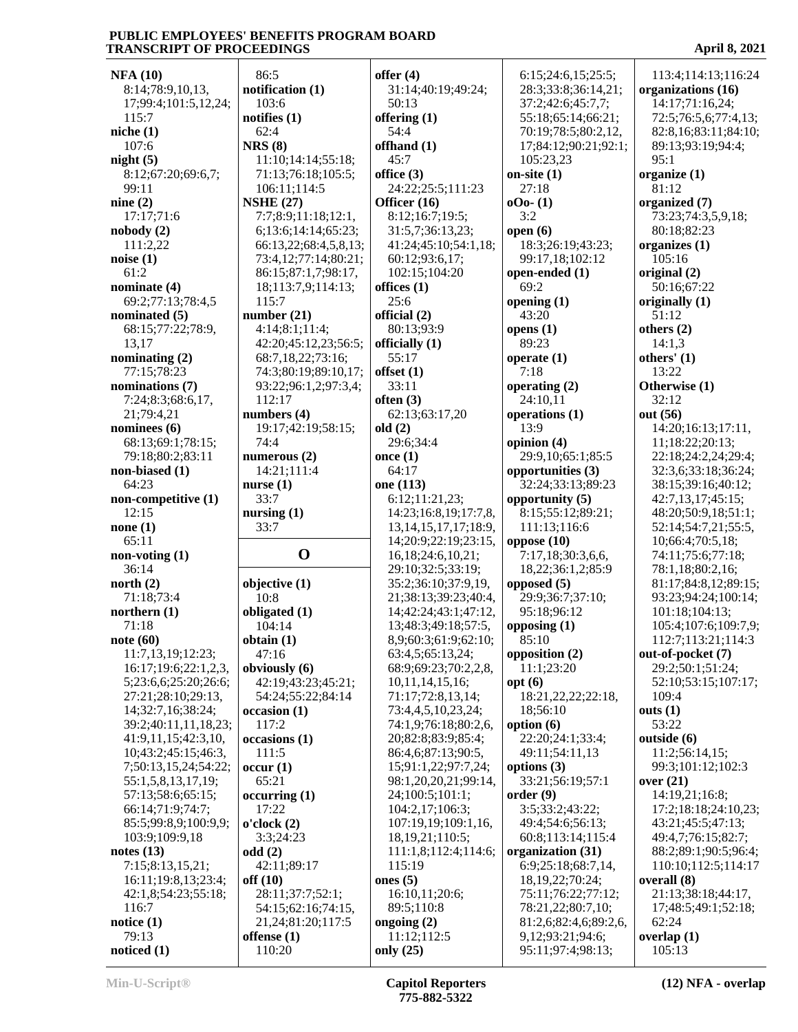**NFA (10)**
8:14;78:9,10,13,17;99:4;101:5,12,24;115:7

**niche (1)**
107:6

**night (5)**
8:12;67:20;69:6,7;99:11

**nine (2)**
17:17;71:6

**nobody (2)**
111:2,22

**noise (1)**
61:2

**nominate (4)**
69:2;77:13;78:4,5

**nominated (5)**
68:15;77:22;78:9,13,17

**nominating (2)**
77:15;78:23

**nominations (7)**
7:24;8:3;68:6,17,21;79:4,21

**nominees (6)**
68:13;69:1;78:15;79:18;80:2;83:11

**non-biased (1)**
64:23

**non-competitive (1)**
12:15

**none (1)**
65:11

**non-voting (1)**
36:14

**north (2)**
71:18;73:4

**northern (1)**
71:18

**note (60)**
11:7,13,19;12:23;16:17;19:6;22:1,2,3,5;23:6,6;25:20;26:6;27:21;28:10;29:13,14;32:7,16;38:24;39:2;40:11,11,18,23;41:9,11,15;42:3,10,10;43:2;45:15;46:3,7;50:13,15,24;54:22;55:1,5,8,13,17,19;57:13;58:6;65:15;66:14;71:9;74:7;85:5;99:8,9;100:9,9;103:9;109:9,18

**notes (13)**
7:15;8:13,15,21;16:11;19:8,13;23:4;42:1,8;54:23;55:18;116:7

**notice (1)**
79:13

**noticed (1)**
86:5

**notification (1)**
103:6

**notifies (1)**
62:4

**NRS (8)**
11:10;14:14;55:18;71:13;76:18;105:5;106:11;114:5

**NSHE (27)**
7:7;8:9;11:18;12:1,6;13:6;14:14;65:23;66:13,22;68:4,5,8,13;73:4,12;77:14;80:21;86:15;87:1,7;98:17,18;113:7,9;114:13;115:7

**number (21)**
4:14;8:1;11:4;42:20;45:12,23;56:5;68:7,18,22;73:16;74:3;80:19;89:10,17;93:22;96:1,2;97:3,4;112:17

**numbers (4)**
19:17;42:19;58:15;74:4

**numerous (2)**
14:21;111:4

**nurse (1)**
33:7

**nursing (1)**
33:7

## O

**objective (1)**
10:8

**obligated (1)**
104:14

**obtain (1)**
47:16

**obviously (6)**
42:19;43:23;45:21;54:24;55:22;84:14

**occasion (1)**
117:2

**occasions (1)**
111:5

**occur (1)**
65:21

**occurring (1)**
17:22

**o'clock (2)**
3:3;24:23

**odd (2)**
42:11;89:17

**off (10)**
28:11;37:7;52:1;54:15;62:16;74:15,21,24;81:20;117:5

**offense (1)**
110:20

**offer (4)**
31:14;40:19;49:24;50:13

**offering (1)**
54:4

**offhand (1)**
45:7

**office (3)**
24:22;25:5;111:23

**Officer (16)**
8:12;16:7;19:5;31:5,7;36:13,23;41:24;45:10;54:1,18;60:12;93:6,17;102:15;104:20

**offices (1)**
25:6

**official (2)**
80:13;93:9

**officially (1)**
55:17

**offset (1)**
33:11

**often (3)**
62:13;63:17,20

**old (2)**
29:6;34:4

**once (1)**
64:17

**one (113)**
6:12;11:21,23;14:23;16:8,19;17:7,8,13,14,15,17,17;18:9,14;20:9;22:19;23:15,16,18;24:6,10,21;29:10;32:5;33:19;35:2;36:10;37:9,19,21;38:13;39:23;40:4,14;42:24;43:1;47:12,13;48:3;49:18;57:5,8,9;60:3;61:9;62:10;63:4,5;65:13,24;68:9;69:23;70:2,2,8,10,11,14,15,16;71:17;72:8,13,14;73:4,4,5,10,23,24;74:1,9;76:18;80:2,6,20;82:8;83:9;85:4;86:4,6;87:13;90:5,15;91:1,22;97:7,24;98:1,20,20,21;99:14,24;100:5;101:1;104:2,17;106:3;107:19,19;109:1,16,18,19,21;110:5;111:1,8;112:4;114:6;115:19

**ones (5)**
16:10,11;20:6;89:5;110:8

**ongoing (2)**
11:12;112:5

**only (25)**
6:15;24:6,15;25:5;28:3;33:8;36:14,21;37:2;42:6;45:7,7;55:18;65:14;66:21;70:19;78:5;80:2,12,17;84:12;90:21;92:1;105:23,23

**on-site (1)**
27:18

**oOo- (1)**
3:2

**open (6)**
18:3;26:19;43:23;99:17,18;102:12

**open-ended (1)**
69:2

**opening (1)**
43:20

**opens (1)**
89:23

**operate (1)**
7:18

**operating (2)**
24:10,11

**operations (1)**
13:9

**opinion (4)**
29:9,10;65:1;85:5

**opportunities (3)**
32:24;33:18;89:23

**opportunity (5)**
8:15;55:12;89:21;111:13;116:6

**oppose (10)**
7:17,18;30:3,6,6,18,22;36:1,2;85:9

**opposed (5)**
29:9;36:7;37:10;95:18;96:12

**opposing (1)**
85:10

**opposition (2)**
11:1;23:20

**opt (6)**
18:21,22,22;22:18,18;56:10

**option (6)**
22:20;24:1;33:4;49:11;54:11,13

**options (3)**
33:21;56:19;57:1

**order (9)**
3:5;33:2;43:22;49:4;54:6;56:13;60:8;113:14;115:4

**organization (31)**
6:9;25:18;68:7,14,18,19,22;70:24;75:11;76:22;77:12;78:21,22;80:7,10;81:2,6;82:4,6;89:2,6,9,12;93:21;94:6;95:11;97:4;98:13;113:4;114:13;116:24

**organizations (16)**
14:17;71:16,24;72:5;76:5,6;77:4,13;82:8,16;83:11;84:10;89:13;93:19;94:4;95:1

**organize (1)**
81:12

**organized (7)**
73:23;74:3,5,9,18;80:18;82:23

**organizes (1)**
105:16

**original (2)**
50:16;67:22

**originally (1)**
51:12

**others (2)**
14:1,3

**others' (1)**
13:22

**Otherwise (1)**
32:12

**out (56)**
14:20;16:13;17:11,11;18:22;20:13;22:18;24:2,24;29:4;32:3,6;33:18;36:24;38:15;39:16;40:12;42:7,13,17;45:15;48:20;50:9,18;51:1;52:14;54:7,21;55:5,10;66:4;70:5,18;74:11;75:6;77:18;78:1,18;80:2,16;81:17;84:8,12;89:15;93:23;94:24;100:14;101:18;104:13;105:4;107:6;109:7,9;112:7;113:21;114:3

**out-of-pocket (7)**
29:2;50:1;51:24;52:10;53:15;107:17;109:4

**outs (1)**
53:22

**outside (6)**
11:2;56:14,15;99:3;101:12;102:3

**over (21)**
14:19,21;16:8;17:2;18:18;24:10,23;43:21;45:5;47:13;49:4,7;76:15;82:7;88:2;89:1;90:5;96:4;110:10;112:5;114:17

**overall (8)**
21:13;38:18;44:17,17;48:5;49:1;52:18;62:24

**overlap (1)**
105:13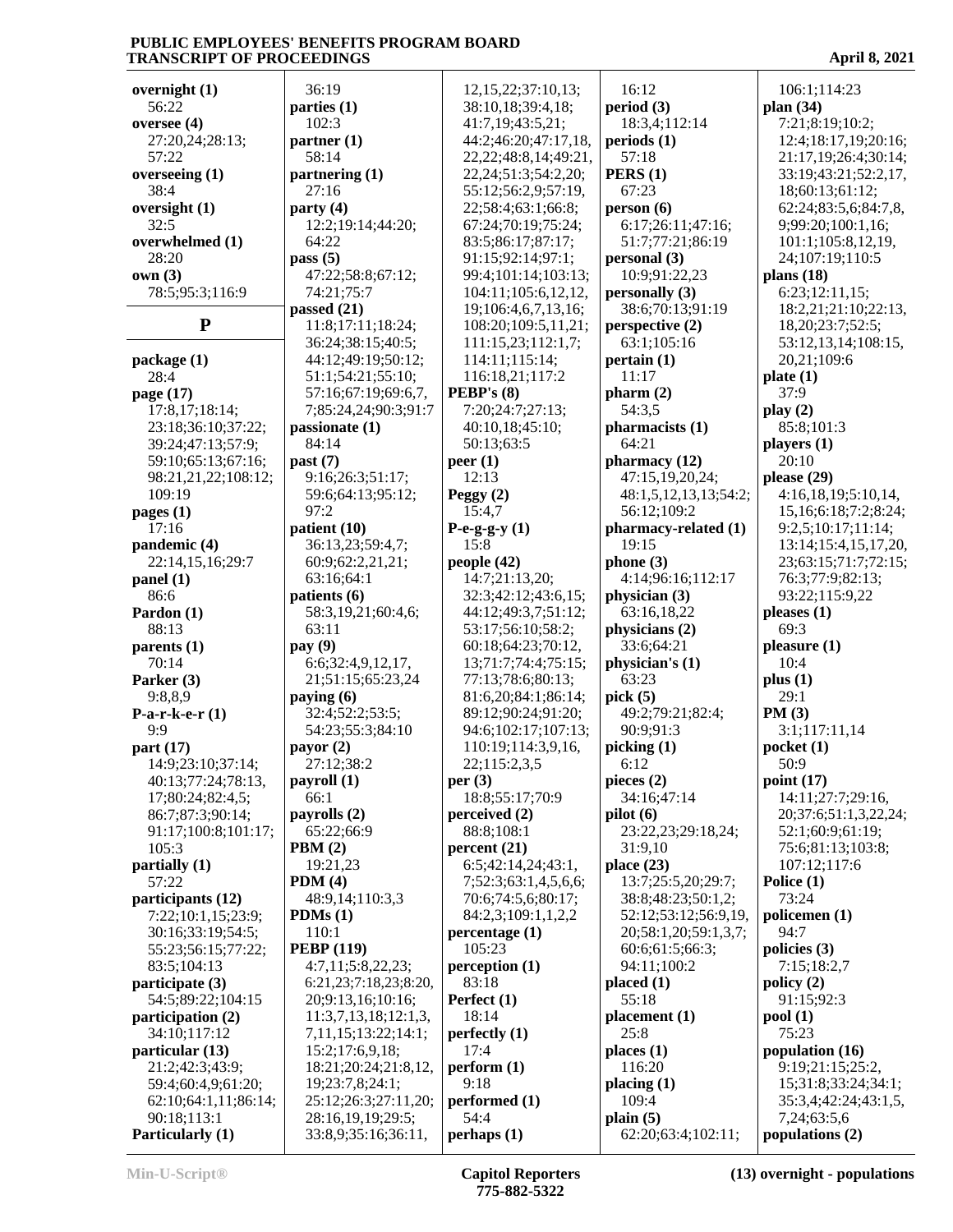**overnight (1)**
56:22
**oversee (4)**
27:20,24;28:13;
57:22
**overseeing (1)**
38:4
**oversight (1)**
32:5
**overwhelmed (1)**
28:20
**own (3)**
78:5;95:3;116:9

## P

**package (1)**
28:4
**page (17)**
17:8,17;18:14;
23:18;36:10;37:22;
39:24;47:13;57:9;
59:10;65:13;67:16;
98:21,21,22;108:12;
109:19
**pages (1)**
17:16
**pandemic (4)**
22:14,15,16;29:7
**panel (1)**
86:6
**Pardon (1)**
88:13
**parents (1)**
70:14
**Parker (3)**
9:8,8,9
**P-a-r-k-e-r (1)**
9:9
**part (17)**
14:9;23:10;37:14;
40:13;77:24;78:13,
17;80:24;82:4,5;
86:7;87:3;90:14;
91:17;100:8;101:17;
105:3
**partially (1)**
57:22
**participants (12)**
7:22;10:1,15;23:9;
30:16;33:19;54:5;
55:23;56:15;77:22;
83:5;104:13
**participate (3)**
54:5;89:22;104:15
**participation (2)**
34:10;117:12
**particular (13)**
21:2;42:3;43:9;
59:4;60:4,9;61:20;
62:10;64:1,11;86:14;
90:18;113:1
**Particularly (1)**
36:19
**parties (1)**
102:3
**partner (1)**
58:14
**partnering (1)**
27:16
**party (4)**
12:2;19:14;44:20;
64:22
**pass (5)**
47:22;58:8;67:12;
74:21;75:7
**passed (21)**
11:8;17:11;18:24;
36:24;38:15;40:5;
44:12;49:19;50:12;
51:1;54:21;55:10;
57:16;67:19;69:6,7,
7;85:24,24;90:3;91:7
**passionate (1)**
84:14
**past (7)**
9:16;26:3;51:17;
59:6;64:13;95:12;
97:2
**patient (10)**
36:13,23;59:4,7;
60:9;62:2,21,21;
63:16;64:1
**patients (6)**
58:3,19,21;60:4,6;
63:11
**pay (9)**
6:6;32:4,9,12,17,
21;51:15;65:23,24
**paying (6)**
32:4;52:2;53:5;
54:23;55:3;84:10
**payor (2)**
27:12;38:2
**payroll (1)**
66:1
**payrolls (2)**
65:22;66:9
**PBM (2)**
19:21,23
**PDM (4)**
48:9,14;110:3,3
**PDMs (1)**
110:1
**PEBP (119)**
4:7,11;5:8,22,23;
6:21,23;7:18,23;8:20,
20;9:13,16;10:16;
11:3,7,13,18;12:1,3,
7,11,15;13:22;14:1;
15:2;17:6,9,18;
18:21;20:24;21:8,12,
19;23:7,8;24:1;
25:12;26:3;27:11,20;
28:16,19,19;29:5;
33:8,9;35:16;36:11,
12,15,22;37:10,13;
38:10,18;39:4,18;
41:7,19;43:5,21;
44:2;46:20;47:17,18,
22,22;48:8,14;49:21,
22,24;51:3;54:2,20;
55:12;56:2,9;57:19,
22;58:4;63:1;66:8;
67:24;70:19;75:24;
83:5;86:17;87:17;
91:15;92:14;97:1;
99:4;101:14;103:13;
104:11;105:6,12,12,
19;106:4,6,7,13,16;
108:20;109:5,11,21;
111:15,23;112:1,7;
114:11;115:14;
116:18,21;117:2
**PEBP's (8)**
7:20;24:7;27:13;
40:10,18;45:10;
50:13;63:5
**peer (1)**
12:13
**Peggy (2)**
15:4,7
**P-e-g-g-y (1)**
15:8
**people (42)**
14:7;21:13,20;
32:3;42:12;43:6,15;
44:12;49:3,7;51:12;
53:17;56:10;58:2;
60:18;64:23;70:12,
13;71:7;74:4;75:15;
77:13;78:6;80:13;
81:6,20;84:1;86:14;
89:12;90:24;91:20;
94:6;102:17;107:13;
110:19;114:3,9,16,
22;115:2,3,5
**per (3)**
18:8;55:17;70:9
**perceived (2)**
88:8;108:1
**percent (21)**
6:5;42:14,24;43:1,
7;52:3;63:1,4,5,6,6;
70:6;74:5,6;80:17;
84:2,3;109:1,1,2,2
**percentage (1)**
105:23
**perception (1)**
83:18
**Perfect (1)**
18:14
**perfectly (1)**
17:4
**perform (1)**
9:18
**performed (1)**
54:4
**perhaps (1)**
16:12
**period (3)**
18:3,4;112:14
**periods (1)**
57:18
**PERS (1)**
67:23
**person (6)**
6:17;26:11;47:16;
51:7;77:21;86:19
**personal (3)**
10:9;91:22,23
**personally (3)**
38:6;70:13;91:19
**perspective (2)**
63:1;105:16
**pertain (1)**
11:17
**pharm (2)**
54:3,5
**pharmacists (1)**
64:21
**pharmacy (12)**
47:15,19,20,24;
48:1,5,12,13,13;54:2;
56:12;109:2
**pharmacy-related (1)**
19:15
**phone (3)**
4:14;96:16;112:17
**physician (3)**
63:16,18,22
**physicians (2)**
33:6;64:21
**physician's (1)**
63:23
**pick (5)**
49:2;79:21;82:4;
90:9;91:3
**picking (1)**
6:12
**pieces (2)**
34:16;47:14
**pilot (6)**
23:22,23;29:18,24;
31:9,10
**place (23)**
13:7;25:5,20;29:7;
38:8;48:23;50:1,2;
52:12;53:12;56:9,19,
20;58:1,20;59:1,3,7;
60:6;61:5;66:3;
94:11;100:2
**placed (1)**
55:18
**placement (1)**
25:8
**places (1)**
116:20
**placing (1)**
109:4
**plain (5)**
62:20;63:4;102:11;
106:1;114:23
**plan (34)**
7:21;8:19;10:2;
12:4;18:17,19;20:16;
21:17,19;26:4;30:14;
33:19;43:21;52:2,17,
18;60:13;61:12;
62:24;83:5,6;84:7,8,
9;99:20;100:1,16;
101:1;105:8,12,19,
24;107:19;110:5
**plans (18)**
6:23;12:11,15;
18:2,21;21:10;22:13,
18,20;23:7;52:5;
53:12,13,14;108:15,
20,21;109:6
**plate (1)**
37:9
**play (2)**
85:8;101:3
**players (1)**
20:10
**please (29)**
4:16,18,19;5:10,14,
15,16;6:18;7:2;8:24;
9:2,5;10:17;11:14;
13:14;15:4,15,17,20,
23;63:15;71:7;72:15;
76:3;77:9;82:13;
93:22;115:9,22
**pleases (1)**
69:3
**pleasure (1)**
10:4
**plus (1)**
29:1
**PM (3)**
3:1;117:11,14
**pocket (1)**
50:9
**point (17)**
14:11;27:7;29:16,
20;37:6;51:1,3,22,24;
52:1;60:9;61:19;
75:6;81:13;103:8;
107:12;117:6
**Police (1)**
73:24
**policemen (1)**
94:7
**policies (3)**
7:15;18:2,7
**policy (2)**
91:15;92:3
**pool (1)**
75:23
**population (16)**
9:19;21:15;25:2,
15;31:8;33:24;34:1;
35:3,4;42:24;43:1,5,
7,24;63:5,6
**populations (2)**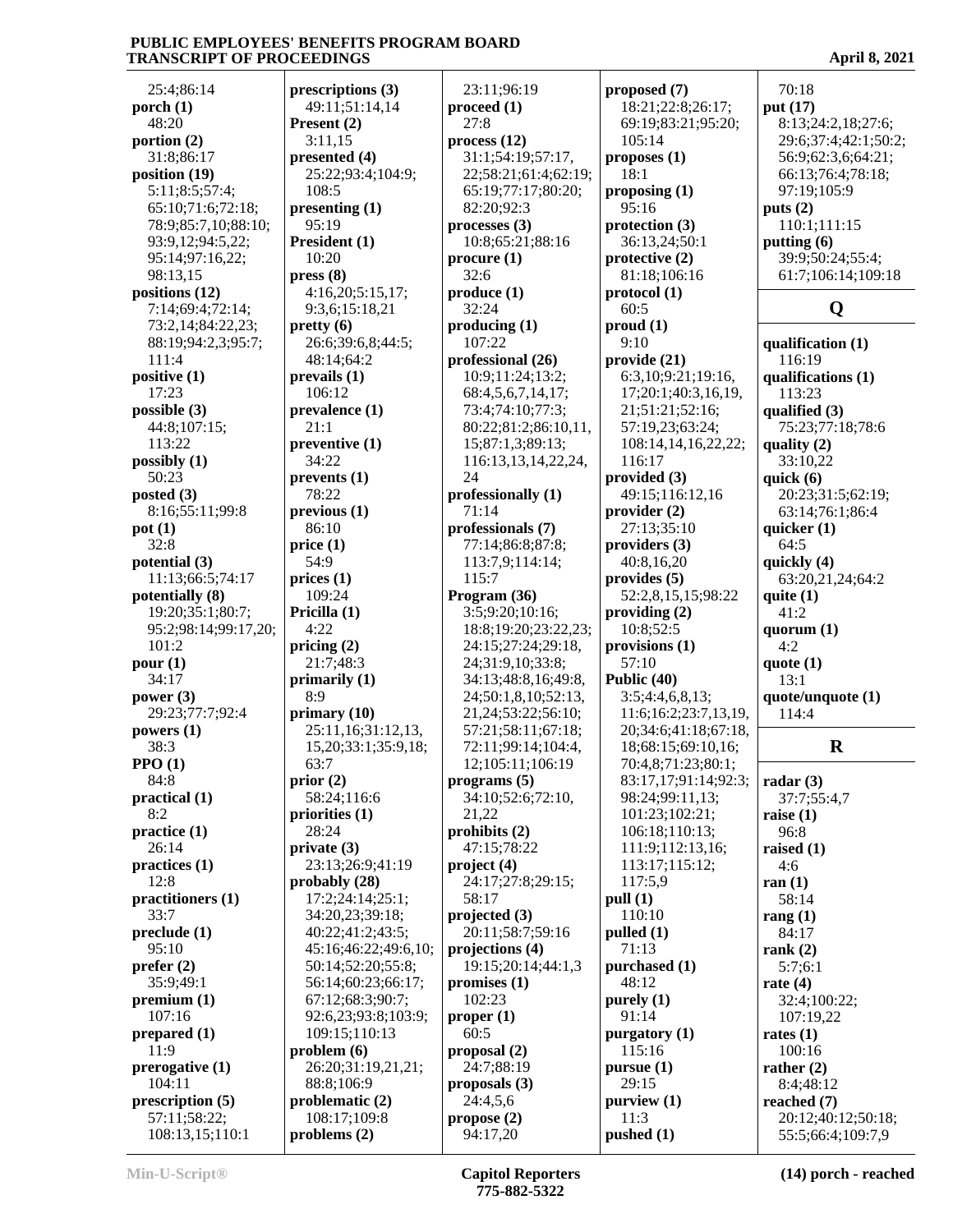25:4;86:14
**porch (1)**
48:20
**portion (2)**
31:8;86:17
**position (19)**
5:11;8:5;57:4;
65:10;71:6;72:18;
78:9;85:7,10;88:10;
93:9,12;94:5,22;
95:14;97:16,22;
98:13,15
**positions (12)**
7:14;69:4;72:14;
73:2,14;84:22,23;
88:19;94:2,3;95:7;
111:4
**positive (1)**
17:23
**possible (3)**
44:8;107:15;
113:22
**possibly (1)**
50:23
**posted (3)**
8:16;55:11;99:8
**pot (1)**
32:8
**potential (3)**
11:13;66:5;74:17
**potentially (8)**
19:20;35:1;80:7;
95:2;98:14;99:17,20;
101:2
**pour (1)**
34:17
**power (3)**
29:23;77:7;92:4
**powers (1)**
38:3
**PPO (1)**
84:8
**practical (1)**
8:2
**practice (1)**
26:14
**practices (1)**
12:8
**practitioners (1)**
33:7
**preclude (1)**
95:10
**prefer (2)**
35:9;49:1
**premium (1)**
107:16
**prepared (1)**
11:9
**prerogative (1)**
104:11
**prescription (5)**
57:11;58:22;
108:13,15;110:1
**prescriptions (3)**
49:11;51:14,14
**Present (2)**
3:11,15
**presented (4)**
25:22;93:4;104:9;
108:5
**presenting (1)**
95:19
**President (1)**
10:20
**press (8)**
4:16,20;5:15,17;
9:3,6;15:18,21
**pretty (6)**
26:6;39:6,8;44:5;
48:14;64:2
**prevails (1)**
106:12
**prevalence (1)**
21:1
**preventive (1)**
34:22
**prevents (1)**
78:22
**previous (1)**
86:10
**price (1)**
54:9
**prices (1)**
109:24
**Pricilla (1)**
4:22
**pricing (2)**
21:7;48:3
**primarily (1)**
8:9
**primary (10)**
25:11,16;31:12,13,
15,20;33:1;35:9,18;
63:7
**prior (2)**
58:24;116:6
**priorities (1)**
28:24
**private (3)**
23:13;26:9;41:19
**probably (28)**
17:2;24:14;25:1;
34:20,23;39:18;
40:22;41:2;43:5;
45:16;46:22;49:6,10;
50:14;52:20;55:8;
56:14;60:23;66:17;
67:12;68:3;90:7;
92:6,23;93:8;103:9;
109:15;110:13
**problem (6)**
26:20;31:19,21,21;
88:8;106:9
**problematic (2)**
108:17;109:8
**problems (2)**
23:11;96:19
**proceed (1)**
27:8
**process (12)**
31:1;54:19;57:17,
22;58:21;61:4;62:19;
65:19;77:17;80:20;
82:20;92:3
**processes (3)**
10:8;65:21;88:16
**procure (1)**
32:6
**produce (1)**
32:24
**producing (1)**
107:22
**professional (26)**
10:9;11:24;13:2;
68:4,5,6,7,14,17;
73:4;74:10;77:3;
80:22;81:2;86:10,11,
15;87:1,3;89:13;
116:13,13,14,22,24,
24
**professionally (1)**
71:14
**professionals (7)**
77:14;86:8;87:8;
113:7,9;114:14;
115:7
**Program (36)**
3:5;9:20;10:16;
18:8;19:20;23:22,23;
24:15;27:24;29:18,
24;31:9,10;33:8;
34:13;48:8,16;49:8,
24;50:1,8,10;52:13,
21,24;53:22;56:10;
57:21;58:11;67:18;
72:11;99:14;104:4,
12;105:11;106:19
**programs (5)**
34:10;52:6;72:10,
21,22
**prohibits (2)**
47:15;78:22
**project (4)**
24:17;27:8;29:15;
58:17
**projected (3)**
20:11;58:7;59:16
**projections (4)**
19:15;20:14;44:1,3
**promises (1)**
102:23
**proper (1)**
60:5
**proposal (2)**
24:7;88:19
**proposals (3)**
24:4,5,6
**propose (2)**
94:17,20
**proposed (7)**
18:21;22:8;26:17;
69:19;83:21;95:20;
105:14
**proposes (1)**
18:1
**proposing (1)**
95:16
**protection (3)**
36:13,24;50:1
**protective (2)**
81:18;106:16
**protocol (1)**
60:5
**proud (1)**
9:10
**provide (21)**
6:3,10;9:21;19:16,
17;20:1;40:3,16,19,
21;51:21;52:16;
57:19,23;63:24;
108:14,14,16,22,22;
116:17
**provided (3)**
49:15;116:12,16
**provider (2)**
27:13;35:10
**providers (3)**
40:8,16,20
**provides (5)**
52:2,8,15,15;98:22
**providing (2)**
10:8;52:5
**provisions (1)**
57:10
**Public (40)**
3:5;4:4,6,8,13;
11:6;16:2;23:7,13,19,
20;34:6;41:18;67:18,
18;68:15;69:10,16;
70:4,8;71:23;80:1;
83:17,17;91:14;92:3;
98:24;99:11,13;
101:23;102:21;
106:18;110:13;
111:9;112:13,16;
113:17;115:12;
117:5,9
**pull (1)**
110:10
**pulled (1)**
71:13
**purchased (1)**
48:12
**purely (1)**
91:14
**purgatory (1)**
115:16
**pursue (1)**
29:15
**purview (1)**
11:3
**pushed (1)**
70:18
**put (17)**
8:13;24:2,18;27:6;
29:6;37:4;42:1;50:2;
56:9;62:3,6;64:21;
66:13;76:4;78:18;
97:19;105:9
**puts (2)**
110:1;111:15
**putting (6)**
39:9;50:24;55:4;
61:7;106:14;109:18

## Q

**qualification (1)**
116:19
**qualifications (1)**
113:23
**qualified (3)**
75:23;77:18;78:6
**quality (2)**
33:10,22
**quick (6)**
20:23;31:5;62:19;
63:14;76:1;86:4
**quicker (1)**
64:5
**quickly (4)**
63:20,21,24;64:2
**quite (1)**
41:2
**quorum (1)**
4:2
**quote (1)**
13:1
**quote/unquote (1)**
114:4

## R

**radar (3)**
37:7;55:4,7
**raise (1)**
96:8
**raised (1)**
4:6
**ran (1)**
58:14
**rang (1)**
84:17
**rank (2)**
5:7;6:1
**rate (4)**
32:4;100:22;
107:19,22
**rates (1)**
100:16
**rather (2)**
8:4;48:12
**reached (7)**
20:12;40:12;50:18;
55:5;66:4;109:7,9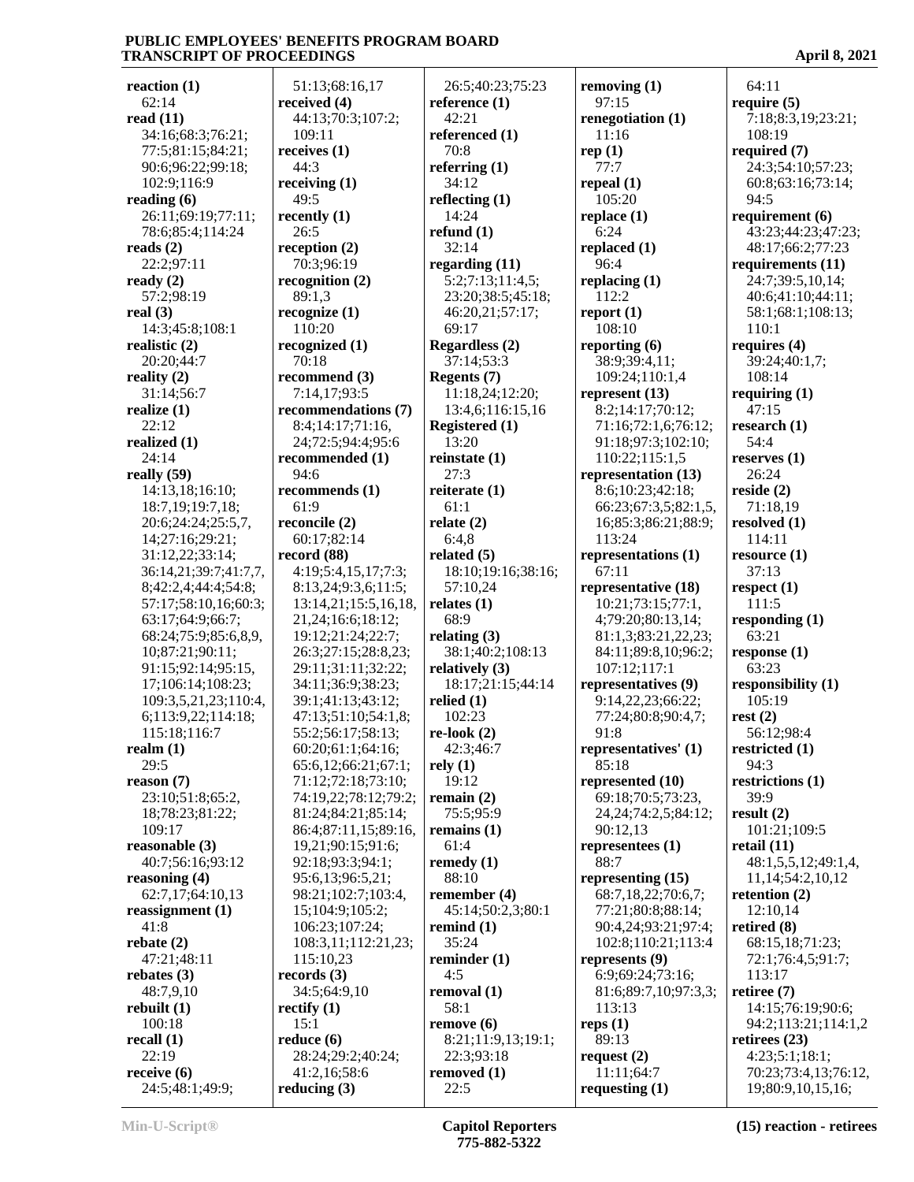**reaction (1)**
62:14
**read (11)**
34:16;68:3;76:21;
77:5;81:15;84:21;
90:6;96:22;99:18;
102:9;116:9
**reading (6)**
26:11;69:19;77:11;
78:6;85:4;114:24
**reads (2)**
22:2;97:11
**ready (2)**
57:2;98:19
**real (3)**
14:3;45:8;108:1
**realistic (2)**
20:20;44:7
**reality (2)**
31:14;56:7
**realize (1)**
22:12
**realized (1)**
24:14
**really (59)**
14:13,18;16:10;
18:7,19;19:7,18;
20:6;24:24;25:5,7,
14;27:16;29:21;
31:12,22;33:14;
36:14,21;39:7;41:7,7,
8;42:2,4;44:4;54:8;
57:17;58:10,16;60:3;
63:17;64:9;66:7;
68:24;75:9;85:6,8,9,
10;87:21;90:11;
91:15;92:14;95:15,
17;106:14;108:23;
109:3,5,21,23;110:4,
6;113:9,22;114:18;
115:18;116:7
**realm (1)**
29:5
**reason (7)**
23:10;51:8;65:2,
18;78:23;81:22;
109:17
**reasonable (3)**
40:7;56:16;93:12
**reasoning (4)**
62:7,17;64:10,13
**reassignment (1)**
41:8
**rebate (2)**
47:21;48:11
**rebates (3)**
48:7,9,10
**rebuilt (1)**
100:18
**recall (1)**
22:19
**receive (6)**
24:5;48:1;49:9;
51:13;68:16,17
**received (4)**
44:13;70:3;107:2;
109:11
**receives (1)**
44:3
**receiving (1)**
49:5
**recently (1)**
26:5
**reception (2)**
70:3;96:19
**recognition (2)**
89:1,3
**recognize (1)**
110:20
**recognized (1)**
70:18
**recommend (3)**
7:14,17;93:5
**recommendations (7)**
8:4;14:17;71:16,
24;72:5;94:4;95:6
**recommended (1)**
94:6
**recommends (1)**
61:9
**reconcile (2)**
60:17;82:14
**record (88)**
4:19;5:4,15,17;7:3;
8:13,24;9:3,6;11:5;
13:14,21;15:5,16,18,
21,24;16:6;18:12;
19:12;21:24;22:7;
26:3;27:15;28:8,23;
29:11;31:11;32:22;
34:11;36:9;38:23;
39:1;41:13;43:12;
47:13;51:10;54:1,8;
55:2;56:17;58:13;
60:20;61:1;64:16;
65:6,12;66:21;67:1;
71:12;72:18;73:10;
74:19,22;78:12;79:2;
81:24;84:21;85:14;
86:4;87:11,15;89:16,
19,21;90:15;91:6;
92:18;93:3;94:1;
95:6,13;96:5,21;
98:21;102:7;103:4,
15;104:9;105:2;
106:23;107:24;
108:3,11;112:21,23;
115:10,23
**records (3)**
34:5;64:9,10
**rectify (1)**
15:1
**reduce (6)**
28:24;29:2;40:24;
41:2,16;58:6
**reducing (3)**
26:5;40:23;75:23
**reference (1)**
42:21
**referenced (1)**
70:8
**referring (1)**
34:12
**reflecting (1)**
14:24
**refund (1)**
32:14
**regarding (11)**
5:2;7:13;11:4,5;
23:20;38:5;45:18;
46:20,21;57:17;
69:17
**Regardless (2)**
37:14;53:3
**Regents (7)**
11:18,24;12:20;
13:4,6;116:15,16
**Registered (1)**
13:20
**reinstate (1)**
27:3
**reiterate (1)**
61:1
**relate (2)**
6:4,8
**related (5)**
18:10;19:16;38:16;
57:10,24
**relates (1)**
68:9
**relating (3)**
38:1;40:2;108:13
**relatively (3)**
18:17;21:15;44:14
**relied (1)**
102:23
**re-look (2)**
42:3;46:7
**rely (1)**
19:12
**remain (2)**
75:5;95:9
**remains (1)**
61:4
**remedy (1)**
88:10
**remember (4)**
45:14;50:2,3;80:1
**remind (1)**
35:24
**reminder (1)**
4:5
**removal (1)**
58:1
**remove (6)**
8:21;11:9,13;19:1;
22:3;93:18
**removed (1)**
22:5
**removing (1)**
97:15
**renegotiation (1)**
11:16
**rep (1)**
77:7
**repeal (1)**
105:20
**replace (1)**
6:24
**replaced (1)**
96:4
**replacing (1)**
112:2
**report (1)**
108:10
**reporting (6)**
38:9;39:4,11;
109:24;110:1,4
**represent (13)**
8:2;14:17;70:12;
71:16;72:1,6;76:12;
91:18;97:3;102:10;
110:22;115:1,5
**representation (13)**
8:6;10:23;42:18;
66:23;67:3,5;82:1,5,
16;85:3;86:21;88:9;
113:24
**representations (1)**
67:11
**representative (18)**
10:21;73:15;77:1,
4;79:20;80:13,14;
81:1,3;83:21,22,23;
84:11;89:8,10;96:2;
107:12;117:1
**representatives (9)**
9:14,22,23;66:22;
77:24;80:8;90:4,7;
91:8
**representatives' (1)**
85:18
**represented (10)**
69:18;70:5;73:23,
24,24;74:2,5;84:12;
90:12,13
**representees (1)**
88:7
**representing (15)**
68:7,18,22;70:6,7;
77:21;80:8;88:14;
90:4,24;93:21;97:4;
102:8;110:21;113:4
**represents (9)**
6:9;69:24;73:16;
81:6;89:7,10;97:3,3;
113:13
**reps (1)**
89:13
**request (2)**
11:11;64:7
**requesting (1)**
64:11
**require (5)**
7:18;8:3,19;23:21;
108:19
**required (7)**
24:3;54:10;57:23;
60:8;63:16;73:14;
94:5
**requirement (6)**
43:23;44:23;47:23;
48:17;66:2;77:23
**requirements (11)**
24:7;39:5,10,14;
40:6;41:10;44:11;
58:1;68:1;108:13;
110:1
**requires (4)**
39:24;40:1,7;
108:14
**requiring (1)**
47:15
**research (1)**
54:4
**reserves (1)**
26:24
**reside (2)**
71:18,19
**resolved (1)**
114:11
**resource (1)**
37:13
**respect (1)**
111:5
**responding (1)**
63:21
**response (1)**
63:23
**responsibility (1)**
105:19
**rest (2)**
56:12;98:4
**restricted (1)**
94:3
**restrictions (1)**
39:9
**result (2)**
101:21;109:5
**retail (11)**
48:1,5,5,12;49:1,4,
11,14;54:2,10,12
**retention (2)**
12:10,14
**retired (8)**
68:15,18;71:23;
72:1;76:4,5;91:7;
113:17
**retiree (7)**
14:15;76:19;90:6;
94:2;113:21;114:1,2
**retirees (23)**
4:23;5:1;18:1;
70:23;73:4,13;76:12,
19;80:9,10,15,16;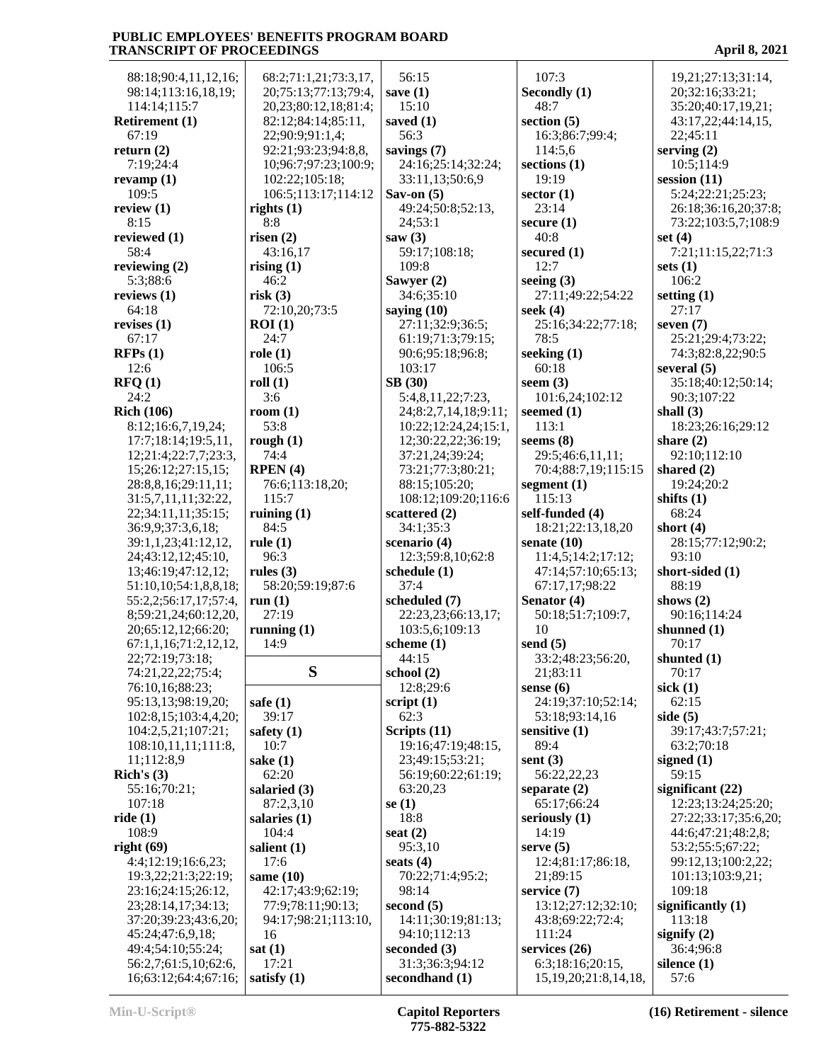88:18;90:4,11,12,16;
98:14;113:16,18,19;
114:14;115:7

**Retirement (1)**
67:19

**return (2)**
7:19;24:4

**revamp (1)**
109:5

**review (1)**
8:15

**reviewed (1)**
58:4

**reviewing (2)**
5:3;88:6

**reviews (1)**
64:18

**revises (1)**
67:17

**RFPs (1)**
12:6

**RFQ (1)**
24:2

**Rich (106)**
8:12;16:6,7,19,24;
17:7;18:14;19:5,11,
12;21:4;22:7,7;23:3,
15;26:12;27:15,15;
28:8,8,16;29:11,11;
31:5,7,11,11;32:22,
22;34:11,11;35:15;
36:9,9;37:3,6,18;
39:1,1,23;41:12,12,
24;43:12,12;45:10,
13;46:19;47:12,12;
51:10,10;54:1,8,8,18;
55:2,2;56:17,17;57:4,
8;59:21,24;60:12,20,
20;65:12,12;66:20;
67:1,1,16;71:2,12,12,
22;72:19;73:18;
74:21,22,22;75:4;
76:10,16;88:23;
95:13,13;98:19,20;
102:8,15;103:4,4,20;
104:2,5,21;107:21;
108:10,11,11;111:8,
11;112:8,9

**Rich's (3)**
55:16;70:21;
107:18

**ride (1)**
108:9

**right (69)**
4:4;12:19;16:6,23;
19:3,22;21:3;22:19;
23:16;24:15;26:12,
23;28:14,17;34:13;
37:20;39:23;43:6,20;
45:24;47:6,9,18;
49:4;54:10;55:24;
56:2,7;61:5,10;62:6,
16;63:12;64:4;67:16;
68:2;71:1,21;73:3,17,
20;75:13;77:13;79:4,
20,23;80:12,18;81:4;
82:12;84:14;85:11,
22;90:9;91:1,4;
92:21;93:23;94:8,8,
10;96:7;97:23;100:9;
102:22;105:18;
106:5;113:17;114:12

**rights (1)**
8:8

**risen (2)**
43:16,17

**rising (1)**
46:2

**risk (3)**
72:10,20;73:5

**ROI (1)**
24:7

**role (1)**
106:5

**roll (1)**
3:6

**room (1)**
53:8

**rough (1)**
74:4

**RPEN (4)**
76:6;113:18,20;
115:7

**ruining (1)**
84:5

**rule (1)**
96:3

**rules (3)**
58:20;59:19;87:6

**run (1)**
27:19

**running (1)**
14:9

## S

**safe (1)**
39:17

**safety (1)**
10:7

**sake (1)**
62:20

**salaried (3)**
87:2,3,10

**salaries (1)**
104:4

**salient (1)**
17:6

**same (10)**
42:17;43:9;62:19;
77:9;78:11;90:13;
94:17;98:21;113:10,
16

**sat (1)**
17:21

**satisfy (1)**
56:15

**save (1)**
15:10

**saved (1)**
56:3

**savings (7)**
24:16;25:14;32:24;
33:11,13;50:6,9

**Sav-on (5)**
49:24;50:8;52:13,
24;53:1

**saw (3)**
59:17;108:18;
109:8

**Sawyer (2)**
34:6;35:10

**saying (10)**
27:11;32:9;36:5;
61:19;71:3;79:15;
90:6;95:18;96:8;
103:17

**SB (30)**
5:4,8,11,22;7:23,
24;8:2,7,14,18;9:11;
10:22;12:24,24;15:1,
12;30:22,22;36:19;
37:21,24;39:24;
73:21;77:3;80:21;
88:15;105:20;
108:12;109:20;116:6

**scattered (2)**
34:1;35:3

**scenario (4)**
12:3;59:8,10;62:8

**schedule (1)**
37:4

**scheduled (7)**
22:23,23;66:13,17;
103:5,6;109:13

**scheme (1)**
44:15

**school (2)**
12:8;29:6

**script (1)**
62:3

**Scripts (11)**
19:16;47:19;48:15,
23;49:15;53:21;
56:19;60:22;61:19;
63:20,23

**se (1)**
18:8

**seat (2)**
95:3,10

**seats (4)**
70:22;71:4;95:2;
98:14

**second (5)**
14:11;30:19;81:13;
94:10;112:13

**seconded (3)**
31:3;36:3;94:12

**secondhand (1)**
107:3

**Secondly (1)**
48:7

**section (5)**
16:3;86:7;99:4;
114:5,6

**sections (1)**
19:19

**sector (1)**
23:14

**secure (1)**
40:8

**secured (1)**
12:7

**seeing (3)**
27:11;49:22;54:22

**seek (4)**
25:16;34:22;77:18;
78:5

**seeking (1)**
60:18

**seem (3)**
101:6,24;102:12

**seemed (1)**
113:1

**seems (8)**
29:5;46:6,11,11;
70:4;88:7,19;115:15

**segment (1)**
115:13

**self-funded (4)**
18:21;22:13,18,20

**senate (10)**
11:4,5;14:2;17:12;
47:14;57:10;65:13;
67:17,17;98:22

**Senator (4)**
50:18;51:7;109:7,
10

**send (5)**
33:2;48:23;56:20,
21;83:11

**sense (6)**
24:19;37:10;52:14;
53:18;93:14,16

**sensitive (1)**
89:4

**sent (3)**
56:22,22,23

**separate (2)**
65:17;66:24

**seriously (1)**
14:19

**serve (5)**
12:4;81:17;86:18,
21;89:15

**service (7)**
13:12;27:12;32:10;
43:8;69:22;72:4;
111:24

**services (26)**
6:3;18:16;20:15,
15,19,20;21:8,14,18,
19,21;27:13;31:14,
20;32:16;33:21;
35:20;40:17,19,21;
43:17,22;44:14,15,
22;45:11

**serving (2)**
10:5;114:9

**session (11)**
5:24;22:21;25:23;
26:18;36:16,20;37:8;
73:22;103:5,7;108:9

**set (4)**
7:21;11:15,22;71:3

**sets (1)**
106:2

**setting (1)**
27:17

**seven (7)**
25:21;29:4;73:22;
74:3;82:8,22;90:5

**several (5)**
35:18;40:12;50:14;
90:3;107:22

**shall (3)**
18:23;26:16;29:12

**share (2)**
92:10;112:10

**shared (2)**
19:24;20:2

**shifts (1)**
68:24

**short (4)**
28:15;77:12;90:2;
93:10

**short-sided (1)**
88:19

**shows (2)**
90:16;114:24

**shunned (1)**
70:17

**shunted (1)**
70:17

**sick (1)**
62:15

**side (5)**
39:17;43:7;57:21;
63:2;70:18

**signed (1)**
59:15

**significant (22)**
12:23;13:24;25:20;
27:22;33:17;35:6,20;
44:6;47:21;48:2,8;
53:2;55:5;67:22;
99:12,13;100:2,22;
101:13;103:9,21;
109:18

**significantly (1)**
113:18

**signify (2)**
36:4;96:8

**silence (1)**
57:6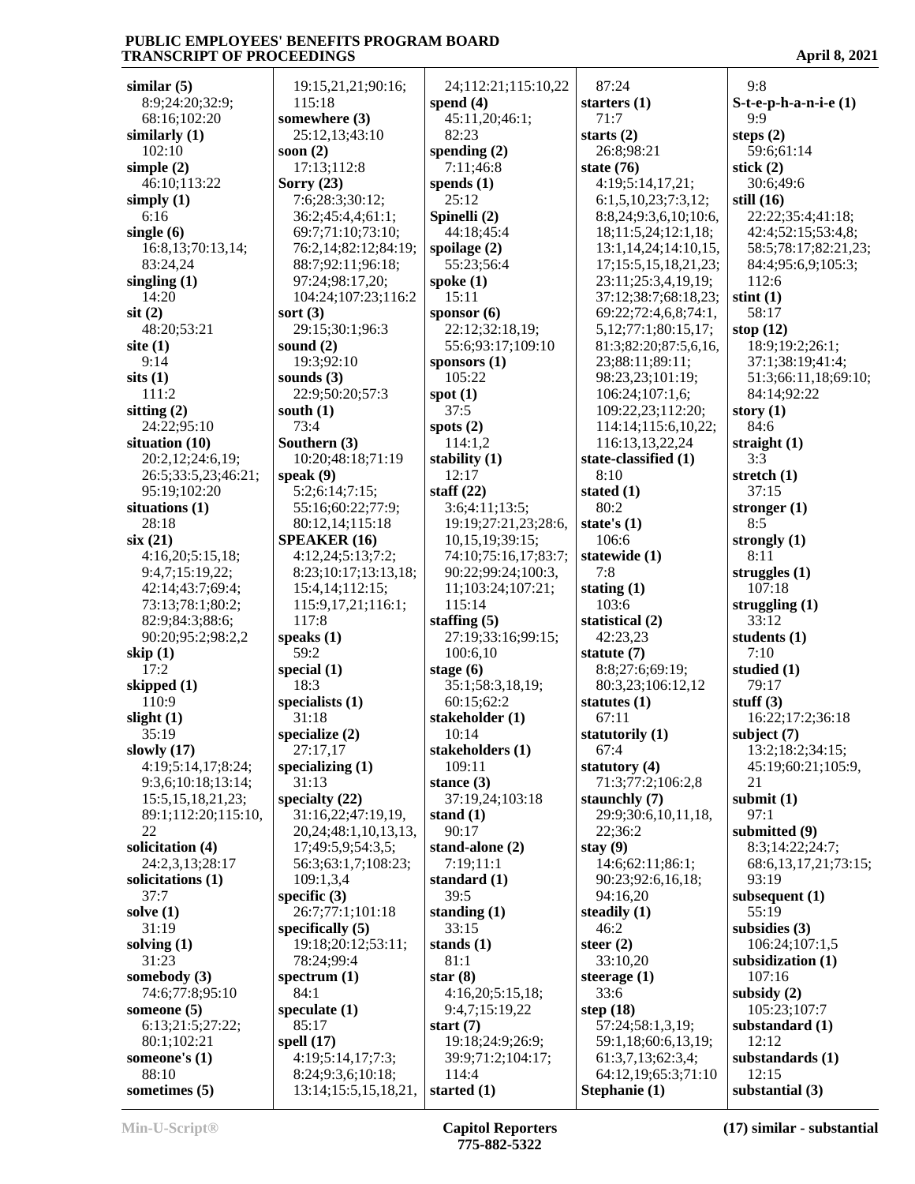**similar (5)**
8:9;24:20;32:9;
68:16;102:20
**similarly (1)**
102:10
**simple (2)**
46:10;113:22
**simply (1)**
6:16
**single (6)**
16:8,13;70:13,14;
83:24,24
**singling (1)**
14:20
**sit (2)**
48:20;53:21
**site (1)**
9:14
**sits (1)**
111:2
**sitting (2)**
24:22;95:10
**situation (10)**
20:2,12;24:6,19;
26:5;33:5,23;46:21;
95:19;102:20
**situations (1)**
28:18
**six (21)**
4:16,20;5:15,18;
9:4,7;15:19,22;
42:14;43:7;69:4;
73:13;78:1;80:2;
82:9;84:3;88:6;
90:20;95:2;98:2,2
**skip (1)**
17:2
**skipped (1)**
110:9
**slight (1)**
35:19
**slowly (17)**
4:19;5:14,17;8:24;
9:3,6;10:18;13:14;
15:5,15,18,21,23;
89:1;112:20;115:10,
22
**solicitation (4)**
24:2,3,13;28:17
**solicitations (1)**
37:7
**solve (1)**
31:19
**solving (1)**
31:23
**somebody (3)**
74:6;77:8;95:10
**someone (5)**
6:13;21:5;27:22;
80:1;102:21
**someone's (1)**
88:10
**sometimes (5)**
19:15,21,21;90:16;
115:18
**somewhere (3)**
25:12,13;43:10
**soon (2)**
17:13;112:8
**Sorry (23)**
7:6;28:3;30:12;
36:2;45:4,4;61:1;
69:7;71:10;73:10;
76:2,14;82:12;84:19;
88:7;92:11;96:18;
97:24;98:17,20;
104:24;107:23;116:2
**sort (3)**
29:15;30:1;96:3
**sound (2)**
19:3;92:10
**sounds (3)**
22:9;50:20;57:3
**south (1)**
73:4
**Southern (3)**
10:20;48:18;71:19
**speak (9)**
5:2;6:14;7:15;
55:16;60:22;77:9;
80:12,14;115:18
**SPEAKER (16)**
4:12,24;5:13;7:2;
8:23;10:17;13:13,18;
15:4,14;112:15;
115:9,17,21;116:1;
117:8
**speaks (1)**
59:2
**special (1)**
18:3
**specialists (1)**
31:18
**specialize (2)**
27:17,17
**specializing (1)**
31:13
**specialty (22)**
31:16,22;47:19,19,
20,24;48:1,10,13,13,
17;49:5,9;54:3,5;
56:3;63:1,7;108:23;
109:1,3,4
**specific (3)**
26:7;77:1;101:18
**specifically (5)**
19:18;20:12;53:11;
78:24;99:4
**spectrum (1)**
84:1
**speculate (1)**
85:17
**spell (17)**
4:19;5:14,17;7:3;
8:24;9:3,6;10:18;
13:14;15:5,15,18,21,
24;112:21;115:10,22
**spend (4)**
45:11,20;46:1;
82:23
**spending (2)**
7:11;46:8
**spends (1)**
25:12
**Spinelli (2)**
44:18;45:4
**spoilage (2)**
55:23;56:4
**spoke (1)**
15:11
**sponsor (6)**
22:12;32:18,19;
55:6;93:17;109:10
**sponsors (1)**
105:22
**spot (1)**
37:5
**spots (2)**
114:1,2
**stability (1)**
12:17
**staff (22)**
3:6;4:11;13:5;
19:19;27:21,23;28:6,
10,15,19;39:15;
74:10;75:16,17;83:7;
90:22;99:24;100:3,
11;103:24;107:21;
115:14
**staffing (5)**
27:19;33:16;99:15;
100:6,10
**stage (6)**
35:1;58:3,18,19;
60:15;62:2
**stakeholder (1)**
10:14
**stakeholders (1)**
109:11
**stance (3)**
37:19,24;103:18
**stand (1)**
90:17
**stand-alone (2)**
7:19;11:1
**standard (1)**
39:5
**standing (1)**
33:15
**stands (1)**
81:1
**star (8)**
4:16,20;5:15,18;
9:4,7;15:19,22
**start (7)**
19:18;24:9;26:9;
39:9;71:2;104:17;
114:4
**started (1)**
87:24
**starters (1)**
71:7
**starts (2)**
26:8;98:21
**state (76)**
4:19;5:14,17,21;
6:1,5,10,23;7:3,12;
8:8,24;9:3,6,10;10:6,
18;11:5,24;12:1,18;
13:1,14,24;14:10,15,
17;15:5,15,18,21,23;
23:11;25:3,4,19,19;
37:12;38:7;68:18,23;
69:22;72:4,6,8;74:1,
5,12;77:1;80:15,17;
81:3;82:20;87:5,6,16,
23;88:11;89:11;
98:23,23;101:19;
106:24;107:1,6;
109:22,23;112:20;
114:14;115:6,10,22;
116:13,13,22,24
**state-classified (1)**
8:10
**stated (1)**
80:2
**state's (1)**
106:6
**statewide (1)**
7:8
**stating (1)**
103:6
**statistical (2)**
42:23,23
**statute (7)**
8:8;27:6;69:19;
80:3,23;106:12,12
**statutes (1)**
67:11
**statutorily (1)**
67:4
**statutory (4)**
71:3;77:2;106:2,8
**staunchly (7)**
29:9;30:6,10,11,18,
22;36:2
**stay (9)**
14:6;62:11;86:1;
90:23;92:6,16,18;
94:16,20
**steadily (1)**
46:2
**steer (2)**
33:10,20
**steerage (1)**
33:6
**step (18)**
57:24;58:1,3,19;
59:1,18;60:6,13,19;
61:3,7,13;62:3,4;
64:12,19;65:3;71:10
**Stephanie (1)**
9:8
**S-t-e-p-h-a-n-i-e (1)**
9:9
**steps (2)**
59:6;61:14
**stick (2)**
30:6;49:6
**still (16)**
22:22;35:4;41:18;
42:4;52:15;53:4,8;
58:5;78:17;82:21,23;
84:4;95:6,9;105:3;
112:6
**stint (1)**
58:17
**stop (12)**
18:9;19:2;26:1;
37:1;38:19;41:4;
51:3;66:11,18;69:10;
84:14;92:22
**story (1)**
84:6
**straight (1)**
3:3
**stretch (1)**
37:15
**stronger (1)**
8:5
**strongly (1)**
8:11
**struggles (1)**
107:18
**struggling (1)**
33:12
**students (1)**
7:10
**studied (1)**
79:17
**stuff (3)**
16:22;17:2;36:18
**subject (7)**
13:2;18:2;34:15;
45:19;60:21;105:9,
21
**submit (1)**
97:1
**submitted (9)**
8:3;14:22;24:7;
68:6,13,17,21;73:15;
93:19
**subsequent (1)**
55:19
**subsidies (3)**
106:24;107:1,5
**subsidization (1)**
107:16
**subsidy (2)**
105:23;107:7
**substandard (1)**
12:12
**substandards (1)**
12:15
**substantial (3)**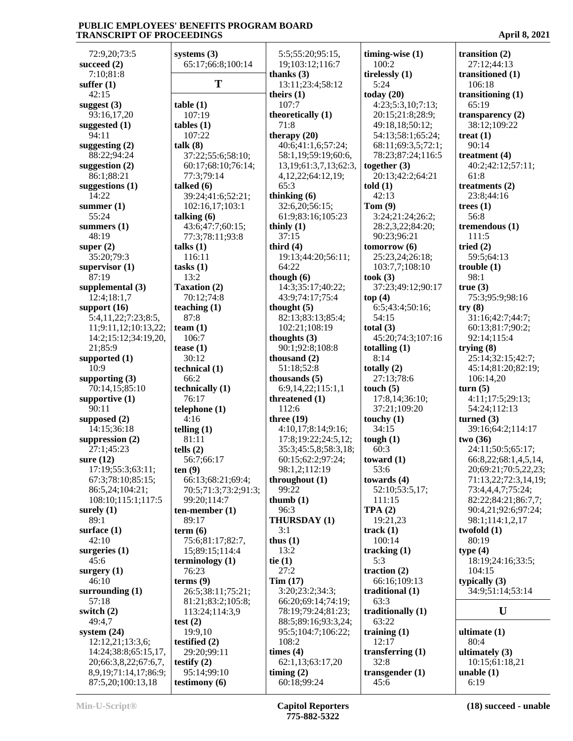72:9,20;73:5
**succeed (2)**
7:10;81:8
**suffer (1)**
42:15
**suggest (3)**
93:16,17,20
**suggested (1)**
94:11
**suggesting (2)**
88:22;94:24
**suggestion (2)**
86:1;88:21
**suggestions (1)**
14:22
**summer (1)**
55:24
**summers (1)**
48:19
**super (2)**
35:20;79:3
**supervisor (1)**
87:19
**supplemental (3)**
12:4;18:1,7
**support (16)**
5:4,11,22;7:23;8:5,11;9:11,12;10:13,22;14:2;15:12;34:19,20,21;85:9
**supported (1)**
10:9
**supporting (3)**
70:14,15;85:10
**supportive (1)**
90:11
**supposed (2)**
14:15;36:18
**suppression (2)**
27:1;45:23
**sure (12)**
17:19;55:3;63:11;67:3;78:10;85:15;86:5,24;104:21;108:10;115:1;117:5
**surely (1)**
89:1
**surface (1)**
42:10
**surgeries (1)**
45:6
**surgery (1)**
46:10
**surrounding (1)**
57:18
**switch (2)**
49:4,7
**system (24)**
12:12,21;13:3,6;14:24;38:8;65:15,17,20;66:3,8,22;67:6,7,8,9,19;71:14,17;86:9;87:5,20;100:13,18
**systems (3)**
65:17;66:8;100:14

## T

**table (1)**
107:19
**tables (1)**
107:22
**talk (8)**
37:22;55:6;58:10;60:17;68:10;76:14;77:3;79:14
**talked (6)**
39:24;41:6;52:21;102:16,17;103:1
**talking (6)**
43:6;47:7;60:15;77:3;78:11;93:8
**talks (1)**
116:11
**tasks (1)**
13:2
**Taxation (2)**
70:12;74:8
**teaching (1)**
87:8
**team (1)**
106:7
**tease (1)**
30:12
**technical (1)**
66:2
**technically (1)**
76:17
**telephone (1)**
4:16
**telling (1)**
81:11
**tells (2)**
56:7;66:17
**ten (9)**
66:13;68:21;69:4;70:5;71:3;73:2;91:3;99:20;114:7
**ten-member (1)**
89:17
**term (6)**
75:6;81:17;82:7,15;89:15;114:4
**terminology (1)**
76:23
**terms (9)**
26:5;38:11;75:21;81:21;83:2;105:8;113:24;114:3,9
**test (2)**
19:9,10
**testified (2)**
29:20;99:11
**testify (2)**
95:14;99:10
**testimony (6)**
5:5;55:20;95:15,19;103:12;116:7
**thanks (3)**
13:11;23:4;58:12
**theirs (1)**
107:7
**theoretically (1)**
71:8
**therapy (20)**
40:6;41:1,6;57:24;58:1,19;59:19;60:6,13,19;61:3,7,13;62:3,4,12,22;64:12,19;65:3
**thinking (6)**
32:6,20;56:15;61:9;83:16;105:23
**thinly (1)**
37:15
**third (4)**
19:13;44:20;56:11;64:22
**though (6)**
14:3;35:17;40:22;43:9;74:17;75:4
**thought (5)**
82:13;83:13;85:4;102:21;108:19
**thoughts (3)**
90:1;92:8;108:8
**thousand (2)**
51:18;52:8
**thousands (5)**
6:9,14,22;115:1,1
**threatened (1)**
112:6
**three (19)**
4:10,17;8:14;9:16;17:8;19:22;24:5,12;35:3;45:5,8;58:3,18;60:15;62:2;97:24;98:1,2;112:19
**throughout (1)**
99:22
**thumb (1)**
96:3
**THURSDAY (1)**
3:1
**thus (1)**
13:2
**tie (1)**
27:2
**Tim (17)**
3:20;23:2;34:3;66:20;69:14;74:19;78:19;79:24;81:23;88:5;89:16;93:3,24;95:5;104:7;106:22;108:2
**times (4)**
62:1,13;63:17,20
**timing (2)**
60:18;99:24
**timing-wise (1)**
100:2
**tirelessly (1)**
5:24
**today (20)**
4:23;5:3,10;7:13;20:15;21:8;28:9;49:18,18;50:12;54:13;58:1;65:24;68:11;69:3,5;72:1;78:23;87:24;116:5
**together (3)**
20:13;42:2;64:21
**told (1)**
42:13
**Tom (9)**
3:24;21:24;26:2;28:2,3,22;84:20;90:23;96:21
**tomorrow (6)**
25:23,24;26:18;103:7,7;108:10
**took (3)**
37:23;49:12;90:17
**top (4)**
6:5;43:4;50:16;54:15
**total (3)**
45:20;74:3;107:16
**totalling (1)**
8:14
**totally (2)**
27:13;78:6
**touch (5)**
17:8,14;36:10;37:21;109:20
**touchy (1)**
34:15
**tough (1)**
60:3
**toward (1)**
53:6
**towards (4)**
52:10;53:5,17;111:15
**TPA (2)**
19:21,23
**track (1)**
100:14
**tracking (1)**
5:3
**traction (2)**
66:16;109:13
**traditional (1)**
63:3
**traditionally (1)**
63:22
**training (1)**
12:17
**transferring (1)**
32:8
**transgender (1)**
45:6
**transition (2)**
27:12;44:13
**transitioned (1)**
106:18
**transitioning (1)**
65:19
**transparency (2)**
38:12;109:22
**treat (1)**
90:14
**treatment (4)**
40:2;42:12;57:11;61:8
**treatments (2)**
23:8;44:16
**trees (1)**
56:8
**tremendous (1)**
111:5
**tried (2)**
59:5;64:13
**trouble (1)**
98:1
**true (3)**
75:3;95:9;98:16
**try (8)**
31:16;42:7;44:7;60:13;81:7;90:2;92:14;115:4
**trying (8)**
25:14;32:15;42:7;45:14;81:20;82:19;106:14,20
**turn (5)**
4:11;17:5;29:13;54:24;112:13
**turned (3)**
39:16;64:2;114:17
**two (36)**
24:11;50:5;65:17;66:8,22;68:1,4,5,14,20;69:21;70:5,22,23;71:13,22;72:3,14,19;73:4,4,4,7;75:24;82:22;84:21;86:7,7;90:4,21;92:6;97:24;98:1;114:1,2,17
**twofold (1)**
80:19
**type (4)**
18:19;24:16;33:5;104:15
**typically (3)**
34:9;51:14;53:14

## U

**ultimate (1)**
80:4
**ultimately (3)**
10:15;61:18,21
**unable (1)**
6:19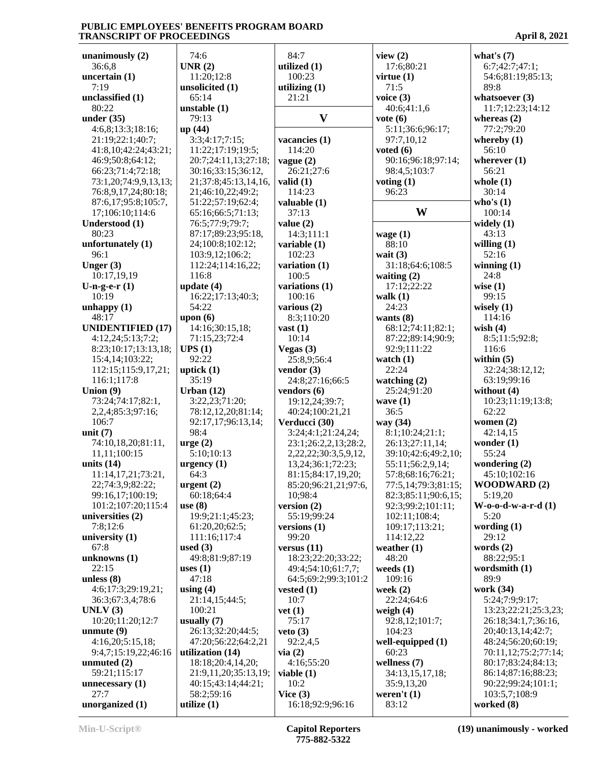**unanimously (2)**
36:6,8
**uncertain (1)**
7:19
**unclassified (1)**
80:22
**under (35)**
4:6,8;13:3;18:16;
21:19;22:1;40:7;
41:8,10;42:24;43:21;
46:9;50:8;64:12;
66:23;71:4;72:18;
73:1,20;74:9,9,13,13;
76:8,9,17,24;80:18;
87:6,17;95:8;105:7,
17;106:10;114:6
**Understood (1)**
80:23
**unfortunately (1)**
96:1
**Unger (3)**
10:17,19,19
**U-n-g-e-r (1)**
10:19
**unhappy (1)**
48:17
**UNIDENTIFIED (17)**
4:12,24;5:13;7:2;
8:23;10:17;13:13,18;
15:4,14;103:22;
112:15;115:9,17,21;
116:1;117:8
**Union (9)**
73:24;74:17;82:1,
2,2,4;85:3;97:16;
106:7
**unit (7)**
74:10,18,20;81:11,
11,11;100:15
**units (14)**
11:14,17,21;73:21,
22;74:3,9;82:22;
99:16,17;100:19;
101:2;107:20;115:4
**universities (2)**
7:8;12:6
**university (1)**
67:8
**unknowns (1)**
22:15
**unless (8)**
4:6;17:3;29:19,21;
36:3;67:3,4;78:6
**UNLV (3)**
10:20;11:20;12:7
**unmute (9)**
4:16,20;5:15,18;
9:4,7;15:19,22;46:16
**unmuted (2)**
59:21;115:17
**unnecessary (1)**
27:7
**unorganized (1)**
74:6
**UNR (2)**
11:20;12:8
**unsolicited (1)**
65:14
**unstable (1)**
79:13
**up (44)**
3:3;4:17;7:15;
11:22;17:19;19:5;
20:7;24:11,13;27:18;
30:16;33:15;36:12,
21;37:8;45:13,14,16,
21;46:10,22;49:2;
51:22;57:19;62:4;
65:16;66:5;71:13;
76:5;77:9;79:7;
87:17;89:23;95:18,
24;100:8;102:12;
103:9,12;106:2;
112:24;114:16,22;
116:8
**update (4)**
16:22;17:13;40:3;
54:22
**upon (6)**
14:16;30:15,18;
71:15,23;72:4
**UPS (1)**
92:22
**uptick (1)**
35:19
**Urban (12)**
3:22,23;71:20;
78:12,12,20;81:14;
92:17,17;96:13,14;
98:4
**urge (2)**
5:10;10:13
**urgency (1)**
64:3
**urgent (2)**
60:18;64:4
**use (8)**
19:9;21:1;45:23;
61:20,20;62:5;
111:16;117:4
**used (3)**
49:8;81:9;87:19
**uses (1)**
47:18
**using (4)**
21:14,15;44:5;
100:21
**usually (7)**
26:13;32:20;44:5;
47:20;56:22;64:2,21
**utilization (14)**
18:18;20:4,14,20;
21:9,11,20;35:13,19;
40:15;43:14;44:21;
58:2;59:16
**utilize (1)**
84:7
**utilized (1)**
100:23
**utilizing (1)**
21:21

## V

**vacancies (1)**
114:20
**vague (2)**
26:21;27:6
**valid (1)**
114:23
**valuable (1)**
37:13
**value (2)**
14:3;111:1
**variable (1)**
102:23
**variation (1)**
100:5
**variations (1)**
100:16
**various (2)**
8:3;110:20
**vast (1)**
10:14
**Vegas (3)**
25:8,9;56:4
**vendor (3)**
24:8;27:16;66:5
**vendors (6)**
19:12,24;39:7;
40:24;100:21,21
**Verducci (30)**
3:24;4:1;21:24,24;
23:1;26:2,2,13;28:2,
2,22,22;30:3,5,9,12,
13,24;36:1;72:23;
81:15;84:17,19,20;
85:20;96:21,21;97:6,
10;98:4
**version (2)**
55:19;99:24
**versions (1)**
99:20
**versus (11)**
18:23;22:20;33:22;
49:4;54:10;61:7,7;
64:5;69:2;99:3;101:2
**vested (1)**
10:7
**vet (1)**
75:17
**veto (3)**
92:2,4,5
**via (2)**
4:16;55:20
**viable (1)**
10:2
**Vice (3)**
16:18;92:9;96:16
**view (2)**
17:6;80:21
**virtue (1)**
71:5
**voice (3)**
40:6;41:1,6
**vote (6)**
5:11;36:6;96:17;
97:7,10,12
**voted (6)**
90:16;96:18;97:14;
98:4,5;103:7
**voting (1)**
96:23

## W

**wage (1)**
88:10
**wait (3)**
31:18;64:6;108:5
**waiting (2)**
17:12;22:22
**walk (1)**
24:23
**wants (8)**
68:12;74:11;82:1;
87:22;89:14;90:9;
92:9;111:22
**watch (1)**
22:24
**watching (2)**
25:24;91:20
**wave (1)**
36:5
**way (34)**
8:1;10:24;21:1;
26:13;27:11,14;
39:10;42:6;49:2,10;
55:11;56:2,9,14;
57:8;68:16;76:21;
77:5,14;79:3;81:15;
82:3;85:11;90:6,15;
92:3;99:2;101:11;
102:11;108:4;
109:17;113:21;
114:12,22
**weather (1)**
48:20
**weeds (1)**
109:16
**week (2)**
22:24;64:6
**weigh (4)**
92:8,12;101:7;
104:23
**well-equipped (1)**
60:23
**wellness (7)**
34:13,15,17,18;
35:9,13,20
**weren't (1)**
83:12
**what's (7)**
6:7;42:7;47:1;
54:6;81:19;85:13;
89:8
**whatsoever (3)**
11:7;12:23;14:12
**whereas (2)**
77:2;79:20
**whereby (1)**
56:10
**wherever (1)**
56:21
**whole (1)**
30:14
**who's (1)**
100:14
**widely (1)**
43:13
**willing (1)**
52:16
**winning (1)**
24:8
**wise (1)**
99:15
**wisely (1)**
114:16
**wish (4)**
8:5;11:5;92:8;
116:6
**within (5)**
32:24;38:12,12;
63:19;99:16
**without (4)**
10:23;11:19;13:8;
62:22
**women (2)**
42:14,15
**wonder (1)**
55:24
**wondering (2)**
45:10;102:16
**WOODWARD (2)**
5:19,20
**W-o-o-d-w-a-r-d (1)**
5:20
**wording (1)**
29:12
**words (2)**
88:22;95:1
**wordsmith (1)**
89:9
**work (34)**
5:24;7:9;9:17;
13:23;22:21;25:3,23;
26:18;34:1,7;36:16,
20;40:13,14;42:7;
48:24;56:20;60:19;
70:11,12;75:2;77:14;
80:17;83:24;84:13;
86:14;87:16;88:23;
90:22;99:24;101:1;
103:5,7;108:9
**worked (8)**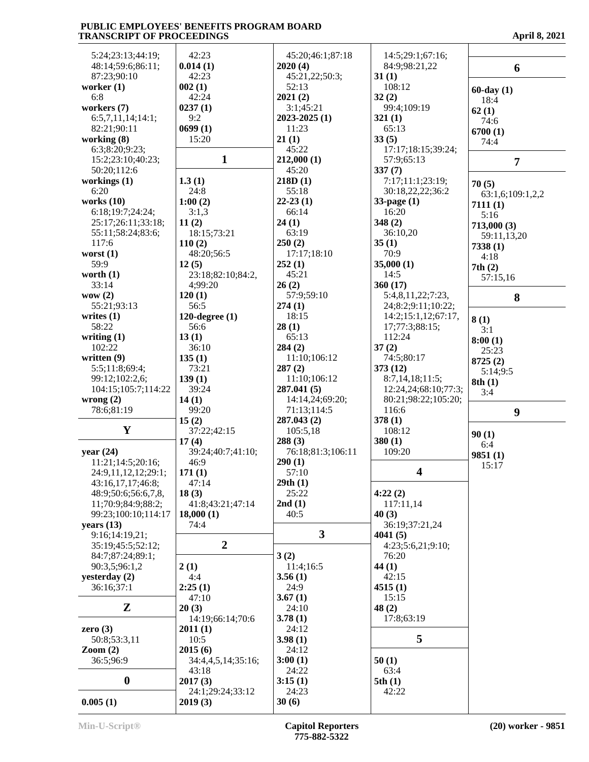5:24;23:13;44:19;
48:14;59:6;86:11;
87:23;90:10

**worker (1)**
6:8

**workers (7)**
6:5,7,11,14;14:1;
82:21;90:11

**working (8)**
6:3;8:20;9:23;
15:2;23:10;40:23;
50:20;112:6

**workings (1)**
6:20

**works (10)**
6:18;19:7;24:24;
25:17;26:11;33:18;
55:11;58:24;83:6;
117:6

**worst (1)**
59:9

**worth (1)**
33:14

**wow (2)**
55:21;93:13

**writes (1)**
58:22

**writing (1)**
102:22

**written (9)**
5:5;11:8;69:4;
99:12;102:2,6;
104:15;105:7;114:22

**wrong (2)**
78:6;81:19

## Y

**year (24)**
11:21;14:5;20:16;
24:9,11,12,12;29:1;
43:16,17,17;46:8;
48:9;50:6;56:6,7,8,
11;70:9;84:9;88:2;
99:23;100:10;114:17

**years (13)**
9:16;14:19,21;
35:19;45:5;52:12;
84:7;87:24;89:1;
90:3,5;96:1,2

**yesterday (2)**
36:16;37:1

## Z

**zero (3)**
50:8;53:3,11

**Zoom (2)**
36:5;96:9

## 0

**0.005 (1)**
42:23

**0.014 (1)**
42:23

**002 (1)**
42:24

**0237 (1)**
9:2

**0699 (1)**
15:20

## 1

**1.3 (1)**
24:8

**1:00 (2)**
3:1,3

**11 (2)**
18:15;73:21

**110 (2)**
48:20;56:5

**12 (5)**
23:18;82:10;84:2,
4;99:20

**120 (1)**
56:5

**120-degree (1)**
56:6

**13 (1)**
36:10

**135 (1)**
73:21

**139 (1)**
39:24

**14 (1)**
99:20

**15 (2)**
37:22;42:15

**17 (4)**
39:24;40:7;41:10;
46:9

**171 (1)**
47:14

**18 (3)**
41:8;43:21;47:14

**18,000 (1)**
74:4

## 2

**2 (1)**
4:4

**2:25 (1)**
47:10

**20 (3)**
14:19;66:14;70:6

**2011 (1)**
10:5

**2015 (6)**
34:4,4,5,14;35:16;
43:18

**2017 (3)**
24:1;29:24;33:12

**2019 (3)**
45:20;46:1;87:18

**2020 (4)**
45:21,22;50:3;
52:13

**2021 (2)**
3:1;45:21

**2023-2025 (1)**
11:23

**21 (1)**
45:22

**212,000 (1)**
45:20

**218D (1)**
55:18

**22-23 (1)**
66:14

**24 (1)**
63:19

**250 (2)**
17:17;18:10

**252 (1)**
45:21

**26 (2)**
57:9;59:10

**274 (1)**
18:15

**28 (1)**
65:13

**284 (2)**
11:10;106:12

**287 (2)**
11:10;106:12

**287.041 (5)**
14:14,24;69:20;
71:13;114:5

**287.043 (2)**
105:5,18

**288 (3)**
76:18;81:3;106:11

**290 (1)**
57:10

**29th (1)**
25:22

**2nd (1)**
40:5

## 3

**3 (2)**
11:4;16:5

**3.56 (1)**
24:9

**3.67 (1)**
24:10

**3.78 (1)**
24:12

**3.98 (1)**
24:12

**3:00 (1)**
24:22

**3:15 (1)**
24:23

**30 (6)**
14:5;29:1;67:16;
84:9;98:21,22

**31 (1)**
108:12

**32 (2)**
99:4;109:19

**321 (1)**
65:13

**33 (5)**
17:17;18:15;39:24;
57:9;65:13

**337 (7)**
7:17;11:1;23:19;
30:18,22,22;36:2

**33-page (1)**
16:20

**348 (2)**
36:10,20

**35 (1)**
70:9

**35,000 (1)**
14:5

**360 (17)**
5:4,8,11,22;7:23,
24;8:2;9:11;10:22;
14:2;15:1,12;67:17,
17;77:3;88:15;
112:24

**37 (2)**
74:5;80:17

**373 (12)**
8:7,14,18;11:5;
12:24,24;68:10;77:3;
80:21;98:22;105:20;
116:6

**378 (1)**
108:12

**380 (1)**
109:20

## 4

**4:22 (2)**
117:11,14

**40 (3)**
36:19;37:21,24

**4041 (5)**
4:23;5:6,21;9:10;
76:20

**44 (1)**
42:15

**4515 (1)**
15:15

**48 (2)**
17:8;63:19

## 5

**50 (1)**
63:4

**5th (1)**
42:22

## 6

**60-day (1)**
18:4

**62 (1)**
74:6

**6700 (1)**
74:4

## 7

**70 (5)**
63:1,6;109:1,2,2

**7111 (1)**
5:16

**713,000 (3)**
59:11,13,20

**7338 (1)**
4:18

**7th (2)**
57:15,16

## 8

**8 (1)**
3:1

**8:00 (1)**
25:23

**8725 (2)**
5:14;9:5

**8th (1)**
3:4

## 9

**90 (1)**
6:4

**9851 (1)**
15:17